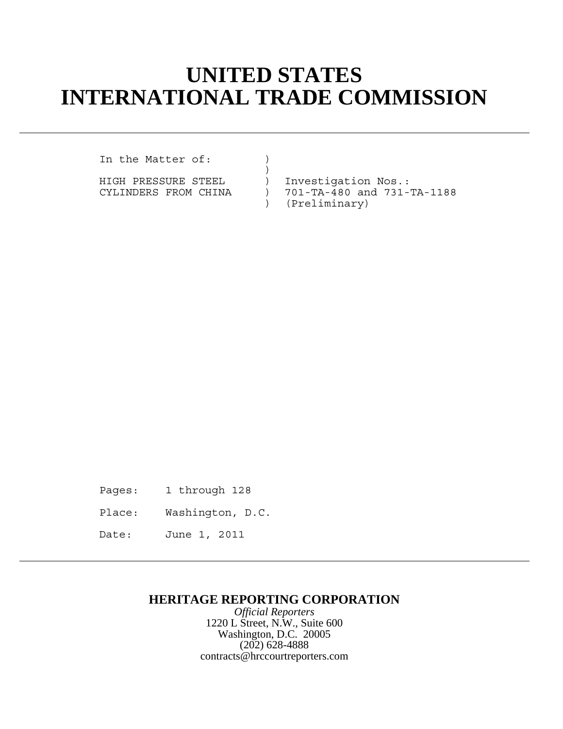# UNITED STATES
# INTERNATIONAL TRADE COMMISSION

---

```
In the Matter of:         )
                          )
HIGH PRESSURE STEEL       )  Investigation Nos.:
CYLINDERS FROM CHINA      )  701-TA-480 and 731-TA-1188
                          )  (Preliminary)
```

Pages: 1 through 128

Place: Washington, D.C.

Date: June 1, 2011

---

**HERITAGE REPORTING CORPORATION**

*Official Reporters*

1220 L Street, N.W., Suite 600

Washington, D.C. 20005

(202) 628-4888

contracts@hrccourtreporters.com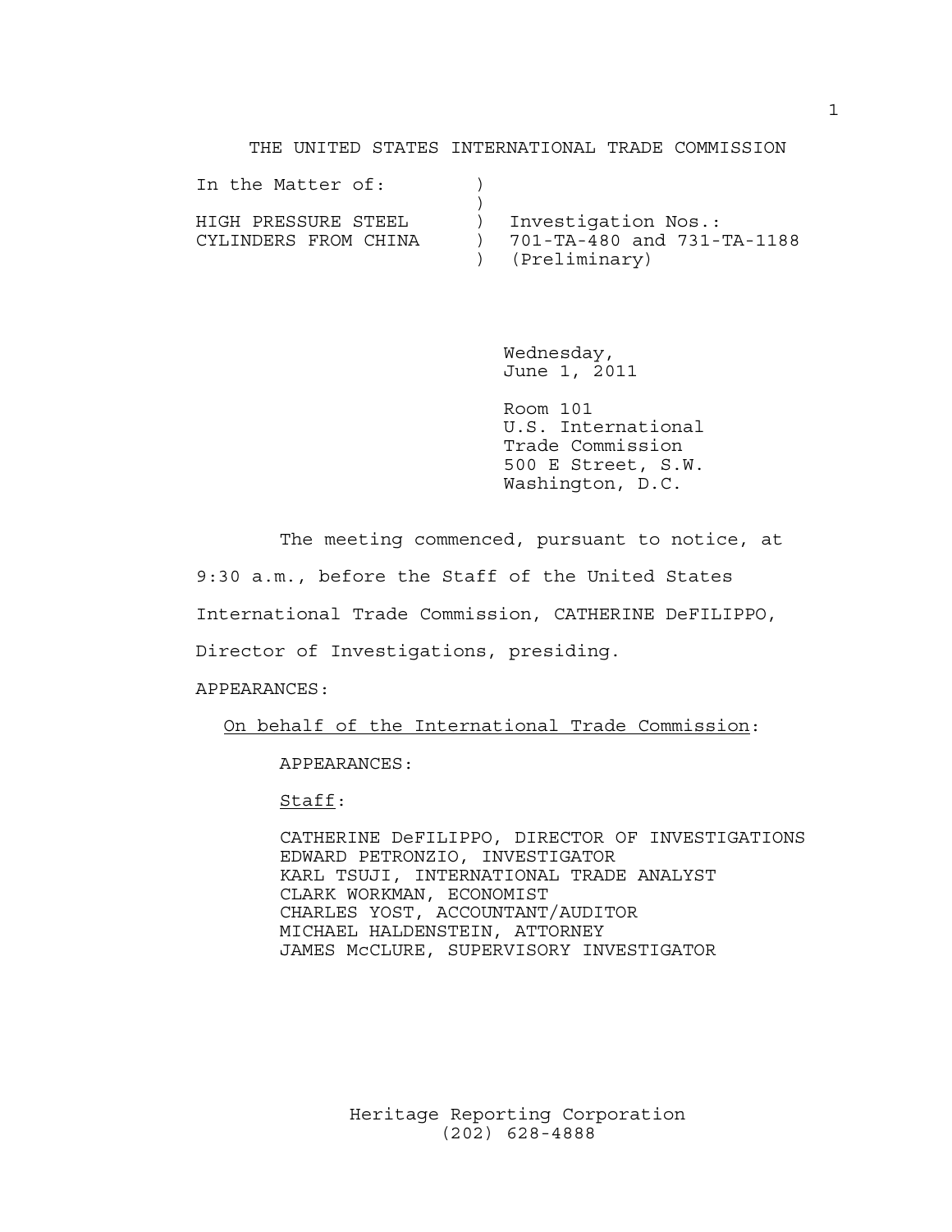THE UNITED STATES INTERNATIONAL TRADE COMMISSION

```
In the Matter of:          )
                           )
HIGH PRESSURE STEEL        )  Investigation Nos.:
CYLINDERS FROM CHINA       )  701-TA-480 and 731-TA-1188
                           )  (Preliminary)
```

Wednesday,
June 1, 2011

Room 101
U.S. International
Trade Commission
500 E Street, S.W.
Washington, D.C.

The meeting commenced, pursuant to notice, at 9:30 a.m., before the Staff of the United States International Trade Commission, CATHERINE DeFILIPPO, Director of Investigations, presiding.

APPEARANCES:

On behalf of the International Trade Commission:

APPEARANCES:

Staff:

CATHERINE DeFILIPPO, DIRECTOR OF INVESTIGATIONS
EDWARD PETRONZIO, INVESTIGATOR
KARL TSUJI, INTERNATIONAL TRADE ANALYST
CLARK WORKMAN, ECONOMIST
CHARLES YOST, ACCOUNTANT/AUDITOR
MICHAEL HALDENSTEIN, ATTORNEY
JAMES McCLURE, SUPERVISORY INVESTIGATOR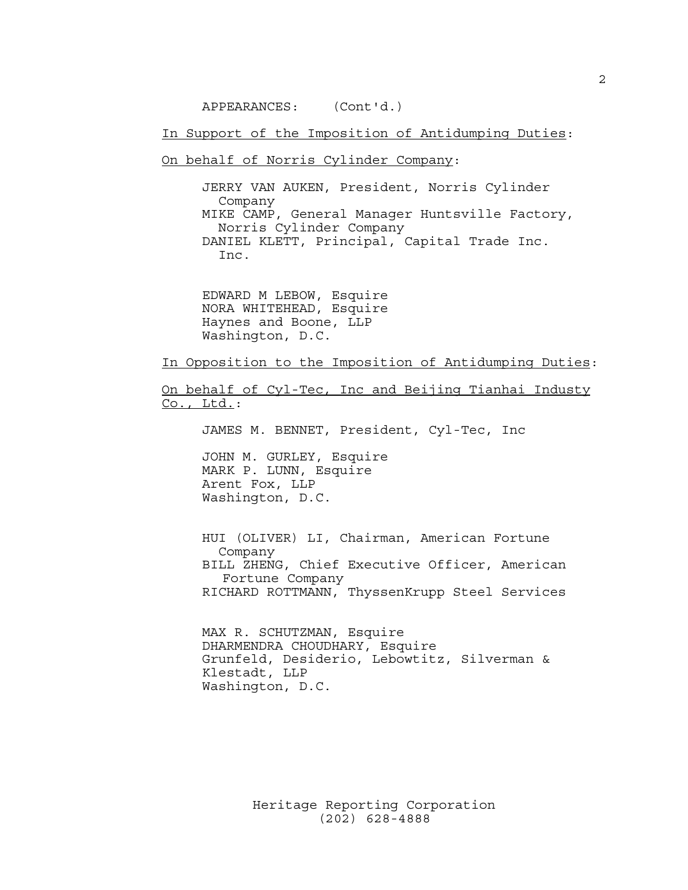APPEARANCES: (Cont'd.)

In Support of the Imposition of Antidumping Duties:

On behalf of Norris Cylinder Company:

JERRY VAN AUKEN, President, Norris Cylinder Company
MIKE CAMP, General Manager Huntsville Factory, Norris Cylinder Company
DANIEL KLETT, Principal, Capital Trade Inc. Inc.

EDWARD M LEBOW, Esquire
NORA WHITEHEAD, Esquire
Haynes and Boone, LLP
Washington, D.C.

In Opposition to the Imposition of Antidumping Duties:

On behalf of Cyl-Tec, Inc and Beijing Tianhai Industy Co., Ltd.:

JAMES M. BENNET, President, Cyl-Tec, Inc

JOHN M. GURLEY, Esquire
MARK P. LUNN, Esquire
Arent Fox, LLP
Washington, D.C.

HUI (OLIVER) LI, Chairman, American Fortune Company
BILL ZHENG, Chief Executive Officer, American Fortune Company
RICHARD ROTTMANN, ThyssenKrupp Steel Services

MAX R. SCHUTZMAN, Esquire
DHARMENDRA CHOUDHARY, Esquire
Grunfeld, Desiderio, Lebowtitz, Silverman & Klestadt, LLP
Washington, D.C.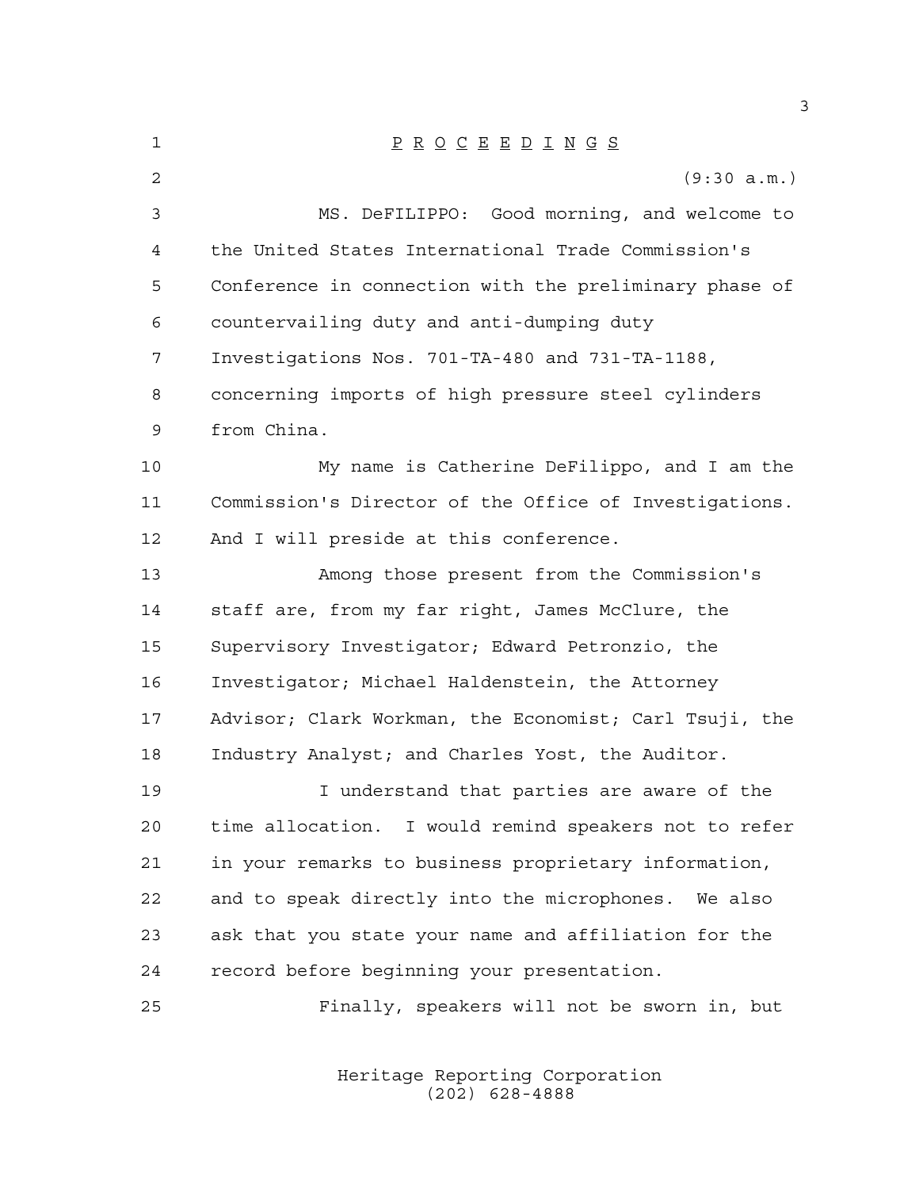P R O C E E D I N G S

(9:30 a.m.)

MS. DeFILIPPO: Good morning, and welcome to the United States International Trade Commission's Conference in connection with the preliminary phase of countervailing duty and anti-dumping duty Investigations Nos. 701-TA-480 and 731-TA-1188, concerning imports of high pressure steel cylinders from China.

My name is Catherine DeFilippo, and I am the Commission's Director of the Office of Investigations. And I will preside at this conference.

Among those present from the Commission's staff are, from my far right, James McClure, the Supervisory Investigator; Edward Petronzio, the Investigator; Michael Haldenstein, the Attorney Advisor; Clark Workman, the Economist; Carl Tsuji, the Industry Analyst; and Charles Yost, the Auditor.

I understand that parties are aware of the time allocation. I would remind speakers not to refer in your remarks to business proprietary information, and to speak directly into the microphones. We also ask that you state your name and affiliation for the record before beginning your presentation.

Finally, speakers will not be sworn in, but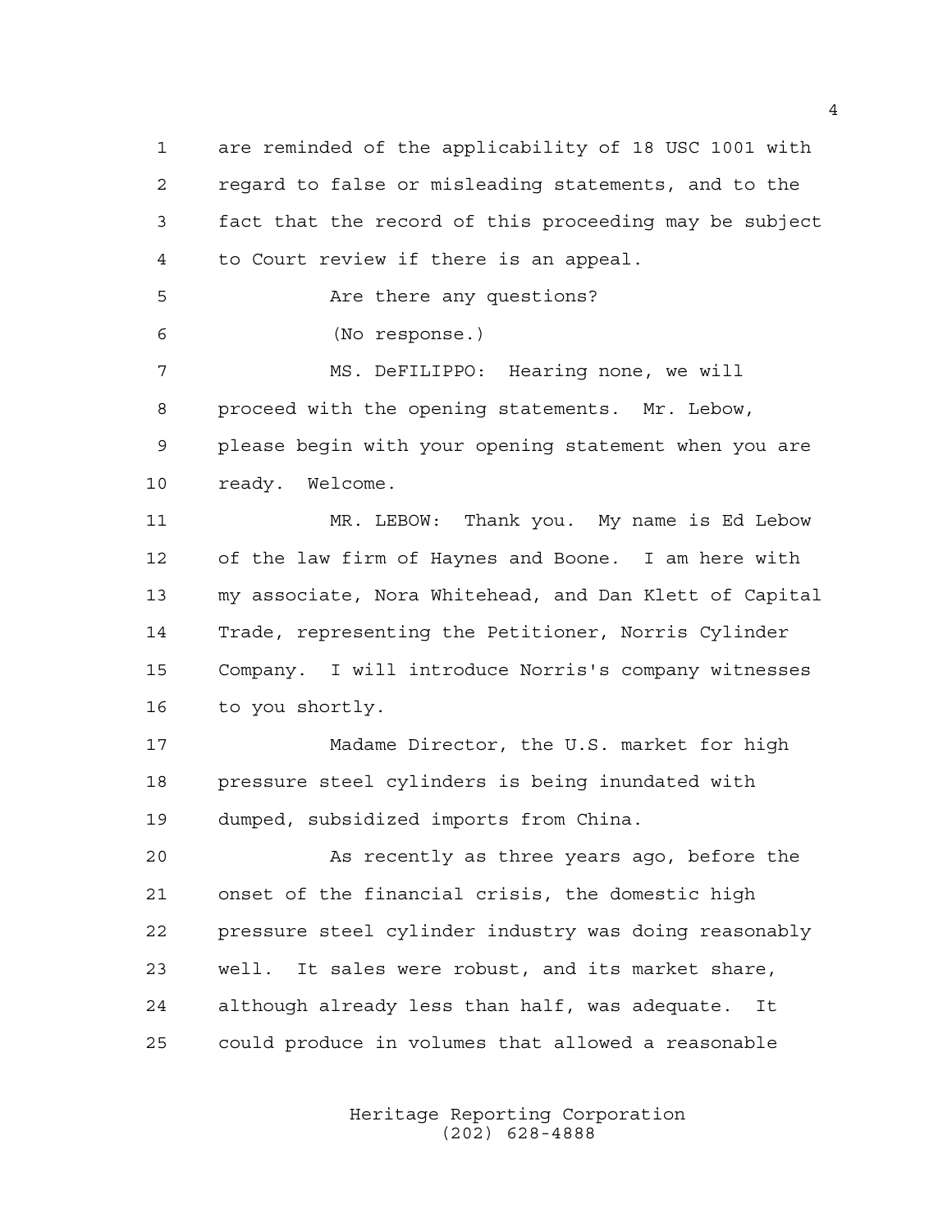are reminded of the applicability of 18 USC 1001 with regard to false or misleading statements, and to the fact that the record of this proceeding may be subject to Court review if there is an appeal.

Are there any questions?

(No response.)

MS. DeFILIPPO: Hearing none, we will proceed with the opening statements. Mr. Lebow, please begin with your opening statement when you are ready. Welcome.

MR. LEBOW: Thank you. My name is Ed Lebow of the law firm of Haynes and Boone. I am here with my associate, Nora Whitehead, and Dan Klett of Capital Trade, representing the Petitioner, Norris Cylinder Company. I will introduce Norris's company witnesses to you shortly.

Madame Director, the U.S. market for high pressure steel cylinders is being inundated with dumped, subsidized imports from China.

As recently as three years ago, before the onset of the financial crisis, the domestic high pressure steel cylinder industry was doing reasonably well. It sales were robust, and its market share, although already less than half, was adequate. It could produce in volumes that allowed a reasonable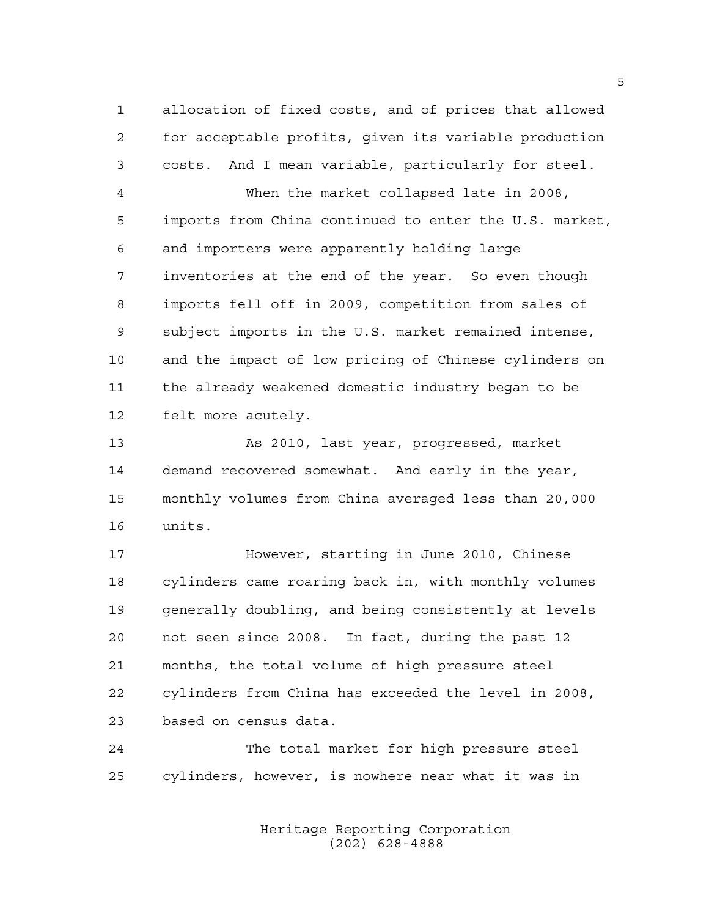allocation of fixed costs, and of prices that allowed for acceptable profits, given its variable production costs. And I mean variable, particularly for steel.

When the market collapsed late in 2008, imports from China continued to enter the U.S. market, and importers were apparently holding large inventories at the end of the year. So even though imports fell off in 2009, competition from sales of subject imports in the U.S. market remained intense, and the impact of low pricing of Chinese cylinders on the already weakened domestic industry began to be felt more acutely.

As 2010, last year, progressed, market demand recovered somewhat. And early in the year, monthly volumes from China averaged less than 20,000 units.

However, starting in June 2010, Chinese cylinders came roaring back in, with monthly volumes generally doubling, and being consistently at levels not seen since 2008. In fact, during the past 12 months, the total volume of high pressure steel cylinders from China has exceeded the level in 2008, based on census data.

The total market for high pressure steel cylinders, however, is nowhere near what it was in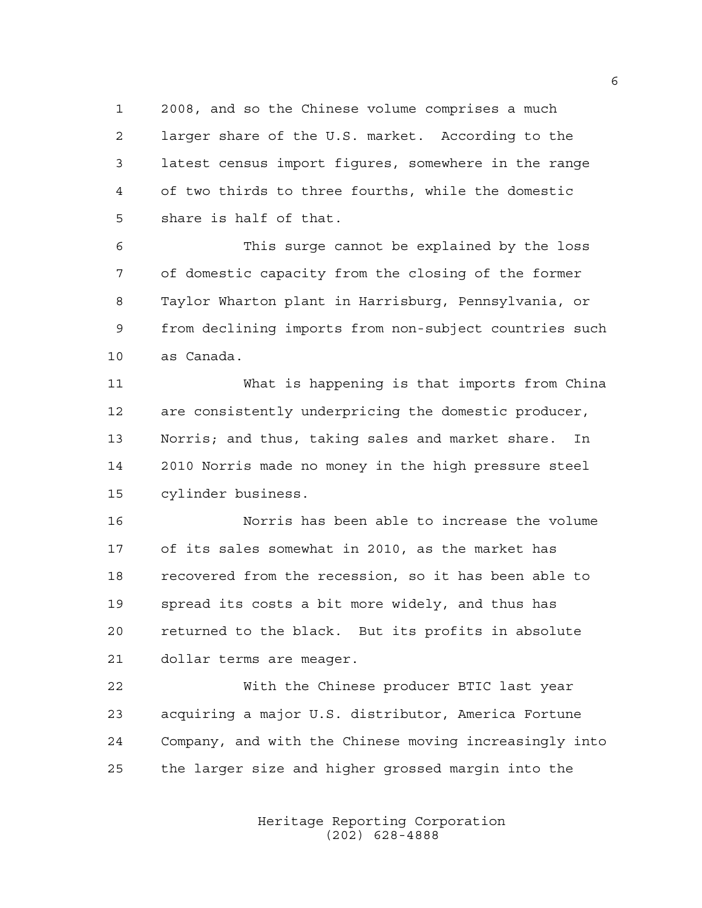2008, and so the Chinese volume comprises a much larger share of the U.S. market. According to the latest census import figures, somewhere in the range of two thirds to three fourths, while the domestic share is half of that.

This surge cannot be explained by the loss of domestic capacity from the closing of the former Taylor Wharton plant in Harrisburg, Pennsylvania, or from declining imports from non-subject countries such as Canada.

What is happening is that imports from China are consistently underpricing the domestic producer, Norris; and thus, taking sales and market share. In 2010 Norris made no money in the high pressure steel cylinder business.

Norris has been able to increase the volume of its sales somewhat in 2010, as the market has recovered from the recession, so it has been able to spread its costs a bit more widely, and thus has returned to the black. But its profits in absolute dollar terms are meager.

With the Chinese producer BTIC last year acquiring a major U.S. distributor, America Fortune Company, and with the Chinese moving increasingly into the larger size and higher grossed margin into the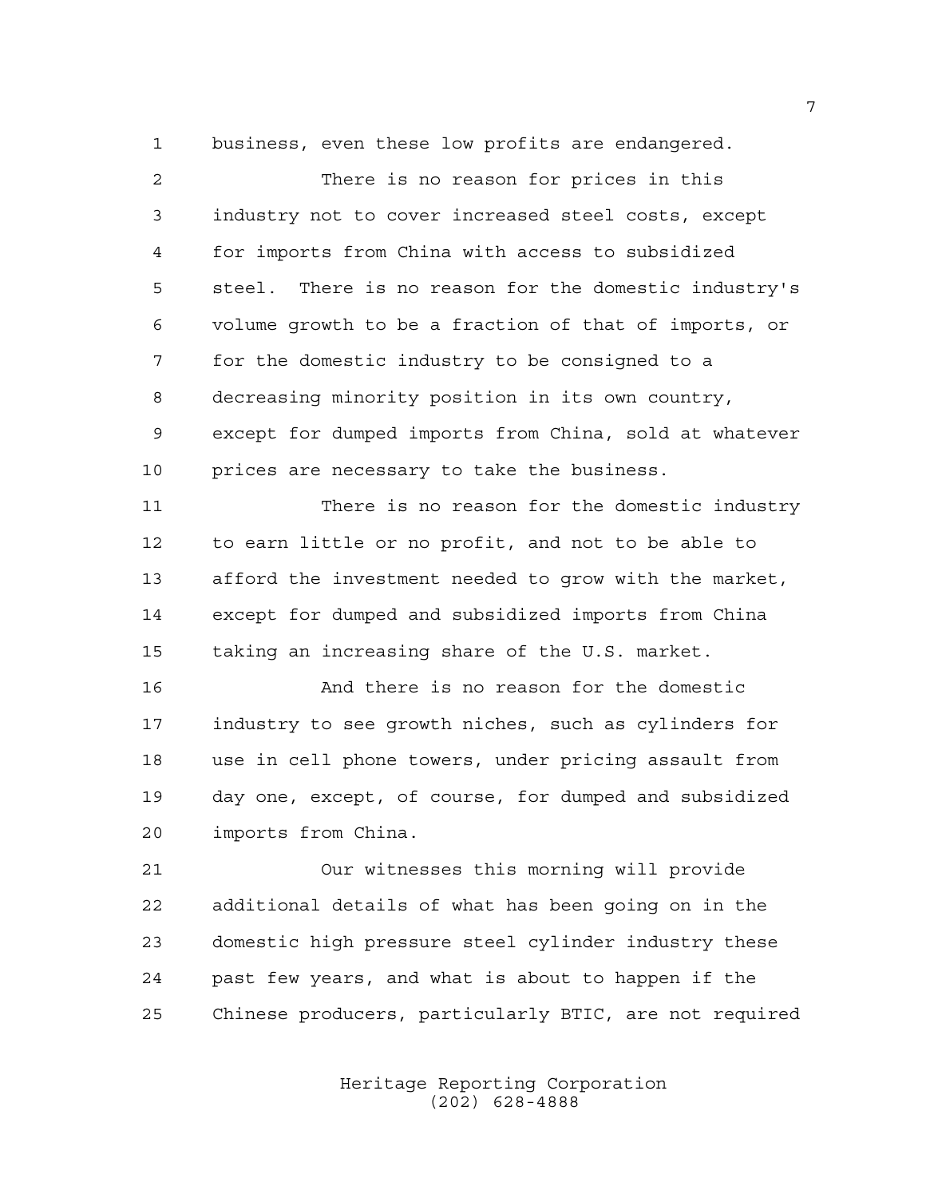business, even these low profits are endangered.

There is no reason for prices in this industry not to cover increased steel costs, except for imports from China with access to subsidized steel. There is no reason for the domestic industry's volume growth to be a fraction of that of imports, or for the domestic industry to be consigned to a decreasing minority position in its own country, except for dumped imports from China, sold at whatever prices are necessary to take the business.

There is no reason for the domestic industry to earn little or no profit, and not to be able to afford the investment needed to grow with the market, except for dumped and subsidized imports from China taking an increasing share of the U.S. market.

And there is no reason for the domestic industry to see growth niches, such as cylinders for use in cell phone towers, under pricing assault from day one, except, of course, for dumped and subsidized imports from China.

Our witnesses this morning will provide additional details of what has been going on in the domestic high pressure steel cylinder industry these past few years, and what is about to happen if the Chinese producers, particularly BTIC, are not required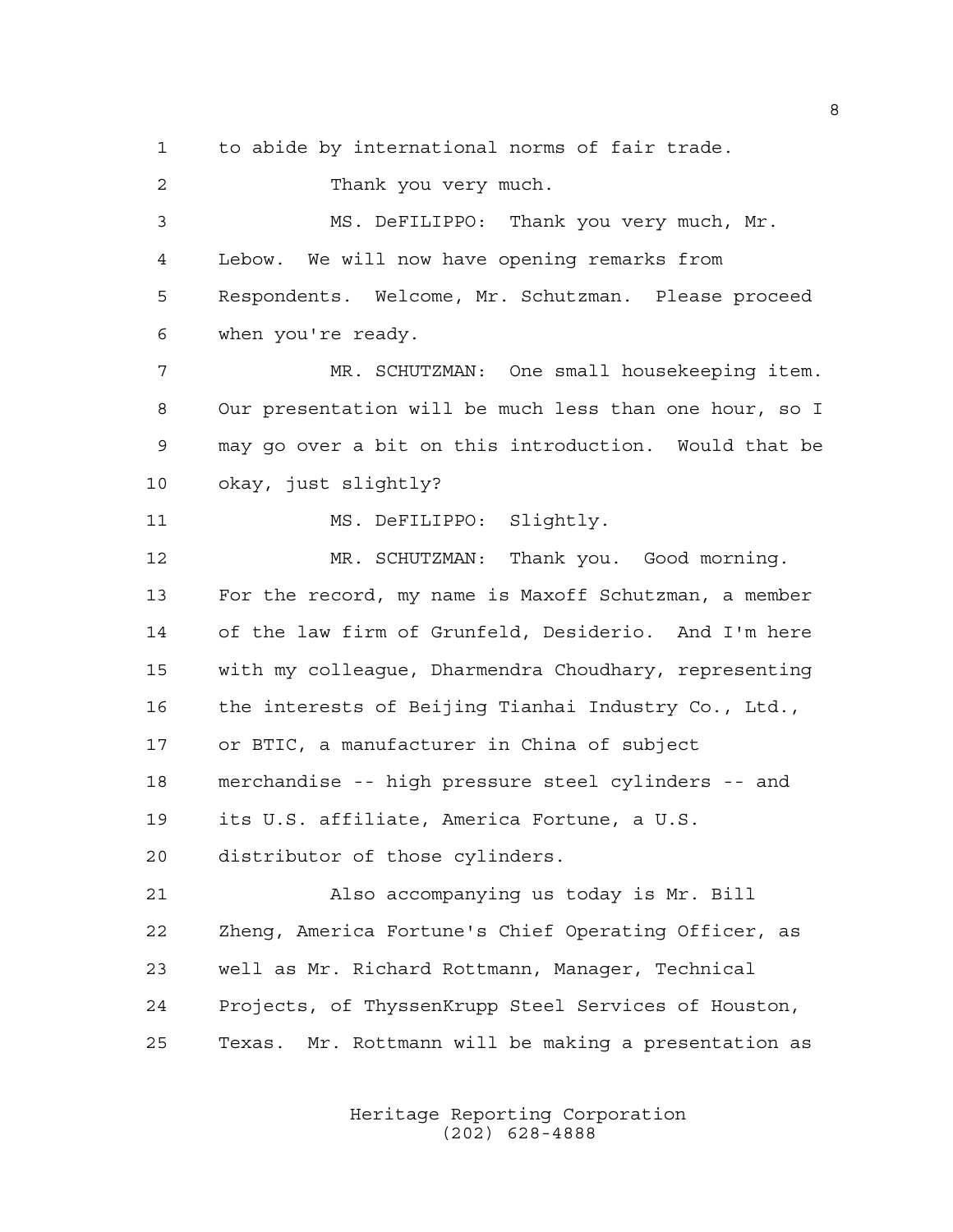to abide by international norms of fair trade.

Thank you very much.

MS. DeFILIPPO: Thank you very much, Mr. Lebow. We will now have opening remarks from Respondents. Welcome, Mr. Schutzman. Please proceed when you're ready.

MR. SCHUTZMAN: One small housekeeping item. Our presentation will be much less than one hour, so I may go over a bit on this introduction. Would that be okay, just slightly?

MS. DeFILIPPO: Slightly.

MR. SCHUTZMAN: Thank you. Good morning. For the record, my name is Maxoff Schutzman, a member of the law firm of Grunfeld, Desiderio. And I'm here with my colleague, Dharmendra Choudhary, representing the interests of Beijing Tianhai Industry Co., Ltd., or BTIC, a manufacturer in China of subject merchandise -- high pressure steel cylinders -- and its U.S. affiliate, America Fortune, a U.S. distributor of those cylinders.

Also accompanying us today is Mr. Bill Zheng, America Fortune's Chief Operating Officer, as well as Mr. Richard Rottmann, Manager, Technical Projects, of ThyssenKrupp Steel Services of Houston, Texas. Mr. Rottmann will be making a presentation as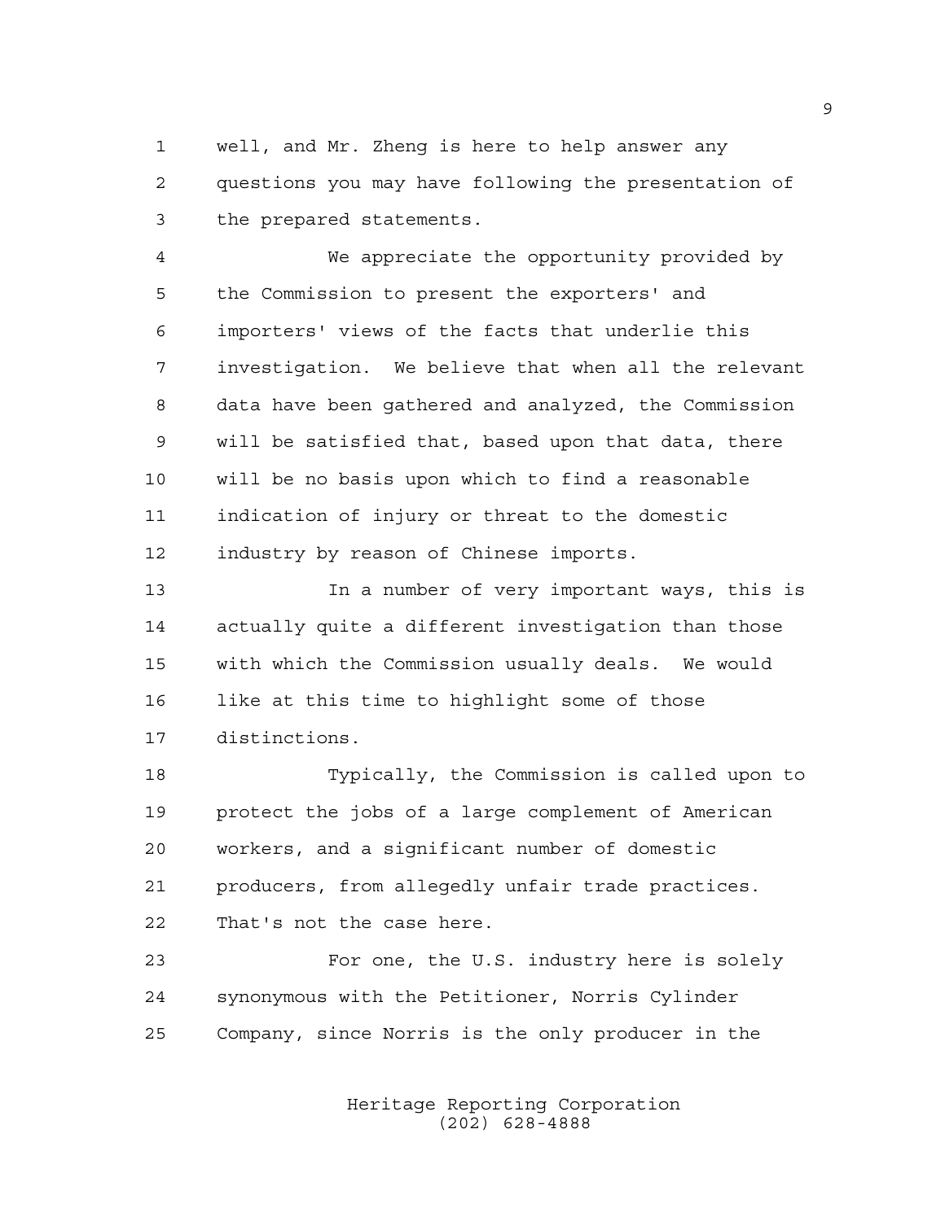well, and Mr. Zheng is here to help answer any questions you may have following the presentation of the prepared statements.

We appreciate the opportunity provided by the Commission to present the exporters' and importers' views of the facts that underlie this investigation. We believe that when all the relevant data have been gathered and analyzed, the Commission will be satisfied that, based upon that data, there will be no basis upon which to find a reasonable indication of injury or threat to the domestic industry by reason of Chinese imports.

In a number of very important ways, this is actually quite a different investigation than those with which the Commission usually deals. We would like at this time to highlight some of those distinctions.

Typically, the Commission is called upon to protect the jobs of a large complement of American workers, and a significant number of domestic producers, from allegedly unfair trade practices. That's not the case here.

For one, the U.S. industry here is solely synonymous with the Petitioner, Norris Cylinder Company, since Norris is the only producer in the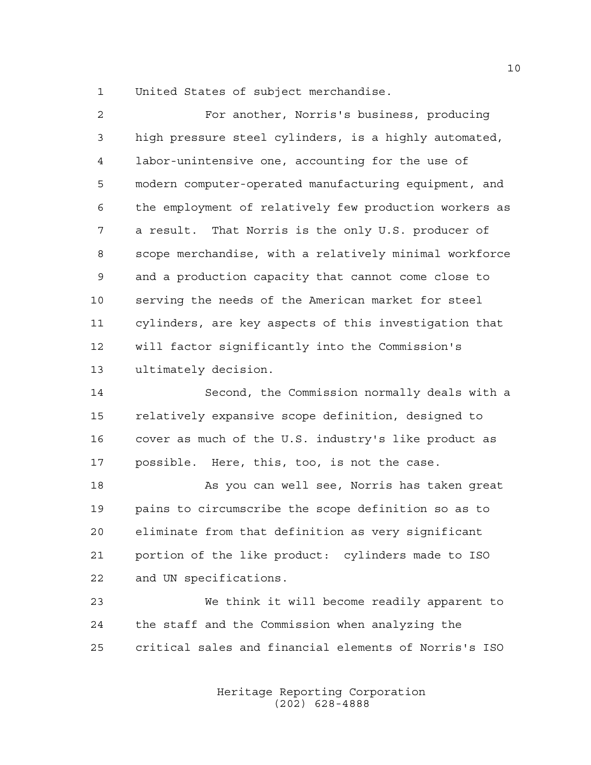United States of subject merchandise.

For another, Norris's business, producing high pressure steel cylinders, is a highly automated, labor-unintensive one, accounting for the use of modern computer-operated manufacturing equipment, and the employment of relatively few production workers as a result. That Norris is the only U.S. producer of scope merchandise, with a relatively minimal workforce and a production capacity that cannot come close to serving the needs of the American market for steel cylinders, are key aspects of this investigation that will factor significantly into the Commission's ultimately decision.

Second, the Commission normally deals with a relatively expansive scope definition, designed to cover as much of the U.S. industry's like product as possible. Here, this, too, is not the case.

As you can well see, Norris has taken great pains to circumscribe the scope definition so as to eliminate from that definition as very significant portion of the like product: cylinders made to ISO and UN specifications.

We think it will become readily apparent to the staff and the Commission when analyzing the critical sales and financial elements of Norris's ISO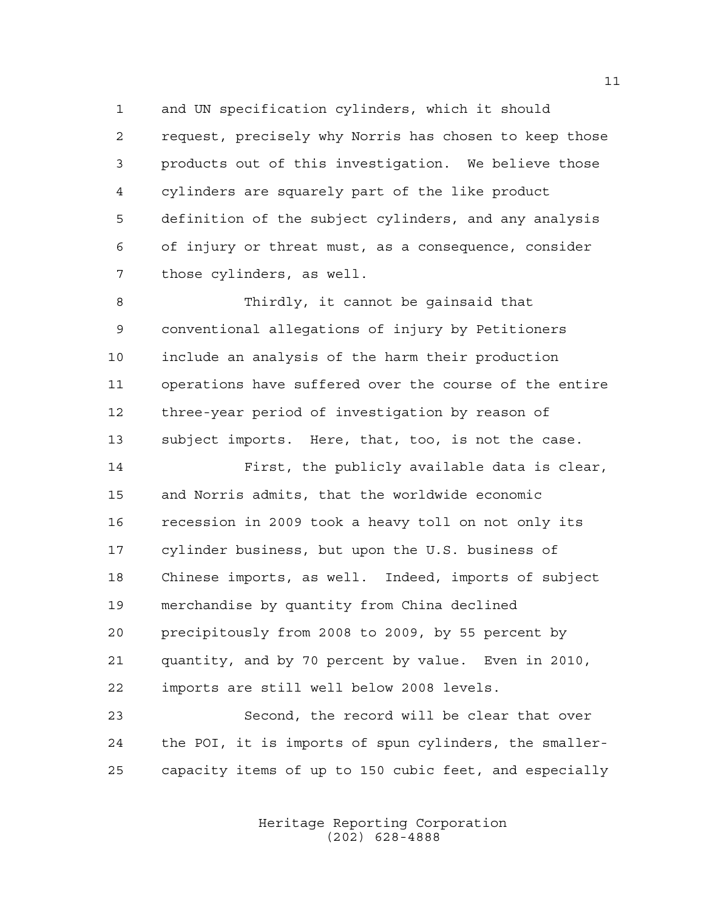and UN specification cylinders, which it should request, precisely why Norris has chosen to keep those products out of this investigation. We believe those cylinders are squarely part of the like product definition of the subject cylinders, and any analysis of injury or threat must, as a consequence, consider those cylinders, as well.

Thirdly, it cannot be gainsaid that conventional allegations of injury by Petitioners include an analysis of the harm their production operations have suffered over the course of the entire three-year period of investigation by reason of subject imports. Here, that, too, is not the case.

First, the publicly available data is clear, and Norris admits, that the worldwide economic recession in 2009 took a heavy toll on not only its cylinder business, but upon the U.S. business of Chinese imports, as well. Indeed, imports of subject merchandise by quantity from China declined precipitously from 2008 to 2009, by 55 percent by quantity, and by 70 percent by value. Even in 2010, imports are still well below 2008 levels.

Second, the record will be clear that over the POI, it is imports of spun cylinders, the smaller-capacity items of up to 150 cubic feet, and especially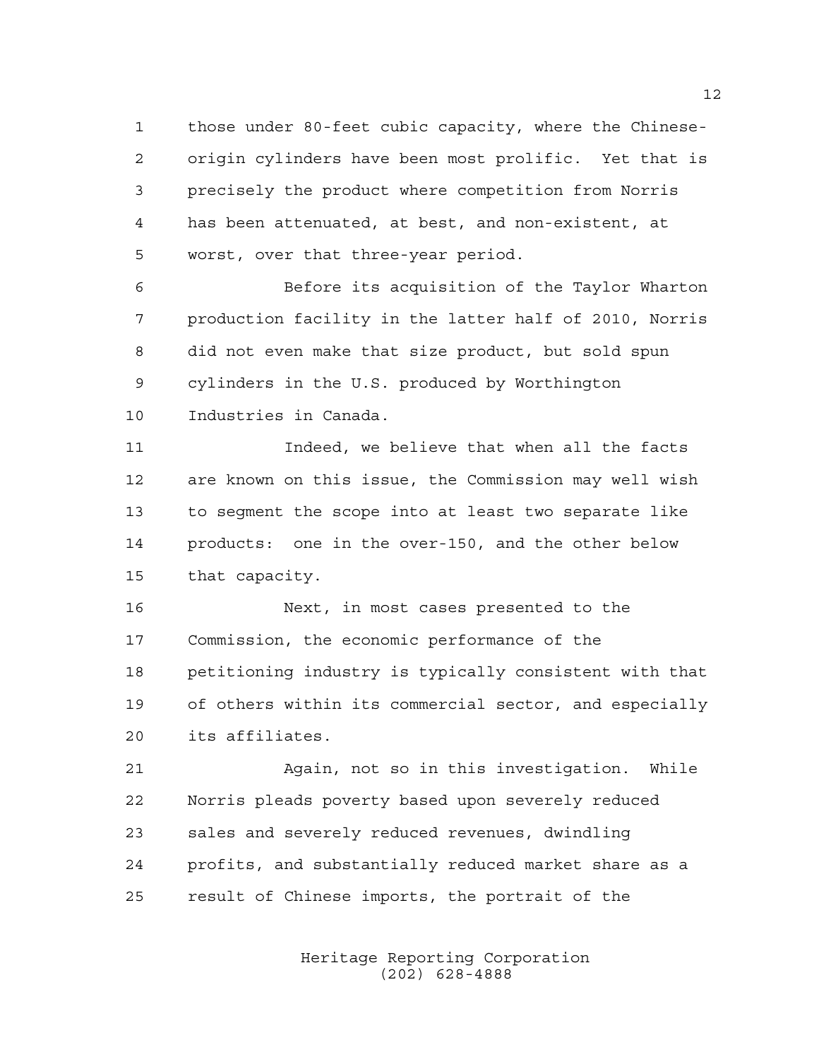those under 80-feet cubic capacity, where the Chinese-origin cylinders have been most prolific. Yet that is precisely the product where competition from Norris has been attenuated, at best, and non-existent, at worst, over that three-year period.

Before its acquisition of the Taylor Wharton production facility in the latter half of 2010, Norris did not even make that size product, but sold spun cylinders in the U.S. produced by Worthington Industries in Canada.

Indeed, we believe that when all the facts are known on this issue, the Commission may well wish to segment the scope into at least two separate like products: one in the over-150, and the other below that capacity.

Next, in most cases presented to the Commission, the economic performance of the petitioning industry is typically consistent with that of others within its commercial sector, and especially its affiliates.

Again, not so in this investigation. While Norris pleads poverty based upon severely reduced sales and severely reduced revenues, dwindling profits, and substantially reduced market share as a result of Chinese imports, the portrait of the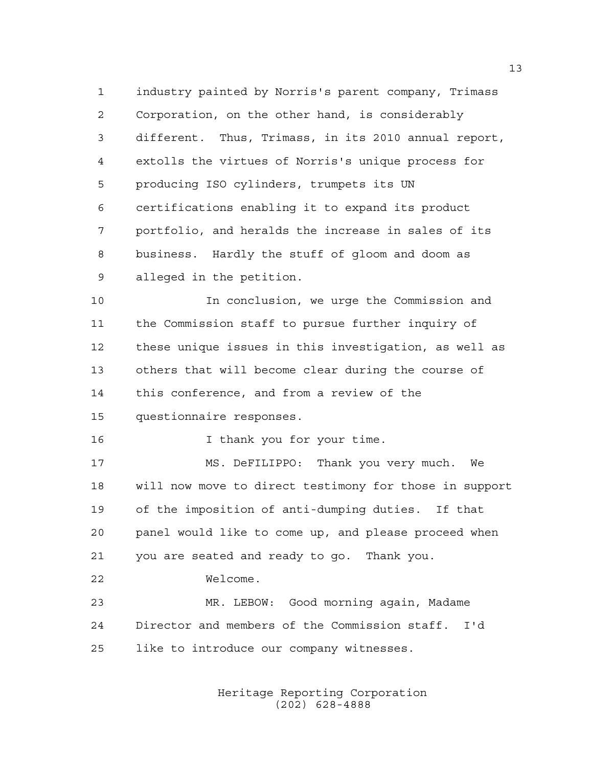industry painted by Norris's parent company, Trimass Corporation, on the other hand, is considerably different. Thus, Trimass, in its 2010 annual report, extolls the virtues of Norris's unique process for producing ISO cylinders, trumpets its UN certifications enabling it to expand its product portfolio, and heralds the increase in sales of its business. Hardly the stuff of gloom and doom as alleged in the petition.

In conclusion, we urge the Commission and the Commission staff to pursue further inquiry of these unique issues in this investigation, as well as others that will become clear during the course of this conference, and from a review of the questionnaire responses.

I thank you for your time.

MS. DeFILIPPO: Thank you very much. We will now move to direct testimony for those in support of the imposition of anti-dumping duties. If that panel would like to come up, and please proceed when you are seated and ready to go. Thank you.

Welcome.

MR. LEBOW: Good morning again, Madame Director and members of the Commission staff. I'd like to introduce our company witnesses.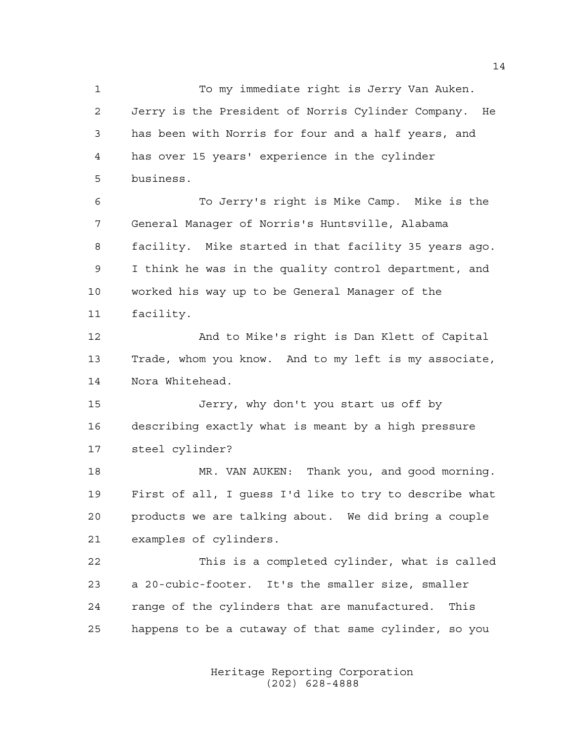To my immediate right is Jerry Van Auken. Jerry is the President of Norris Cylinder Company. He has been with Norris for four and a half years, and has over 15 years' experience in the cylinder business.

To Jerry's right is Mike Camp. Mike is the General Manager of Norris's Huntsville, Alabama facility. Mike started in that facility 35 years ago. I think he was in the quality control department, and worked his way up to be General Manager of the facility.

And to Mike's right is Dan Klett of Capital Trade, whom you know. And to my left is my associate, Nora Whitehead.

Jerry, why don't you start us off by describing exactly what is meant by a high pressure steel cylinder?

MR. VAN AUKEN: Thank you, and good morning. First of all, I guess I'd like to try to describe what products we are talking about. We did bring a couple examples of cylinders.

This is a completed cylinder, what is called a 20-cubic-footer. It's the smaller size, smaller range of the cylinders that are manufactured. This happens to be a cutaway of that same cylinder, so you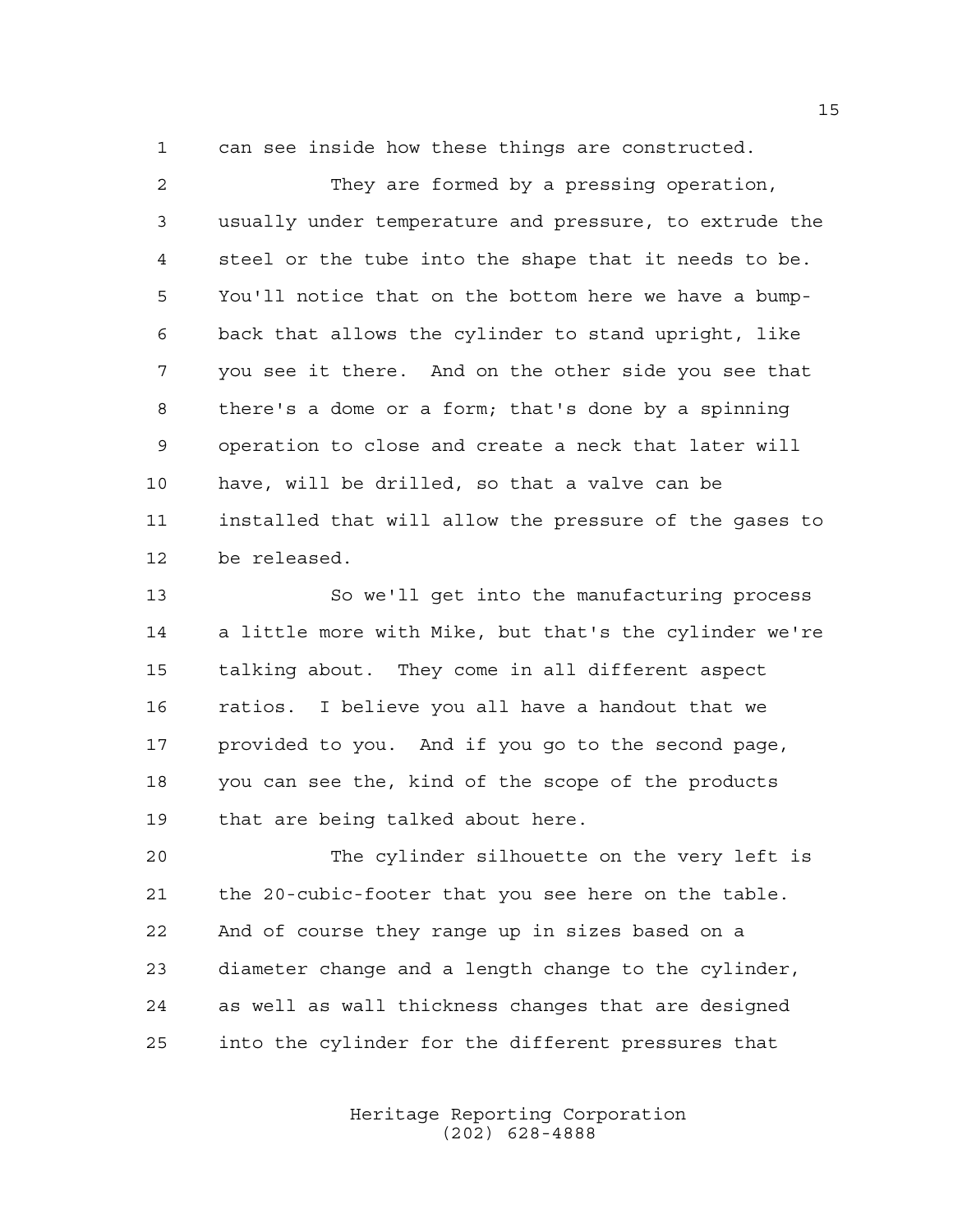can see inside how these things are constructed.

They are formed by a pressing operation, usually under temperature and pressure, to extrude the steel or the tube into the shape that it needs to be. You'll notice that on the bottom here we have a bump-back that allows the cylinder to stand upright, like you see it there. And on the other side you see that there's a dome or a form; that's done by a spinning operation to close and create a neck that later will have, will be drilled, so that a valve can be installed that will allow the pressure of the gases to be released.

So we'll get into the manufacturing process a little more with Mike, but that's the cylinder we're talking about. They come in all different aspect ratios. I believe you all have a handout that we provided to you. And if you go to the second page, you can see the, kind of the scope of the products that are being talked about here.

The cylinder silhouette on the very left is the 20-cubic-footer that you see here on the table. And of course they range up in sizes based on a diameter change and a length change to the cylinder, as well as wall thickness changes that are designed into the cylinder for the different pressures that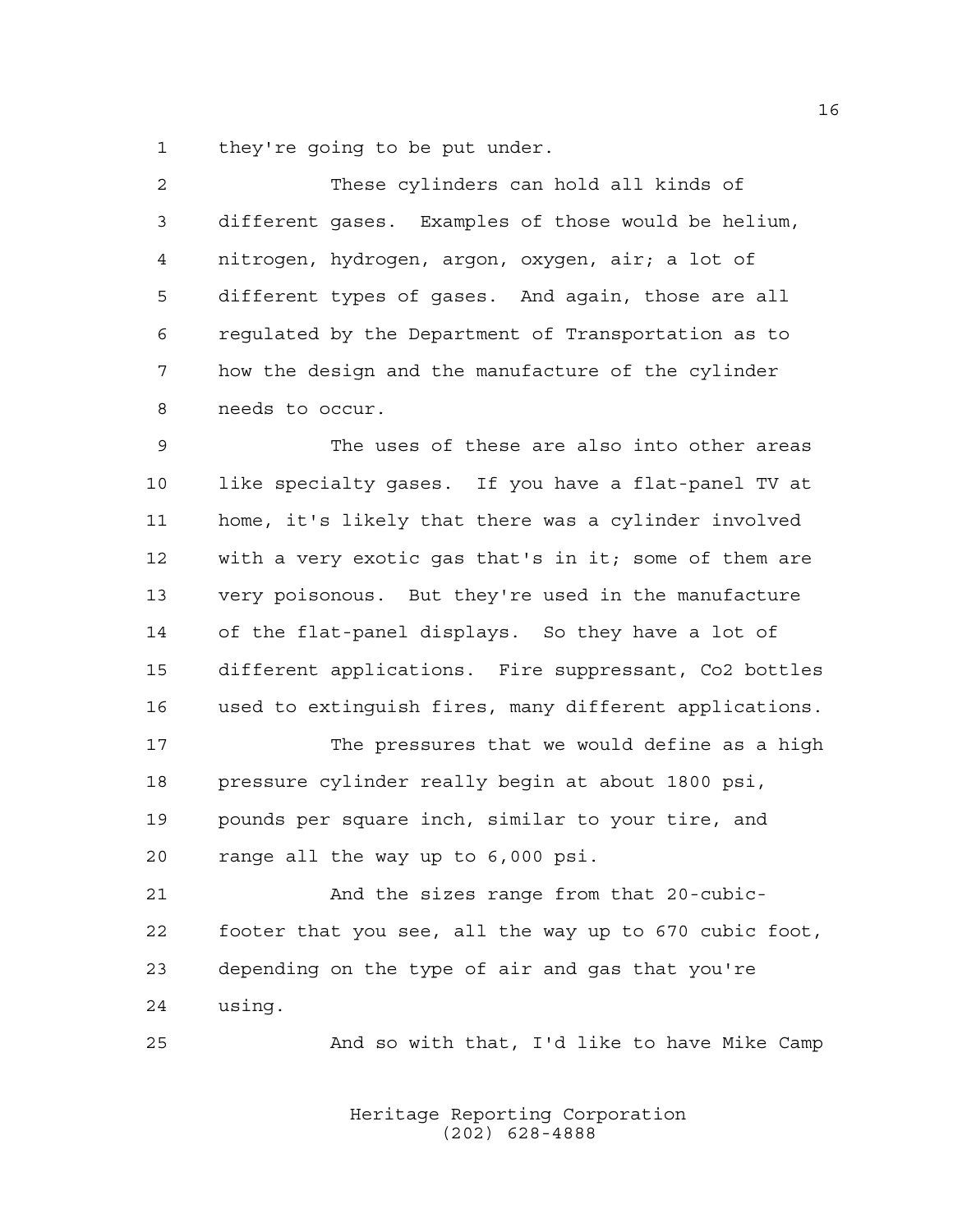they're going to be put under.

These cylinders can hold all kinds of different gases. Examples of those would be helium, nitrogen, hydrogen, argon, oxygen, air; a lot of different types of gases. And again, those are all regulated by the Department of Transportation as to how the design and the manufacture of the cylinder needs to occur.

The uses of these are also into other areas like specialty gases. If you have a flat-panel TV at home, it's likely that there was a cylinder involved with a very exotic gas that's in it; some of them are very poisonous. But they're used in the manufacture of the flat-panel displays. So they have a lot of different applications. Fire suppressant, Co2 bottles used to extinguish fires, many different applications.

The pressures that we would define as a high pressure cylinder really begin at about 1800 psi, pounds per square inch, similar to your tire, and range all the way up to 6,000 psi.

And the sizes range from that 20-cubic-footer that you see, all the way up to 670 cubic foot, depending on the type of air and gas that you're using.

And so with that, I'd like to have Mike Camp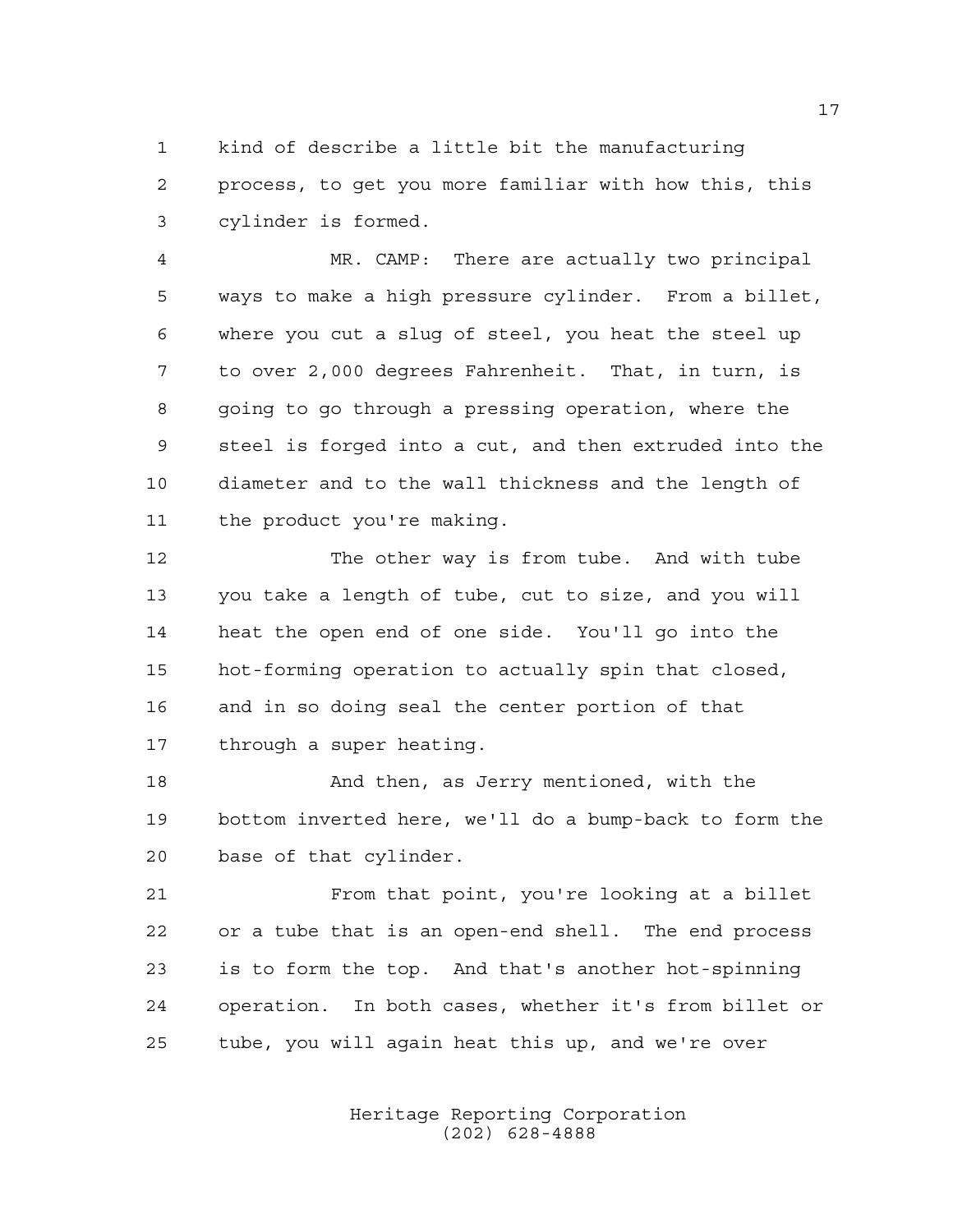kind of describe a little bit the manufacturing process, to get you more familiar with how this, this cylinder is formed.

MR. CAMP: There are actually two principal ways to make a high pressure cylinder. From a billet, where you cut a slug of steel, you heat the steel up to over 2,000 degrees Fahrenheit. That, in turn, is going to go through a pressing operation, where the steel is forged into a cut, and then extruded into the diameter and to the wall thickness and the length of the product you're making.

The other way is from tube. And with tube you take a length of tube, cut to size, and you will heat the open end of one side. You'll go into the hot-forming operation to actually spin that closed, and in so doing seal the center portion of that through a super heating.

And then, as Jerry mentioned, with the bottom inverted here, we'll do a bump-back to form the base of that cylinder.

From that point, you're looking at a billet or a tube that is an open-end shell. The end process is to form the top. And that's another hot-spinning operation. In both cases, whether it's from billet or tube, you will again heat this up, and we're over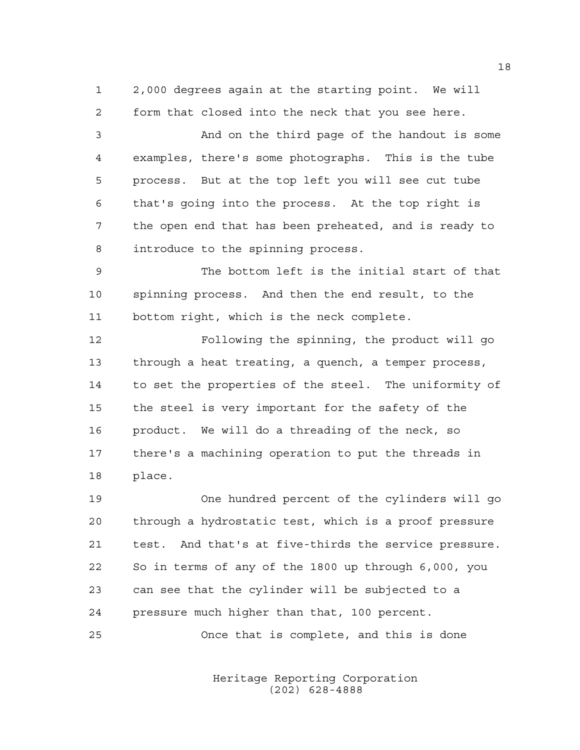2,000 degrees again at the starting point. We will form that closed into the neck that you see here.

And on the third page of the handout is some examples, there's some photographs. This is the tube process. But at the top left you will see cut tube that's going into the process. At the top right is the open end that has been preheated, and is ready to introduce to the spinning process.

The bottom left is the initial start of that spinning process. And then the end result, to the bottom right, which is the neck complete.

Following the spinning, the product will go through a heat treating, a quench, a temper process, to set the properties of the steel. The uniformity of the steel is very important for the safety of the product. We will do a threading of the neck, so there's a machining operation to put the threads in place.

One hundred percent of the cylinders will go through a hydrostatic test, which is a proof pressure test. And that's at five-thirds the service pressure. So in terms of any of the 1800 up through 6,000, you can see that the cylinder will be subjected to a pressure much higher than that, 100 percent.

Once that is complete, and this is done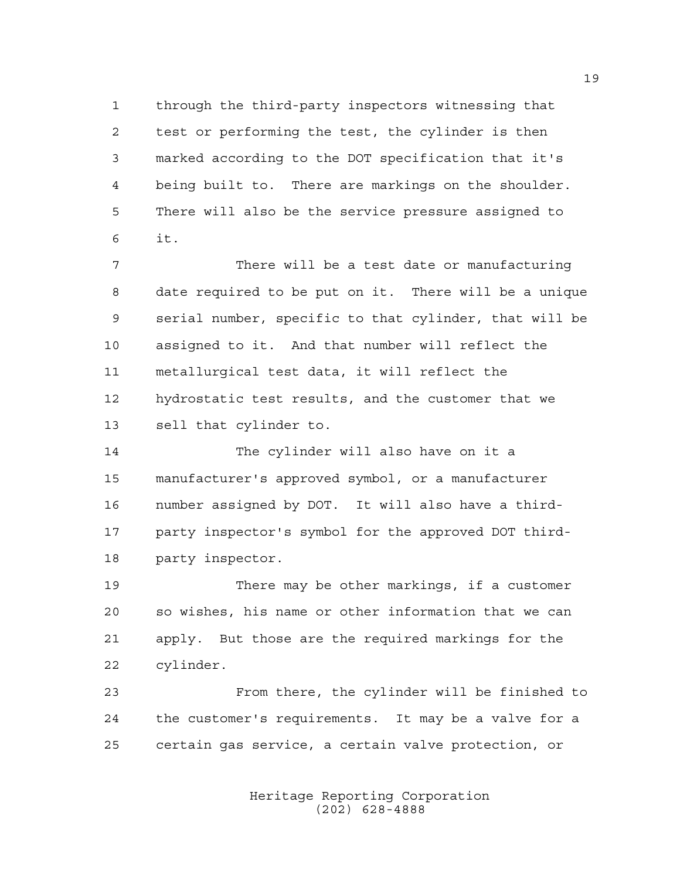through the third-party inspectors witnessing that test or performing the test, the cylinder is then marked according to the DOT specification that it's being built to. There are markings on the shoulder. There will also be the service pressure assigned to it.

There will be a test date or manufacturing date required to be put on it. There will be a unique serial number, specific to that cylinder, that will be assigned to it. And that number will reflect the metallurgical test data, it will reflect the hydrostatic test results, and the customer that we sell that cylinder to.

The cylinder will also have on it a manufacturer's approved symbol, or a manufacturer number assigned by DOT. It will also have a third-party inspector's symbol for the approved DOT third-party inspector.

There may be other markings, if a customer so wishes, his name or other information that we can apply. But those are the required markings for the cylinder.

From there, the cylinder will be finished to the customer's requirements. It may be a valve for a certain gas service, a certain valve protection, or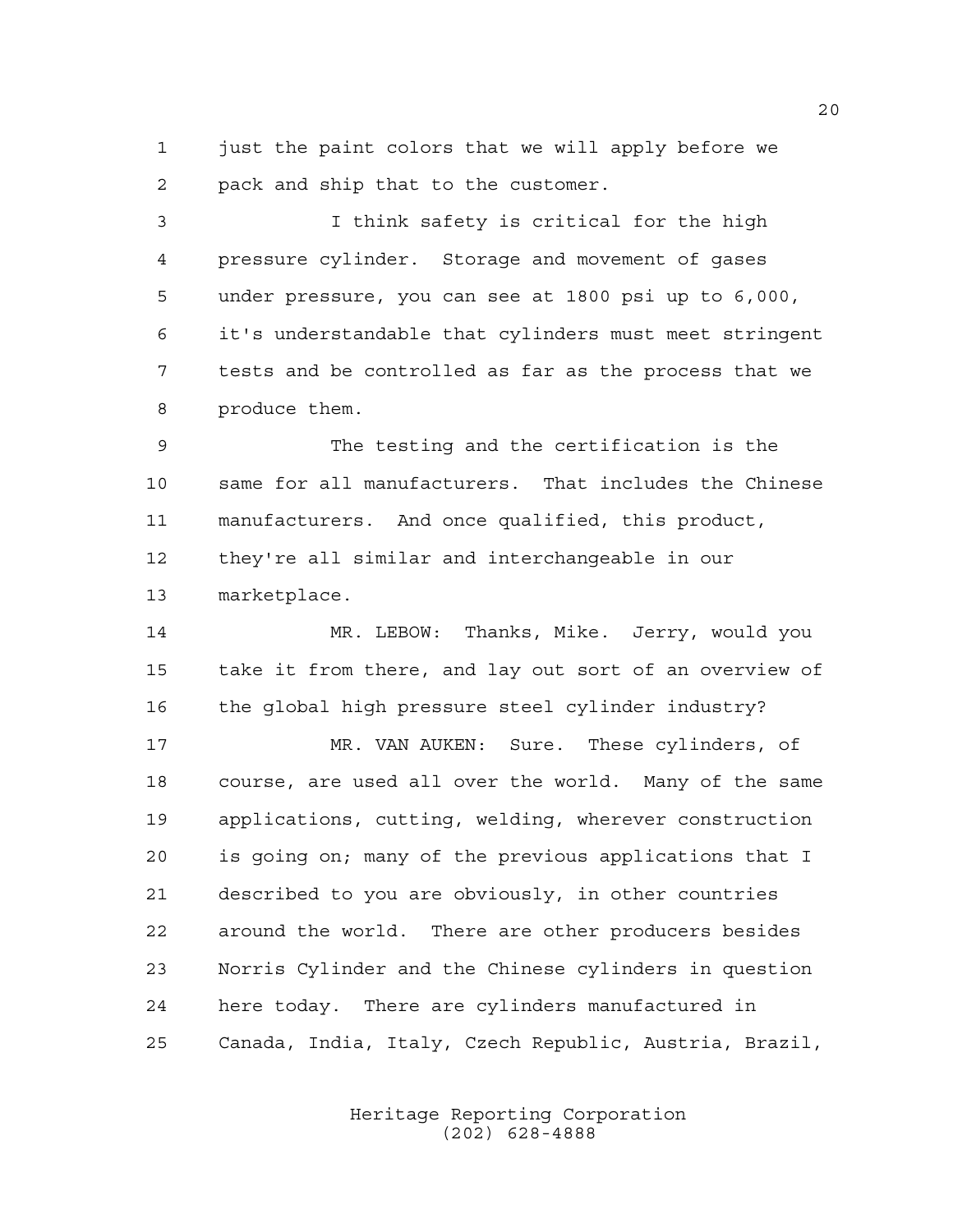just the paint colors that we will apply before we pack and ship that to the customer.

I think safety is critical for the high pressure cylinder. Storage and movement of gases under pressure, you can see at 1800 psi up to 6,000, it's understandable that cylinders must meet stringent tests and be controlled as far as the process that we produce them.

The testing and the certification is the same for all manufacturers. That includes the Chinese manufacturers. And once qualified, this product, they're all similar and interchangeable in our marketplace.

MR. LEBOW: Thanks, Mike. Jerry, would you take it from there, and lay out sort of an overview of the global high pressure steel cylinder industry?

MR. VAN AUKEN: Sure. These cylinders, of course, are used all over the world. Many of the same applications, cutting, welding, wherever construction is going on; many of the previous applications that I described to you are obviously, in other countries around the world. There are other producers besides Norris Cylinder and the Chinese cylinders in question here today. There are cylinders manufactured in Canada, India, Italy, Czech Republic, Austria, Brazil,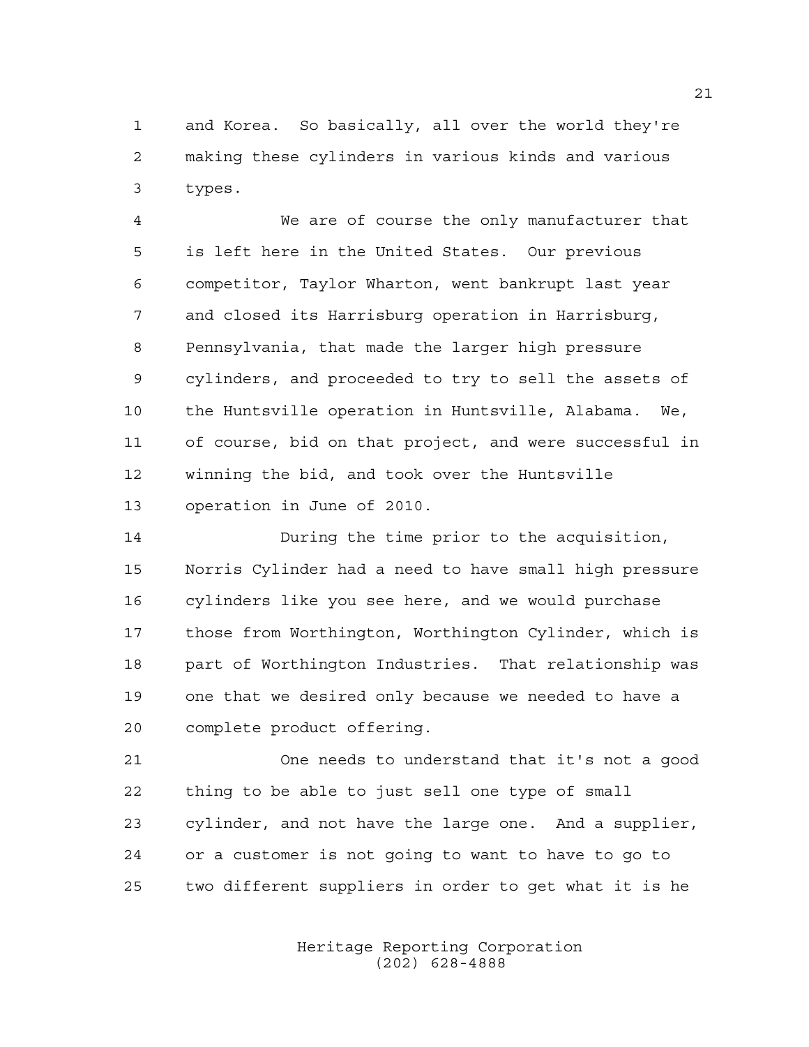and Korea. So basically, all over the world they're making these cylinders in various kinds and various types.

We are of course the only manufacturer that is left here in the United States. Our previous competitor, Taylor Wharton, went bankrupt last year and closed its Harrisburg operation in Harrisburg, Pennsylvania, that made the larger high pressure cylinders, and proceeded to try to sell the assets of the Huntsville operation in Huntsville, Alabama. We, of course, bid on that project, and were successful in winning the bid, and took over the Huntsville operation in June of 2010.

During the time prior to the acquisition, Norris Cylinder had a need to have small high pressure cylinders like you see here, and we would purchase those from Worthington, Worthington Cylinder, which is part of Worthington Industries. That relationship was one that we desired only because we needed to have a complete product offering.

One needs to understand that it's not a good thing to be able to just sell one type of small cylinder, and not have the large one. And a supplier, or a customer is not going to want to have to go to two different suppliers in order to get what it is he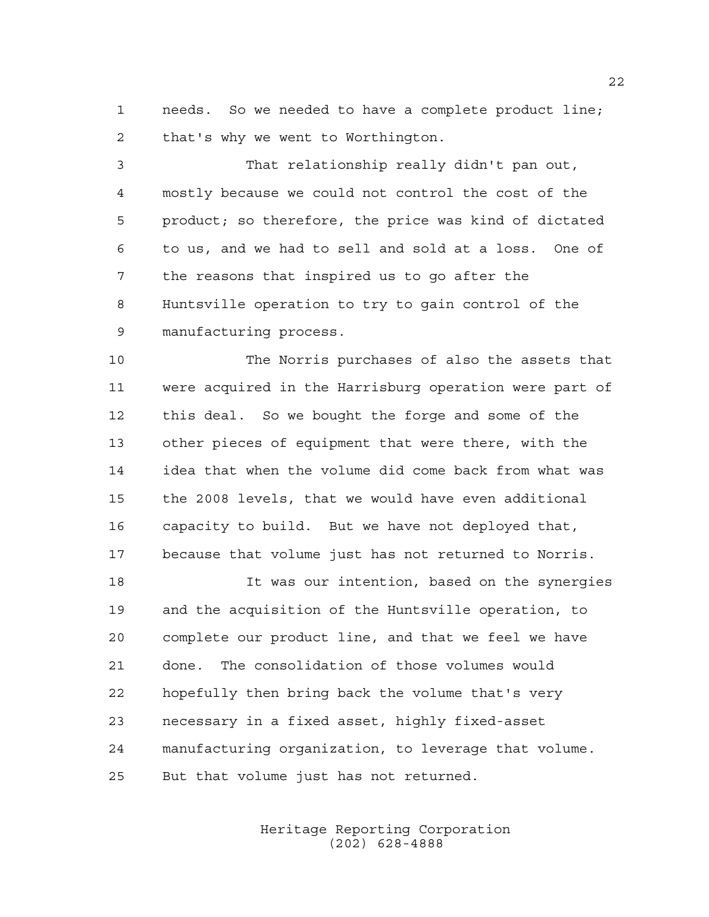needs. So we needed to have a complete product line; that's why we went to Worthington.

That relationship really didn't pan out, mostly because we could not control the cost of the product; so therefore, the price was kind of dictated to us, and we had to sell and sold at a loss. One of the reasons that inspired us to go after the Huntsville operation to try to gain control of the manufacturing process.

The Norris purchases of also the assets that were acquired in the Harrisburg operation were part of this deal. So we bought the forge and some of the other pieces of equipment that were there, with the idea that when the volume did come back from what was the 2008 levels, that we would have even additional capacity to build. But we have not deployed that, because that volume just has not returned to Norris.

It was our intention, based on the synergies and the acquisition of the Huntsville operation, to complete our product line, and that we feel we have done. The consolidation of those volumes would hopefully then bring back the volume that's very necessary in a fixed asset, highly fixed-asset manufacturing organization, to leverage that volume. But that volume just has not returned.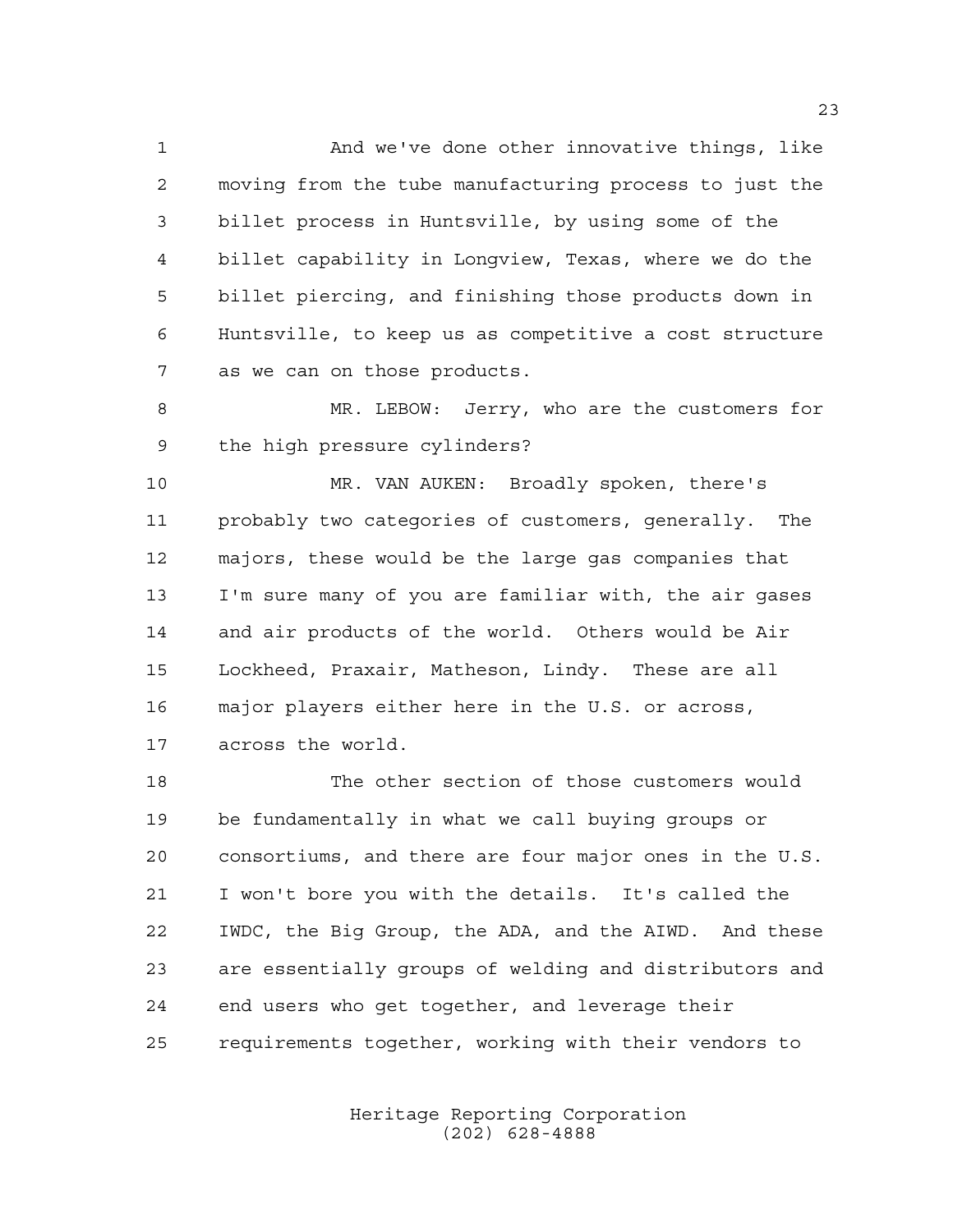And we've done other innovative things, like moving from the tube manufacturing process to just the billet process in Huntsville, by using some of the billet capability in Longview, Texas, where we do the billet piercing, and finishing those products down in Huntsville, to keep us as competitive a cost structure as we can on those products.

MR. LEBOW: Jerry, who are the customers for the high pressure cylinders?

MR. VAN AUKEN: Broadly spoken, there's probably two categories of customers, generally. The majors, these would be the large gas companies that I'm sure many of you are familiar with, the air gases and air products of the world. Others would be Air Lockheed, Praxair, Matheson, Lindy. These are all major players either here in the U.S. or across, across the world.

The other section of those customers would be fundamentally in what we call buying groups or consortiums, and there are four major ones in the U.S. I won't bore you with the details. It's called the IWDC, the Big Group, the ADA, and the AIWD. And these are essentially groups of welding and distributors and end users who get together, and leverage their requirements together, working with their vendors to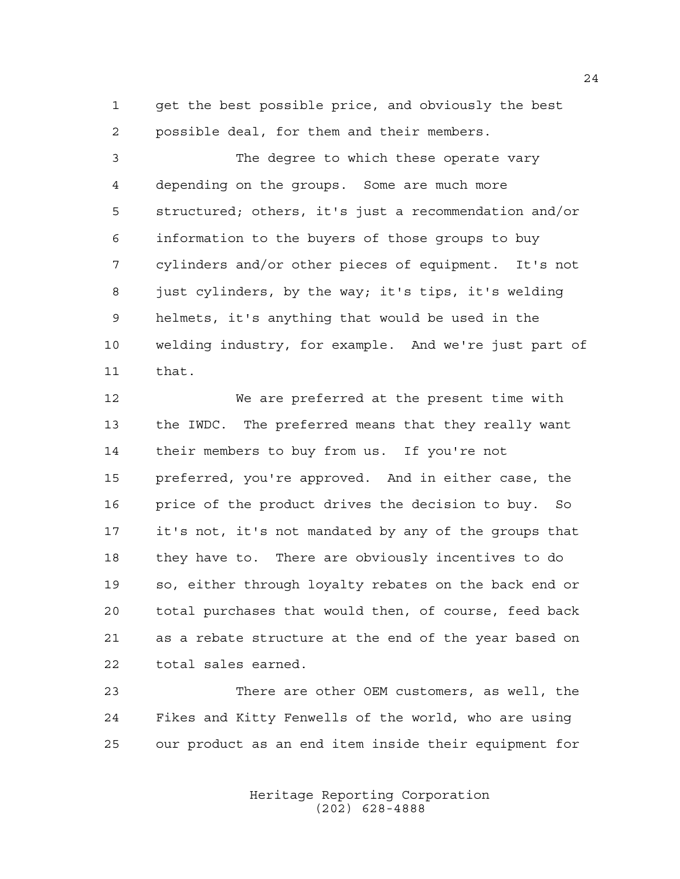get the best possible price, and obviously the best possible deal, for them and their members.

The degree to which these operate vary depending on the groups. Some are much more structured; others, it's just a recommendation and/or information to the buyers of those groups to buy cylinders and/or other pieces of equipment. It's not just cylinders, by the way; it's tips, it's welding helmets, it's anything that would be used in the welding industry, for example. And we're just part of that.

We are preferred at the present time with the IWDC. The preferred means that they really want their members to buy from us. If you're not preferred, you're approved. And in either case, the price of the product drives the decision to buy. So it's not, it's not mandated by any of the groups that they have to. There are obviously incentives to do so, either through loyalty rebates on the back end or total purchases that would then, of course, feed back as a rebate structure at the end of the year based on total sales earned.

There are other OEM customers, as well, the Fikes and Kitty Fenwells of the world, who are using our product as an end item inside their equipment for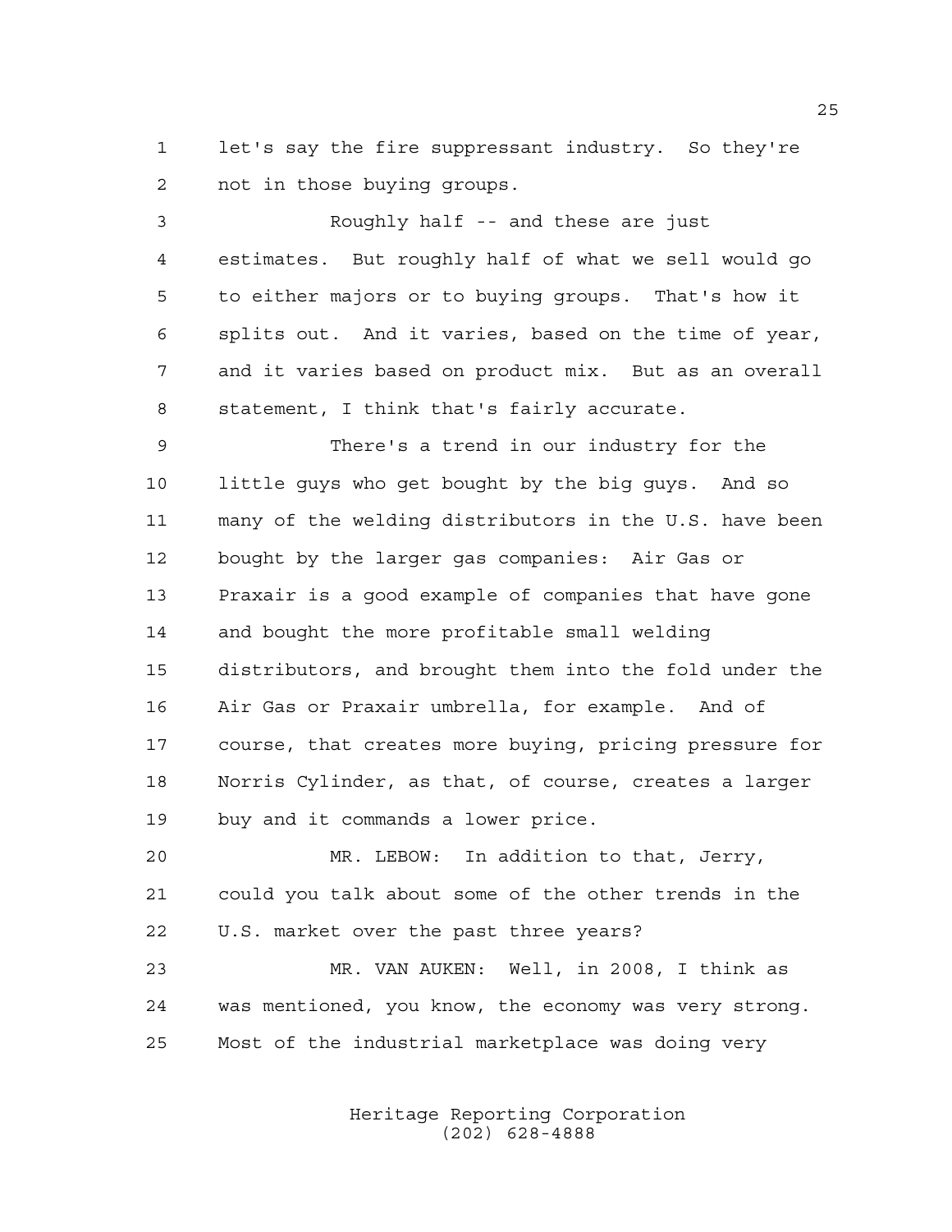let's say the fire suppressant industry. So they're not in those buying groups.

Roughly half -- and these are just estimates. But roughly half of what we sell would go to either majors or to buying groups. That's how it splits out. And it varies, based on the time of year, and it varies based on product mix. But as an overall statement, I think that's fairly accurate.

There's a trend in our industry for the little guys who get bought by the big guys. And so many of the welding distributors in the U.S. have been bought by the larger gas companies: Air Gas or Praxair is a good example of companies that have gone and bought the more profitable small welding distributors, and brought them into the fold under the Air Gas or Praxair umbrella, for example. And of course, that creates more buying, pricing pressure for Norris Cylinder, as that, of course, creates a larger buy and it commands a lower price.

MR. LEBOW: In addition to that, Jerry, could you talk about some of the other trends in the U.S. market over the past three years?

MR. VAN AUKEN: Well, in 2008, I think as was mentioned, you know, the economy was very strong. Most of the industrial marketplace was doing very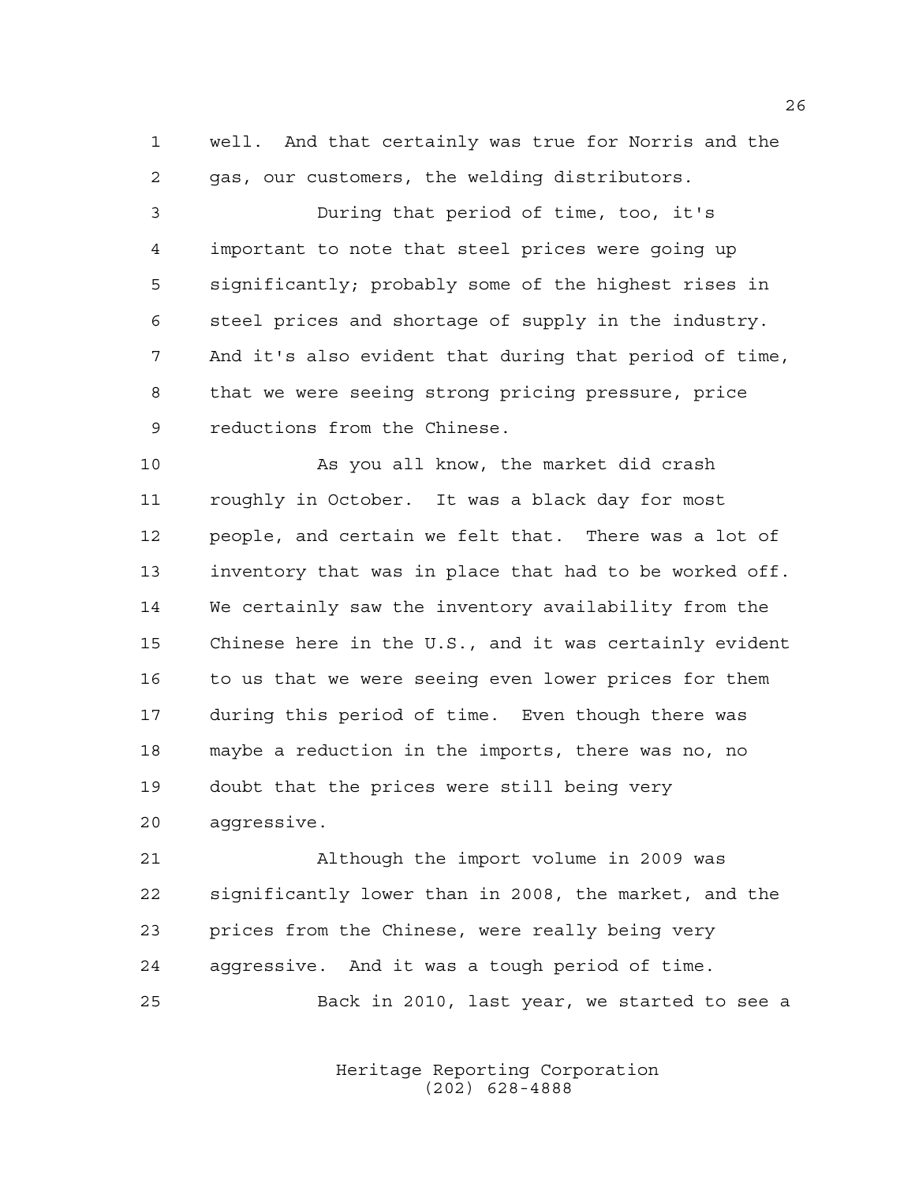well. And that certainly was true for Norris and the gas, our customers, the welding distributors.

During that period of time, too, it's important to note that steel prices were going up significantly; probably some of the highest rises in steel prices and shortage of supply in the industry. And it's also evident that during that period of time, that we were seeing strong pricing pressure, price reductions from the Chinese.

As you all know, the market did crash roughly in October. It was a black day for most people, and certain we felt that. There was a lot of inventory that was in place that had to be worked off. We certainly saw the inventory availability from the Chinese here in the U.S., and it was certainly evident to us that we were seeing even lower prices for them during this period of time. Even though there was maybe a reduction in the imports, there was no, no doubt that the prices were still being very aggressive.

Although the import volume in 2009 was significantly lower than in 2008, the market, and the prices from the Chinese, were really being very aggressive. And it was a tough period of time.

Back in 2010, last year, we started to see a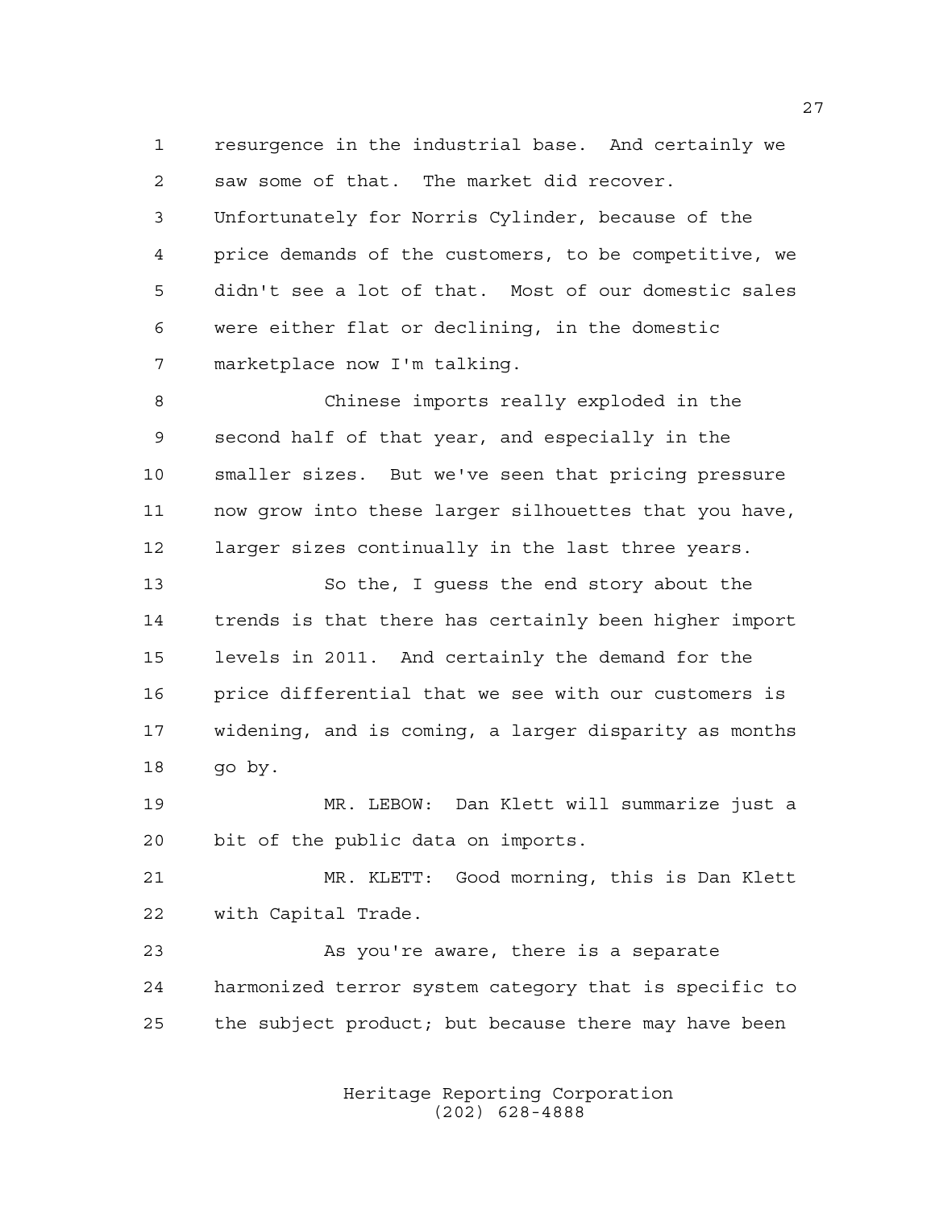resurgence in the industrial base. And certainly we saw some of that. The market did recover. Unfortunately for Norris Cylinder, because of the price demands of the customers, to be competitive, we didn't see a lot of that. Most of our domestic sales were either flat or declining, in the domestic marketplace now I'm talking.

Chinese imports really exploded in the second half of that year, and especially in the smaller sizes. But we've seen that pricing pressure now grow into these larger silhouettes that you have, larger sizes continually in the last three years.

So the, I guess the end story about the trends is that there has certainly been higher import levels in 2011. And certainly the demand for the price differential that we see with our customers is widening, and is coming, a larger disparity as months go by.

MR. LEBOW: Dan Klett will summarize just a bit of the public data on imports.

MR. KLETT: Good morning, this is Dan Klett with Capital Trade.

As you're aware, there is a separate harmonized terror system category that is specific to the subject product; but because there may have been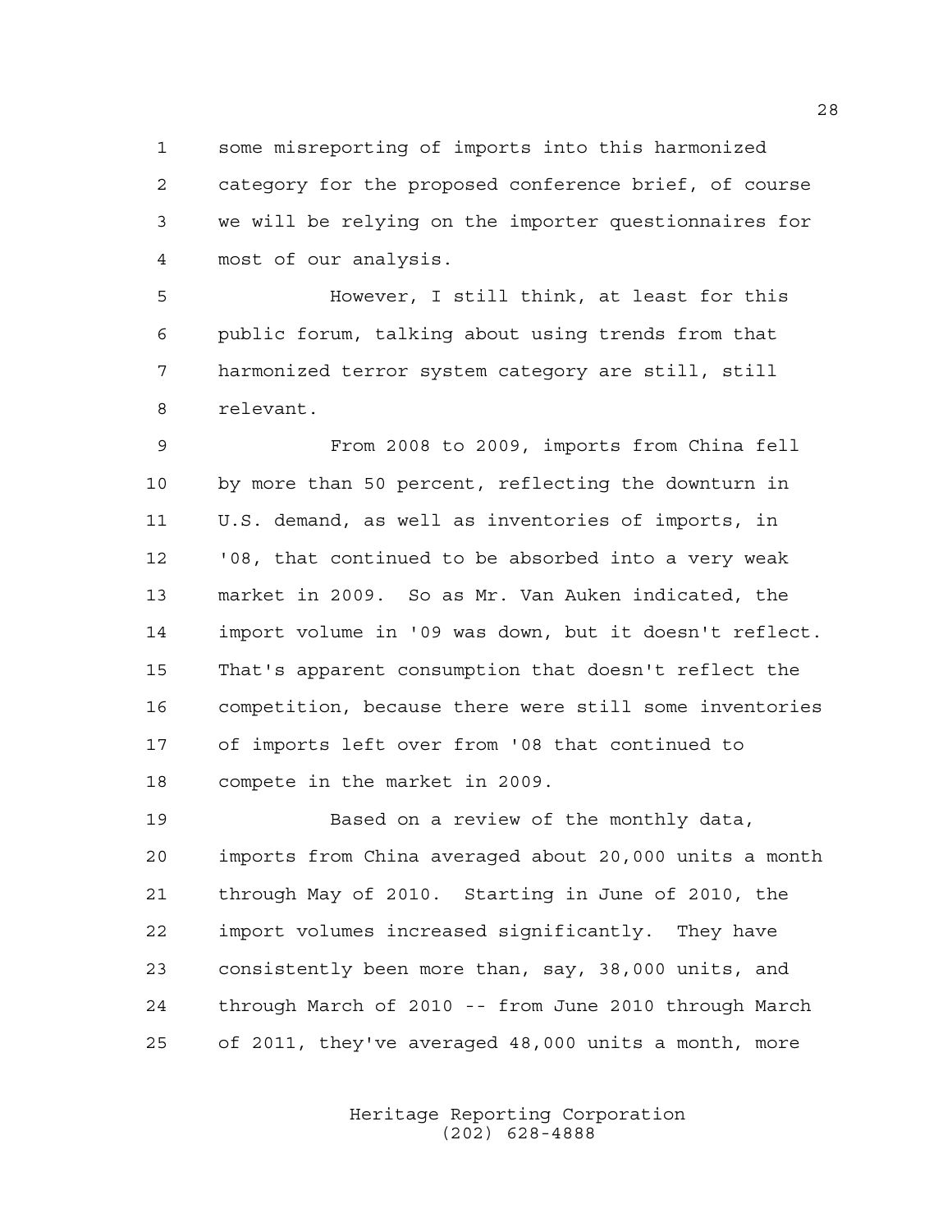some misreporting of imports into this harmonized category for the proposed conference brief, of course we will be relying on the importer questionnaires for most of our analysis.

However, I still think, at least for this public forum, talking about using trends from that harmonized terror system category are still, still relevant.

From 2008 to 2009, imports from China fell by more than 50 percent, reflecting the downturn in U.S. demand, as well as inventories of imports, in '08, that continued to be absorbed into a very weak market in 2009. So as Mr. Van Auken indicated, the import volume in '09 was down, but it doesn't reflect. That's apparent consumption that doesn't reflect the competition, because there were still some inventories of imports left over from '08 that continued to compete in the market in 2009.

Based on a review of the monthly data, imports from China averaged about 20,000 units a month through May of 2010. Starting in June of 2010, the import volumes increased significantly. They have consistently been more than, say, 38,000 units, and through March of 2010 -- from June 2010 through March of 2011, they've averaged 48,000 units a month, more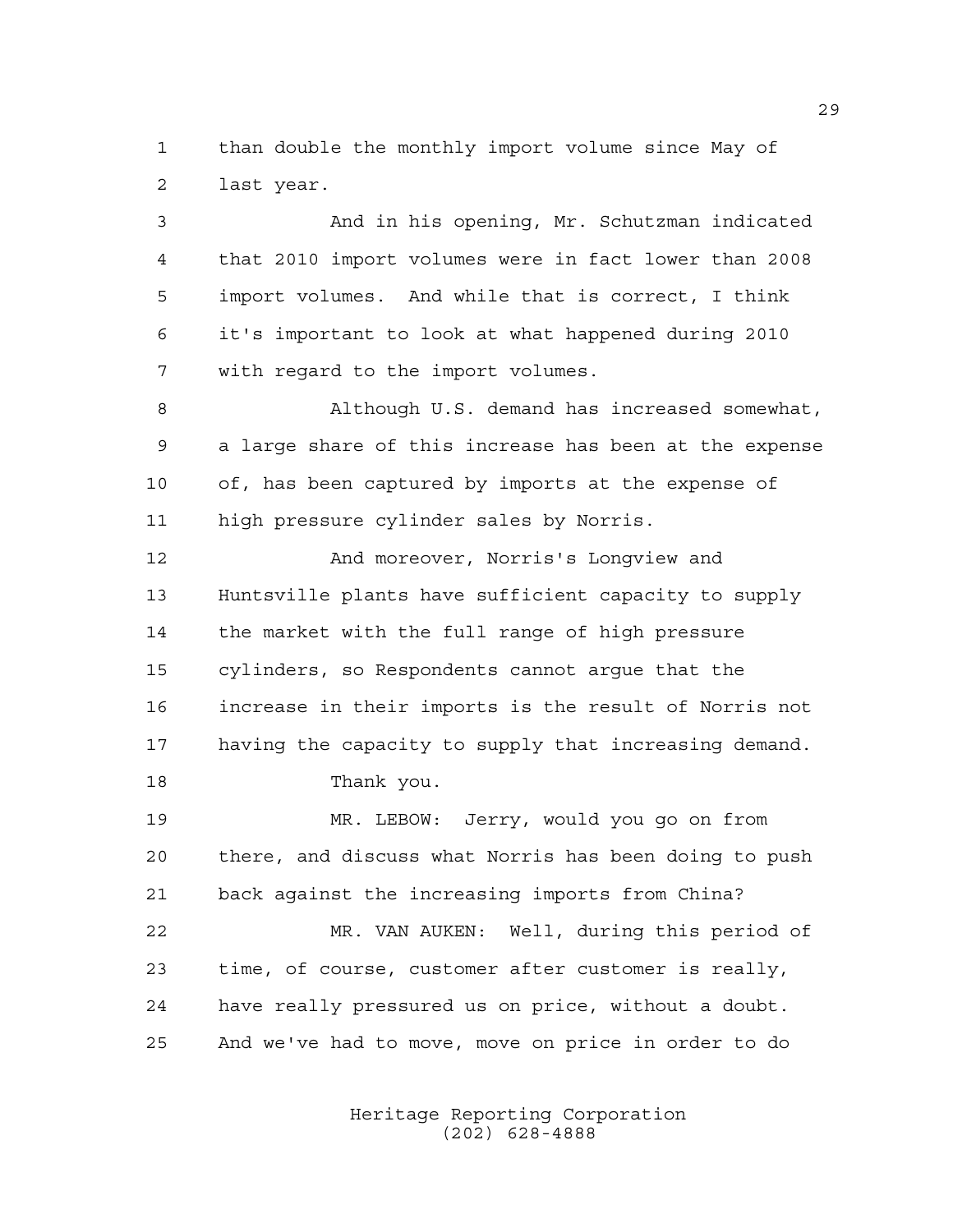than double the monthly import volume since May of last year.

And in his opening, Mr. Schutzman indicated that 2010 import volumes were in fact lower than 2008 import volumes. And while that is correct, I think it's important to look at what happened during 2010 with regard to the import volumes.

Although U.S. demand has increased somewhat, a large share of this increase has been at the expense of, has been captured by imports at the expense of high pressure cylinder sales by Norris.

And moreover, Norris's Longview and Huntsville plants have sufficient capacity to supply the market with the full range of high pressure cylinders, so Respondents cannot argue that the increase in their imports is the result of Norris not having the capacity to supply that increasing demand.

Thank you.

MR. LEBOW: Jerry, would you go on from there, and discuss what Norris has been doing to push back against the increasing imports from China?

MR. VAN AUKEN: Well, during this period of time, of course, customer after customer is really, have really pressured us on price, without a doubt. And we've had to move, move on price in order to do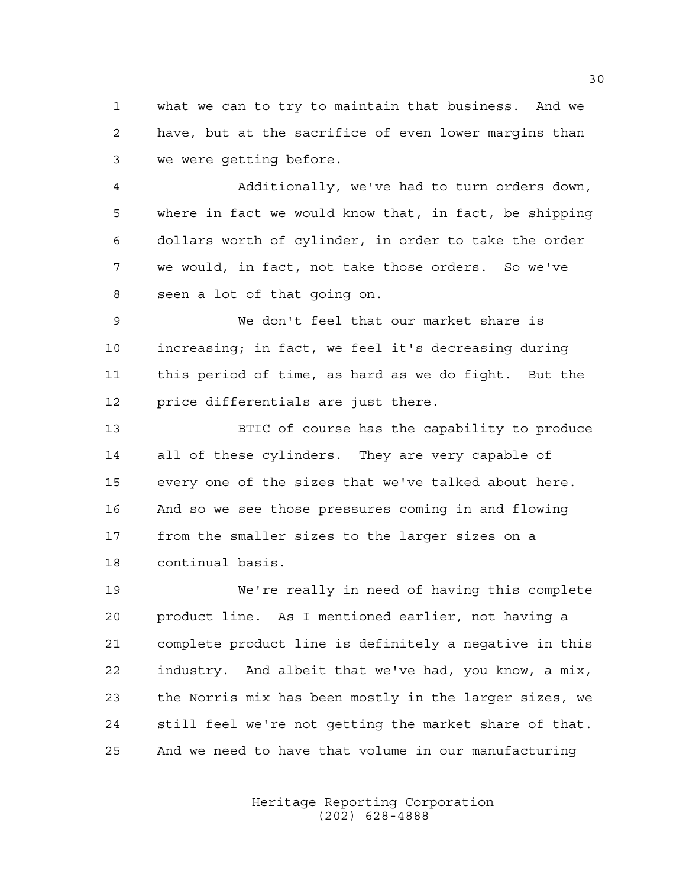what we can to try to maintain that business. And we have, but at the sacrifice of even lower margins than we were getting before.

Additionally, we've had to turn orders down, where in fact we would know that, in fact, be shipping dollars worth of cylinder, in order to take the order we would, in fact, not take those orders. So we've seen a lot of that going on.

We don't feel that our market share is increasing; in fact, we feel it's decreasing during this period of time, as hard as we do fight. But the price differentials are just there.

BTIC of course has the capability to produce all of these cylinders. They are very capable of every one of the sizes that we've talked about here. And so we see those pressures coming in and flowing from the smaller sizes to the larger sizes on a continual basis.

We're really in need of having this complete product line. As I mentioned earlier, not having a complete product line is definitely a negative in this industry. And albeit that we've had, you know, a mix, the Norris mix has been mostly in the larger sizes, we still feel we're not getting the market share of that. And we need to have that volume in our manufacturing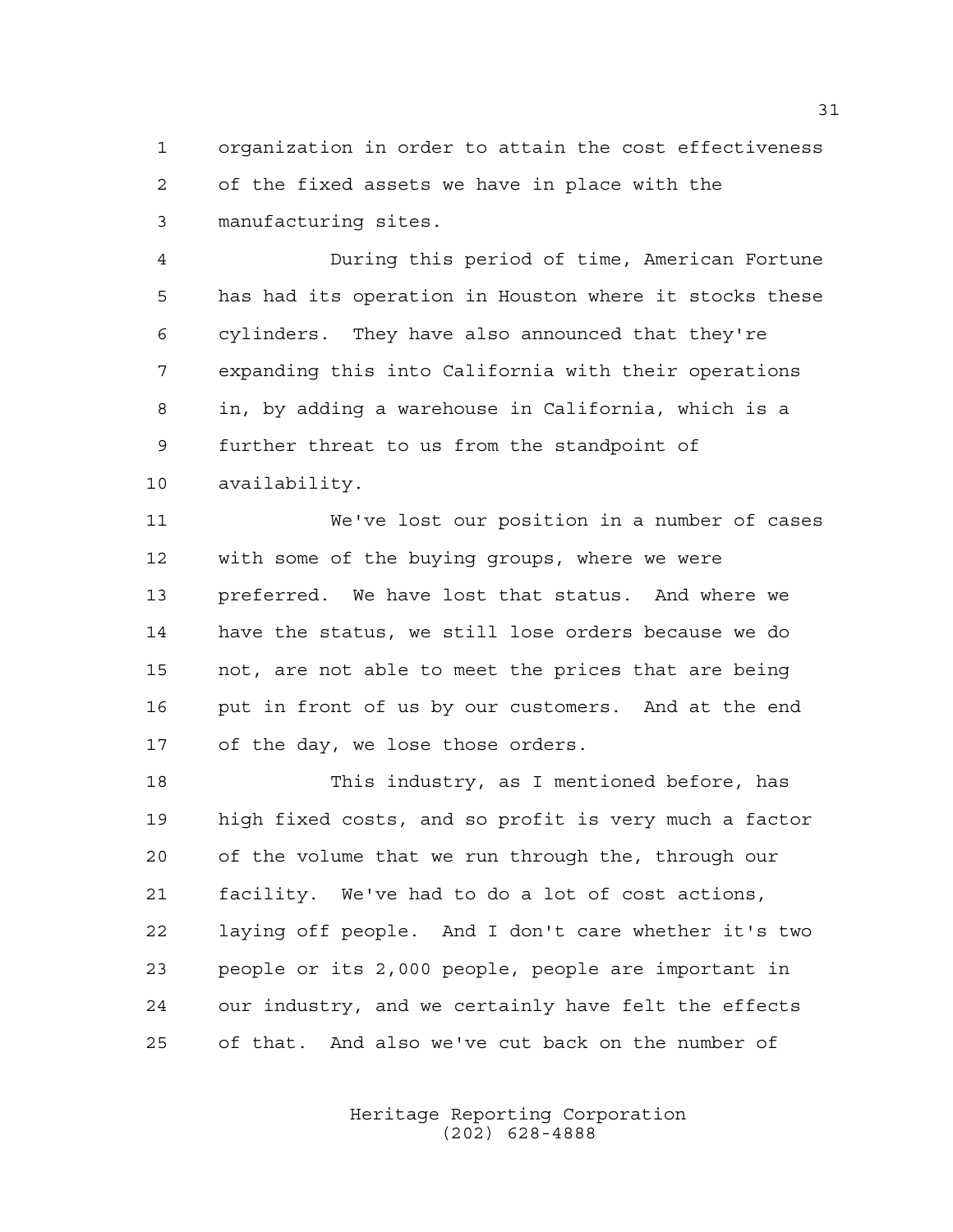organization in order to attain the cost effectiveness of the fixed assets we have in place with the manufacturing sites.

During this period of time, American Fortune has had its operation in Houston where it stocks these cylinders. They have also announced that they're expanding this into California with their operations in, by adding a warehouse in California, which is a further threat to us from the standpoint of availability.

We've lost our position in a number of cases with some of the buying groups, where we were preferred. We have lost that status. And where we have the status, we still lose orders because we do not, are not able to meet the prices that are being put in front of us by our customers. And at the end of the day, we lose those orders.

This industry, as I mentioned before, has high fixed costs, and so profit is very much a factor of the volume that we run through the, through our facility. We've had to do a lot of cost actions, laying off people. And I don't care whether it's two people or its 2,000 people, people are important in our industry, and we certainly have felt the effects of that. And also we've cut back on the number of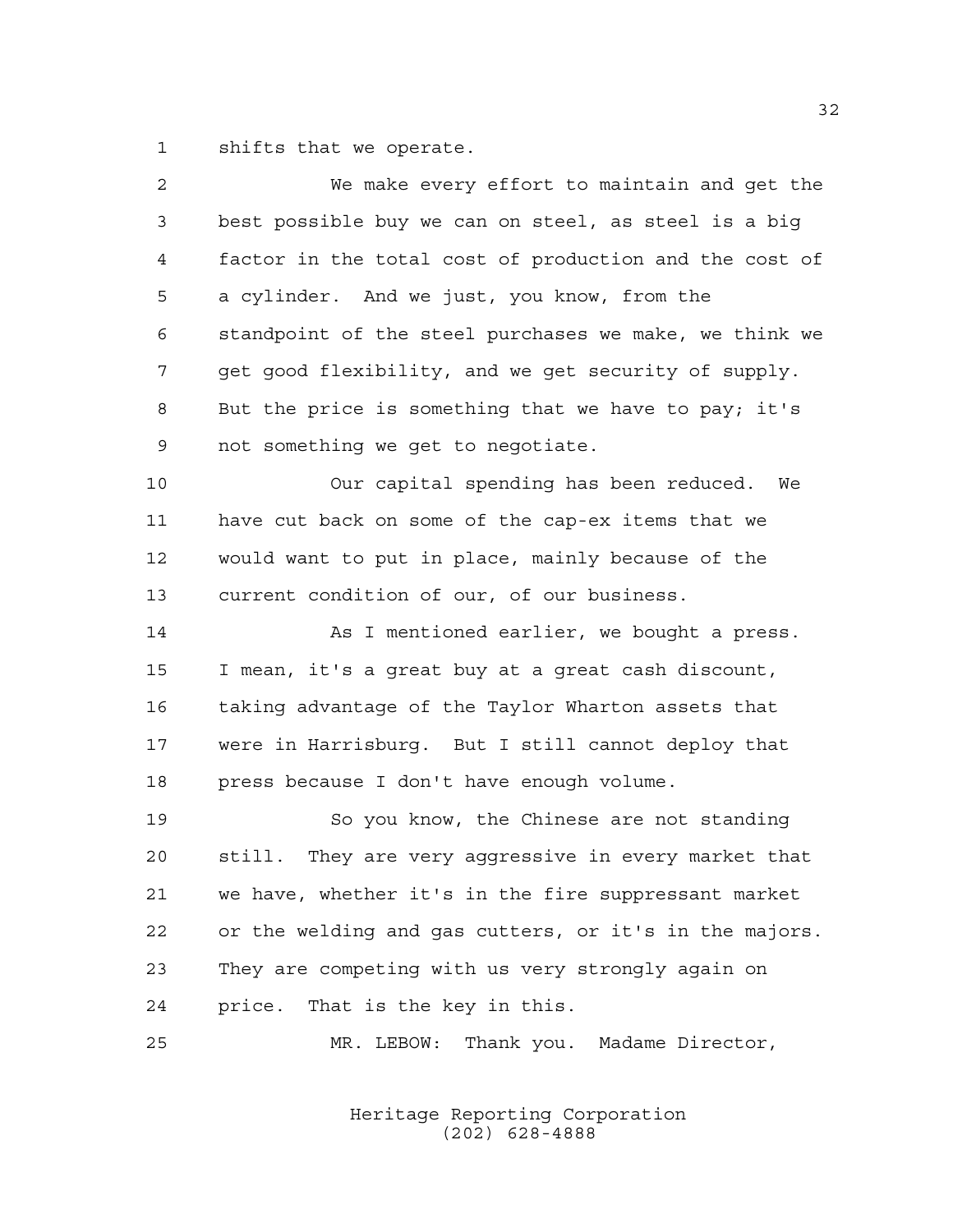shifts that we operate.

We make every effort to maintain and get the best possible buy we can on steel, as steel is a big factor in the total cost of production and the cost of a cylinder. And we just, you know, from the standpoint of the steel purchases we make, we think we get good flexibility, and we get security of supply. But the price is something that we have to pay; it's not something we get to negotiate.

Our capital spending has been reduced. We have cut back on some of the cap-ex items that we would want to put in place, mainly because of the current condition of our, of our business.

As I mentioned earlier, we bought a press. I mean, it's a great buy at a great cash discount, taking advantage of the Taylor Wharton assets that were in Harrisburg. But I still cannot deploy that press because I don't have enough volume.

So you know, the Chinese are not standing still. They are very aggressive in every market that we have, whether it's in the fire suppressant market or the welding and gas cutters, or it's in the majors. They are competing with us very strongly again on price. That is the key in this.

MR. LEBOW: Thank you. Madame Director,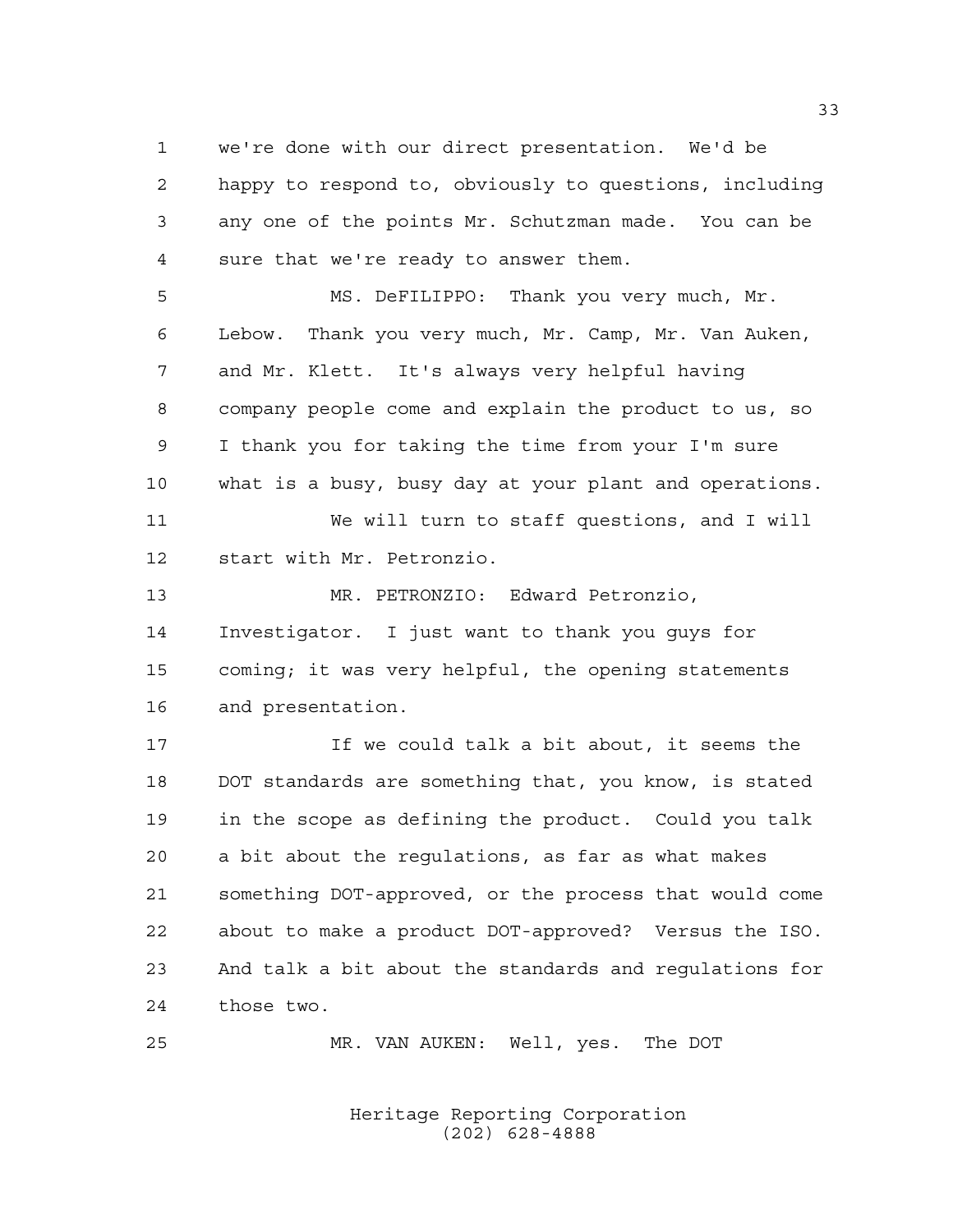we're done with our direct presentation. We'd be happy to respond to, obviously to questions, including any one of the points Mr. Schutzman made. You can be sure that we're ready to answer them.

MS. DeFILIPPO: Thank you very much, Mr. Lebow. Thank you very much, Mr. Camp, Mr. Van Auken, and Mr. Klett. It's always very helpful having company people come and explain the product to us, so I thank you for taking the time from your I'm sure what is a busy, busy day at your plant and operations.

We will turn to staff questions, and I will start with Mr. Petronzio.

MR. PETRONZIO: Edward Petronzio, Investigator. I just want to thank you guys for coming; it was very helpful, the opening statements and presentation.

If we could talk a bit about, it seems the DOT standards are something that, you know, is stated in the scope as defining the product. Could you talk a bit about the regulations, as far as what makes something DOT-approved, or the process that would come about to make a product DOT-approved? Versus the ISO. And talk a bit about the standards and regulations for those two.

MR. VAN AUKEN: Well, yes. The DOT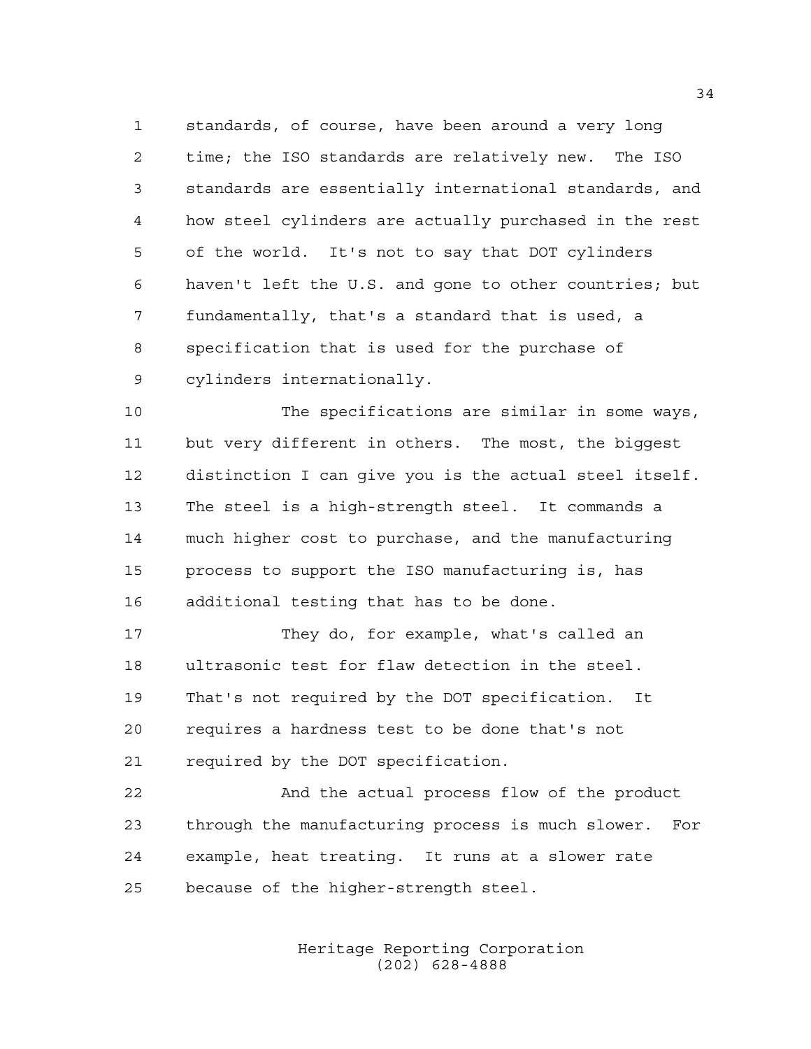standards, of course, have been around a very long time; the ISO standards are relatively new. The ISO standards are essentially international standards, and how steel cylinders are actually purchased in the rest of the world. It's not to say that DOT cylinders haven't left the U.S. and gone to other countries; but fundamentally, that's a standard that is used, a specification that is used for the purchase of cylinders internationally.

The specifications are similar in some ways, but very different in others. The most, the biggest distinction I can give you is the actual steel itself. The steel is a high-strength steel. It commands a much higher cost to purchase, and the manufacturing process to support the ISO manufacturing is, has additional testing that has to be done.

They do, for example, what's called an ultrasonic test for flaw detection in the steel. That's not required by the DOT specification. It requires a hardness test to be done that's not required by the DOT specification.

And the actual process flow of the product through the manufacturing process is much slower. For example, heat treating. It runs at a slower rate because of the higher-strength steel.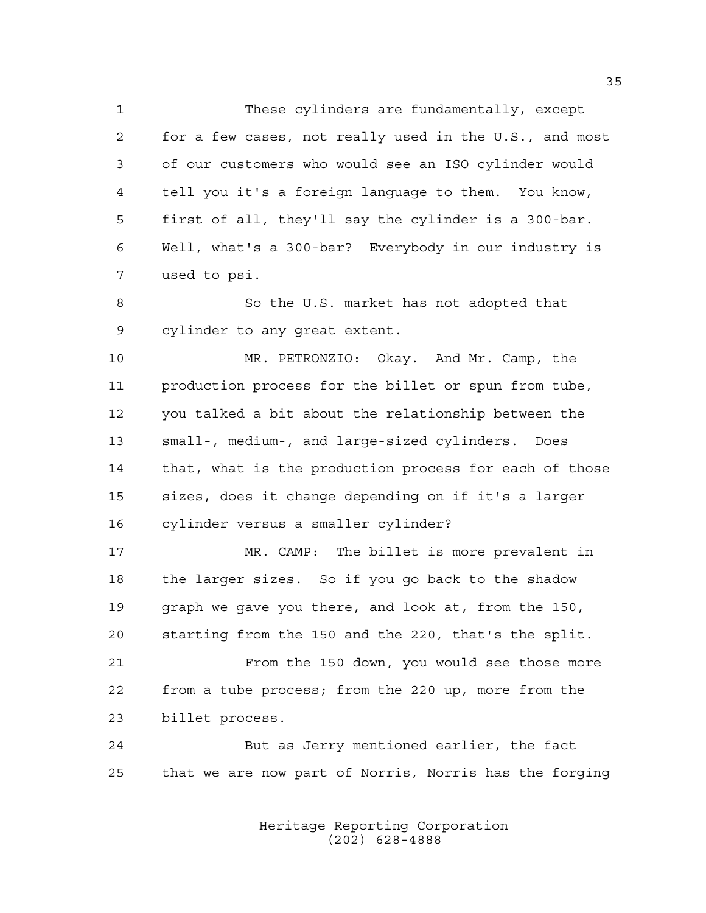These cylinders are fundamentally, except for a few cases, not really used in the U.S., and most of our customers who would see an ISO cylinder would tell you it's a foreign language to them. You know, first of all, they'll say the cylinder is a 300-bar. Well, what's a 300-bar? Everybody in our industry is used to psi.

So the U.S. market has not adopted that cylinder to any great extent.

MR. PETRONZIO: Okay. And Mr. Camp, the production process for the billet or spun from tube, you talked a bit about the relationship between the small-, medium-, and large-sized cylinders. Does that, what is the production process for each of those sizes, does it change depending on if it's a larger cylinder versus a smaller cylinder?

MR. CAMP: The billet is more prevalent in the larger sizes. So if you go back to the shadow graph we gave you there, and look at, from the 150, starting from the 150 and the 220, that's the split.

From the 150 down, you would see those more from a tube process; from the 220 up, more from the billet process.

But as Jerry mentioned earlier, the fact that we are now part of Norris, Norris has the forging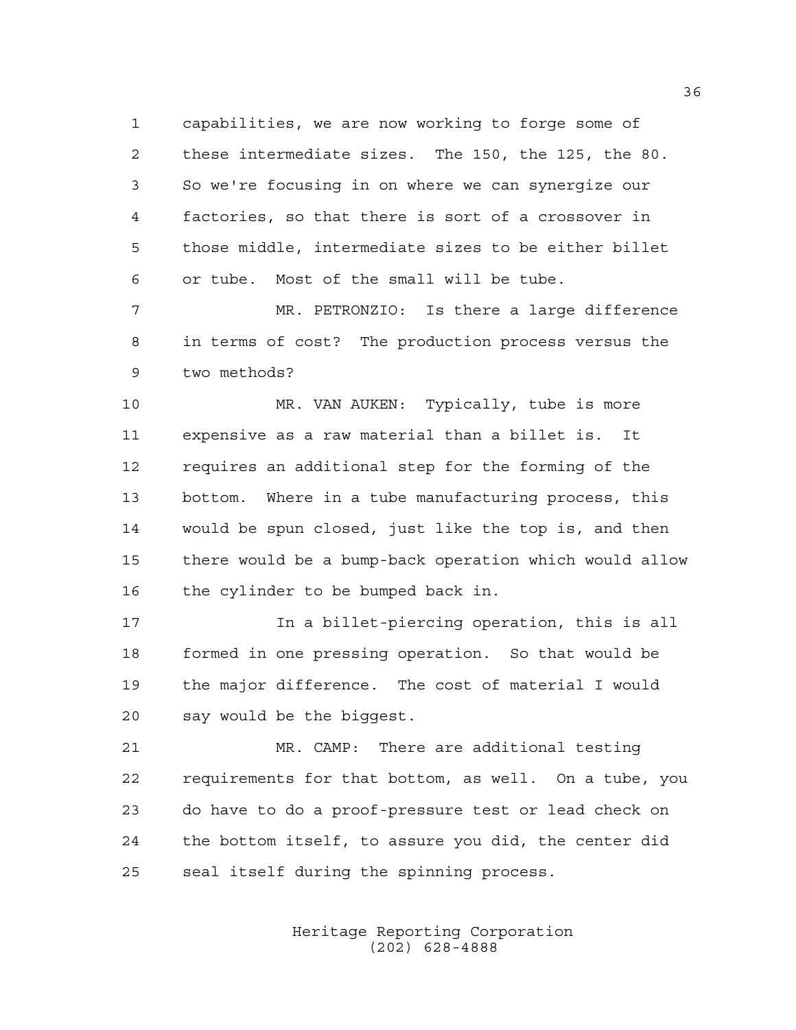capabilities, we are now working to forge some of these intermediate sizes. The 150, the 125, the 80. So we're focusing in on where we can synergize our factories, so that there is sort of a crossover in those middle, intermediate sizes to be either billet or tube. Most of the small will be tube.

MR. PETRONZIO: Is there a large difference in terms of cost? The production process versus the two methods?

MR. VAN AUKEN: Typically, tube is more expensive as a raw material than a billet is. It requires an additional step for the forming of the bottom. Where in a tube manufacturing process, this would be spun closed, just like the top is, and then there would be a bump-back operation which would allow the cylinder to be bumped back in.

In a billet-piercing operation, this is all formed in one pressing operation. So that would be the major difference. The cost of material I would say would be the biggest.

MR. CAMP: There are additional testing requirements for that bottom, as well. On a tube, you do have to do a proof-pressure test or lead check on the bottom itself, to assure you did, the center did seal itself during the spinning process.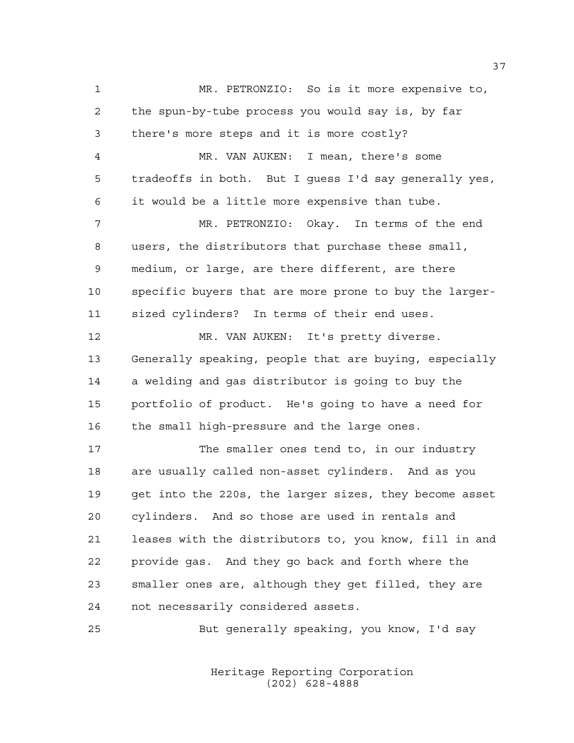MR. PETRONZIO: So is it more expensive to, the spun-by-tube process you would say is, by far there's more steps and it is more costly?

MR. VAN AUKEN: I mean, there's some tradeoffs in both. But I guess I'd say generally yes, it would be a little more expensive than tube.

MR. PETRONZIO: Okay. In terms of the end users, the distributors that purchase these small, medium, or large, are there different, are there specific buyers that are more prone to buy the larger-sized cylinders? In terms of their end uses.

MR. VAN AUKEN: It's pretty diverse. Generally speaking, people that are buying, especially a welding and gas distributor is going to buy the portfolio of product. He's going to have a need for the small high-pressure and the large ones.

The smaller ones tend to, in our industry are usually called non-asset cylinders. And as you get into the 220s, the larger sizes, they become asset cylinders. And so those are used in rentals and leases with the distributors to, you know, fill in and provide gas. And they go back and forth where the smaller ones are, although they get filled, they are not necessarily considered assets.

But generally speaking, you know, I'd say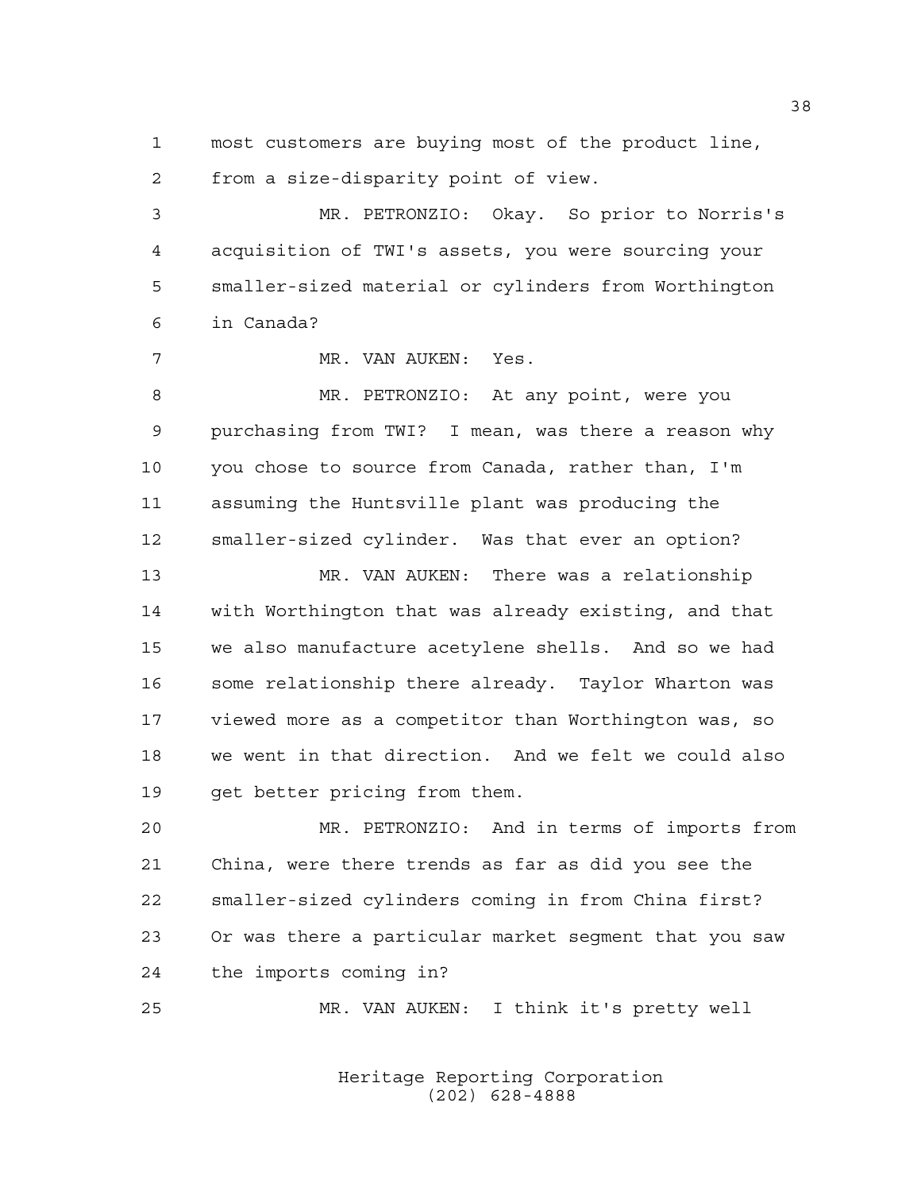most customers are buying most of the product line, from a size-disparity point of view.

MR. PETRONZIO: Okay. So prior to Norris's acquisition of TWI's assets, you were sourcing your smaller-sized material or cylinders from Worthington in Canada?

MR. VAN AUKEN: Yes.

MR. PETRONZIO: At any point, were you purchasing from TWI? I mean, was there a reason why you chose to source from Canada, rather than, I'm assuming the Huntsville plant was producing the smaller-sized cylinder. Was that ever an option?

MR. VAN AUKEN: There was a relationship with Worthington that was already existing, and that we also manufacture acetylene shells. And so we had some relationship there already. Taylor Wharton was viewed more as a competitor than Worthington was, so we went in that direction. And we felt we could also get better pricing from them.

MR. PETRONZIO: And in terms of imports from China, were there trends as far as did you see the smaller-sized cylinders coming in from China first? Or was there a particular market segment that you saw the imports coming in?

MR. VAN AUKEN: I think it's pretty well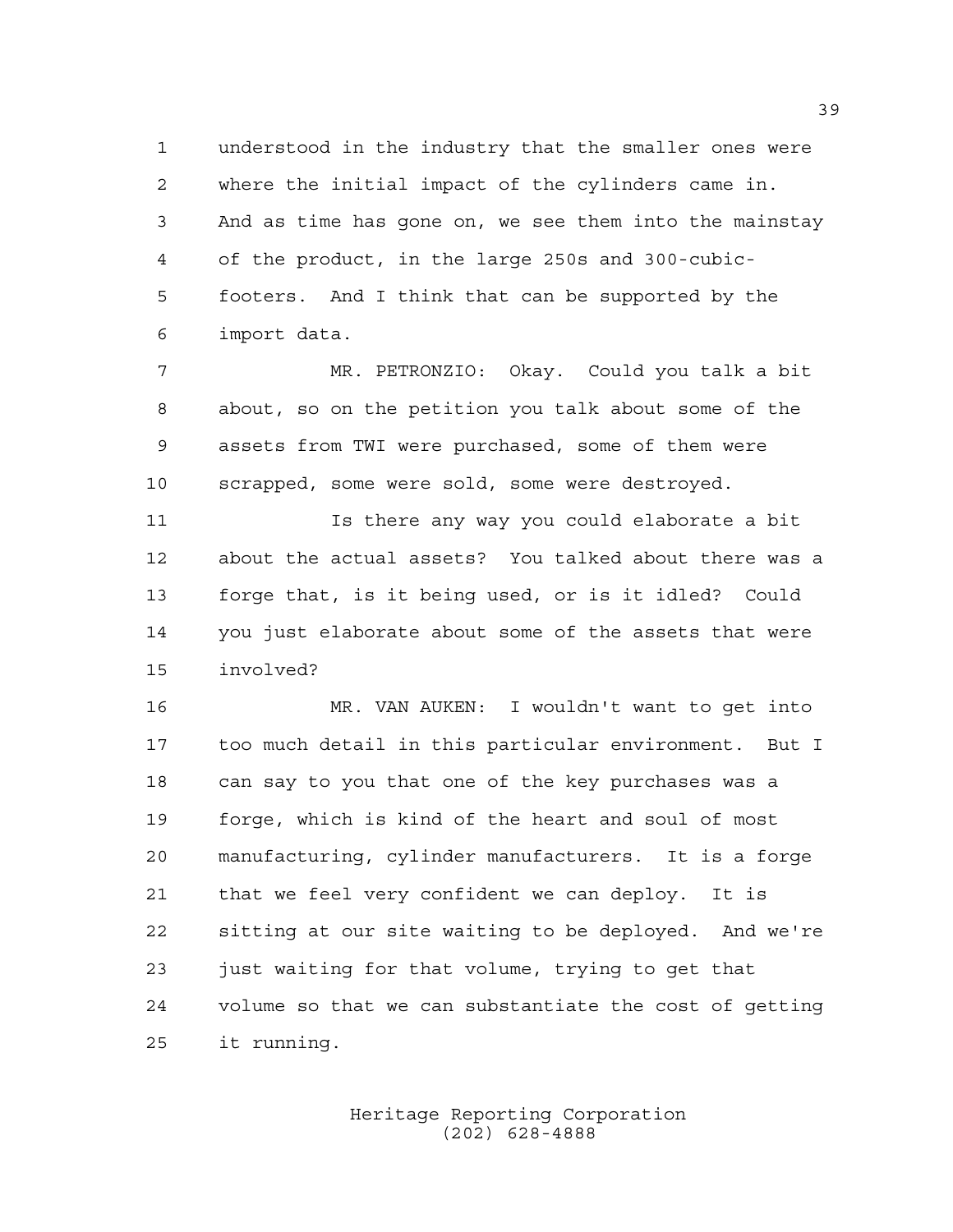understood in the industry that the smaller ones were where the initial impact of the cylinders came in. And as time has gone on, we see them into the mainstay of the product, in the large 250s and 300-cubic-footers. And I think that can be supported by the import data.

MR. PETRONZIO: Okay. Could you talk a bit about, so on the petition you talk about some of the assets from TWI were purchased, some of them were scrapped, some were sold, some were destroyed.

Is there any way you could elaborate a bit about the actual assets? You talked about there was a forge that, is it being used, or is it idled? Could you just elaborate about some of the assets that were involved?

MR. VAN AUKEN: I wouldn't want to get into too much detail in this particular environment. But I can say to you that one of the key purchases was a forge, which is kind of the heart and soul of most manufacturing, cylinder manufacturers. It is a forge that we feel very confident we can deploy. It is sitting at our site waiting to be deployed. And we're just waiting for that volume, trying to get that volume so that we can substantiate the cost of getting it running.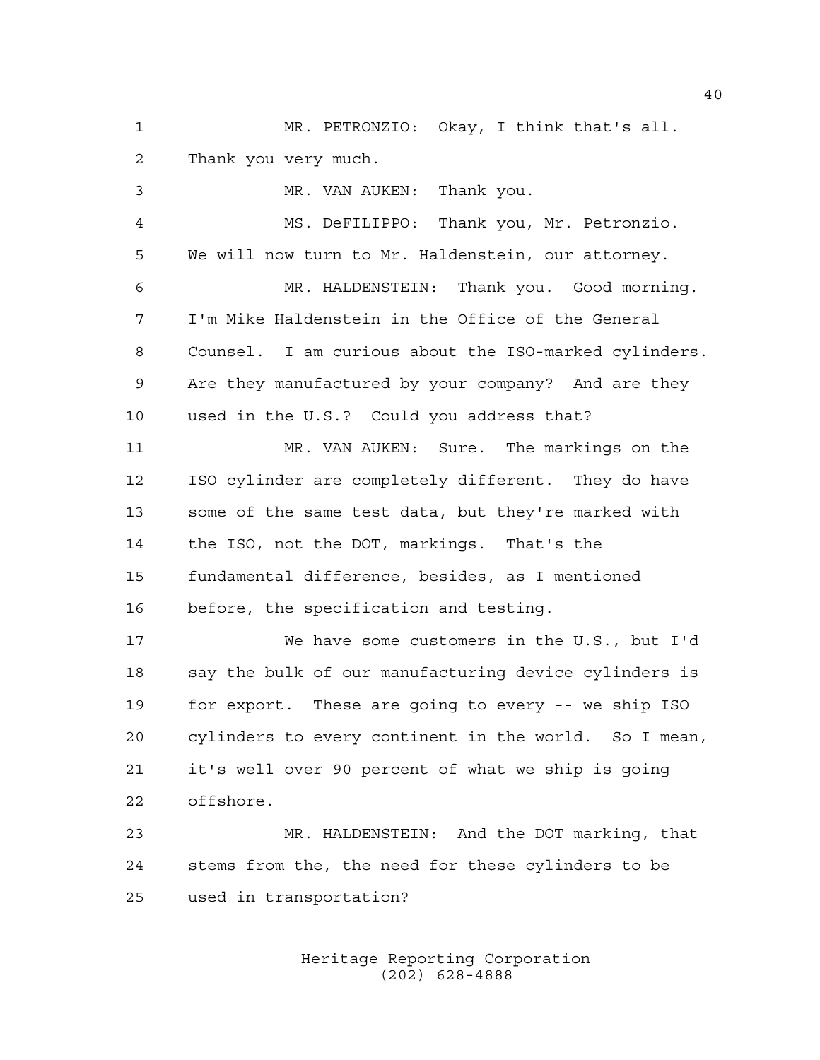MR. PETRONZIO: Okay, I think that's all. Thank you very much.

MR. VAN AUKEN: Thank you.

MS. DeFILIPPO: Thank you, Mr. Petronzio. We will now turn to Mr. Haldenstein, our attorney.

MR. HALDENSTEIN: Thank you. Good morning. I'm Mike Haldenstein in the Office of the General Counsel. I am curious about the ISO-marked cylinders. Are they manufactured by your company? And are they used in the U.S.? Could you address that?

MR. VAN AUKEN: Sure. The markings on the ISO cylinder are completely different. They do have some of the same test data, but they're marked with the ISO, not the DOT, markings. That's the fundamental difference, besides, as I mentioned before, the specification and testing.

We have some customers in the U.S., but I'd say the bulk of our manufacturing device cylinders is for export. These are going to every -- we ship ISO cylinders to every continent in the world. So I mean, it's well over 90 percent of what we ship is going offshore.

MR. HALDENSTEIN: And the DOT marking, that stems from the, the need for these cylinders to be used in transportation?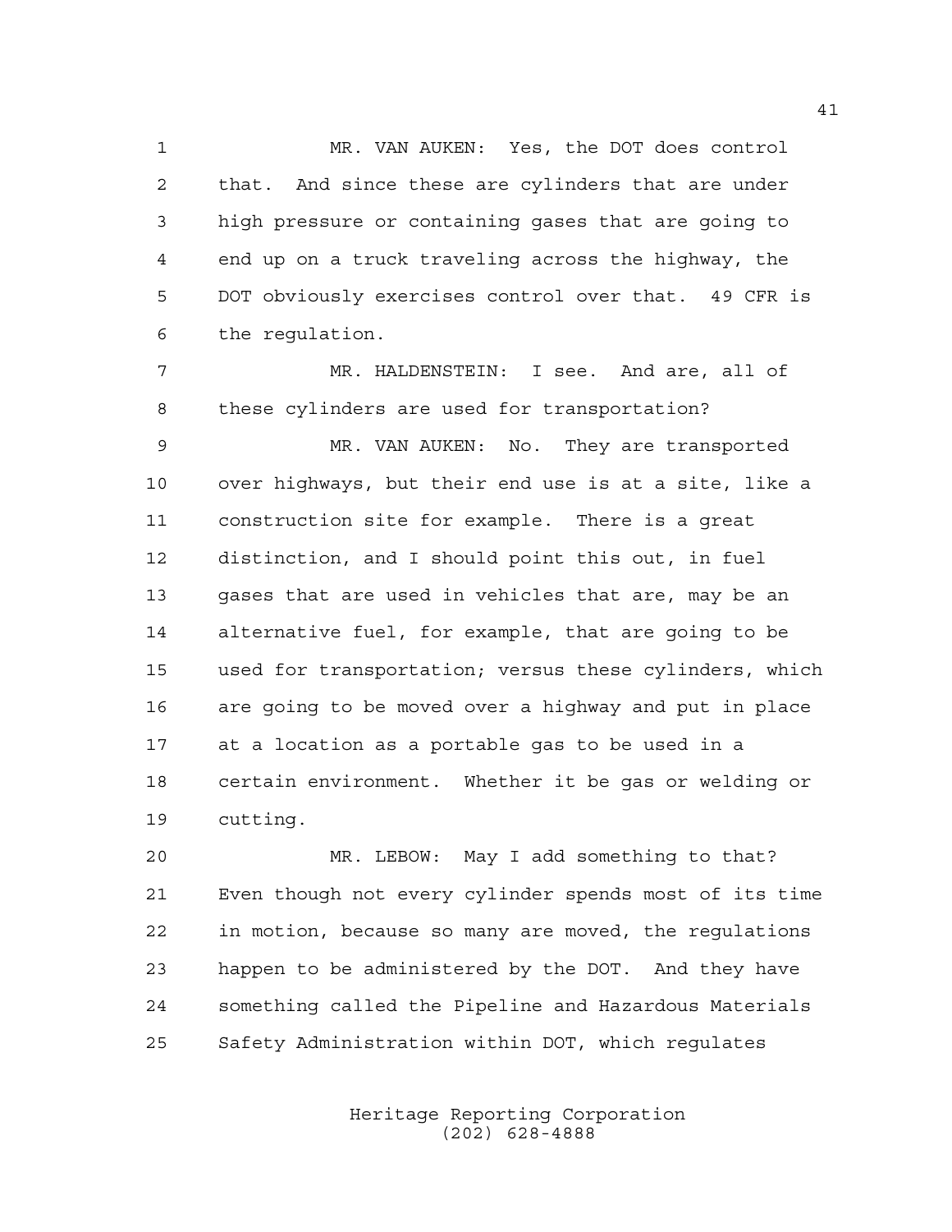MR. VAN AUKEN: Yes, the DOT does control that. And since these are cylinders that are under high pressure or containing gases that are going to end up on a truck traveling across the highway, the DOT obviously exercises control over that. 49 CFR is the regulation.

MR. HALDENSTEIN: I see. And are, all of these cylinders are used for transportation?

MR. VAN AUKEN: No. They are transported over highways, but their end use is at a site, like a construction site for example. There is a great distinction, and I should point this out, in fuel gases that are used in vehicles that are, may be an alternative fuel, for example, that are going to be used for transportation; versus these cylinders, which are going to be moved over a highway and put in place at a location as a portable gas to be used in a certain environment. Whether it be gas or welding or cutting.

MR. LEBOW: May I add something to that? Even though not every cylinder spends most of its time in motion, because so many are moved, the regulations happen to be administered by the DOT. And they have something called the Pipeline and Hazardous Materials Safety Administration within DOT, which regulates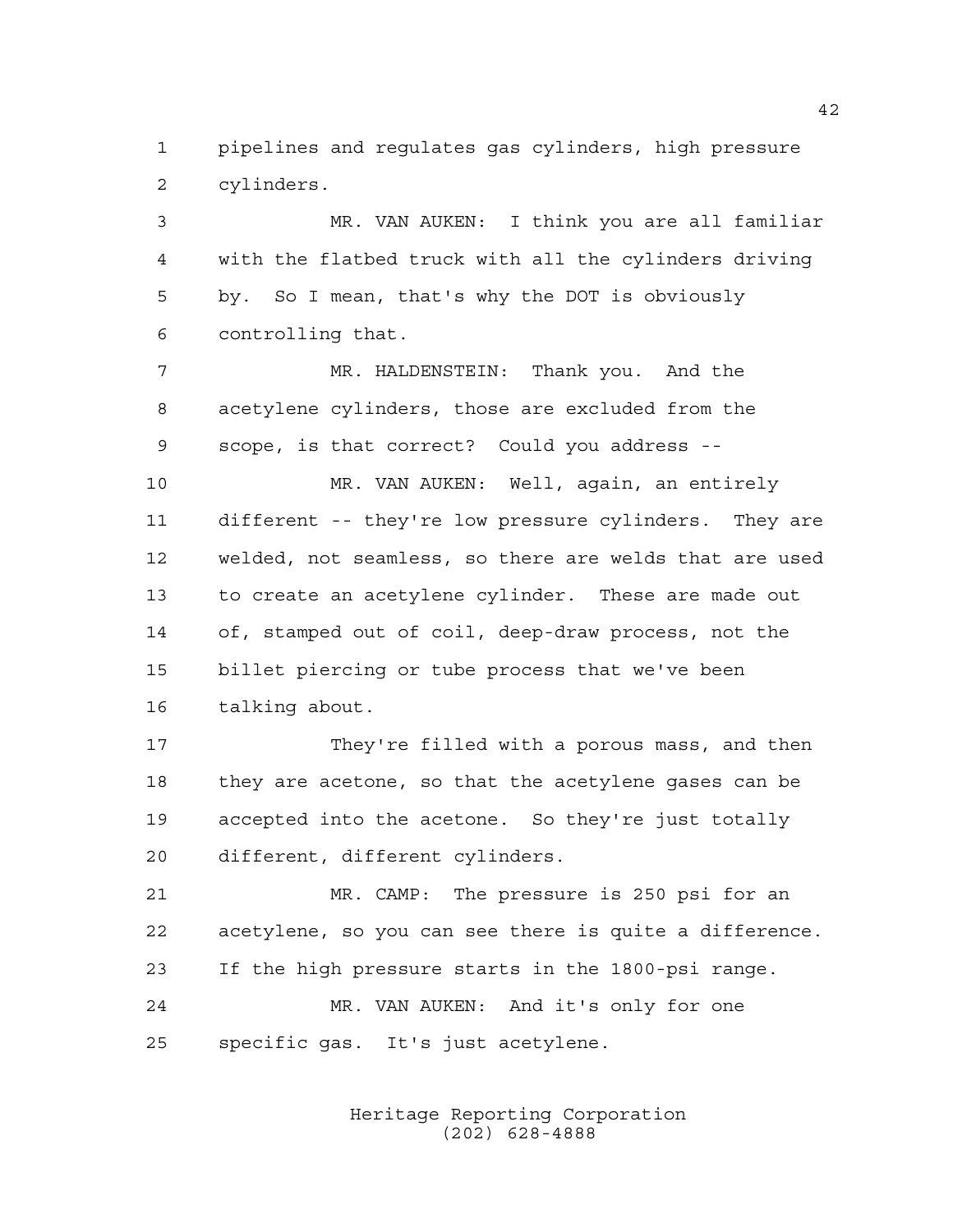pipelines and regulates gas cylinders, high pressure cylinders.

MR. VAN AUKEN: I think you are all familiar with the flatbed truck with all the cylinders driving by. So I mean, that's why the DOT is obviously controlling that.

MR. HALDENSTEIN: Thank you. And the acetylene cylinders, those are excluded from the scope, is that correct? Could you address --

MR. VAN AUKEN: Well, again, an entirely different -- they're low pressure cylinders. They are welded, not seamless, so there are welds that are used to create an acetylene cylinder. These are made out of, stamped out of coil, deep-draw process, not the billet piercing or tube process that we've been talking about.

They're filled with a porous mass, and then they are acetone, so that the acetylene gases can be accepted into the acetone. So they're just totally different, different cylinders.

MR. CAMP: The pressure is 250 psi for an acetylene, so you can see there is quite a difference. If the high pressure starts in the 1800-psi range.

MR. VAN AUKEN: And it's only for one specific gas. It's just acetylene.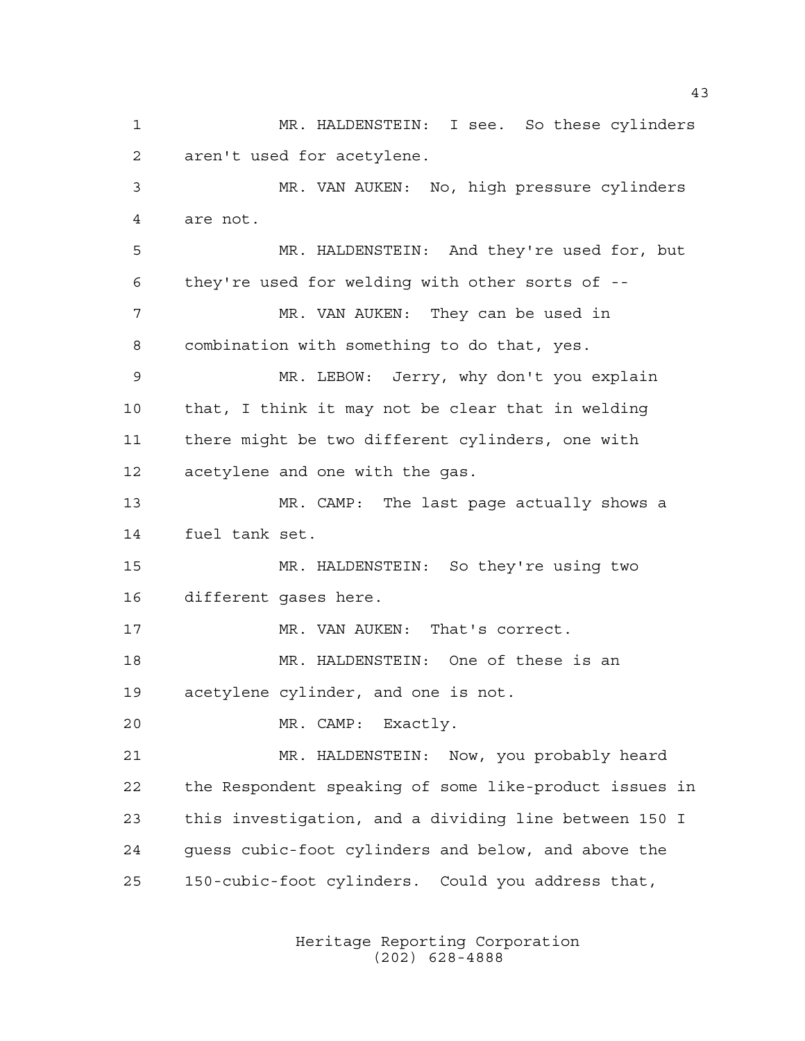MR. HALDENSTEIN: I see. So these cylinders aren't used for acetylene.

MR. VAN AUKEN: No, high pressure cylinders are not.

MR. HALDENSTEIN: And they're used for, but they're used for welding with other sorts of --

MR. VAN AUKEN: They can be used in combination with something to do that, yes.

MR. LEBOW: Jerry, why don't you explain that, I think it may not be clear that in welding there might be two different cylinders, one with acetylene and one with the gas.

MR. CAMP: The last page actually shows a fuel tank set.

MR. HALDENSTEIN: So they're using two different gases here.

MR. VAN AUKEN: That's correct.

MR. HALDENSTEIN: One of these is an acetylene cylinder, and one is not.

MR. CAMP: Exactly.

MR. HALDENSTEIN: Now, you probably heard the Respondent speaking of some like-product issues in this investigation, and a dividing line between 150 I guess cubic-foot cylinders and below, and above the 150-cubic-foot cylinders. Could you address that,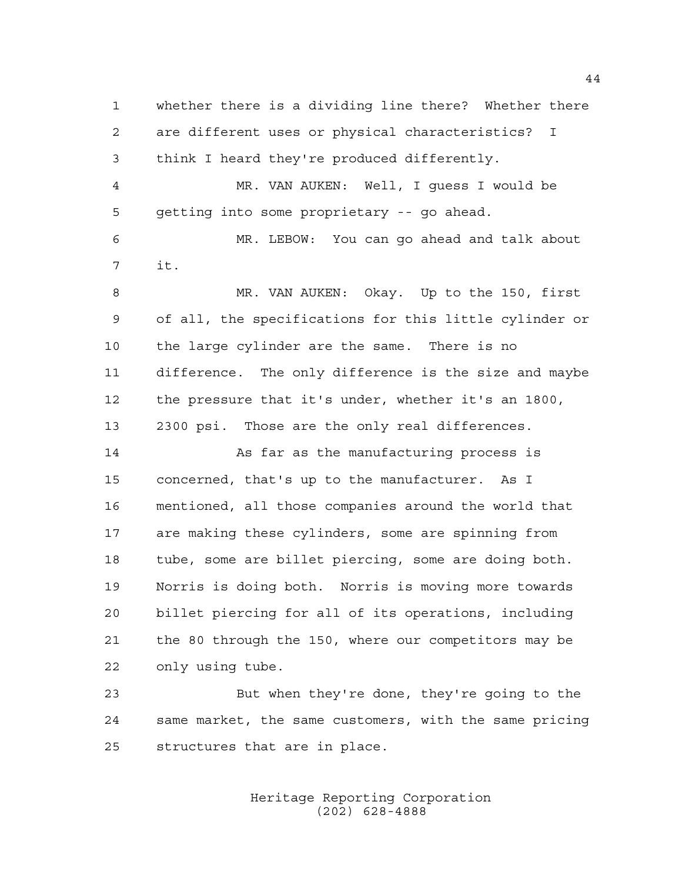whether there is a dividing line there? Whether there are different uses or physical characteristics? I think I heard they're produced differently.

MR. VAN AUKEN: Well, I guess I would be getting into some proprietary -- go ahead.

MR. LEBOW: You can go ahead and talk about it.

MR. VAN AUKEN: Okay. Up to the 150, first of all, the specifications for this little cylinder or the large cylinder are the same. There is no difference. The only difference is the size and maybe the pressure that it's under, whether it's an 1800, 2300 psi. Those are the only real differences.

As far as the manufacturing process is concerned, that's up to the manufacturer. As I mentioned, all those companies around the world that are making these cylinders, some are spinning from tube, some are billet piercing, some are doing both. Norris is doing both. Norris is moving more towards billet piercing for all of its operations, including the 80 through the 150, where our competitors may be only using tube.

But when they're done, they're going to the same market, the same customers, with the same pricing structures that are in place.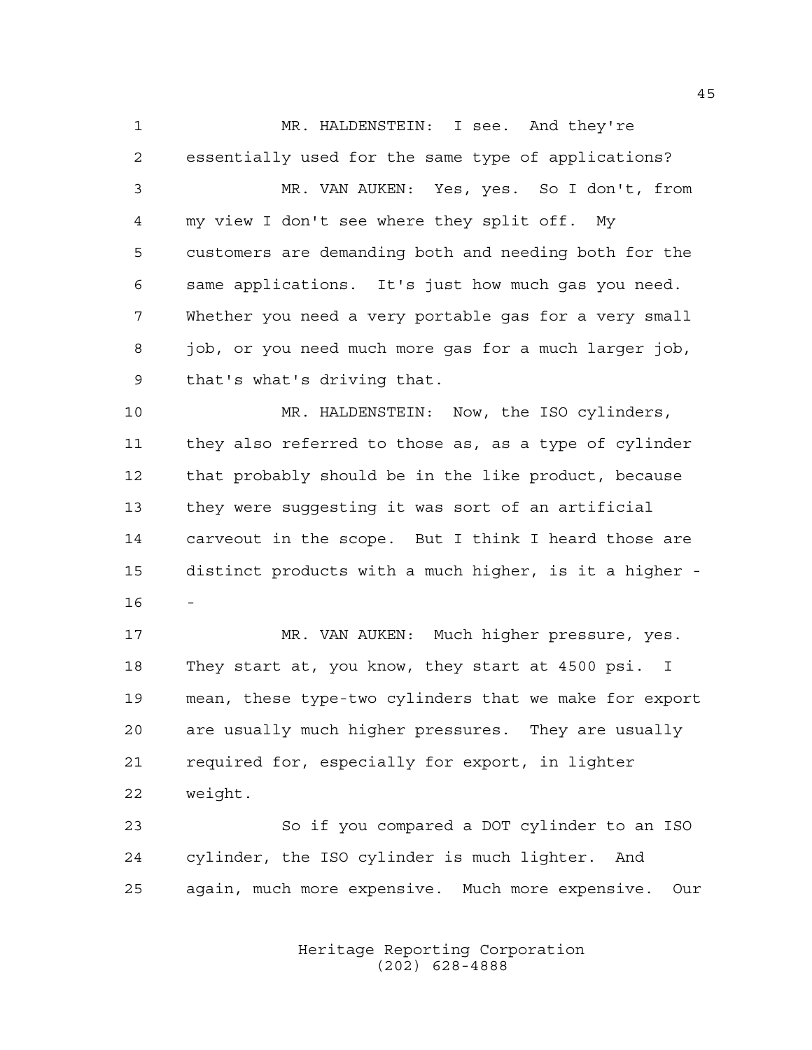MR. HALDENSTEIN: I see. And they're essentially used for the same type of applications?

MR. VAN AUKEN: Yes, yes. So I don't, from my view I don't see where they split off. My customers are demanding both and needing both for the same applications. It's just how much gas you need. Whether you need a very portable gas for a very small job, or you need much more gas for a much larger job, that's what's driving that.

MR. HALDENSTEIN: Now, the ISO cylinders, they also referred to those as, as a type of cylinder that probably should be in the like product, because they were suggesting it was sort of an artificial carveout in the scope. But I think I heard those are distinct products with a much higher, is it a higher --

MR. VAN AUKEN: Much higher pressure, yes. They start at, you know, they start at 4500 psi. I mean, these type-two cylinders that we make for export are usually much higher pressures. They are usually required for, especially for export, in lighter weight.

So if you compared a DOT cylinder to an ISO cylinder, the ISO cylinder is much lighter. And again, much more expensive. Much more expensive. Our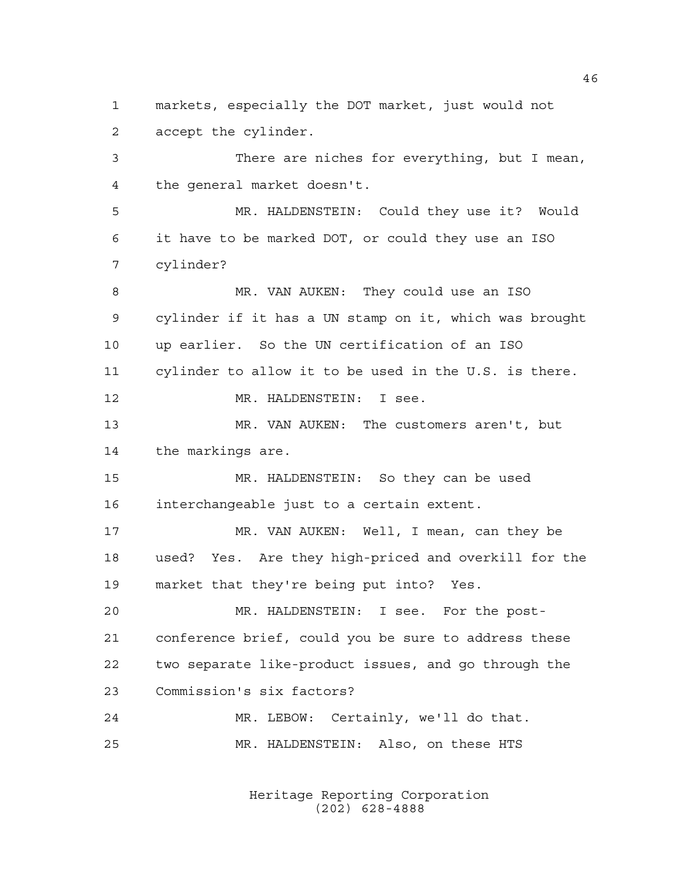markets, especially the DOT market, just would not accept the cylinder.

There are niches for everything, but I mean, the general market doesn't.

MR. HALDENSTEIN: Could they use it? Would it have to be marked DOT, or could they use an ISO cylinder?

MR. VAN AUKEN: They could use an ISO cylinder if it has a UN stamp on it, which was brought up earlier. So the UN certification of an ISO cylinder to allow it to be used in the U.S. is there.

MR. HALDENSTEIN: I see.

MR. VAN AUKEN: The customers aren't, but the markings are.

MR. HALDENSTEIN: So they can be used interchangeable just to a certain extent.

MR. VAN AUKEN: Well, I mean, can they be used? Yes. Are they high-priced and overkill for the market that they're being put into? Yes.

MR. HALDENSTEIN: I see. For the post-conference brief, could you be sure to address these two separate like-product issues, and go through the Commission's six factors?

MR. LEBOW: Certainly, we'll do that.

MR. HALDENSTEIN: Also, on these HTS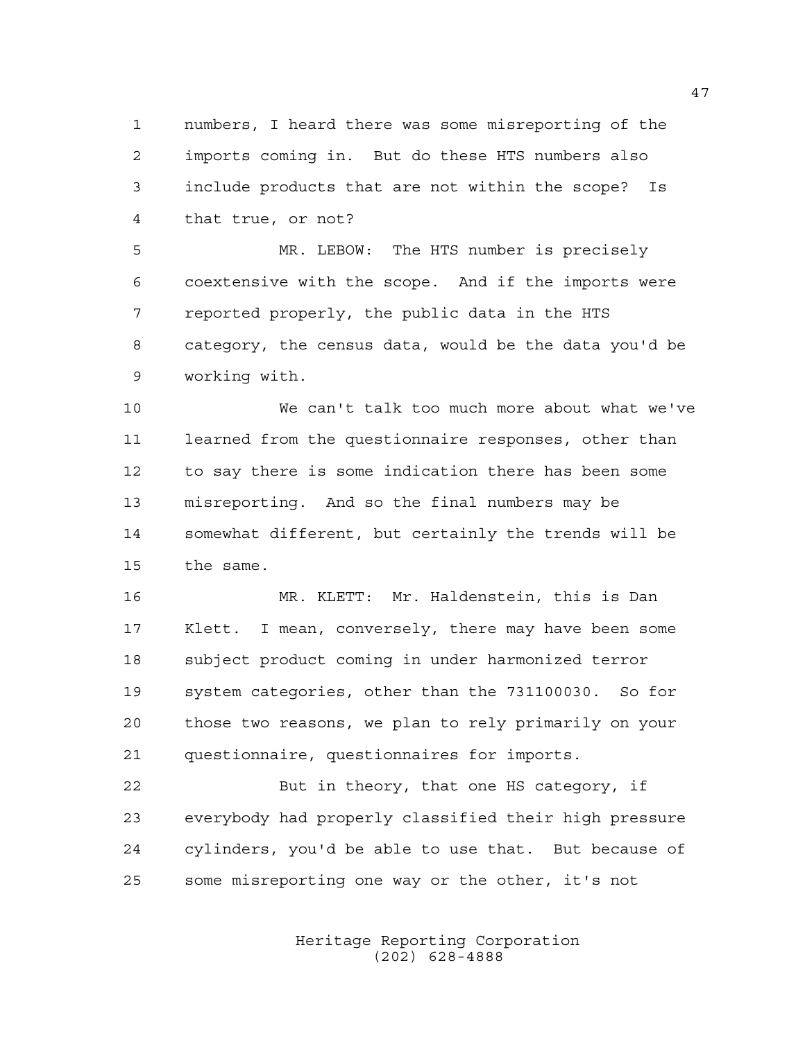numbers, I heard there was some misreporting of the imports coming in. But do these HTS numbers also include products that are not within the scope? Is that true, or not?

MR. LEBOW: The HTS number is precisely coextensive with the scope. And if the imports were reported properly, the public data in the HTS category, the census data, would be the data you'd be working with.

We can't talk too much more about what we've learned from the questionnaire responses, other than to say there is some indication there has been some misreporting. And so the final numbers may be somewhat different, but certainly the trends will be the same.

MR. KLETT: Mr. Haldenstein, this is Dan Klett. I mean, conversely, there may have been some subject product coming in under harmonized terror system categories, other than the 731100030. So for those two reasons, we plan to rely primarily on your questionnaire, questionnaires for imports.

But in theory, that one HS category, if everybody had properly classified their high pressure cylinders, you'd be able to use that. But because of some misreporting one way or the other, it's not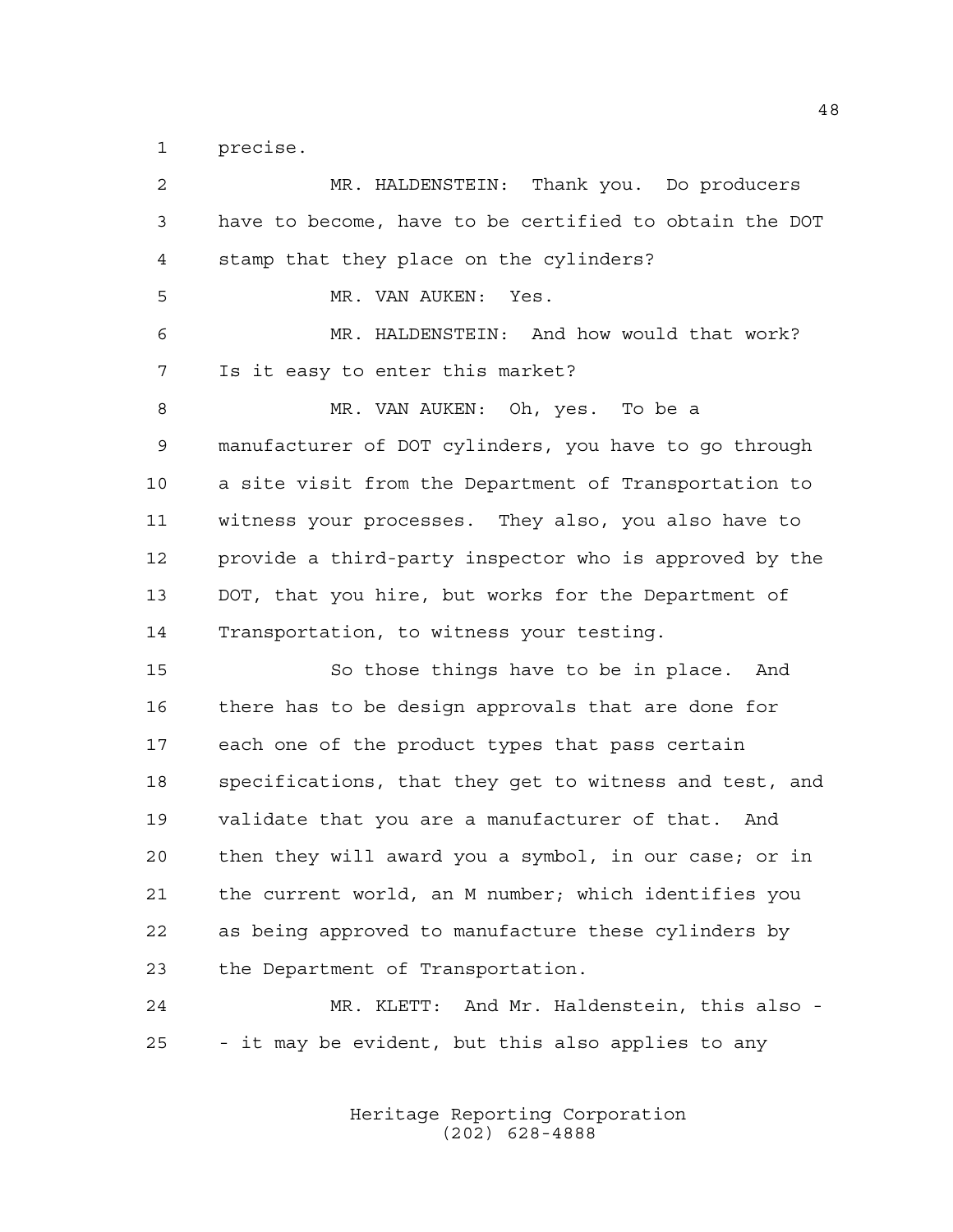precise.

MR. HALDENSTEIN: Thank you. Do producers have to become, have to be certified to obtain the DOT stamp that they place on the cylinders?

MR. VAN AUKEN: Yes.

MR. HALDENSTEIN: And how would that work? Is it easy to enter this market?

MR. VAN AUKEN: Oh, yes. To be a manufacturer of DOT cylinders, you have to go through a site visit from the Department of Transportation to witness your processes. They also, you also have to provide a third-party inspector who is approved by the DOT, that you hire, but works for the Department of Transportation, to witness your testing.

So those things have to be in place. And there has to be design approvals that are done for each one of the product types that pass certain specifications, that they get to witness and test, and validate that you are a manufacturer of that. And then they will award you a symbol, in our case; or in the current world, an M number; which identifies you as being approved to manufacture these cylinders by the Department of Transportation.

MR. KLETT: And Mr. Haldenstein, this also -- it may be evident, but this also applies to any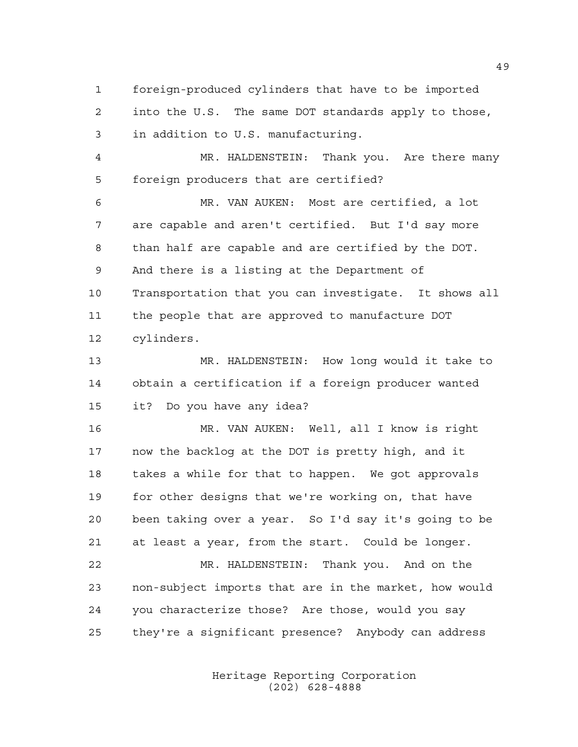foreign-produced cylinders that have to be imported into the U.S. The same DOT standards apply to those, in addition to U.S. manufacturing.

MR. HALDENSTEIN: Thank you. Are there many foreign producers that are certified?

MR. VAN AUKEN: Most are certified, a lot are capable and aren't certified. But I'd say more than half are capable and are certified by the DOT. And there is a listing at the Department of Transportation that you can investigate. It shows all the people that are approved to manufacture DOT cylinders.

MR. HALDENSTEIN: How long would it take to obtain a certification if a foreign producer wanted it? Do you have any idea?

MR. VAN AUKEN: Well, all I know is right now the backlog at the DOT is pretty high, and it takes a while for that to happen. We got approvals for other designs that we're working on, that have been taking over a year. So I'd say it's going to be at least a year, from the start. Could be longer.

MR. HALDENSTEIN: Thank you. And on the non-subject imports that are in the market, how would you characterize those? Are those, would you say they're a significant presence? Anybody can address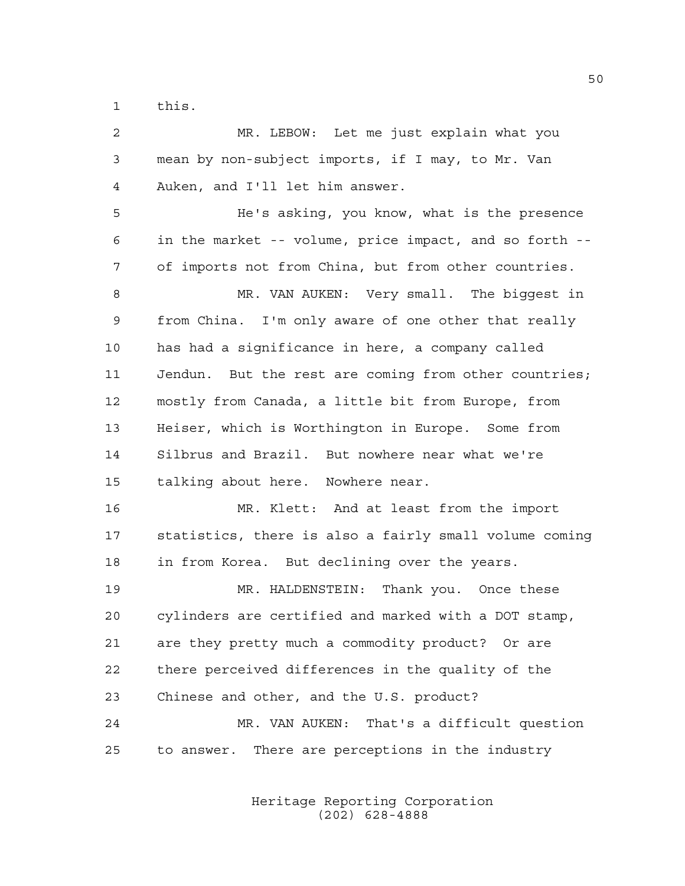this.

MR. LEBOW: Let me just explain what you mean by non-subject imports, if I may, to Mr. Van Auken, and I'll let him answer.

He's asking, you know, what is the presence in the market -- volume, price impact, and so forth -- of imports not from China, but from other countries.

MR. VAN AUKEN: Very small. The biggest in from China. I'm only aware of one other that really has had a significance in here, a company called Jendun. But the rest are coming from other countries; mostly from Canada, a little bit from Europe, from Heiser, which is Worthington in Europe. Some from Silbrus and Brazil. But nowhere near what we're talking about here. Nowhere near.

MR. Klett: And at least from the import statistics, there is also a fairly small volume coming in from Korea. But declining over the years.

MR. HALDENSTEIN: Thank you. Once these cylinders are certified and marked with a DOT stamp, are they pretty much a commodity product? Or are there perceived differences in the quality of the Chinese and other, and the U.S. product?

MR. VAN AUKEN: That's a difficult question to answer. There are perceptions in the industry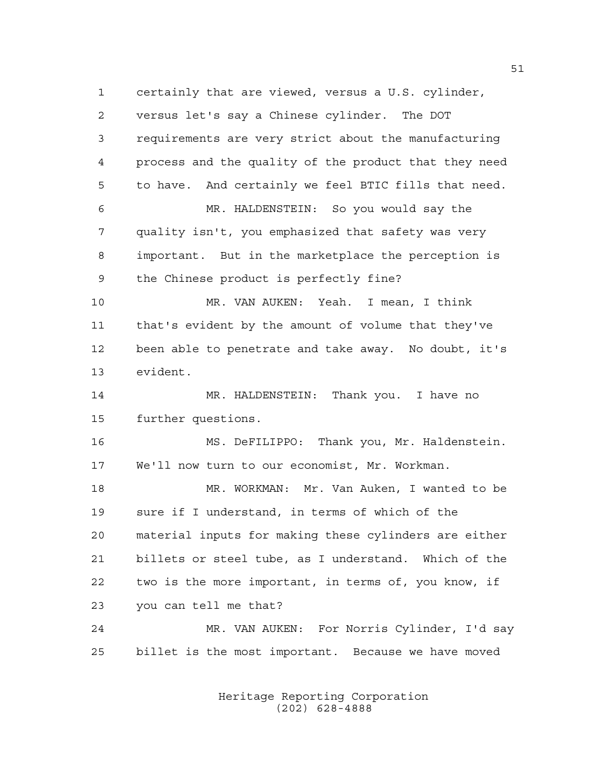certainly that are viewed, versus a U.S. cylinder, versus let's say a Chinese cylinder. The DOT requirements are very strict about the manufacturing process and the quality of the product that they need to have. And certainly we feel BTIC fills that need.

MR. HALDENSTEIN: So you would say the quality isn't, you emphasized that safety was very important. But in the marketplace the perception is the Chinese product is perfectly fine?

MR. VAN AUKEN: Yeah. I mean, I think that's evident by the amount of volume that they've been able to penetrate and take away. No doubt, it's evident.

MR. HALDENSTEIN: Thank you. I have no further questions.

MS. DeFILIPPO: Thank you, Mr. Haldenstein. We'll now turn to our economist, Mr. Workman.

MR. WORKMAN: Mr. Van Auken, I wanted to be sure if I understand, in terms of which of the material inputs for making these cylinders are either billets or steel tube, as I understand. Which of the two is the more important, in terms of, you know, if you can tell me that?

MR. VAN AUKEN: For Norris Cylinder, I'd say billet is the most important. Because we have moved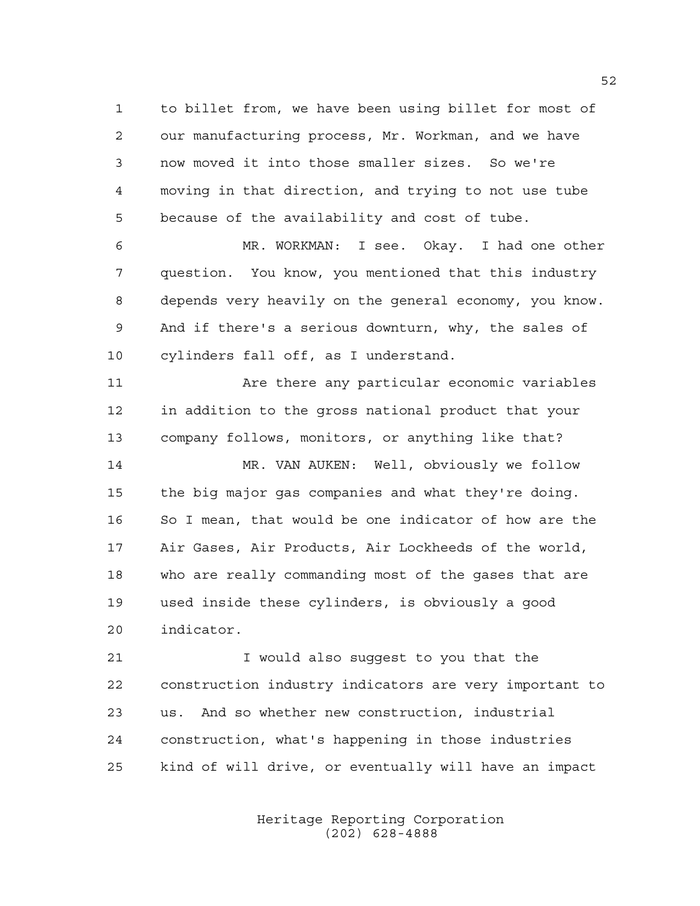to billet from, we have been using billet for most of our manufacturing process, Mr. Workman, and we have now moved it into those smaller sizes. So we're moving in that direction, and trying to not use tube because of the availability and cost of tube.

MR. WORKMAN: I see. Okay. I had one other question. You know, you mentioned that this industry depends very heavily on the general economy, you know. And if there's a serious downturn, why, the sales of cylinders fall off, as I understand.

Are there any particular economic variables in addition to the gross national product that your company follows, monitors, or anything like that?

MR. VAN AUKEN: Well, obviously we follow the big major gas companies and what they're doing. So I mean, that would be one indicator of how are the Air Gases, Air Products, Air Lockheeds of the world, who are really commanding most of the gases that are used inside these cylinders, is obviously a good indicator.

I would also suggest to you that the construction industry indicators are very important to us. And so whether new construction, industrial construction, what's happening in those industries kind of will drive, or eventually will have an impact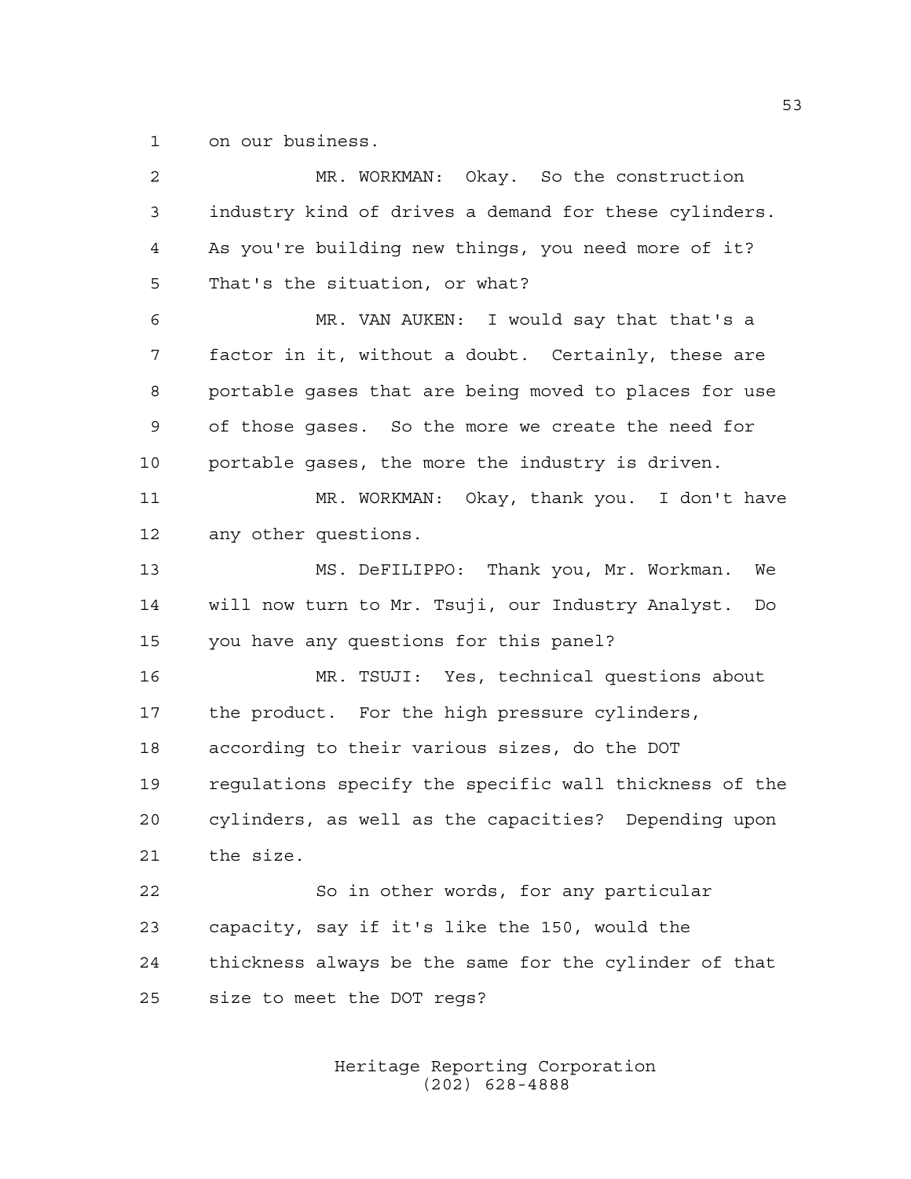on our business.

MR. WORKMAN: Okay. So the construction industry kind of drives a demand for these cylinders. As you're building new things, you need more of it? That's the situation, or what?

MR. VAN AUKEN: I would say that that's a factor in it, without a doubt. Certainly, these are portable gases that are being moved to places for use of those gases. So the more we create the need for portable gases, the more the industry is driven.

MR. WORKMAN: Okay, thank you. I don't have any other questions.

MS. DeFILIPPO: Thank you, Mr. Workman. We will now turn to Mr. Tsuji, our Industry Analyst. Do you have any questions for this panel?

MR. TSUJI: Yes, technical questions about the product. For the high pressure cylinders, according to their various sizes, do the DOT regulations specify the specific wall thickness of the cylinders, as well as the capacities? Depending upon the size.

So in other words, for any particular capacity, say if it's like the 150, would the thickness always be the same for the cylinder of that size to meet the DOT regs?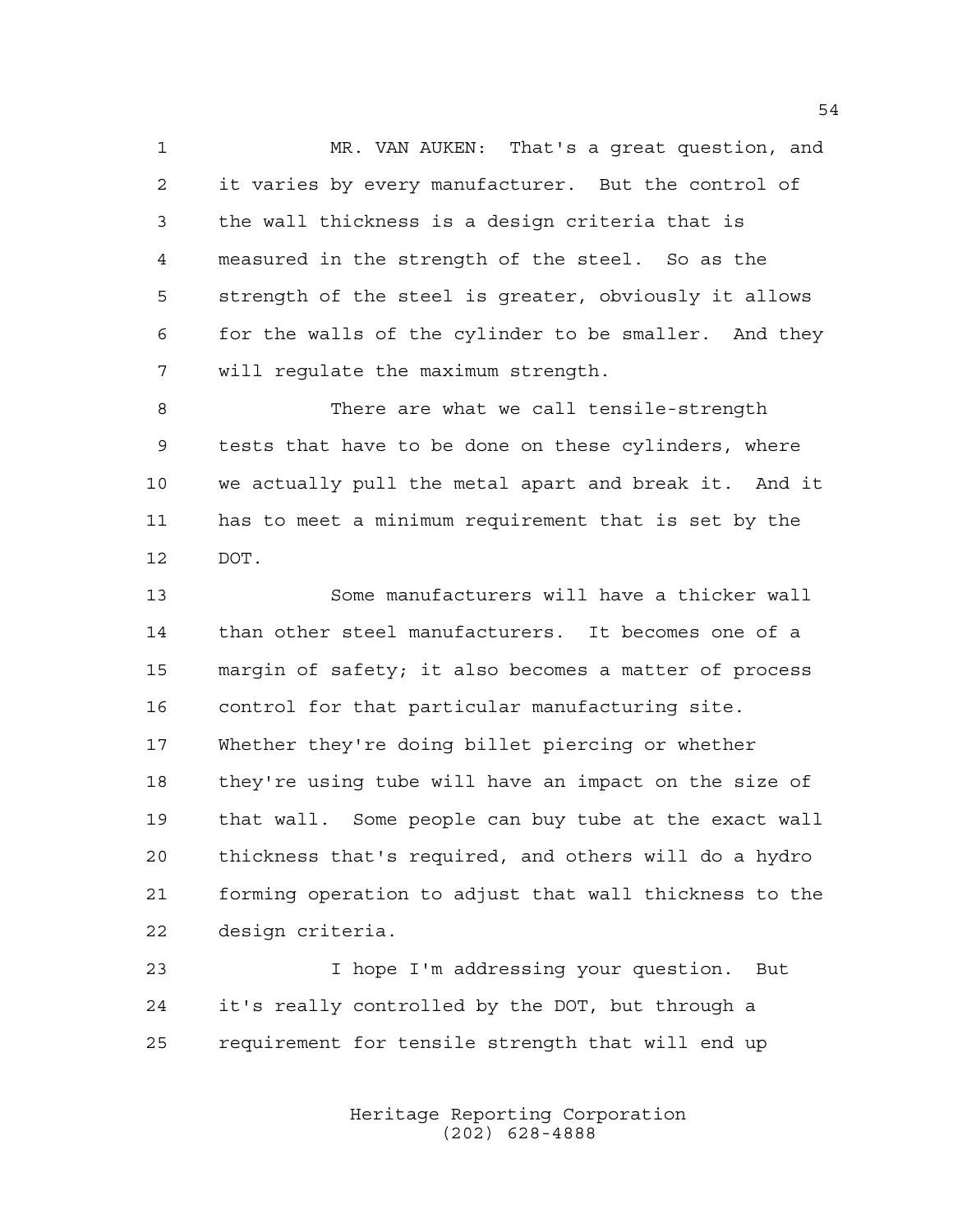MR. VAN AUKEN: That's a great question, and it varies by every manufacturer. But the control of the wall thickness is a design criteria that is measured in the strength of the steel. So as the strength of the steel is greater, obviously it allows for the walls of the cylinder to be smaller. And they will regulate the maximum strength.

There are what we call tensile-strength tests that have to be done on these cylinders, where we actually pull the metal apart and break it. And it has to meet a minimum requirement that is set by the DOT.

Some manufacturers will have a thicker wall than other steel manufacturers. It becomes one of a margin of safety; it also becomes a matter of process control for that particular manufacturing site. Whether they're doing billet piercing or whether they're using tube will have an impact on the size of that wall. Some people can buy tube at the exact wall thickness that's required, and others will do a hydro forming operation to adjust that wall thickness to the design criteria.

I hope I'm addressing your question. But it's really controlled by the DOT, but through a requirement for tensile strength that will end up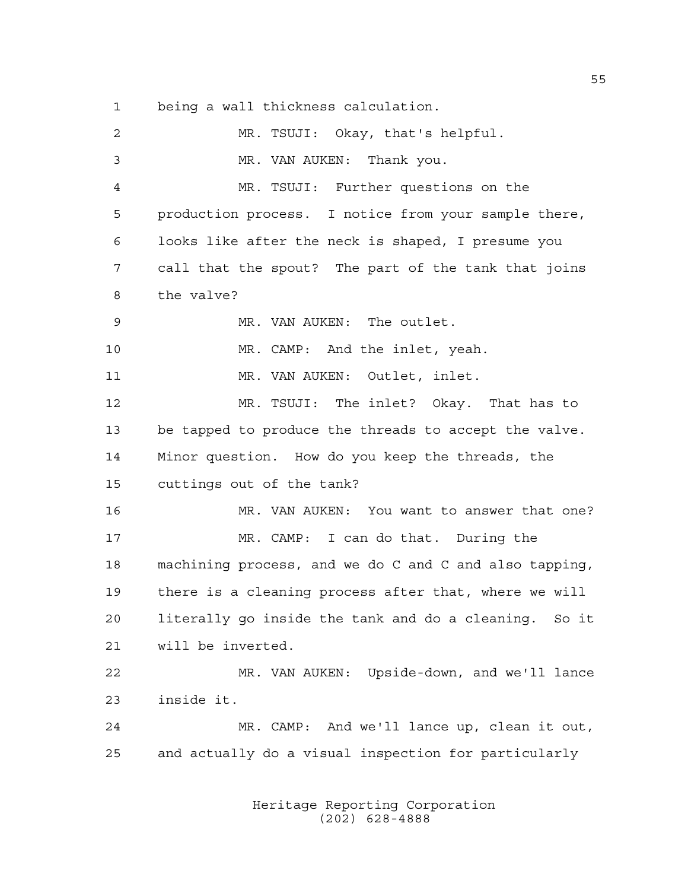being a wall thickness calculation.

MR. TSUJI: Okay, that's helpful.

MR. VAN AUKEN: Thank you.

MR. TSUJI: Further questions on the production process. I notice from your sample there, looks like after the neck is shaped, I presume you call that the spout? The part of the tank that joins the valve?

MR. VAN AUKEN: The outlet.

MR. CAMP: And the inlet, yeah.

MR. VAN AUKEN: Outlet, inlet.

MR. TSUJI: The inlet? Okay. That has to be tapped to produce the threads to accept the valve. Minor question. How do you keep the threads, the cuttings out of the tank?

MR. VAN AUKEN: You want to answer that one?

MR. CAMP: I can do that. During the machining process, and we do C and C and also tapping, there is a cleaning process after that, where we will literally go inside the tank and do a cleaning. So it will be inverted.

MR. VAN AUKEN: Upside-down, and we'll lance inside it.

MR. CAMP: And we'll lance up, clean it out, and actually do a visual inspection for particularly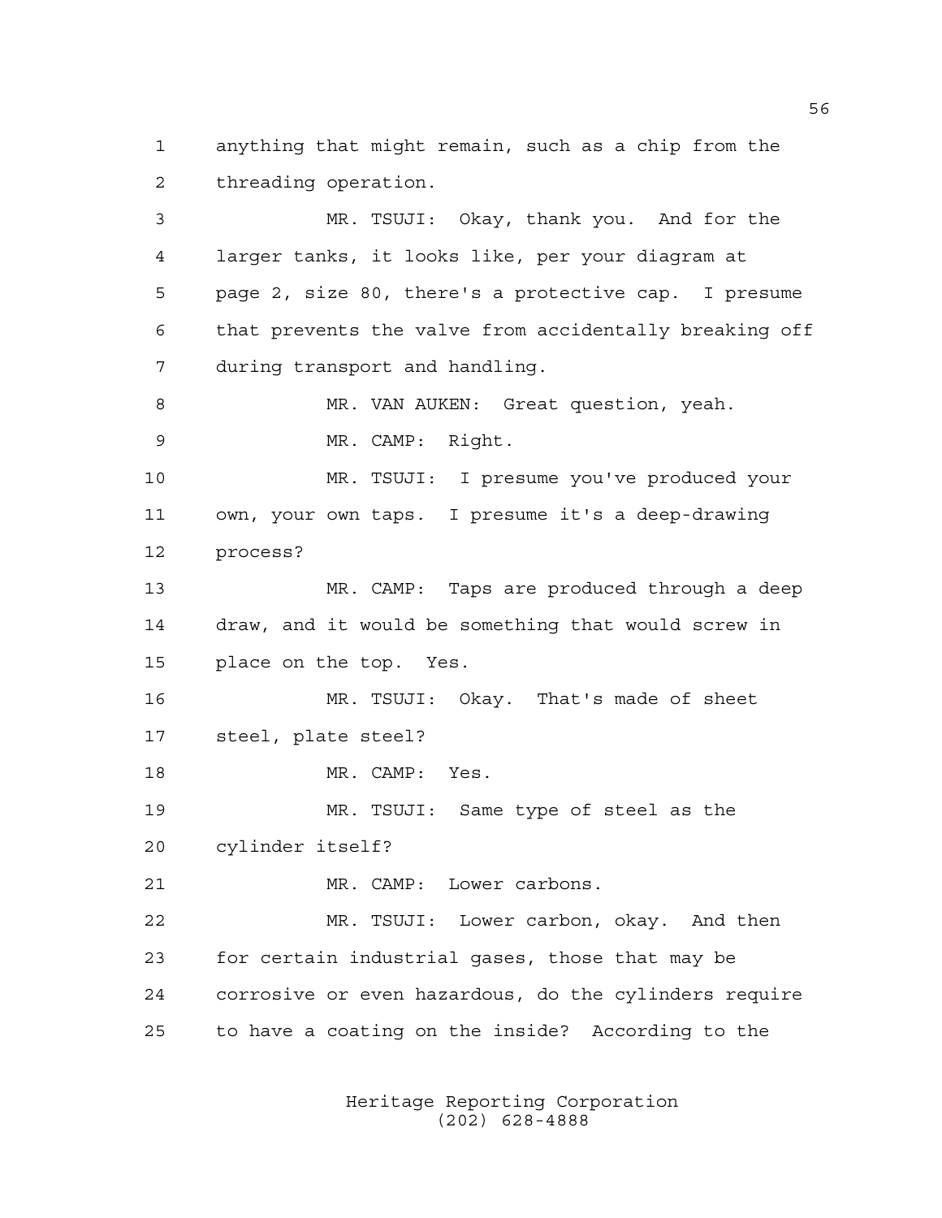anything that might remain, such as a chip from the threading operation.

MR. TSUJI: Okay, thank you. And for the larger tanks, it looks like, per your diagram at page 2, size 80, there's a protective cap. I presume that prevents the valve from accidentally breaking off during transport and handling.

MR. VAN AUKEN: Great question, yeah.

MR. CAMP: Right.

MR. TSUJI: I presume you've produced your own, your own taps. I presume it's a deep-drawing process?

MR. CAMP: Taps are produced through a deep draw, and it would be something that would screw in place on the top. Yes.

MR. TSUJI: Okay. That's made of sheet steel, plate steel?

MR. CAMP: Yes.

MR. TSUJI: Same type of steel as the cylinder itself?

MR. CAMP: Lower carbons.

MR. TSUJI: Lower carbon, okay. And then for certain industrial gases, those that may be corrosive or even hazardous, do the cylinders require to have a coating on the inside? According to the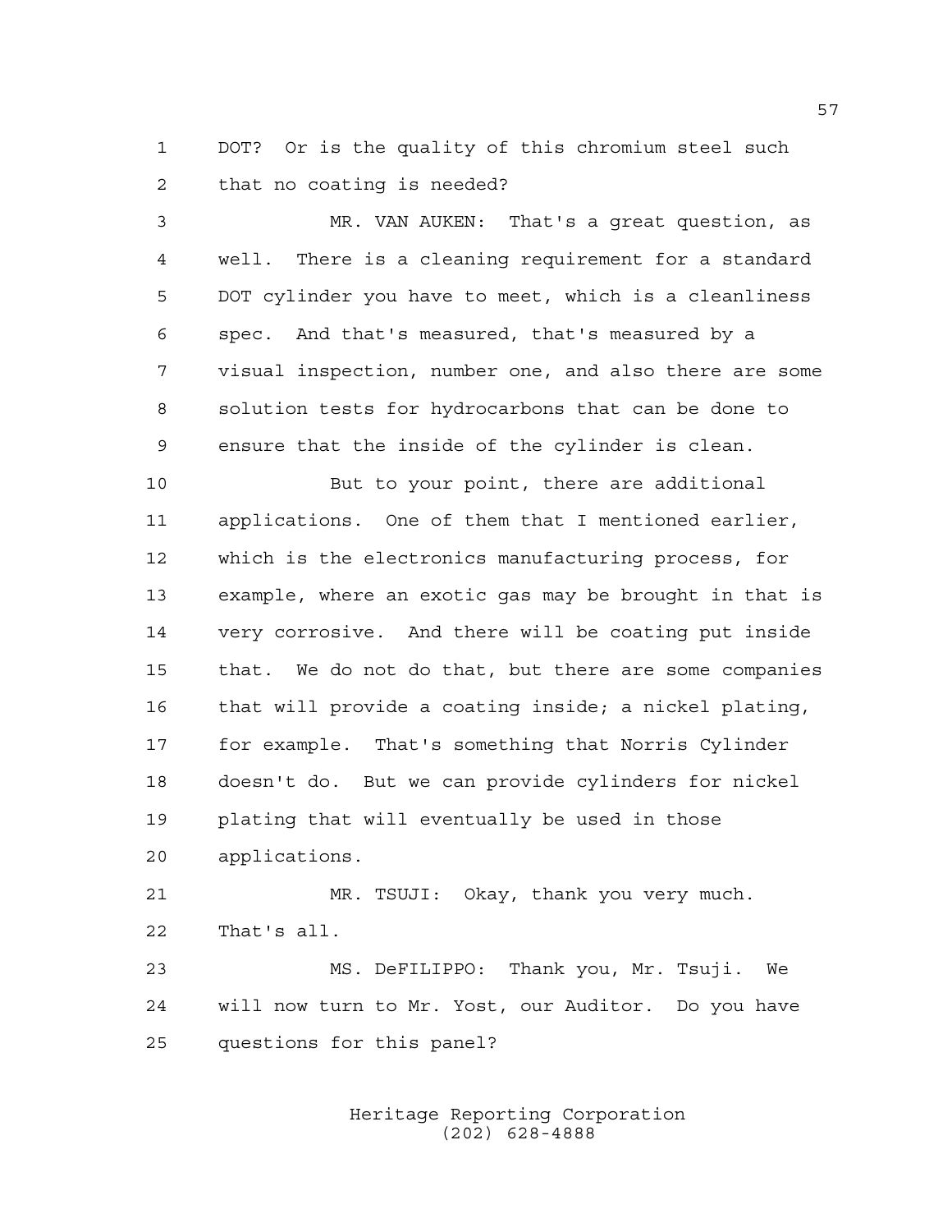DOT? Or is the quality of this chromium steel such that no coating is needed?

MR. VAN AUKEN: That's a great question, as well. There is a cleaning requirement for a standard DOT cylinder you have to meet, which is a cleanliness spec. And that's measured, that's measured by a visual inspection, number one, and also there are some solution tests for hydrocarbons that can be done to ensure that the inside of the cylinder is clean.

But to your point, there are additional applications. One of them that I mentioned earlier, which is the electronics manufacturing process, for example, where an exotic gas may be brought in that is very corrosive. And there will be coating put inside that. We do not do that, but there are some companies that will provide a coating inside; a nickel plating, for example. That's something that Norris Cylinder doesn't do. But we can provide cylinders for nickel plating that will eventually be used in those applications.

MR. TSUJI: Okay, thank you very much. That's all.

MS. DeFILIPPO: Thank you, Mr. Tsuji. We will now turn to Mr. Yost, our Auditor. Do you have questions for this panel?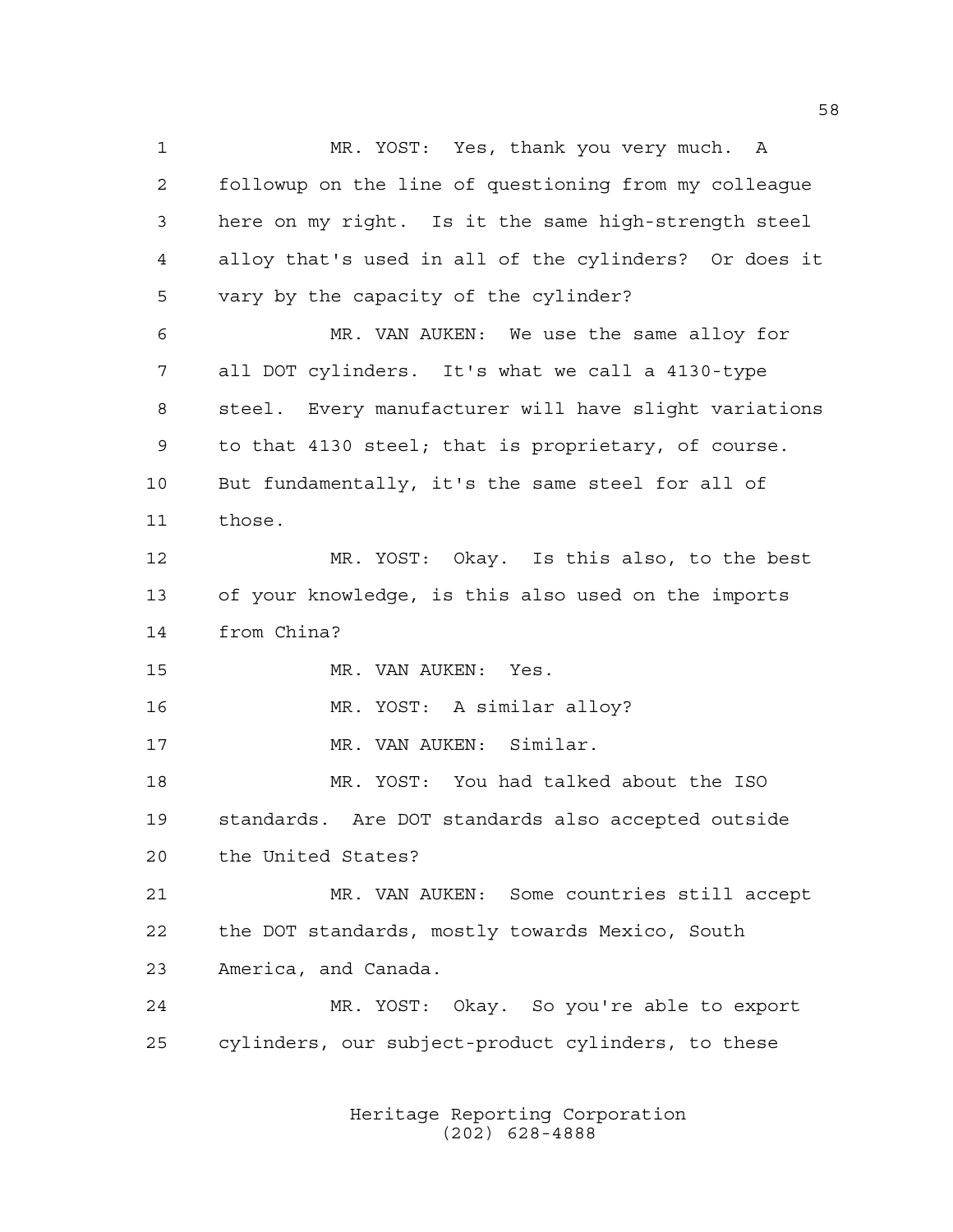MR. YOST: Yes, thank you very much. A followup on the line of questioning from my colleague here on my right. Is it the same high-strength steel alloy that's used in all of the cylinders? Or does it vary by the capacity of the cylinder?

MR. VAN AUKEN: We use the same alloy for all DOT cylinders. It's what we call a 4130-type steel. Every manufacturer will have slight variations to that 4130 steel; that is proprietary, of course. But fundamentally, it's the same steel for all of those.

MR. YOST: Okay. Is this also, to the best of your knowledge, is this also used on the imports from China?

MR. VAN AUKEN: Yes.

MR. YOST: A similar alloy?

MR. VAN AUKEN: Similar.

MR. YOST: You had talked about the ISO standards. Are DOT standards also accepted outside the United States?

MR. VAN AUKEN: Some countries still accept the DOT standards, mostly towards Mexico, South America, and Canada.

MR. YOST: Okay. So you're able to export cylinders, our subject-product cylinders, to these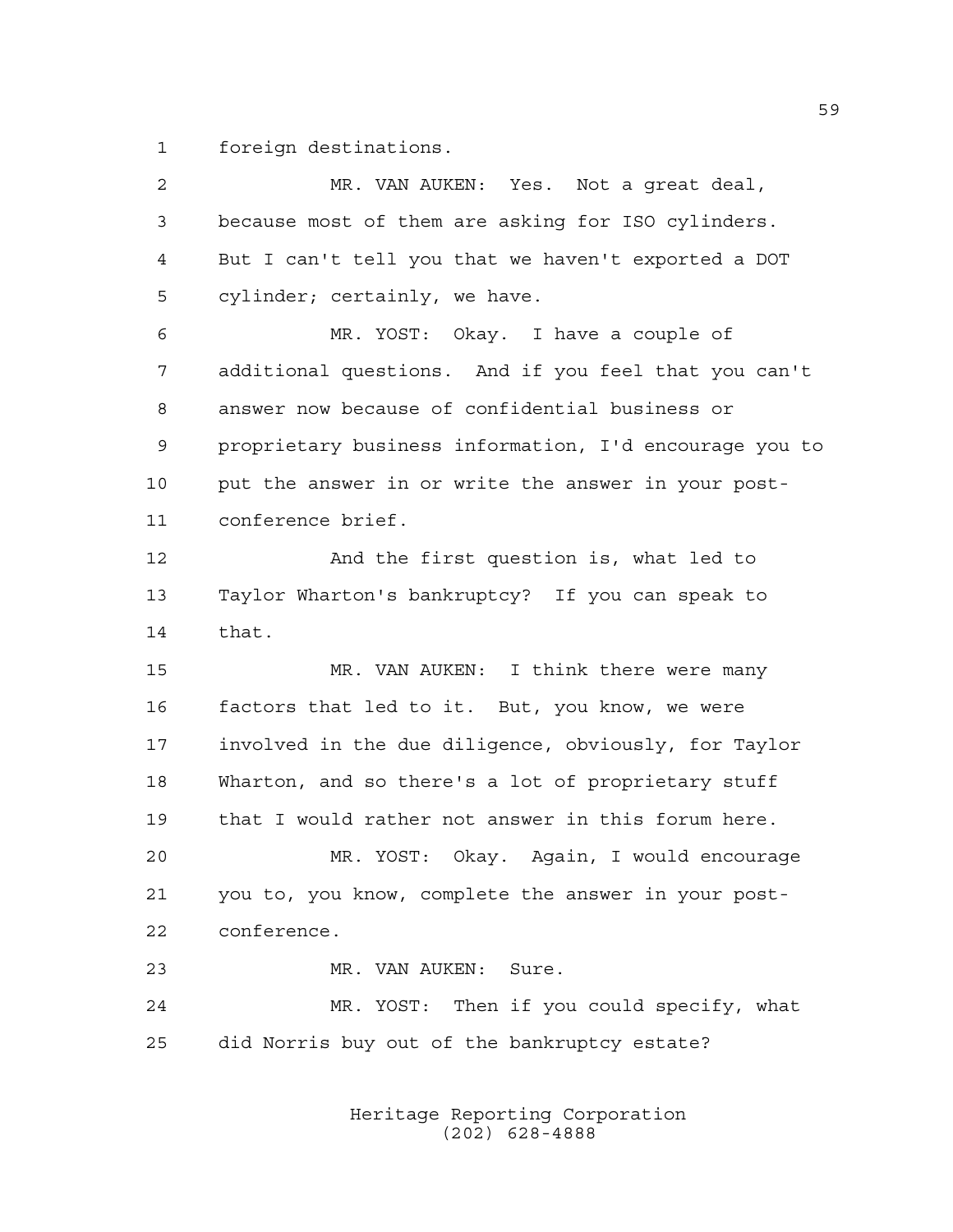foreign destinations.

MR. VAN AUKEN: Yes. Not a great deal, because most of them are asking for ISO cylinders. But I can't tell you that we haven't exported a DOT cylinder; certainly, we have.

MR. YOST: Okay. I have a couple of additional questions. And if you feel that you can't answer now because of confidential business or proprietary business information, I'd encourage you to put the answer in or write the answer in your post-conference brief.

And the first question is, what led to Taylor Wharton's bankruptcy? If you can speak to that.

MR. VAN AUKEN: I think there were many factors that led to it. But, you know, we were involved in the due diligence, obviously, for Taylor Wharton, and so there's a lot of proprietary stuff that I would rather not answer in this forum here.

MR. YOST: Okay. Again, I would encourage you to, you know, complete the answer in your post-conference.

MR. VAN AUKEN: Sure.

MR. YOST: Then if you could specify, what did Norris buy out of the bankruptcy estate?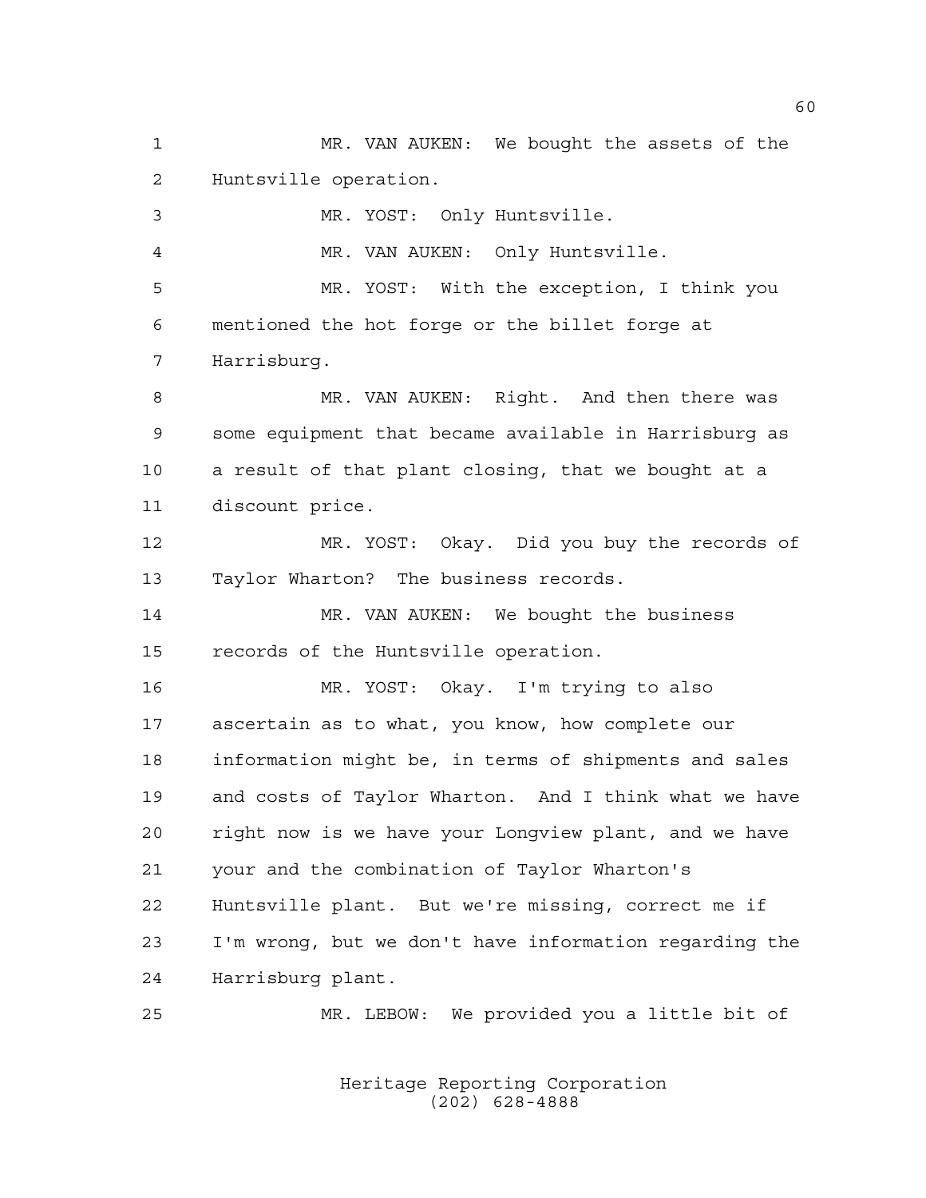MR. VAN AUKEN: We bought the assets of the Huntsville operation.

MR. YOST: Only Huntsville.

MR. VAN AUKEN: Only Huntsville.

MR. YOST: With the exception, I think you mentioned the hot forge or the billet forge at Harrisburg.

MR. VAN AUKEN: Right. And then there was some equipment that became available in Harrisburg as a result of that plant closing, that we bought at a discount price.

MR. YOST: Okay. Did you buy the records of Taylor Wharton? The business records.

MR. VAN AUKEN: We bought the business records of the Huntsville operation.

MR. YOST: Okay. I'm trying to also ascertain as to what, you know, how complete our information might be, in terms of shipments and sales and costs of Taylor Wharton. And I think what we have right now is we have your Longview plant, and we have your and the combination of Taylor Wharton's Huntsville plant. But we're missing, correct me if I'm wrong, but we don't have information regarding the Harrisburg plant.

MR. LEBOW: We provided you a little bit of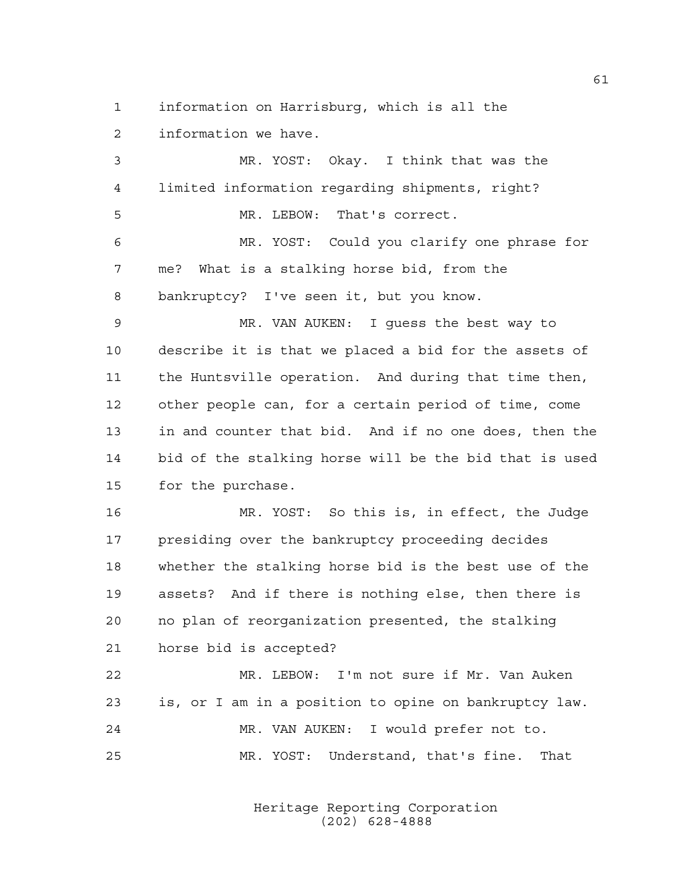information on Harrisburg, which is all the information we have.

MR. YOST: Okay. I think that was the limited information regarding shipments, right?

MR. LEBOW: That's correct.

MR. YOST: Could you clarify one phrase for me? What is a stalking horse bid, from the bankruptcy? I've seen it, but you know.

MR. VAN AUKEN: I guess the best way to describe it is that we placed a bid for the assets of the Huntsville operation. And during that time then, other people can, for a certain period of time, come in and counter that bid. And if no one does, then the bid of the stalking horse will be the bid that is used for the purchase.

MR. YOST: So this is, in effect, the Judge presiding over the bankruptcy proceeding decides whether the stalking horse bid is the best use of the assets? And if there is nothing else, then there is no plan of reorganization presented, the stalking horse bid is accepted?

MR. LEBOW: I'm not sure if Mr. Van Auken is, or I am in a position to opine on bankruptcy law.

MR. VAN AUKEN: I would prefer not to.

MR. YOST: Understand, that's fine. That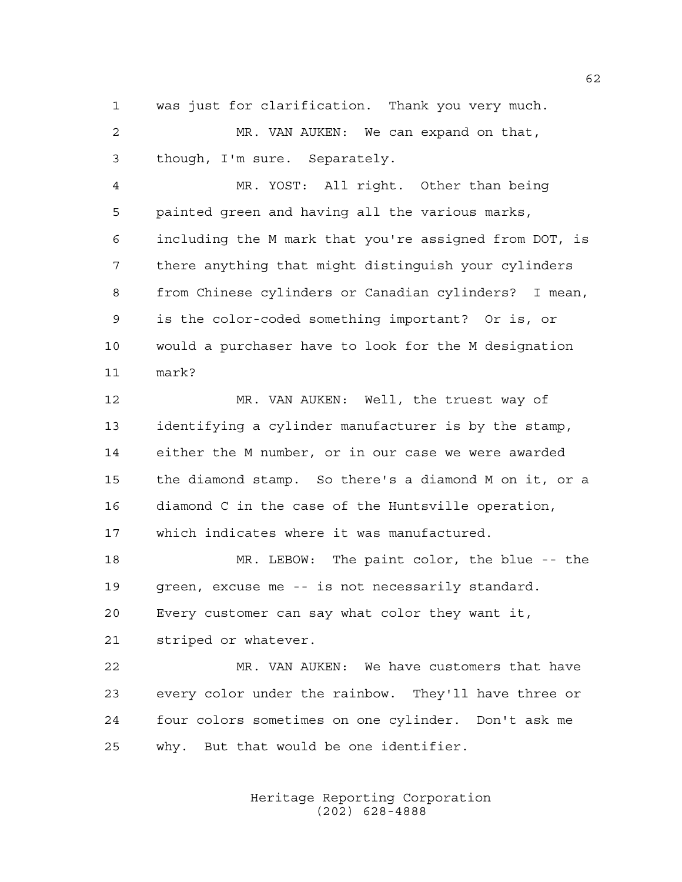was just for clarification. Thank you very much.

MR. VAN AUKEN: We can expand on that, though, I'm sure. Separately.

MR. YOST: All right. Other than being painted green and having all the various marks, including the M mark that you're assigned from DOT, is there anything that might distinguish your cylinders from Chinese cylinders or Canadian cylinders? I mean, is the color-coded something important? Or is, or would a purchaser have to look for the M designation mark?

MR. VAN AUKEN: Well, the truest way of identifying a cylinder manufacturer is by the stamp, either the M number, or in our case we were awarded the diamond stamp. So there's a diamond M on it, or a diamond C in the case of the Huntsville operation, which indicates where it was manufactured.

MR. LEBOW: The paint color, the blue -- the green, excuse me -- is not necessarily standard. Every customer can say what color they want it, striped or whatever.

MR. VAN AUKEN: We have customers that have every color under the rainbow. They'll have three or four colors sometimes on one cylinder. Don't ask me why. But that would be one identifier.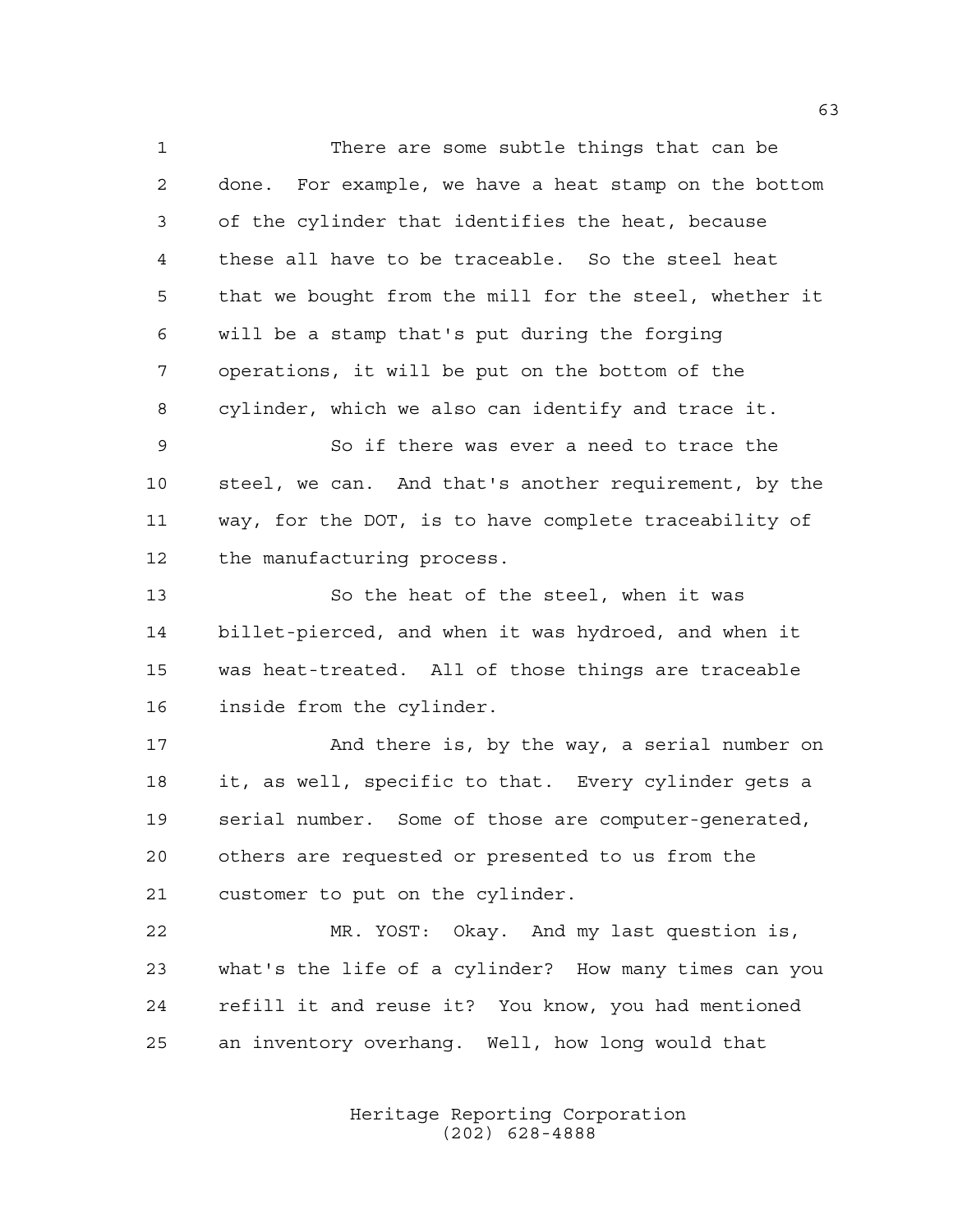There are some subtle things that can be done. For example, we have a heat stamp on the bottom of the cylinder that identifies the heat, because these all have to be traceable. So the steel heat that we bought from the mill for the steel, whether it will be a stamp that's put during the forging operations, it will be put on the bottom of the cylinder, which we also can identify and trace it.

So if there was ever a need to trace the steel, we can. And that's another requirement, by the way, for the DOT, is to have complete traceability of the manufacturing process.

So the heat of the steel, when it was billet-pierced, and when it was hydroed, and when it was heat-treated. All of those things are traceable inside from the cylinder.

And there is, by the way, a serial number on it, as well, specific to that. Every cylinder gets a serial number. Some of those are computer-generated, others are requested or presented to us from the customer to put on the cylinder.

MR. YOST: Okay. And my last question is, what's the life of a cylinder? How many times can you refill it and reuse it? You know, you had mentioned an inventory overhang. Well, how long would that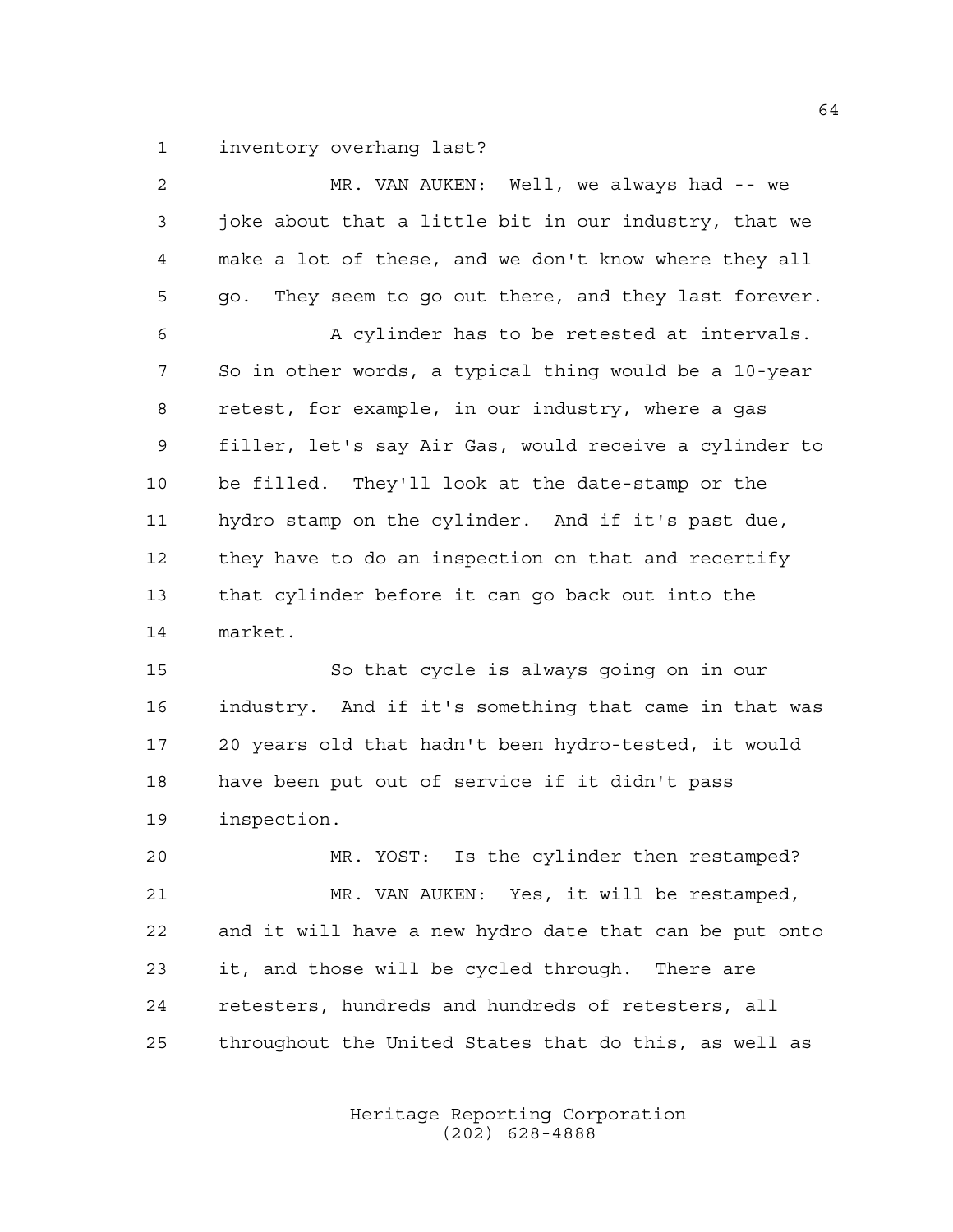inventory overhang last?

MR. VAN AUKEN: Well, we always had -- we joke about that a little bit in our industry, that we make a lot of these, and we don't know where they all go. They seem to go out there, and they last forever.

A cylinder has to be retested at intervals. So in other words, a typical thing would be a 10-year retest, for example, in our industry, where a gas filler, let's say Air Gas, would receive a cylinder to be filled. They'll look at the date-stamp or the hydro stamp on the cylinder. And if it's past due, they have to do an inspection on that and recertify that cylinder before it can go back out into the market.

So that cycle is always going on in our industry. And if it's something that came in that was 20 years old that hadn't been hydro-tested, it would have been put out of service if it didn't pass inspection.

MR. YOST: Is the cylinder then restamped?

MR. VAN AUKEN: Yes, it will be restamped, and it will have a new hydro date that can be put onto it, and those will be cycled through. There are retesters, hundreds and hundreds of retesters, all throughout the United States that do this, as well as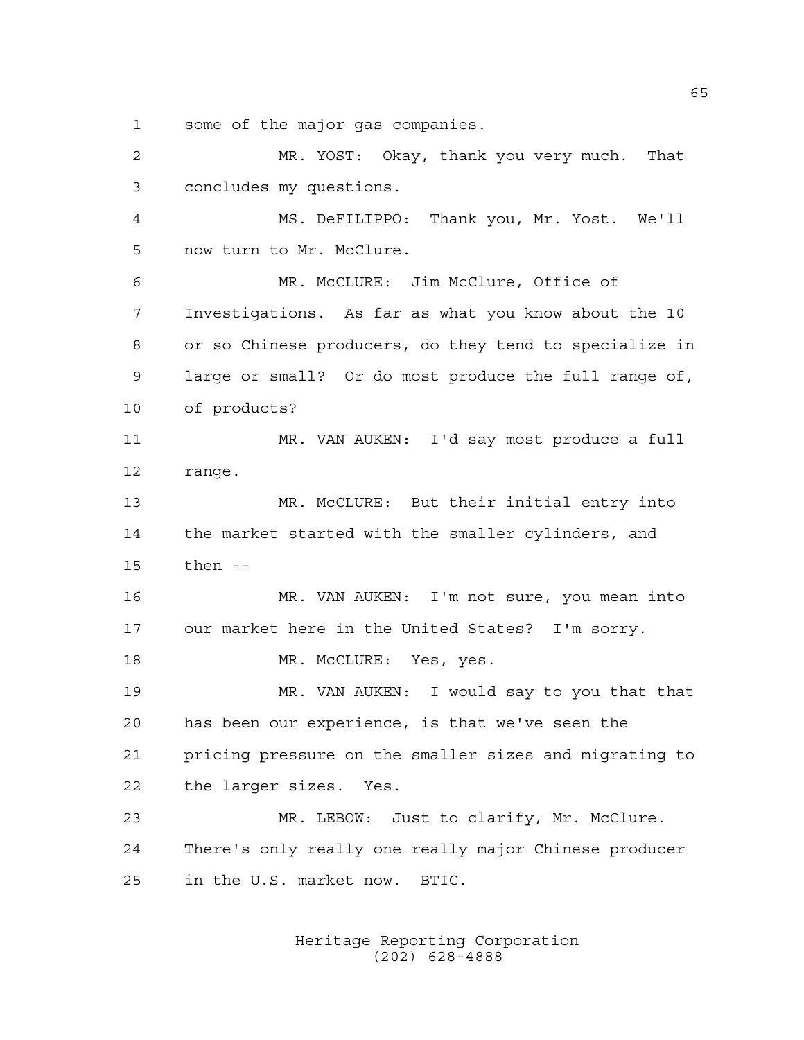some of the major gas companies.

MR. YOST: Okay, thank you very much. That concludes my questions.

MS. DeFILIPPO: Thank you, Mr. Yost. We'll now turn to Mr. McClure.

MR. McCLURE: Jim McClure, Office of Investigations. As far as what you know about the 10 or so Chinese producers, do they tend to specialize in large or small? Or do most produce the full range of, of products?

MR. VAN AUKEN: I'd say most produce a full range.

MR. McCLURE: But their initial entry into the market started with the smaller cylinders, and then --

MR. VAN AUKEN: I'm not sure, you mean into our market here in the United States? I'm sorry.

MR. McCLURE: Yes, yes.

MR. VAN AUKEN: I would say to you that that has been our experience, is that we've seen the pricing pressure on the smaller sizes and migrating to the larger sizes. Yes.

MR. LEBOW: Just to clarify, Mr. McClure. There's only really one really major Chinese producer in the U.S. market now. BTIC.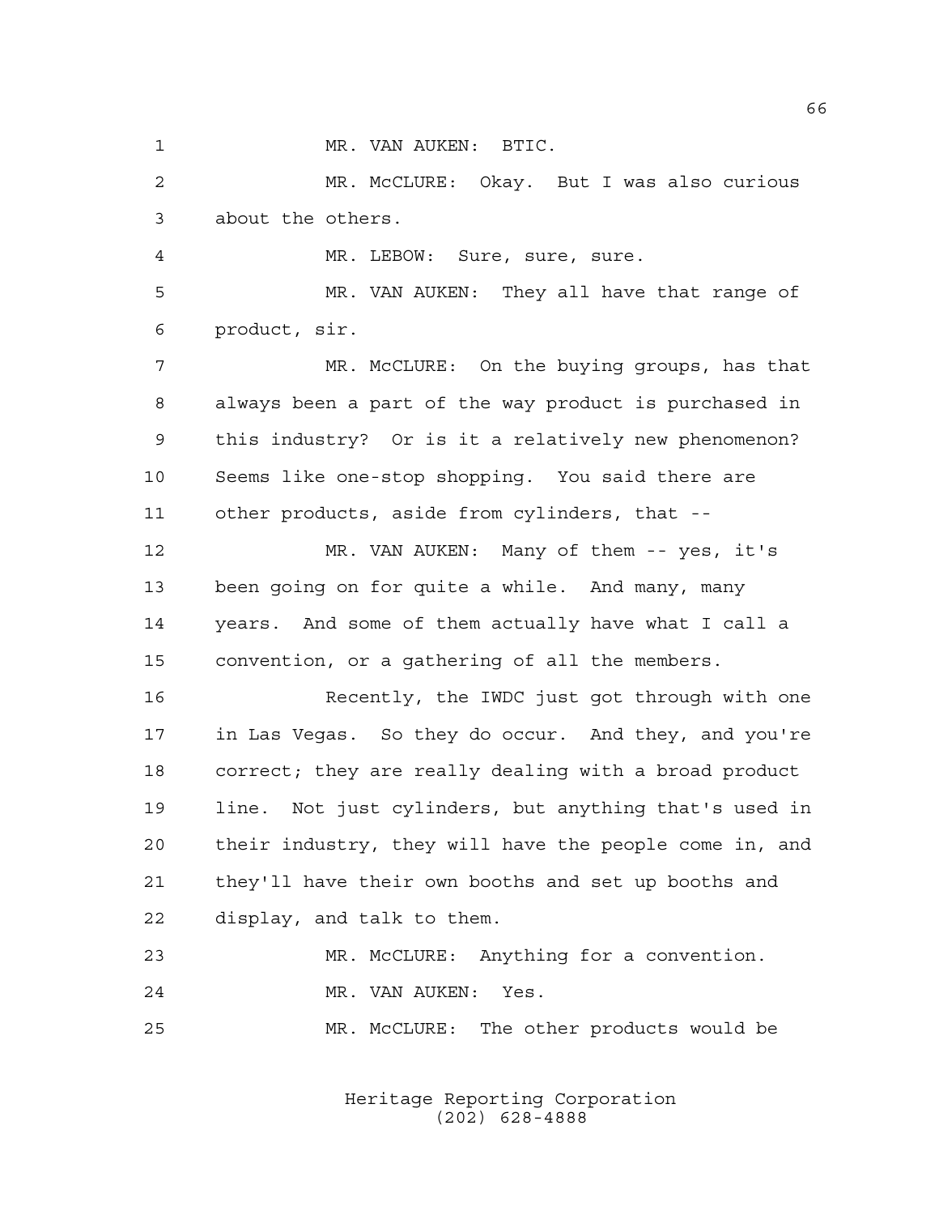MR. VAN AUKEN: BTIC.

MR. McCLURE: Okay. But I was also curious about the others.

MR. LEBOW: Sure, sure, sure.

MR. VAN AUKEN: They all have that range of product, sir.

MR. McCLURE: On the buying groups, has that always been a part of the way product is purchased in this industry? Or is it a relatively new phenomenon? Seems like one-stop shopping. You said there are other products, aside from cylinders, that --

MR. VAN AUKEN: Many of them -- yes, it's been going on for quite a while. And many, many years. And some of them actually have what I call a convention, or a gathering of all the members.

Recently, the IWDC just got through with one in Las Vegas. So they do occur. And they, and you're correct; they are really dealing with a broad product line. Not just cylinders, but anything that's used in their industry, they will have the people come in, and they'll have their own booths and set up booths and display, and talk to them.

MR. McCLURE: Anything for a convention.

MR. VAN AUKEN: Yes.

MR. McCLURE: The other products would be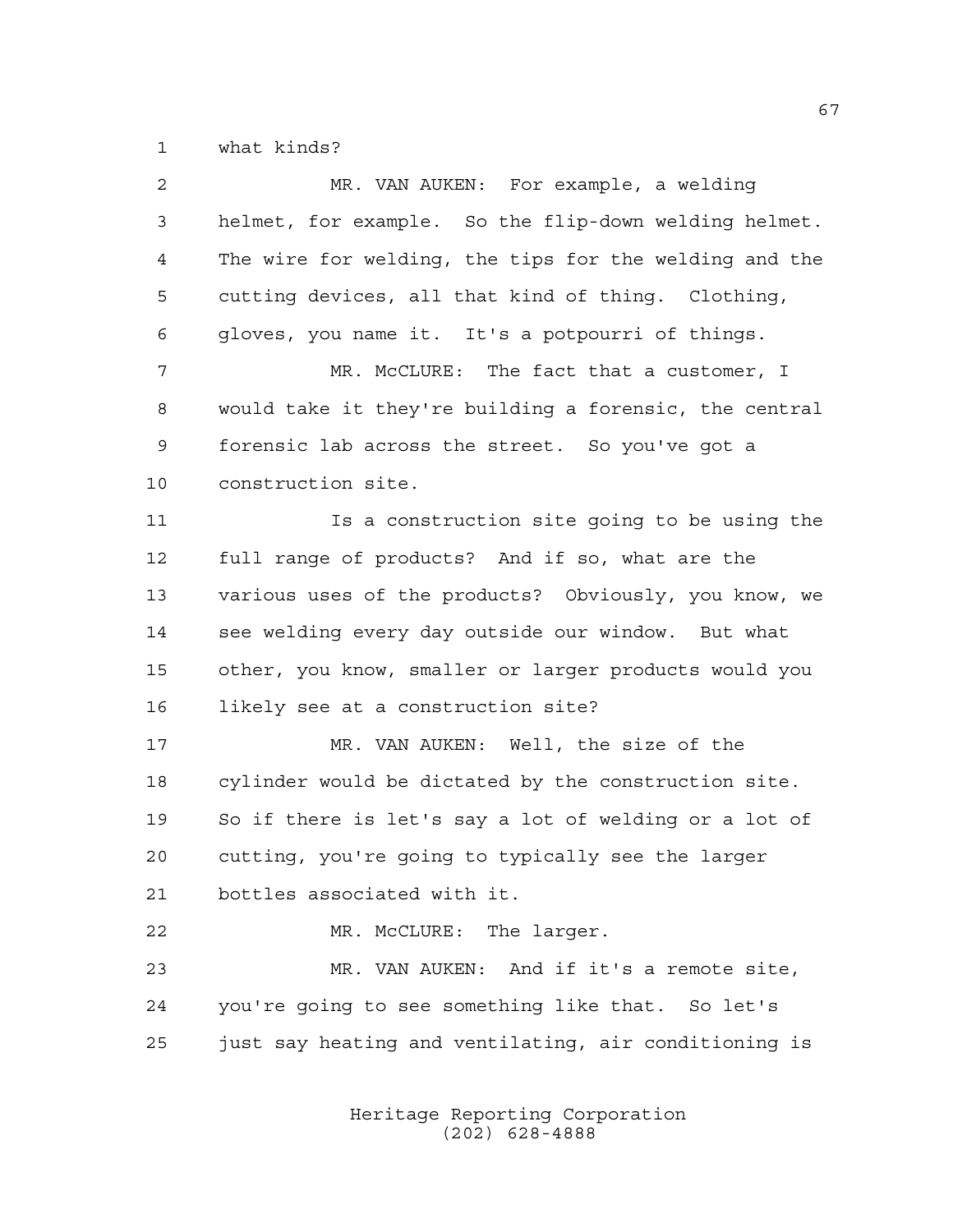what kinds?

MR. VAN AUKEN: For example, a welding helmet, for example. So the flip-down welding helmet. The wire for welding, the tips for the welding and the cutting devices, all that kind of thing. Clothing, gloves, you name it. It's a potpourri of things.

MR. McCLURE: The fact that a customer, I would take it they're building a forensic, the central forensic lab across the street. So you've got a construction site.

Is a construction site going to be using the full range of products? And if so, what are the various uses of the products? Obviously, you know, we see welding every day outside our window. But what other, you know, smaller or larger products would you likely see at a construction site?

MR. VAN AUKEN: Well, the size of the cylinder would be dictated by the construction site. So if there is let's say a lot of welding or a lot of cutting, you're going to typically see the larger bottles associated with it.

MR. McCLURE: The larger.

MR. VAN AUKEN: And if it's a remote site, you're going to see something like that. So let's just say heating and ventilating, air conditioning is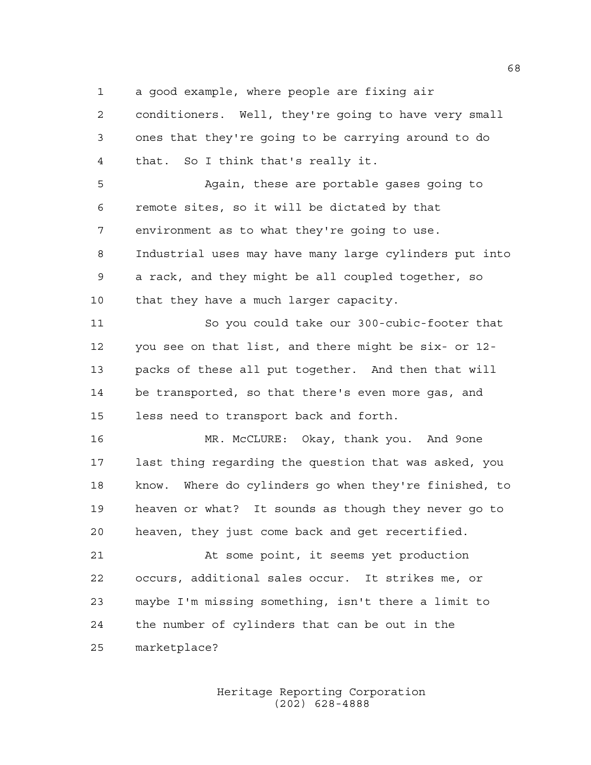a good example, where people are fixing air conditioners. Well, they're going to have very small ones that they're going to be carrying around to do that. So I think that's really it.

Again, these are portable gases going to remote sites, so it will be dictated by that environment as to what they're going to use. Industrial uses may have many large cylinders put into a rack, and they might be all coupled together, so that they have a much larger capacity.

So you could take our 300-cubic-footer that you see on that list, and there might be six- or 12-packs of these all put together. And then that will be transported, so that there's even more gas, and less need to transport back and forth.

MR. McCLURE: Okay, thank you. And 9one last thing regarding the question that was asked, you know. Where do cylinders go when they're finished, to heaven or what? It sounds as though they never go to heaven, they just come back and get recertified.

At some point, it seems yet production occurs, additional sales occur. It strikes me, or maybe I'm missing something, isn't there a limit to the number of cylinders that can be out in the marketplace?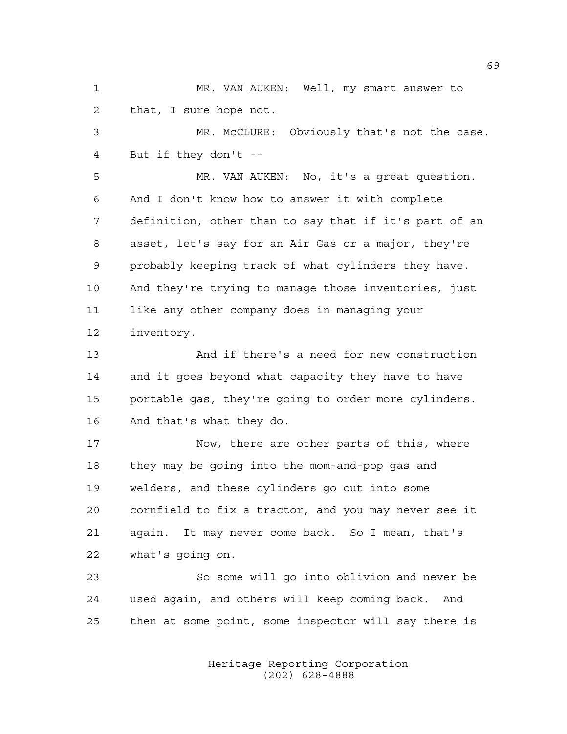MR. VAN AUKEN: Well, my smart answer to that, I sure hope not.

MR. McCLURE: Obviously that's not the case. But if they don't --

MR. VAN AUKEN: No, it's a great question. And I don't know how to answer it with complete definition, other than to say that if it's part of an asset, let's say for an Air Gas or a major, they're probably keeping track of what cylinders they have. And they're trying to manage those inventories, just like any other company does in managing your inventory.

And if there's a need for new construction and it goes beyond what capacity they have to have portable gas, they're going to order more cylinders. And that's what they do.

Now, there are other parts of this, where they may be going into the mom-and-pop gas and welders, and these cylinders go out into some cornfield to fix a tractor, and you may never see it again. It may never come back. So I mean, that's what's going on.

So some will go into oblivion and never be used again, and others will keep coming back. And then at some point, some inspector will say there is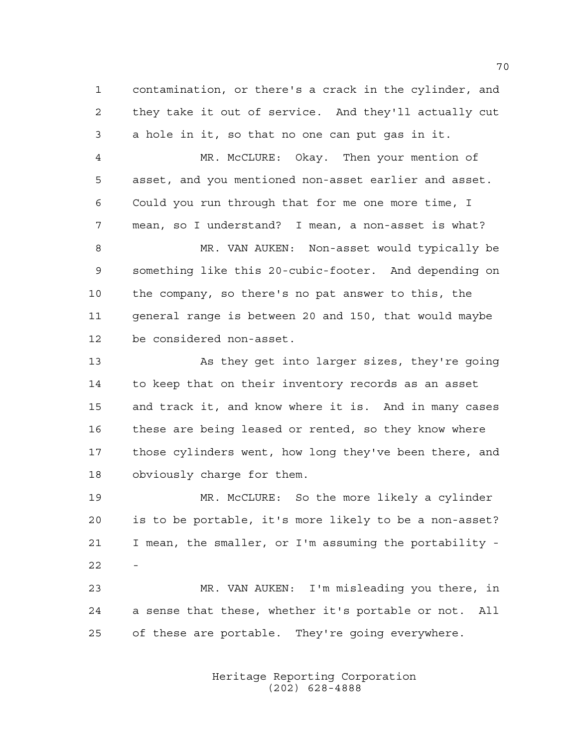contamination, or there's a crack in the cylinder, and they take it out of service. And they'll actually cut a hole in it, so that no one can put gas in it.

MR. McCLURE: Okay. Then your mention of asset, and you mentioned non-asset earlier and asset. Could you run through that for me one more time, I mean, so I understand? I mean, a non-asset is what?

MR. VAN AUKEN: Non-asset would typically be something like this 20-cubic-footer. And depending on the company, so there's no pat answer to this, the general range is between 20 and 150, that would maybe be considered non-asset.

As they get into larger sizes, they're going to keep that on their inventory records as an asset and track it, and know where it is. And in many cases these are being leased or rented, so they know where those cylinders went, how long they've been there, and obviously charge for them.

MR. McCLURE: So the more likely a cylinder is to be portable, it's more likely to be a non-asset? I mean, the smaller, or I'm assuming the portability --

MR. VAN AUKEN: I'm misleading you there, in a sense that these, whether it's portable or not. All of these are portable. They're going everywhere.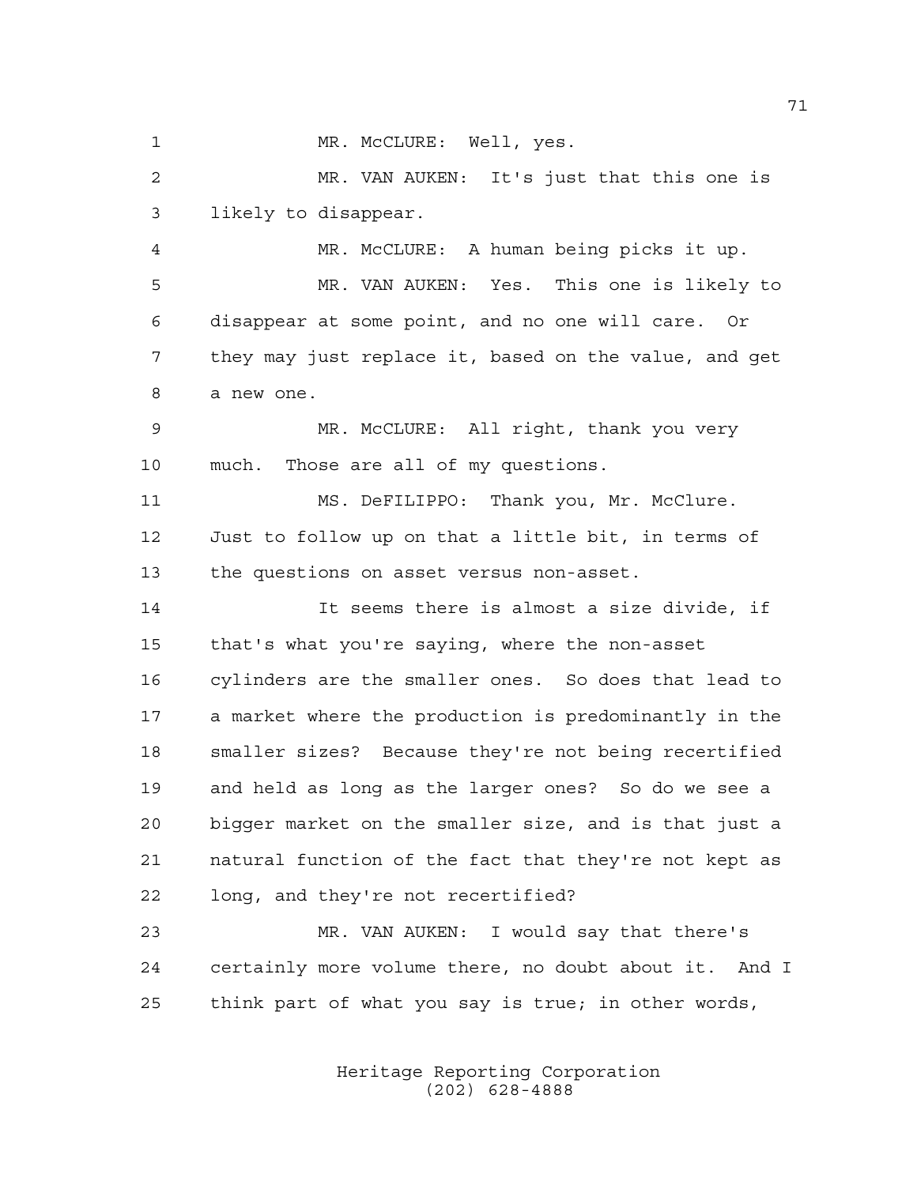MR. McCLURE: Well, yes.

MR. VAN AUKEN: It's just that this one is likely to disappear.

MR. McCLURE: A human being picks it up.

MR. VAN AUKEN: Yes. This one is likely to disappear at some point, and no one will care. Or they may just replace it, based on the value, and get a new one.

MR. McCLURE: All right, thank you very much. Those are all of my questions.

MS. DeFILIPPO: Thank you, Mr. McClure. Just to follow up on that a little bit, in terms of the questions on asset versus non-asset.

It seems there is almost a size divide, if that's what you're saying, where the non-asset cylinders are the smaller ones. So does that lead to a market where the production is predominantly in the smaller sizes? Because they're not being recertified and held as long as the larger ones? So do we see a bigger market on the smaller size, and is that just a natural function of the fact that they're not kept as long, and they're not recertified?

MR. VAN AUKEN: I would say that there's certainly more volume there, no doubt about it. And I think part of what you say is true; in other words,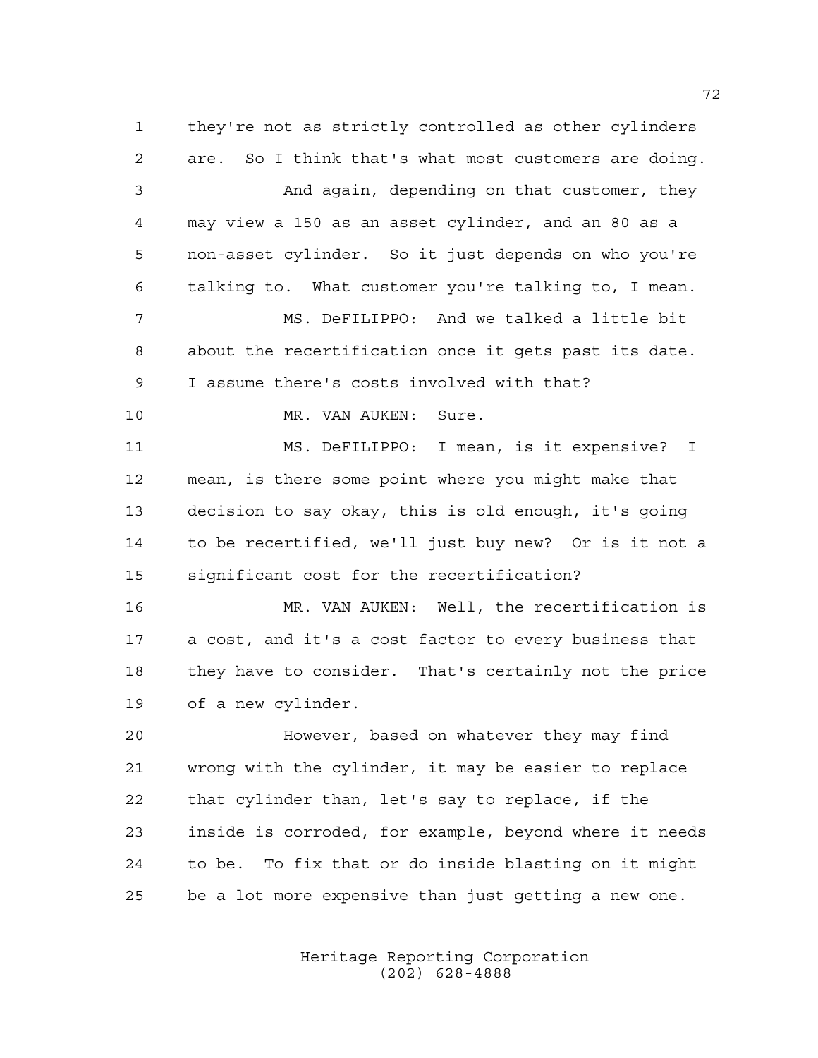they're not as strictly controlled as other cylinders are. So I think that's what most customers are doing.

And again, depending on that customer, they may view a 150 as an asset cylinder, and an 80 as a non-asset cylinder. So it just depends on who you're talking to. What customer you're talking to, I mean.

MS. DeFILIPPO: And we talked a little bit about the recertification once it gets past its date. I assume there's costs involved with that?

MR. VAN AUKEN: Sure.

MS. DeFILIPPO: I mean, is it expensive? I mean, is there some point where you might make that decision to say okay, this is old enough, it's going to be recertified, we'll just buy new? Or is it not a significant cost for the recertification?

MR. VAN AUKEN: Well, the recertification is a cost, and it's a cost factor to every business that they have to consider. That's certainly not the price of a new cylinder.

However, based on whatever they may find wrong with the cylinder, it may be easier to replace that cylinder than, let's say to replace, if the inside is corroded, for example, beyond where it needs to be. To fix that or do inside blasting on it might be a lot more expensive than just getting a new one.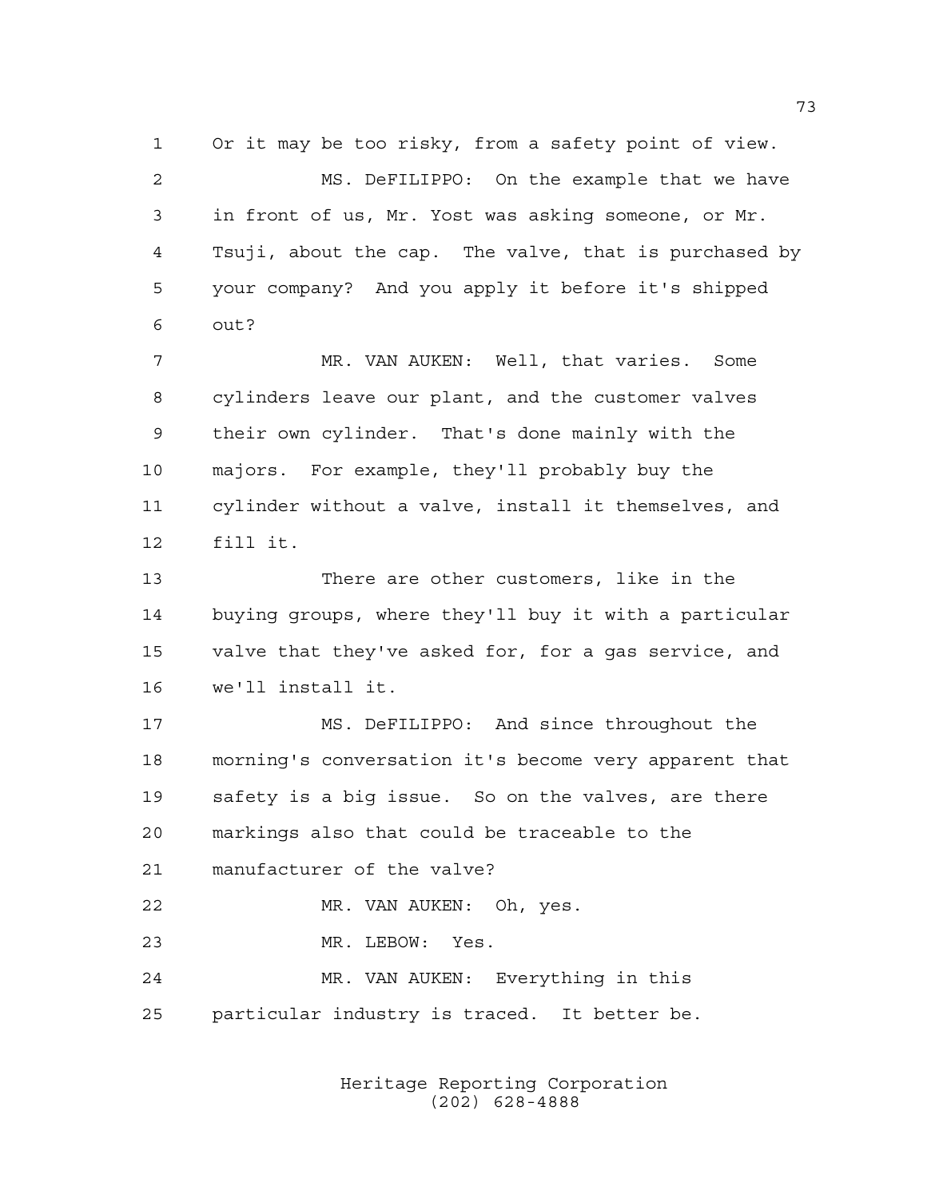Or it may be too risky, from a safety point of view.

MS. DeFILIPPO: On the example that we have in front of us, Mr. Yost was asking someone, or Mr. Tsuji, about the cap. The valve, that is purchased by your company? And you apply it before it's shipped out?

MR. VAN AUKEN: Well, that varies. Some cylinders leave our plant, and the customer valves their own cylinder. That's done mainly with the majors. For example, they'll probably buy the cylinder without a valve, install it themselves, and fill it.

There are other customers, like in the buying groups, where they'll buy it with a particular valve that they've asked for, for a gas service, and we'll install it.

MS. DeFILIPPO: And since throughout the morning's conversation it's become very apparent that safety is a big issue. So on the valves, are there markings also that could be traceable to the manufacturer of the valve?

MR. VAN AUKEN: Oh, yes.

MR. LEBOW: Yes.

MR. VAN AUKEN: Everything in this particular industry is traced. It better be.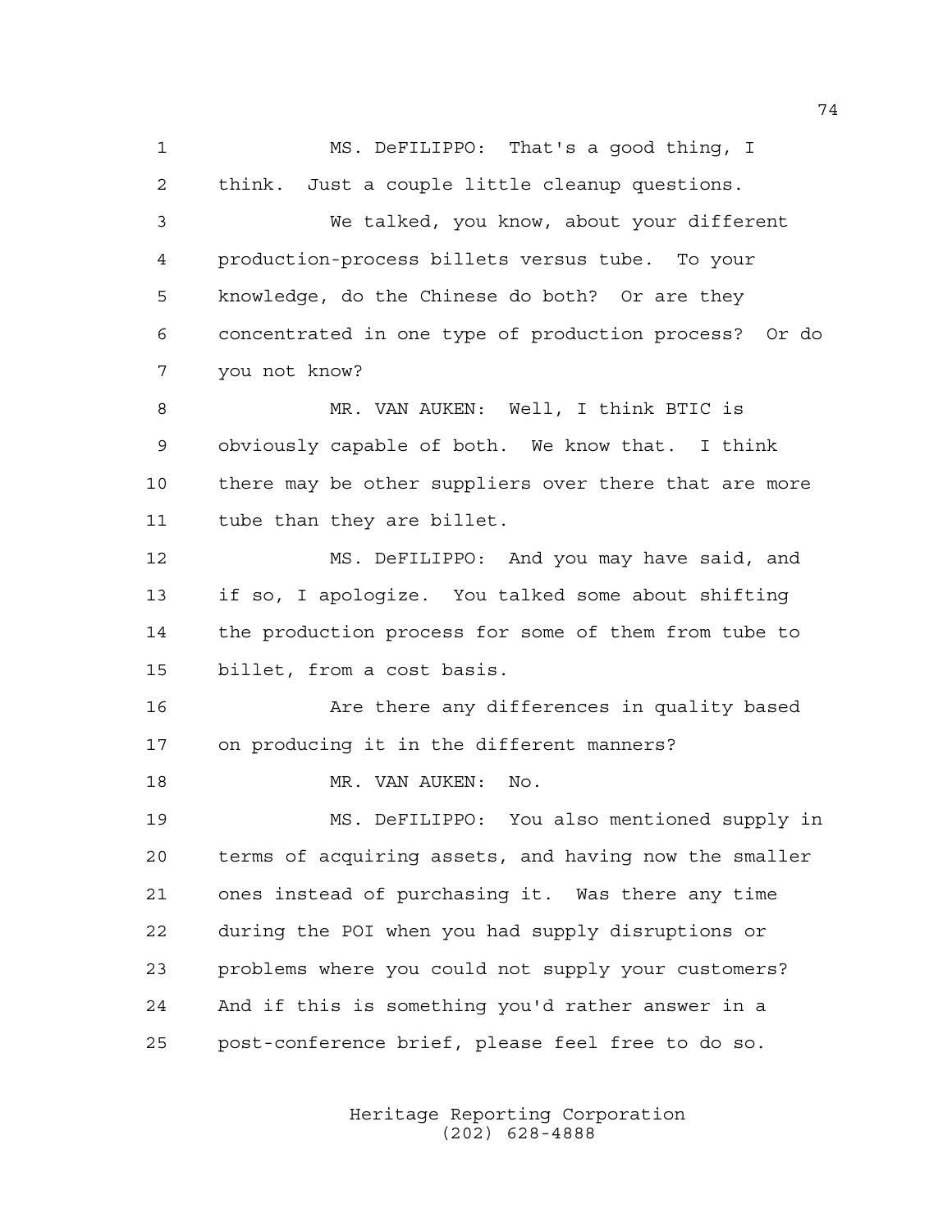MS. DeFILIPPO: That's a good thing, I think. Just a couple little cleanup questions.

We talked, you know, about your different production-process billets versus tube. To your knowledge, do the Chinese do both? Or are they concentrated in one type of production process? Or do you not know?

MR. VAN AUKEN: Well, I think BTIC is obviously capable of both. We know that. I think there may be other suppliers over there that are more tube than they are billet.

MS. DeFILIPPO: And you may have said, and if so, I apologize. You talked some about shifting the production process for some of them from tube to billet, from a cost basis.

Are there any differences in quality based on producing it in the different manners?

MR. VAN AUKEN: No.

MS. DeFILIPPO: You also mentioned supply in terms of acquiring assets, and having now the smaller ones instead of purchasing it. Was there any time during the POI when you had supply disruptions or problems where you could not supply your customers? And if this is something you'd rather answer in a post-conference brief, please feel free to do so.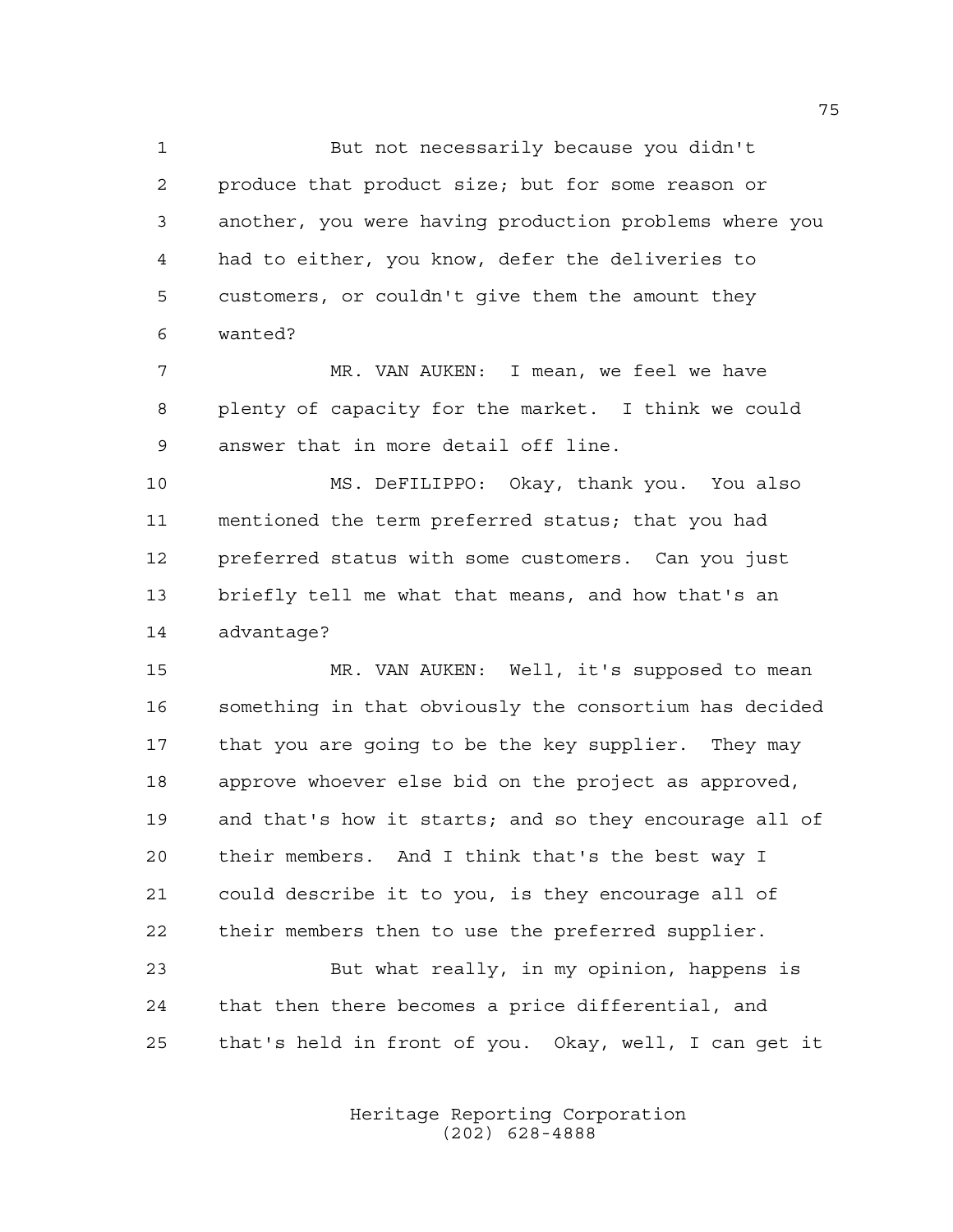But not necessarily because you didn't produce that product size; but for some reason or another, you were having production problems where you had to either, you know, defer the deliveries to customers, or couldn't give them the amount they wanted?

MR. VAN AUKEN: I mean, we feel we have plenty of capacity for the market. I think we could answer that in more detail off line.

MS. DeFILIPPO: Okay, thank you. You also mentioned the term preferred status; that you had preferred status with some customers. Can you just briefly tell me what that means, and how that's an advantage?

MR. VAN AUKEN: Well, it's supposed to mean something in that obviously the consortium has decided that you are going to be the key supplier. They may approve whoever else bid on the project as approved, and that's how it starts; and so they encourage all of their members. And I think that's the best way I could describe it to you, is they encourage all of their members then to use the preferred supplier.

But what really, in my opinion, happens is that then there becomes a price differential, and that's held in front of you. Okay, well, I can get it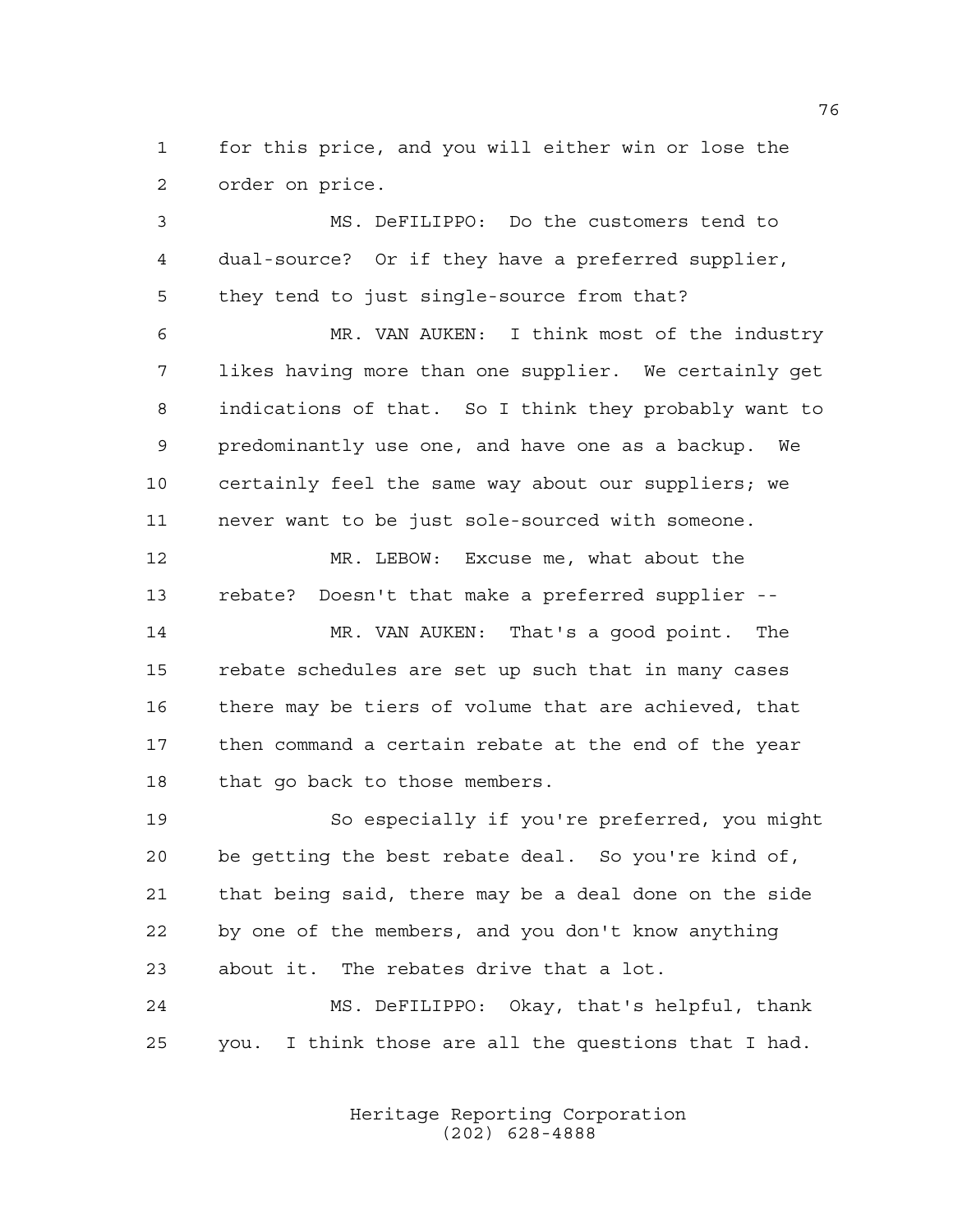for this price, and you will either win or lose the order on price.

MS. DeFILIPPO: Do the customers tend to dual-source? Or if they have a preferred supplier, they tend to just single-source from that?

MR. VAN AUKEN: I think most of the industry likes having more than one supplier. We certainly get indications of that. So I think they probably want to predominantly use one, and have one as a backup. We certainly feel the same way about our suppliers; we never want to be just sole-sourced with someone.

MR. LEBOW: Excuse me, what about the rebate? Doesn't that make a preferred supplier --

MR. VAN AUKEN: That's a good point. The rebate schedules are set up such that in many cases there may be tiers of volume that are achieved, that then command a certain rebate at the end of the year that go back to those members.

So especially if you're preferred, you might be getting the best rebate deal. So you're kind of, that being said, there may be a deal done on the side by one of the members, and you don't know anything about it. The rebates drive that a lot.

MS. DeFILIPPO: Okay, that's helpful, thank you. I think those are all the questions that I had.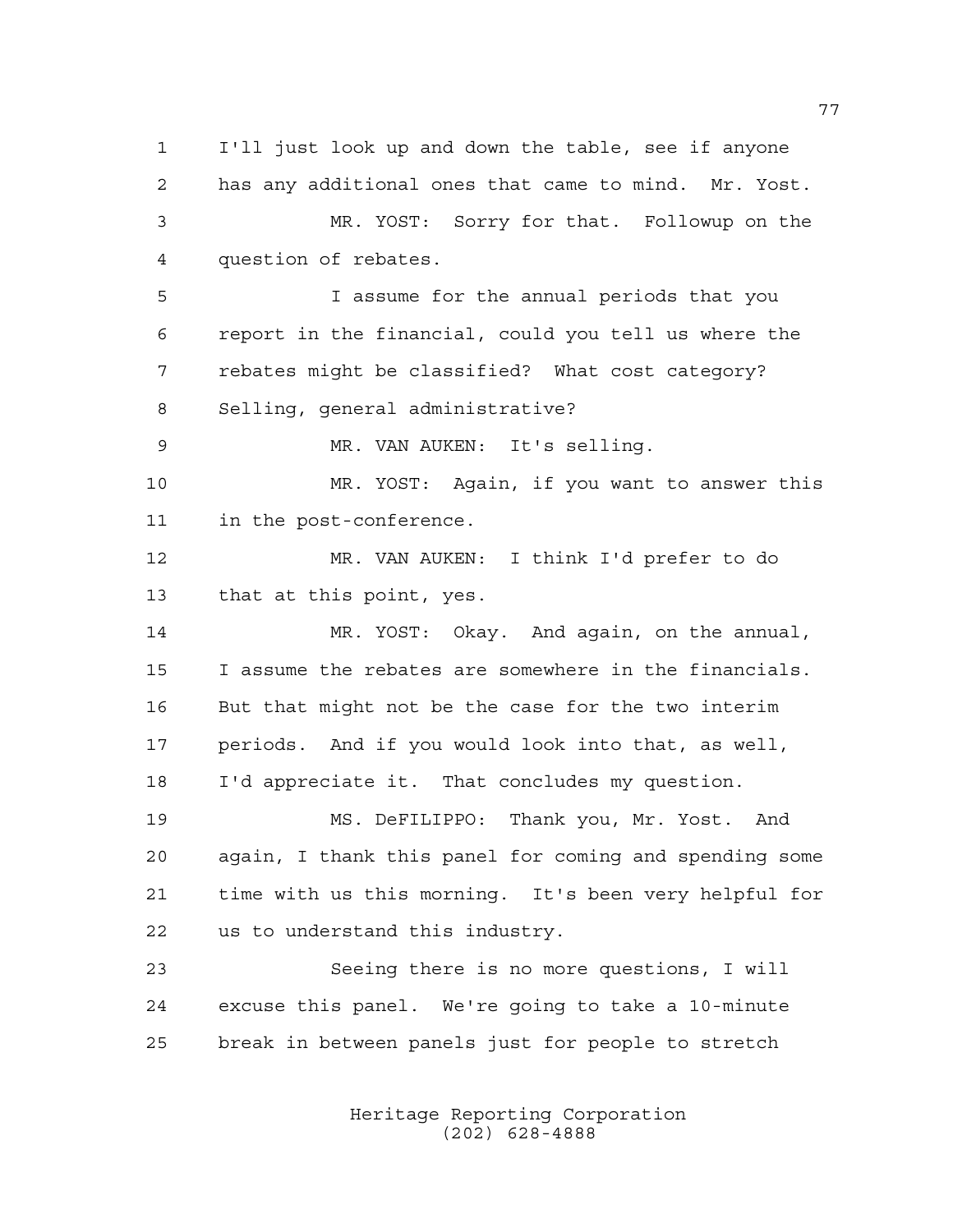I'll just look up and down the table, see if anyone has any additional ones that came to mind. Mr. Yost.

MR. YOST: Sorry for that. Followup on the question of rebates.

I assume for the annual periods that you report in the financial, could you tell us where the rebates might be classified? What cost category? Selling, general administrative?

MR. VAN AUKEN: It's selling.

MR. YOST: Again, if you want to answer this in the post-conference.

MR. VAN AUKEN: I think I'd prefer to do that at this point, yes.

MR. YOST: Okay. And again, on the annual, I assume the rebates are somewhere in the financials. But that might not be the case for the two interim periods. And if you would look into that, as well, I'd appreciate it. That concludes my question.

MS. DeFILIPPO: Thank you, Mr. Yost. And again, I thank this panel for coming and spending some time with us this morning. It's been very helpful for us to understand this industry.

Seeing there is no more questions, I will excuse this panel. We're going to take a 10-minute break in between panels just for people to stretch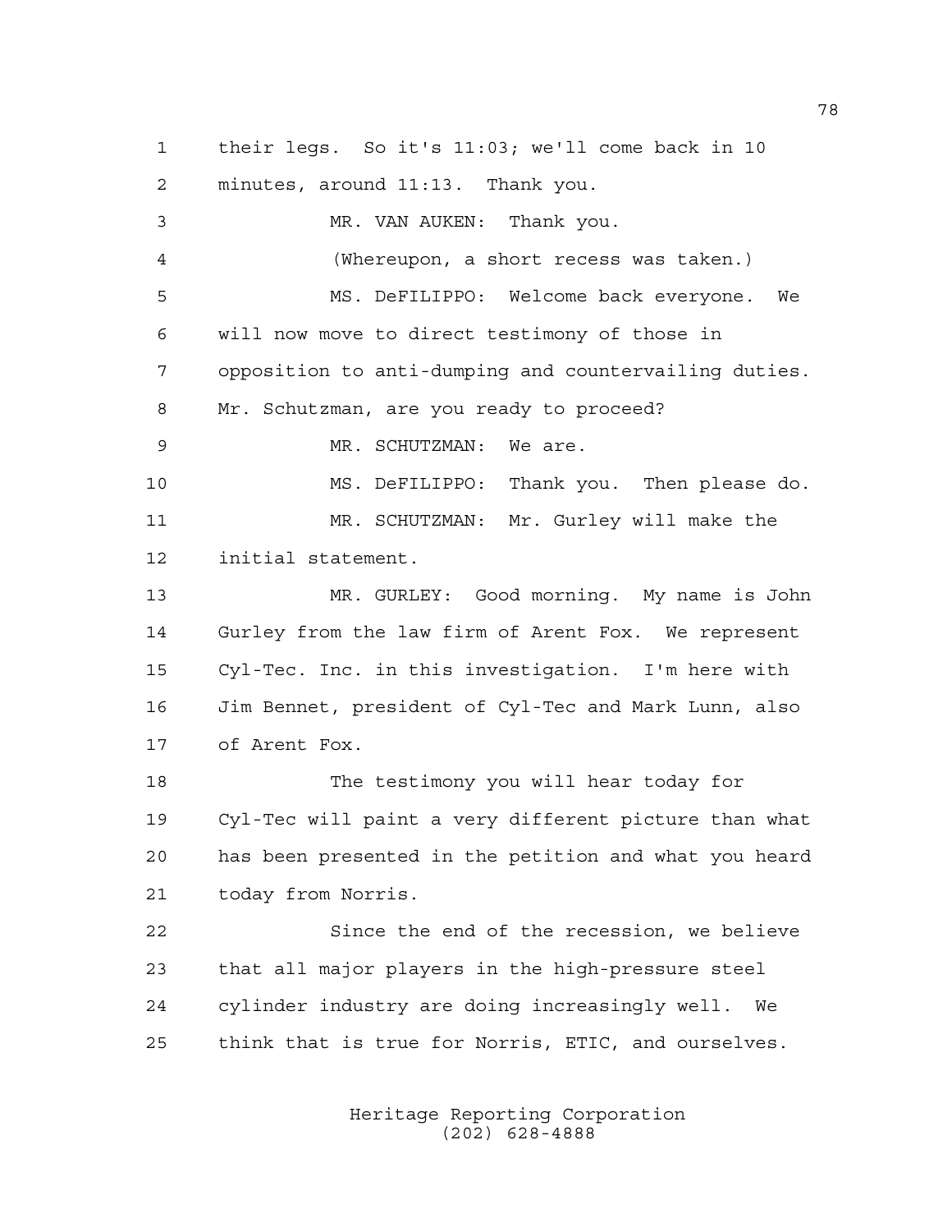their legs. So it's 11:03; we'll come back in 10 minutes, around 11:13. Thank you.

MR. VAN AUKEN: Thank you.

(Whereupon, a short recess was taken.)

MS. DeFILIPPO: Welcome back everyone. We will now move to direct testimony of those in opposition to anti-dumping and countervailing duties. Mr. Schutzman, are you ready to proceed?

MR. SCHUTZMAN: We are.

MS. DeFILIPPO: Thank you. Then please do.

MR. SCHUTZMAN: Mr. Gurley will make the initial statement.

MR. GURLEY: Good morning. My name is John Gurley from the law firm of Arent Fox. We represent Cyl-Tec. Inc. in this investigation. I'm here with Jim Bennet, president of Cyl-Tec and Mark Lunn, also of Arent Fox.

The testimony you will hear today for Cyl-Tec will paint a very different picture than what has been presented in the petition and what you heard today from Norris.

Since the end of the recession, we believe that all major players in the high-pressure steel cylinder industry are doing increasingly well. We think that is true for Norris, ETIC, and ourselves.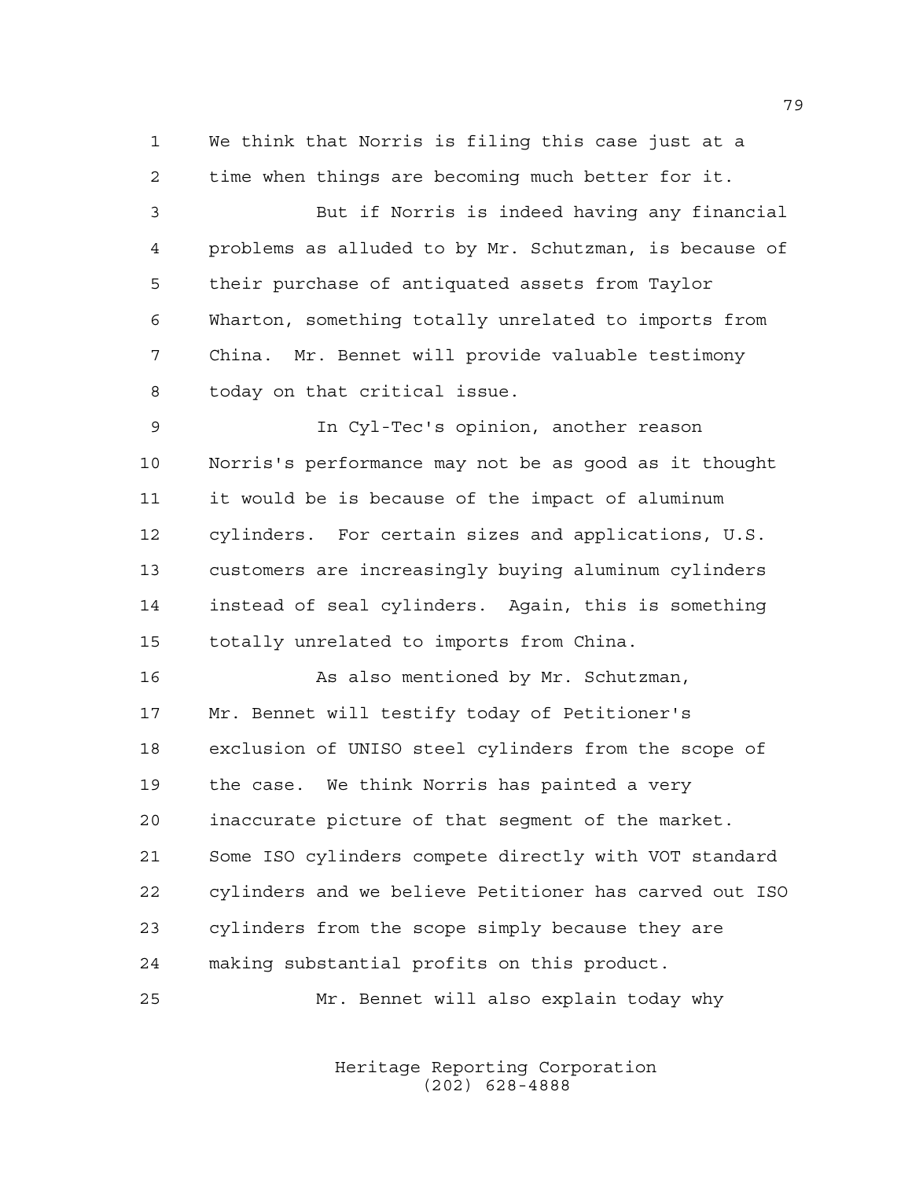We think that Norris is filing this case just at a time when things are becoming much better for it.

But if Norris is indeed having any financial problems as alluded to by Mr. Schutzman, is because of their purchase of antiquated assets from Taylor Wharton, something totally unrelated to imports from China. Mr. Bennet will provide valuable testimony today on that critical issue.

In Cyl-Tec's opinion, another reason Norris's performance may not be as good as it thought it would be is because of the impact of aluminum cylinders. For certain sizes and applications, U.S. customers are increasingly buying aluminum cylinders instead of seal cylinders. Again, this is something totally unrelated to imports from China.

As also mentioned by Mr. Schutzman, Mr. Bennet will testify today of Petitioner's exclusion of UNISO steel cylinders from the scope of the case. We think Norris has painted a very inaccurate picture of that segment of the market. Some ISO cylinders compete directly with VOT standard cylinders and we believe Petitioner has carved out ISO cylinders from the scope simply because they are making substantial profits on this product.

Mr. Bennet will also explain today why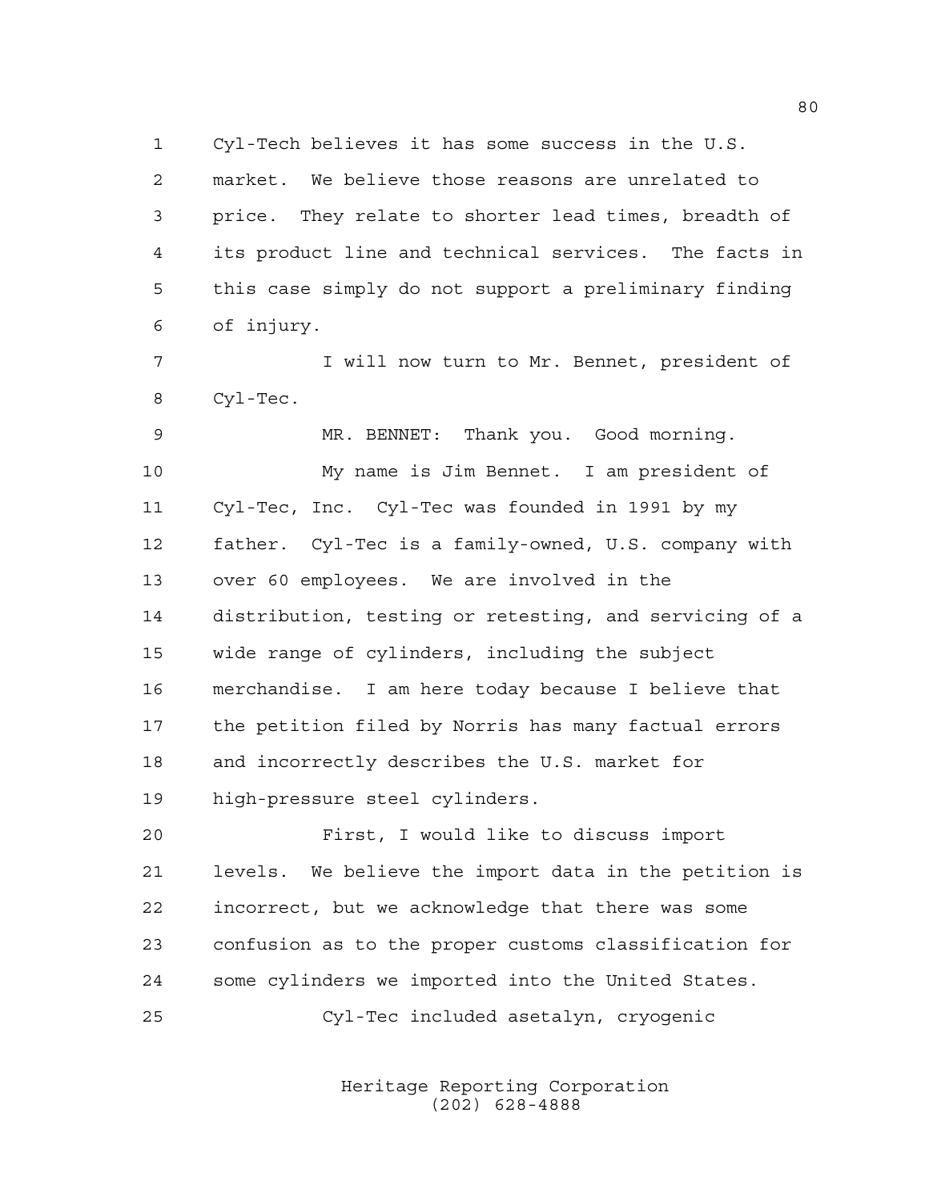Cyl-Tech believes it has some success in the U.S. market. We believe those reasons are unrelated to price. They relate to shorter lead times, breadth of its product line and technical services. The facts in this case simply do not support a preliminary finding of injury.

I will now turn to Mr. Bennet, president of Cyl-Tec.

MR. BENNET: Thank you. Good morning.

My name is Jim Bennet. I am president of Cyl-Tec, Inc. Cyl-Tec was founded in 1991 by my father. Cyl-Tec is a family-owned, U.S. company with over 60 employees. We are involved in the distribution, testing or retesting, and servicing of a wide range of cylinders, including the subject merchandise. I am here today because I believe that the petition filed by Norris has many factual errors and incorrectly describes the U.S. market for high-pressure steel cylinders.

First, I would like to discuss import levels. We believe the import data in the petition is incorrect, but we acknowledge that there was some confusion as to the proper customs classification for some cylinders we imported into the United States.

Cyl-Tec included asetalyn, cryogenic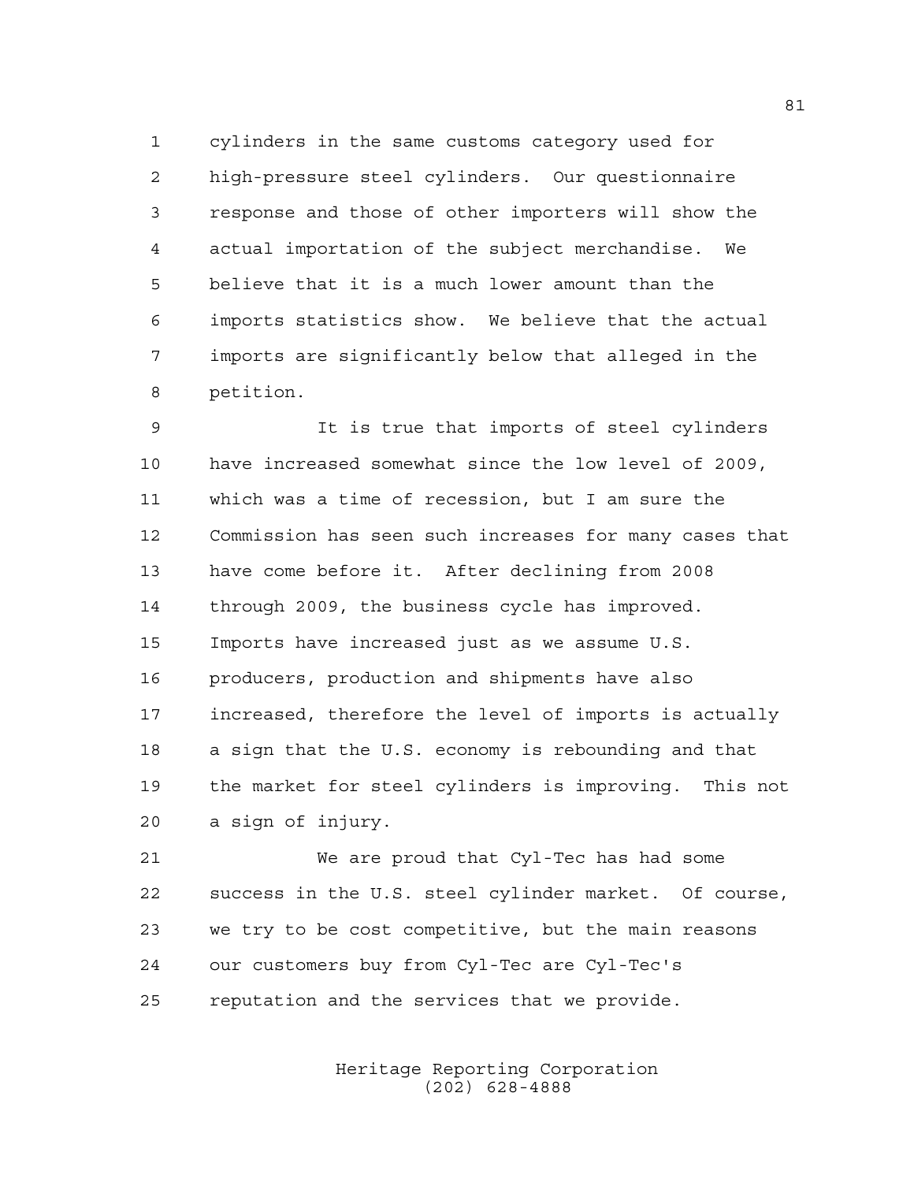cylinders in the same customs category used for high-pressure steel cylinders. Our questionnaire response and those of other importers will show the actual importation of the subject merchandise. We believe that it is a much lower amount than the imports statistics show. We believe that the actual imports are significantly below that alleged in the petition.

It is true that imports of steel cylinders have increased somewhat since the low level of 2009, which was a time of recession, but I am sure the Commission has seen such increases for many cases that have come before it. After declining from 2008 through 2009, the business cycle has improved. Imports have increased just as we assume U.S. producers, production and shipments have also increased, therefore the level of imports is actually a sign that the U.S. economy is rebounding and that the market for steel cylinders is improving. This not a sign of injury.

We are proud that Cyl-Tec has had some success in the U.S. steel cylinder market. Of course, we try to be cost competitive, but the main reasons our customers buy from Cyl-Tec are Cyl-Tec's reputation and the services that we provide.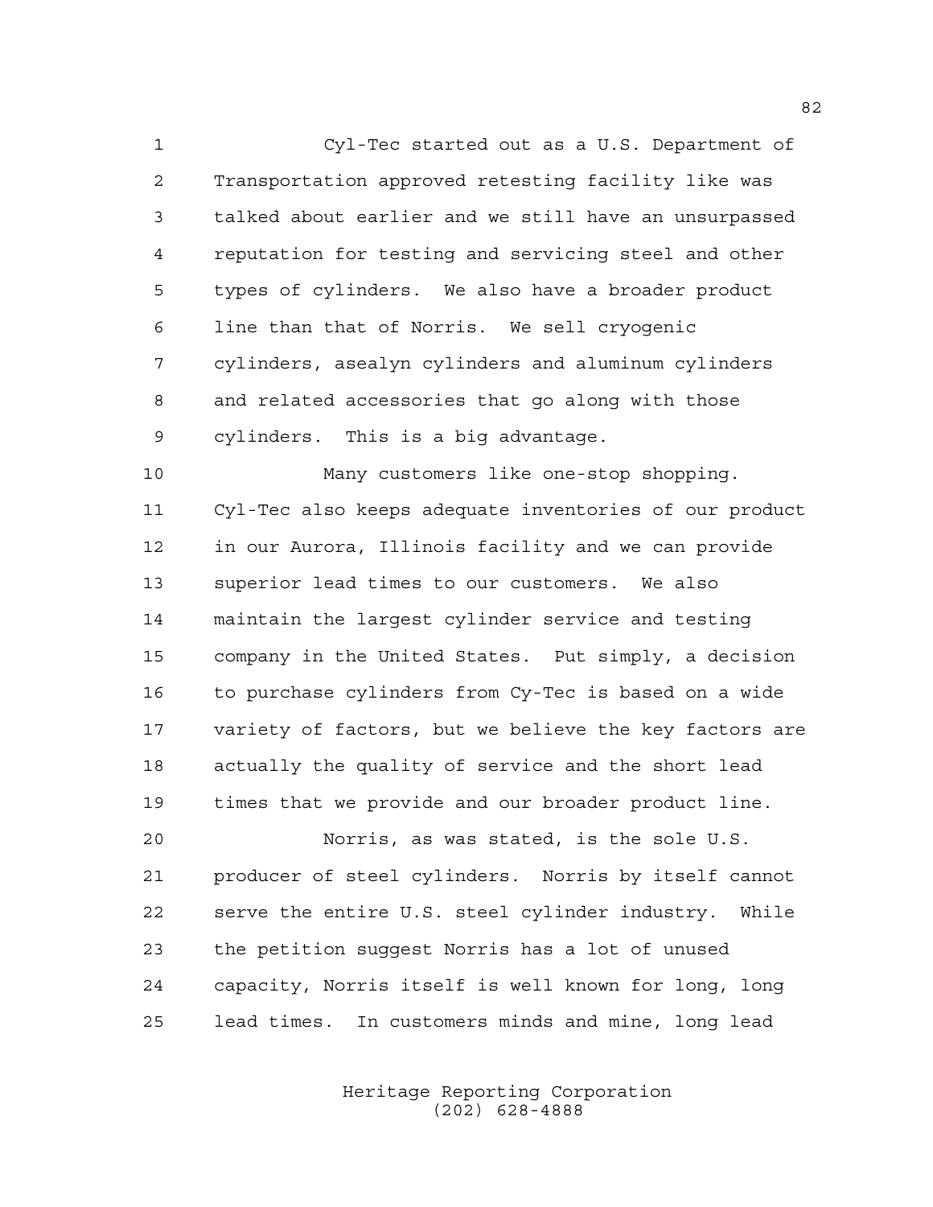Cyl-Tec started out as a U.S. Department of Transportation approved retesting facility like was talked about earlier and we still have an unsurpassed reputation for testing and servicing steel and other types of cylinders. We also have a broader product line than that of Norris. We sell cryogenic cylinders, asealyn cylinders and aluminum cylinders and related accessories that go along with those cylinders. This is a big advantage.

Many customers like one-stop shopping. Cyl-Tec also keeps adequate inventories of our product in our Aurora, Illinois facility and we can provide superior lead times to our customers. We also maintain the largest cylinder service and testing company in the United States. Put simply, a decision to purchase cylinders from Cy-Tec is based on a wide variety of factors, but we believe the key factors are actually the quality of service and the short lead times that we provide and our broader product line.

Norris, as was stated, is the sole U.S. producer of steel cylinders. Norris by itself cannot serve the entire U.S. steel cylinder industry. While the petition suggest Norris has a lot of unused capacity, Norris itself is well known for long, long lead times. In customers minds and mine, long lead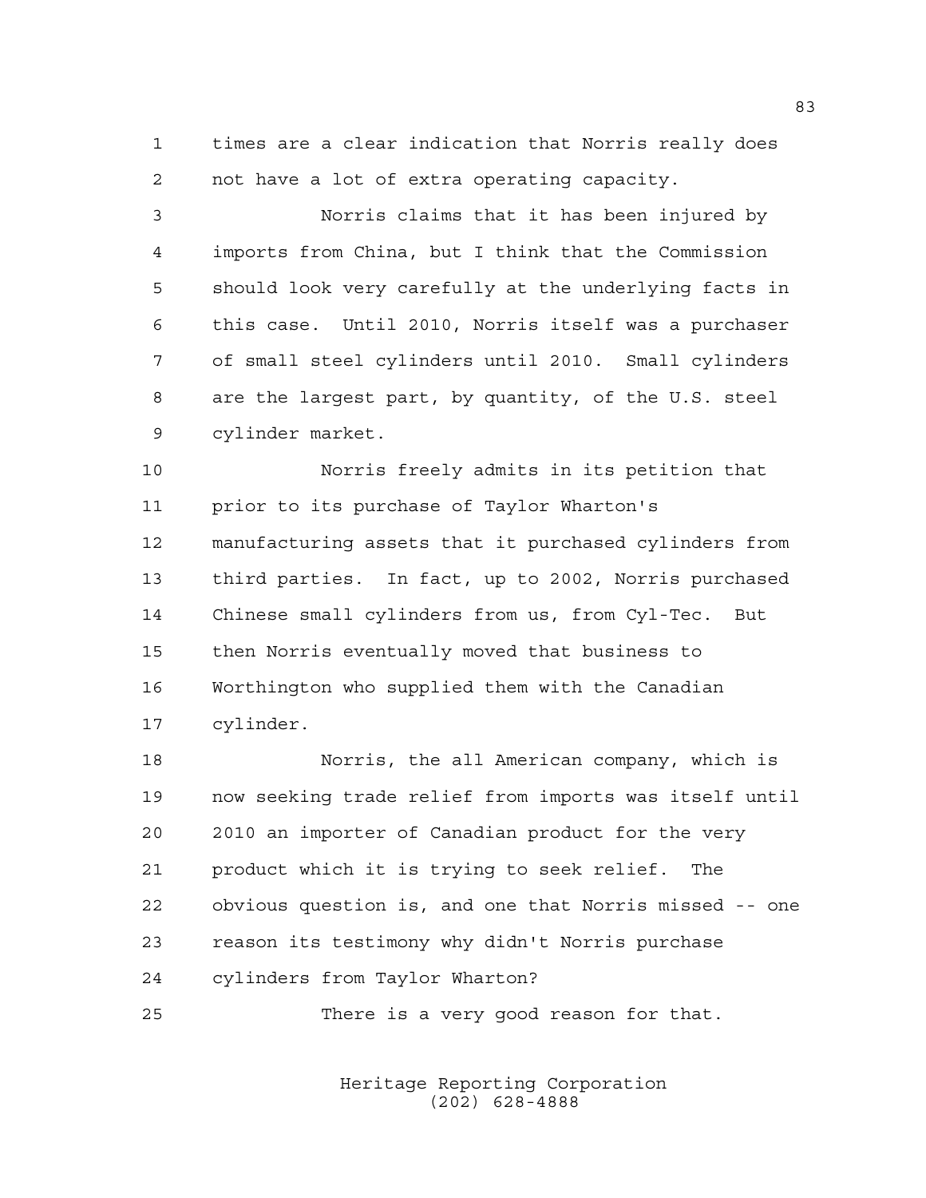times are a clear indication that Norris really does not have a lot of extra operating capacity.

Norris claims that it has been injured by imports from China, but I think that the Commission should look very carefully at the underlying facts in this case. Until 2010, Norris itself was a purchaser of small steel cylinders until 2010. Small cylinders are the largest part, by quantity, of the U.S. steel cylinder market.

Norris freely admits in its petition that prior to its purchase of Taylor Wharton's manufacturing assets that it purchased cylinders from third parties. In fact, up to 2002, Norris purchased Chinese small cylinders from us, from Cyl-Tec. But then Norris eventually moved that business to Worthington who supplied them with the Canadian cylinder.

Norris, the all American company, which is now seeking trade relief from imports was itself until 2010 an importer of Canadian product for the very product which it is trying to seek relief. The obvious question is, and one that Norris missed -- one reason its testimony why didn't Norris purchase cylinders from Taylor Wharton?

There is a very good reason for that.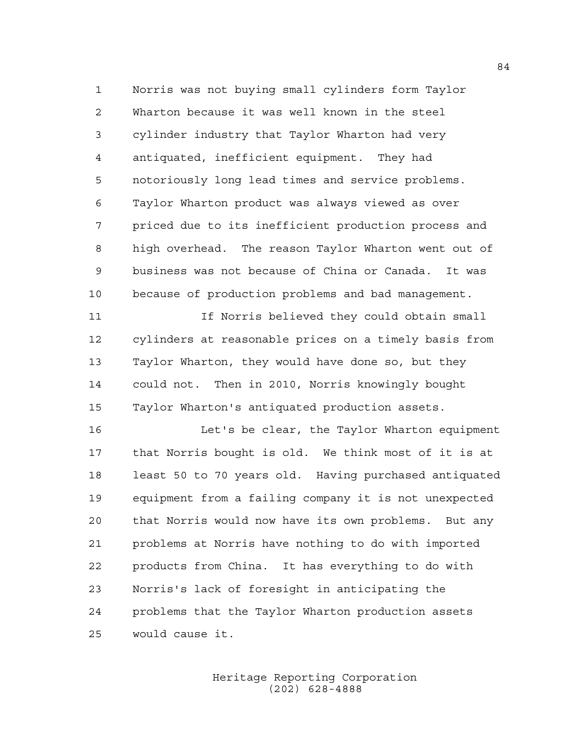Norris was not buying small cylinders form Taylor Wharton because it was well known in the steel cylinder industry that Taylor Wharton had very antiquated, inefficient equipment. They had notoriously long lead times and service problems. Taylor Wharton product was always viewed as over priced due to its inefficient production process and high overhead. The reason Taylor Wharton went out of business was not because of China or Canada. It was because of production problems and bad management.

If Norris believed they could obtain small cylinders at reasonable prices on a timely basis from Taylor Wharton, they would have done so, but they could not. Then in 2010, Norris knowingly bought Taylor Wharton's antiquated production assets.

Let's be clear, the Taylor Wharton equipment that Norris bought is old. We think most of it is at least 50 to 70 years old. Having purchased antiquated equipment from a failing company it is not unexpected that Norris would now have its own problems. But any problems at Norris have nothing to do with imported products from China. It has everything to do with Norris's lack of foresight in anticipating the problems that the Taylor Wharton production assets would cause it.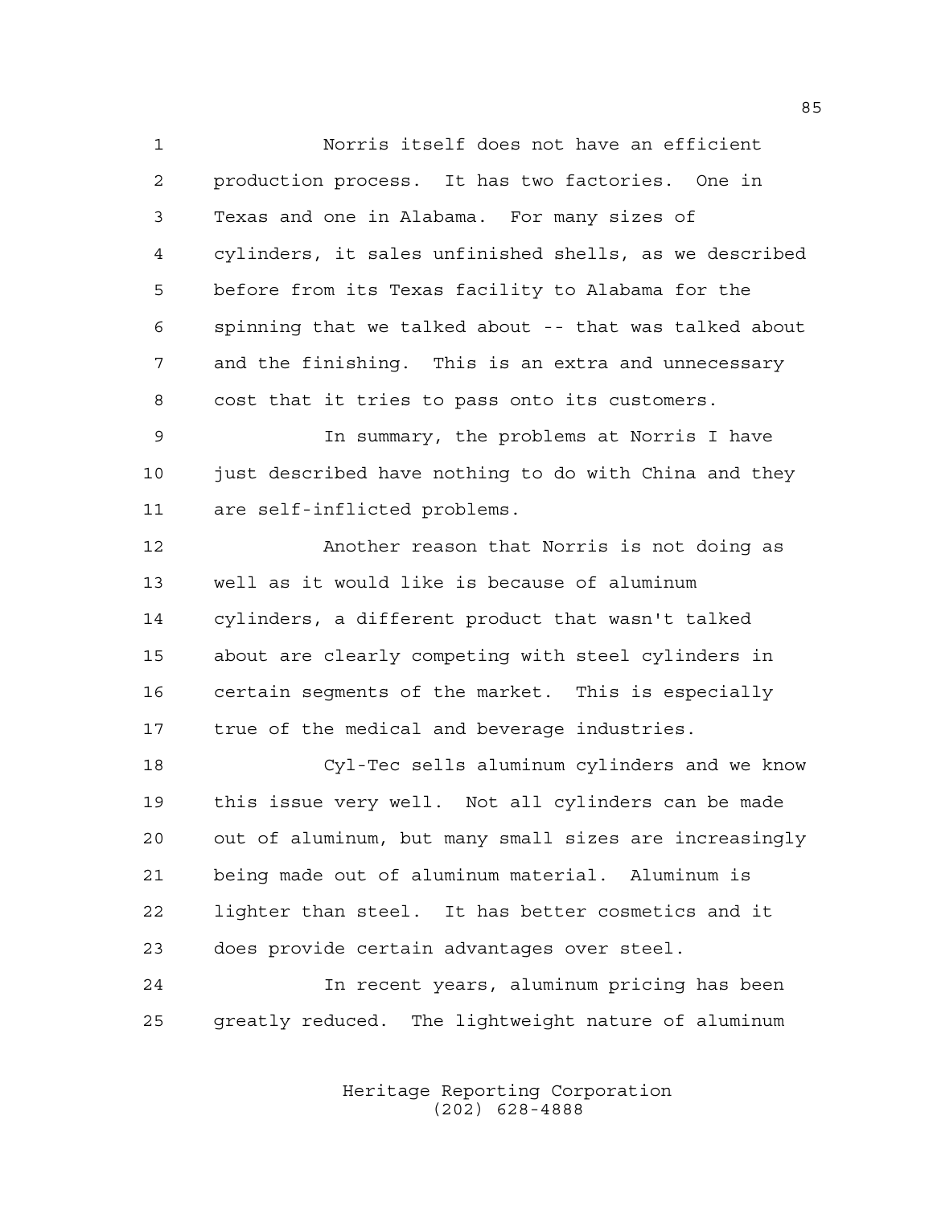Norris itself does not have an efficient production process. It has two factories. One in Texas and one in Alabama. For many sizes of cylinders, it sales unfinished shells, as we described before from its Texas facility to Alabama for the spinning that we talked about -- that was talked about and the finishing. This is an extra and unnecessary cost that it tries to pass onto its customers.

In summary, the problems at Norris I have just described have nothing to do with China and they are self-inflicted problems.

Another reason that Norris is not doing as well as it would like is because of aluminum cylinders, a different product that wasn't talked about are clearly competing with steel cylinders in certain segments of the market. This is especially true of the medical and beverage industries.

Cyl-Tec sells aluminum cylinders and we know this issue very well. Not all cylinders can be made out of aluminum, but many small sizes are increasingly being made out of aluminum material. Aluminum is lighter than steel. It has better cosmetics and it does provide certain advantages over steel.

In recent years, aluminum pricing has been greatly reduced. The lightweight nature of aluminum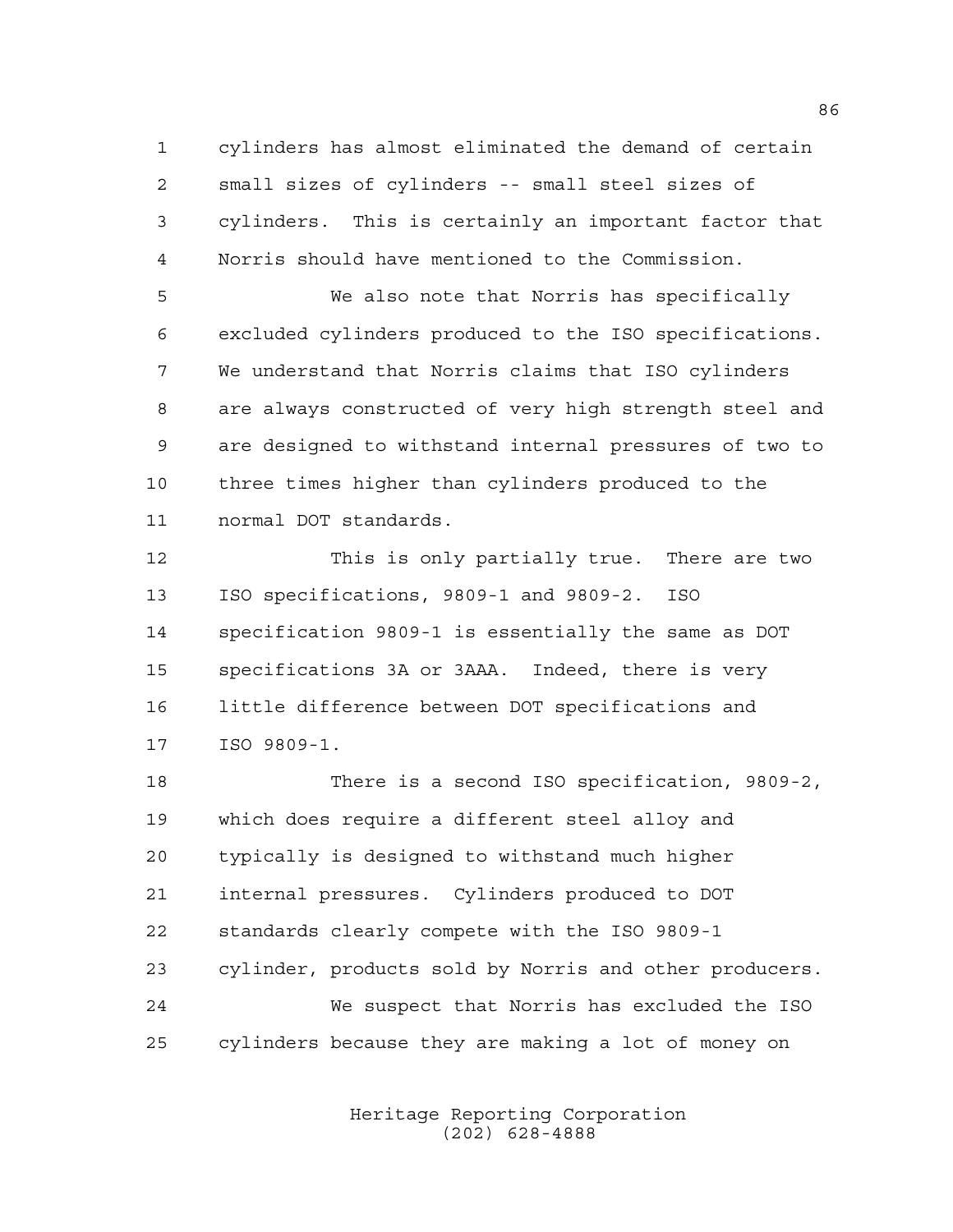cylinders has almost eliminated the demand of certain small sizes of cylinders -- small steel sizes of cylinders. This is certainly an important factor that Norris should have mentioned to the Commission.

We also note that Norris has specifically excluded cylinders produced to the ISO specifications. We understand that Norris claims that ISO cylinders are always constructed of very high strength steel and are designed to withstand internal pressures of two to three times higher than cylinders produced to the normal DOT standards.

This is only partially true. There are two ISO specifications, 9809-1 and 9809-2. ISO specification 9809-1 is essentially the same as DOT specifications 3A or 3AAA. Indeed, there is very little difference between DOT specifications and ISO 9809-1.

There is a second ISO specification, 9809-2, which does require a different steel alloy and typically is designed to withstand much higher internal pressures. Cylinders produced to DOT standards clearly compete with the ISO 9809-1 cylinder, products sold by Norris and other producers.

We suspect that Norris has excluded the ISO cylinders because they are making a lot of money on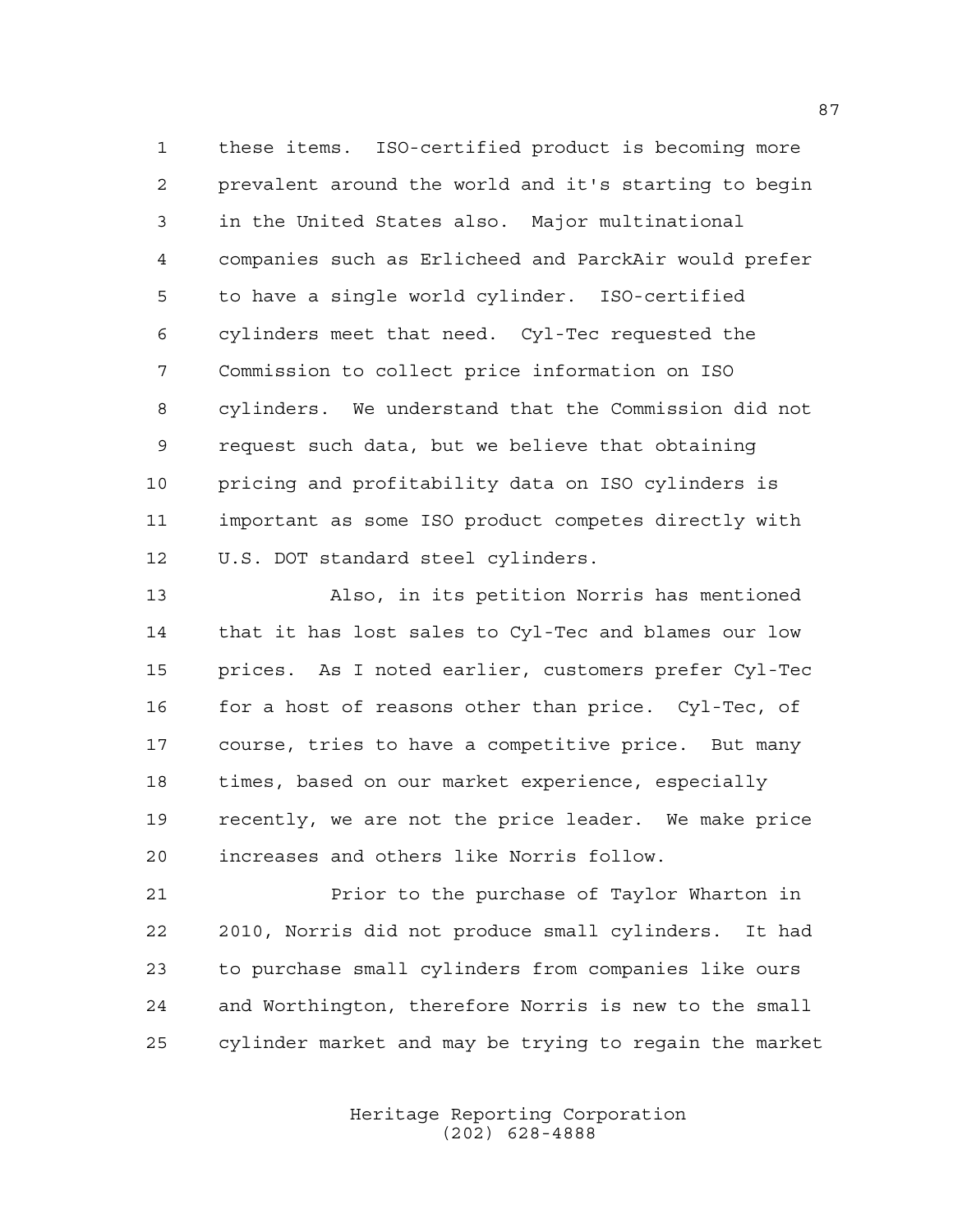these items. ISO-certified product is becoming more prevalent around the world and it's starting to begin in the United States also. Major multinational companies such as Erlicheed and ParckAir would prefer to have a single world cylinder. ISO-certified cylinders meet that need. Cyl-Tec requested the Commission to collect price information on ISO cylinders. We understand that the Commission did not request such data, but we believe that obtaining pricing and profitability data on ISO cylinders is important as some ISO product competes directly with U.S. DOT standard steel cylinders.

Also, in its petition Norris has mentioned that it has lost sales to Cyl-Tec and blames our low prices. As I noted earlier, customers prefer Cyl-Tec for a host of reasons other than price. Cyl-Tec, of course, tries to have a competitive price. But many times, based on our market experience, especially recently, we are not the price leader. We make price increases and others like Norris follow.

Prior to the purchase of Taylor Wharton in 2010, Norris did not produce small cylinders. It had to purchase small cylinders from companies like ours and Worthington, therefore Norris is new to the small cylinder market and may be trying to regain the market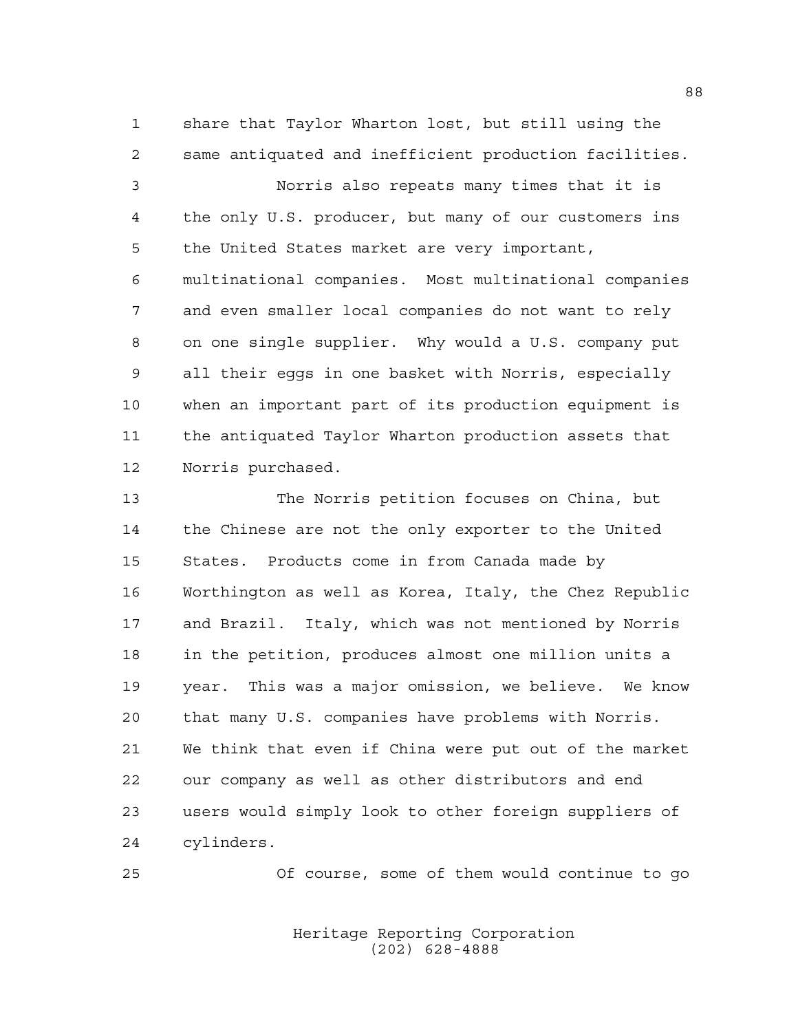share that Taylor Wharton lost, but still using the same antiquated and inefficient production facilities.

Norris also repeats many times that it is the only U.S. producer, but many of our customers ins the United States market are very important, multinational companies. Most multinational companies and even smaller local companies do not want to rely on one single supplier. Why would a U.S. company put all their eggs in one basket with Norris, especially when an important part of its production equipment is the antiquated Taylor Wharton production assets that Norris purchased.

The Norris petition focuses on China, but the Chinese are not the only exporter to the United States. Products come in from Canada made by Worthington as well as Korea, Italy, the Chez Republic and Brazil. Italy, which was not mentioned by Norris in the petition, produces almost one million units a year. This was a major omission, we believe. We know that many U.S. companies have problems with Norris. We think that even if China were put out of the market our company as well as other distributors and end users would simply look to other foreign suppliers of cylinders.

Of course, some of them would continue to go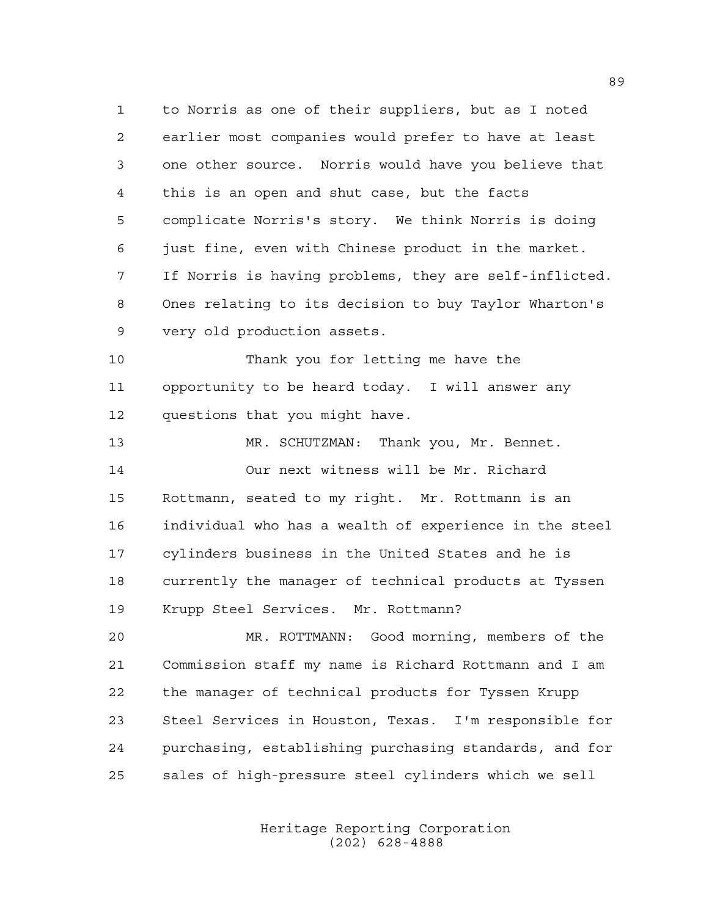to Norris as one of their suppliers, but as I noted earlier most companies would prefer to have at least one other source. Norris would have you believe that this is an open and shut case, but the facts complicate Norris's story. We think Norris is doing just fine, even with Chinese product in the market. If Norris is having problems, they are self-inflicted. Ones relating to its decision to buy Taylor Wharton's very old production assets.

Thank you for letting me have the opportunity to be heard today. I will answer any questions that you might have.

MR. SCHUTZMAN: Thank you, Mr. Bennet.

Our next witness will be Mr. Richard Rottmann, seated to my right. Mr. Rottmann is an individual who has a wealth of experience in the steel cylinders business in the United States and he is currently the manager of technical products at Tyssen Krupp Steel Services. Mr. Rottmann?

MR. ROTTMANN: Good morning, members of the Commission staff my name is Richard Rottmann and I am the manager of technical products for Tyssen Krupp Steel Services in Houston, Texas. I'm responsible for purchasing, establishing purchasing standards, and for sales of high-pressure steel cylinders which we sell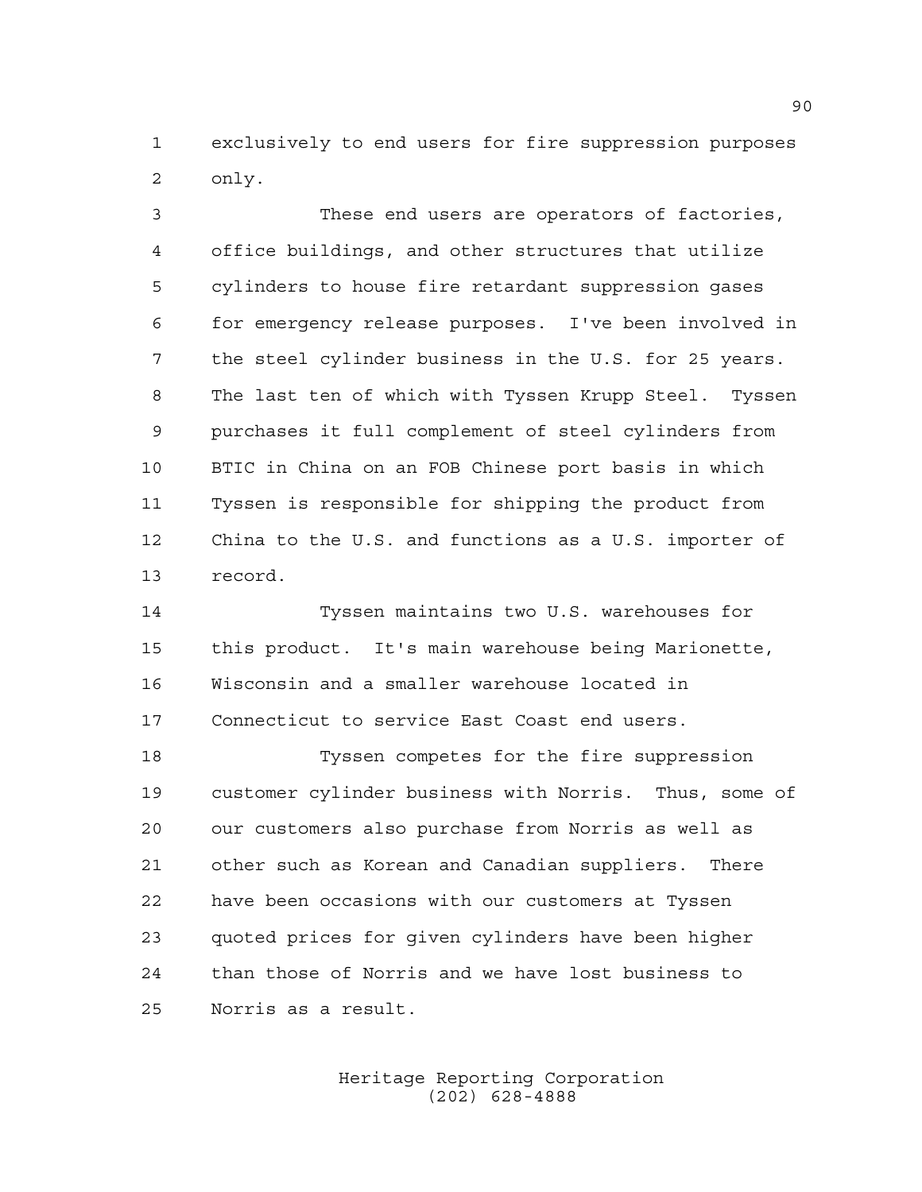exclusively to end users for fire suppression purposes only.

These end users are operators of factories, office buildings, and other structures that utilize cylinders to house fire retardant suppression gases for emergency release purposes. I've been involved in the steel cylinder business in the U.S. for 25 years. The last ten of which with Tyssen Krupp Steel. Tyssen purchases it full complement of steel cylinders from BTIC in China on an FOB Chinese port basis in which Tyssen is responsible for shipping the product from China to the U.S. and functions as a U.S. importer of record.

Tyssen maintains two U.S. warehouses for this product. It's main warehouse being Marionette, Wisconsin and a smaller warehouse located in Connecticut to service East Coast end users.

Tyssen competes for the fire suppression customer cylinder business with Norris. Thus, some of our customers also purchase from Norris as well as other such as Korean and Canadian suppliers. There have been occasions with our customers at Tyssen quoted prices for given cylinders have been higher than those of Norris and we have lost business to Norris as a result.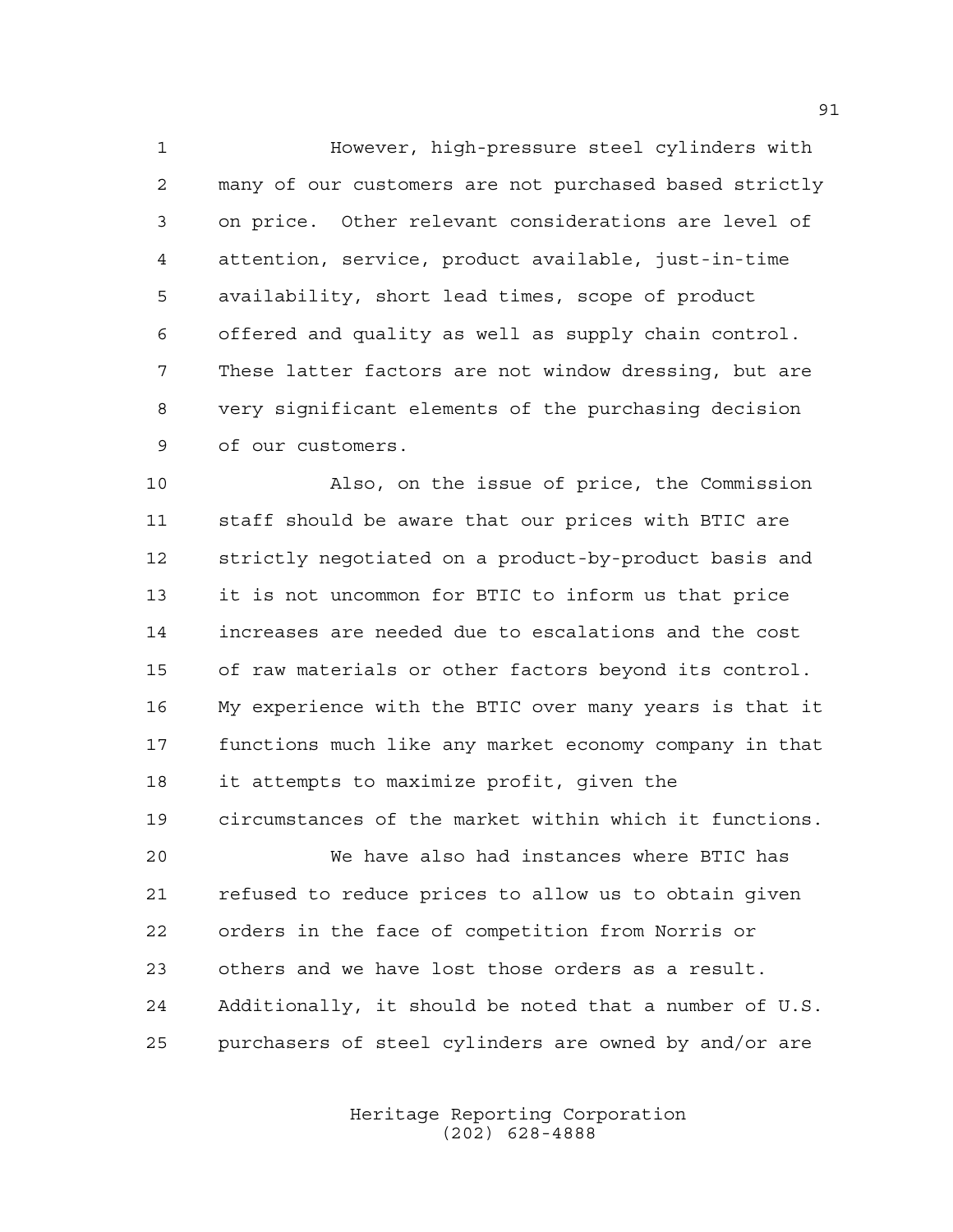However, high-pressure steel cylinders with many of our customers are not purchased based strictly on price. Other relevant considerations are level of attention, service, product available, just-in-time availability, short lead times, scope of product offered and quality as well as supply chain control. These latter factors are not window dressing, but are very significant elements of the purchasing decision of our customers.

Also, on the issue of price, the Commission staff should be aware that our prices with BTIC are strictly negotiated on a product-by-product basis and it is not uncommon for BTIC to inform us that price increases are needed due to escalations and the cost of raw materials or other factors beyond its control. My experience with the BTIC over many years is that it functions much like any market economy company in that it attempts to maximize profit, given the circumstances of the market within which it functions.

We have also had instances where BTIC has refused to reduce prices to allow us to obtain given orders in the face of competition from Norris or others and we have lost those orders as a result. Additionally, it should be noted that a number of U.S. purchasers of steel cylinders are owned by and/or are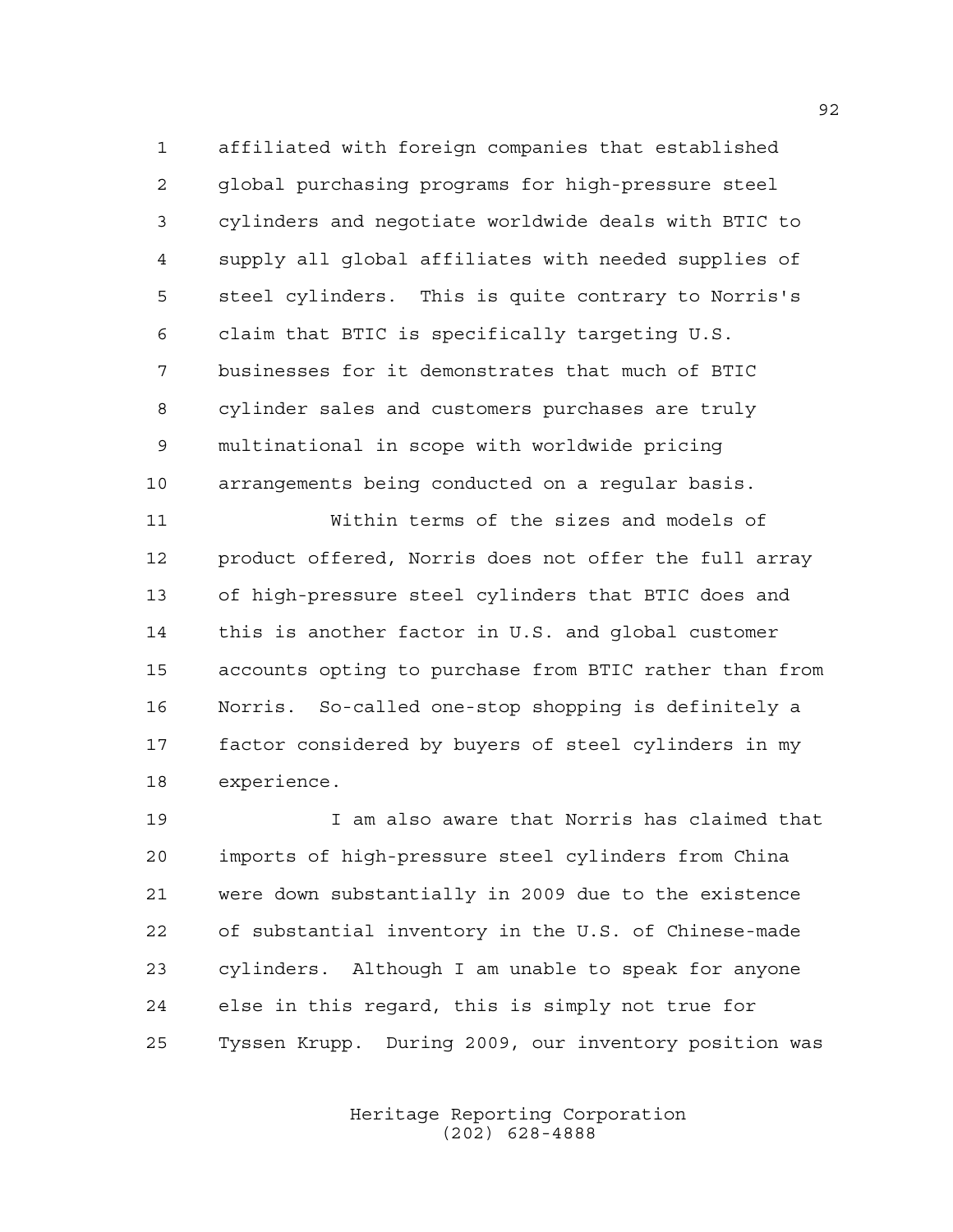affiliated with foreign companies that established global purchasing programs for high-pressure steel cylinders and negotiate worldwide deals with BTIC to supply all global affiliates with needed supplies of steel cylinders. This is quite contrary to Norris's claim that BTIC is specifically targeting U.S. businesses for it demonstrates that much of BTIC cylinder sales and customers purchases are truly multinational in scope with worldwide pricing arrangements being conducted on a regular basis.

Within terms of the sizes and models of product offered, Norris does not offer the full array of high-pressure steel cylinders that BTIC does and this is another factor in U.S. and global customer accounts opting to purchase from BTIC rather than from Norris. So-called one-stop shopping is definitely a factor considered by buyers of steel cylinders in my experience.

I am also aware that Norris has claimed that imports of high-pressure steel cylinders from China were down substantially in 2009 due to the existence of substantial inventory in the U.S. of Chinese-made cylinders. Although I am unable to speak for anyone else in this regard, this is simply not true for Tyssen Krupp. During 2009, our inventory position was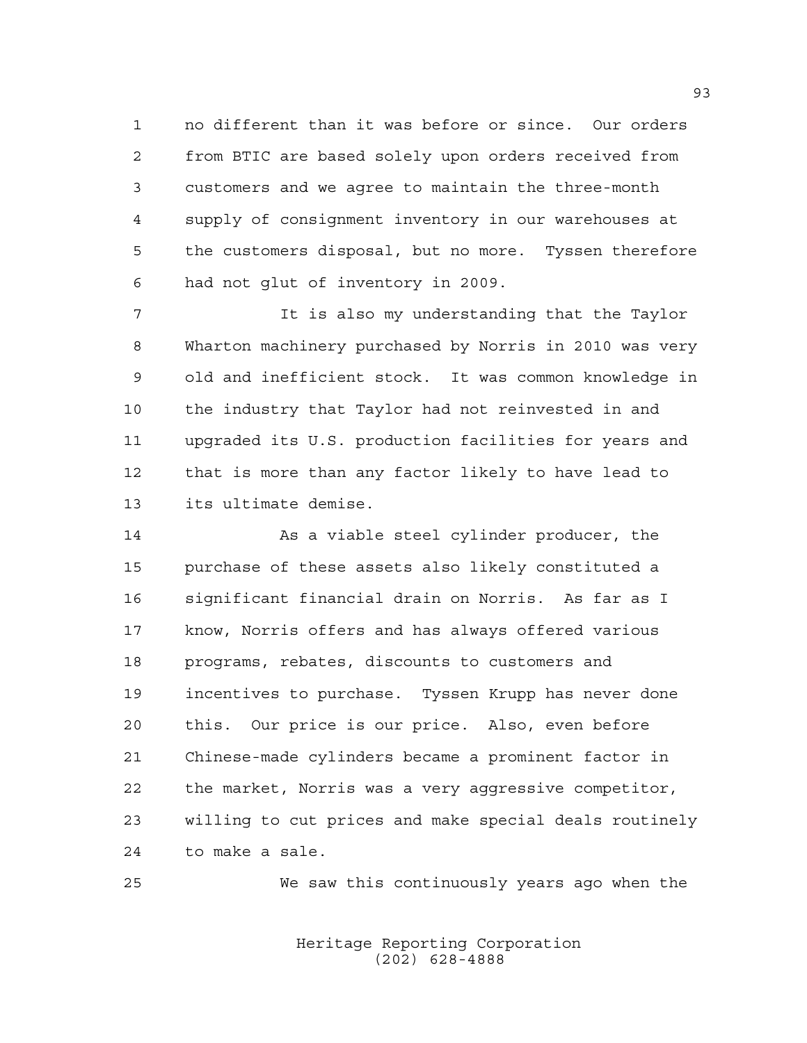no different than it was before or since. Our orders from BTIC are based solely upon orders received from customers and we agree to maintain the three-month supply of consignment inventory in our warehouses at the customers disposal, but no more. Tyssen therefore had not glut of inventory in 2009.

It is also my understanding that the Taylor Wharton machinery purchased by Norris in 2010 was very old and inefficient stock. It was common knowledge in the industry that Taylor had not reinvested in and upgraded its U.S. production facilities for years and that is more than any factor likely to have lead to its ultimate demise.

As a viable steel cylinder producer, the purchase of these assets also likely constituted a significant financial drain on Norris. As far as I know, Norris offers and has always offered various programs, rebates, discounts to customers and incentives to purchase. Tyssen Krupp has never done this. Our price is our price. Also, even before Chinese-made cylinders became a prominent factor in the market, Norris was a very aggressive competitor, willing to cut prices and make special deals routinely to make a sale.

We saw this continuously years ago when the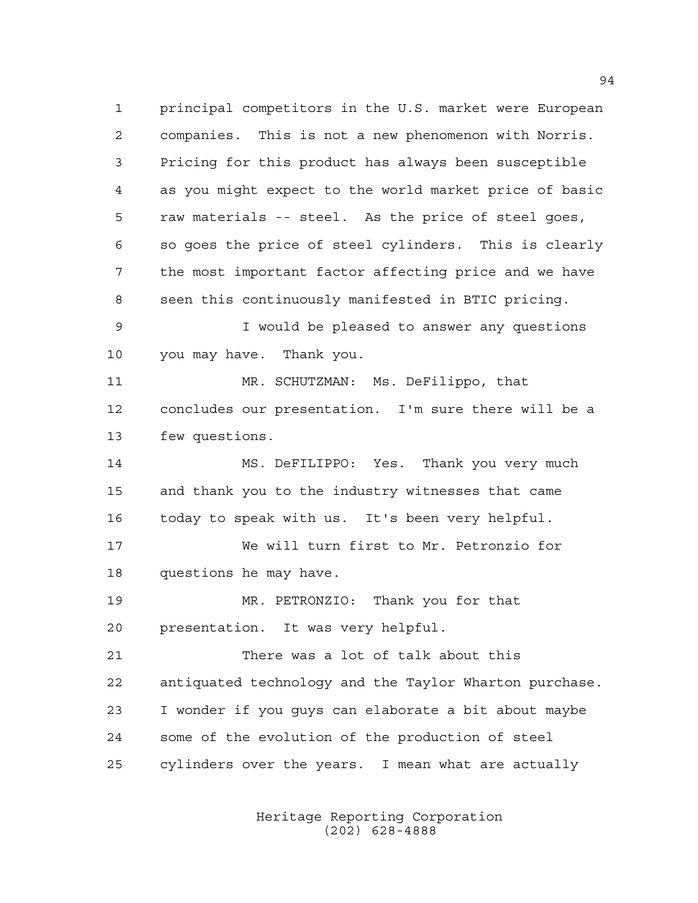principal competitors in the U.S. market were European companies. This is not a new phenomenon with Norris. Pricing for this product has always been susceptible as you might expect to the world market price of basic raw materials -- steel. As the price of steel goes, so goes the price of steel cylinders. This is clearly the most important factor affecting price and we have seen this continuously manifested in BTIC pricing.

I would be pleased to answer any questions you may have. Thank you.

MR. SCHUTZMAN: Ms. DeFilippo, that concludes our presentation. I'm sure there will be a few questions.

MS. DeFILIPPO: Yes. Thank you very much and thank you to the industry witnesses that came today to speak with us. It's been very helpful.

We will turn first to Mr. Petronzio for questions he may have.

MR. PETRONZIO: Thank you for that presentation. It was very helpful.

There was a lot of talk about this antiquated technology and the Taylor Wharton purchase. I wonder if you guys can elaborate a bit about maybe some of the evolution of the production of steel cylinders over the years. I mean what are actually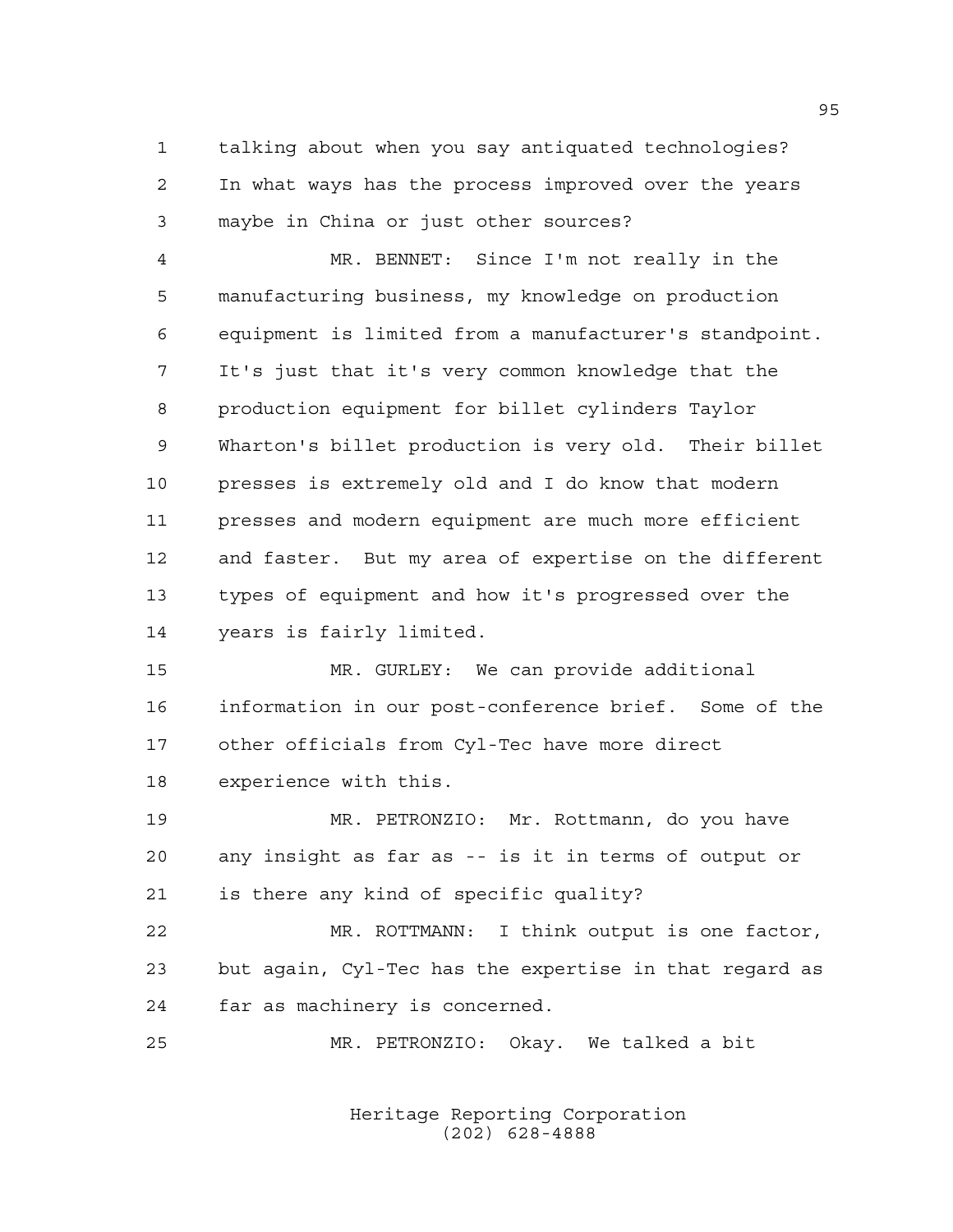talking about when you say antiquated technologies? In what ways has the process improved over the years maybe in China or just other sources?

MR. BENNET: Since I'm not really in the manufacturing business, my knowledge on production equipment is limited from a manufacturer's standpoint. It's just that it's very common knowledge that the production equipment for billet cylinders Taylor Wharton's billet production is very old. Their billet presses is extremely old and I do know that modern presses and modern equipment are much more efficient and faster. But my area of expertise on the different types of equipment and how it's progressed over the years is fairly limited.

MR. GURLEY: We can provide additional information in our post-conference brief. Some of the other officials from Cyl-Tec have more direct experience with this.

MR. PETRONZIO: Mr. Rottmann, do you have any insight as far as -- is it in terms of output or is there any kind of specific quality?

MR. ROTTMANN: I think output is one factor, but again, Cyl-Tec has the expertise in that regard as far as machinery is concerned.

MR. PETRONZIO: Okay. We talked a bit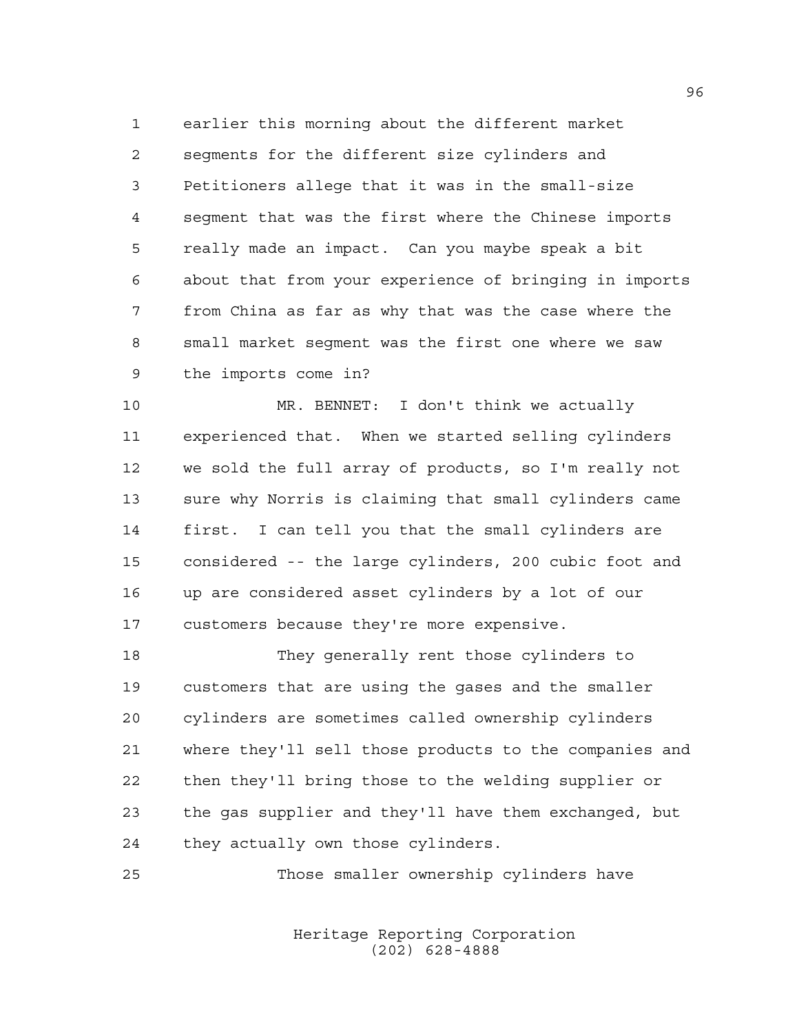earlier this morning about the different market segments for the different size cylinders and Petitioners allege that it was in the small-size segment that was the first where the Chinese imports really made an impact. Can you maybe speak a bit about that from your experience of bringing in imports from China as far as why that was the case where the small market segment was the first one where we saw the imports come in?

MR. BENNET: I don't think we actually experienced that. When we started selling cylinders we sold the full array of products, so I'm really not sure why Norris is claiming that small cylinders came first. I can tell you that the small cylinders are considered -- the large cylinders, 200 cubic foot and up are considered asset cylinders by a lot of our customers because they're more expensive.

They generally rent those cylinders to customers that are using the gases and the smaller cylinders are sometimes called ownership cylinders where they'll sell those products to the companies and then they'll bring those to the welding supplier or the gas supplier and they'll have them exchanged, but they actually own those cylinders.

Those smaller ownership cylinders have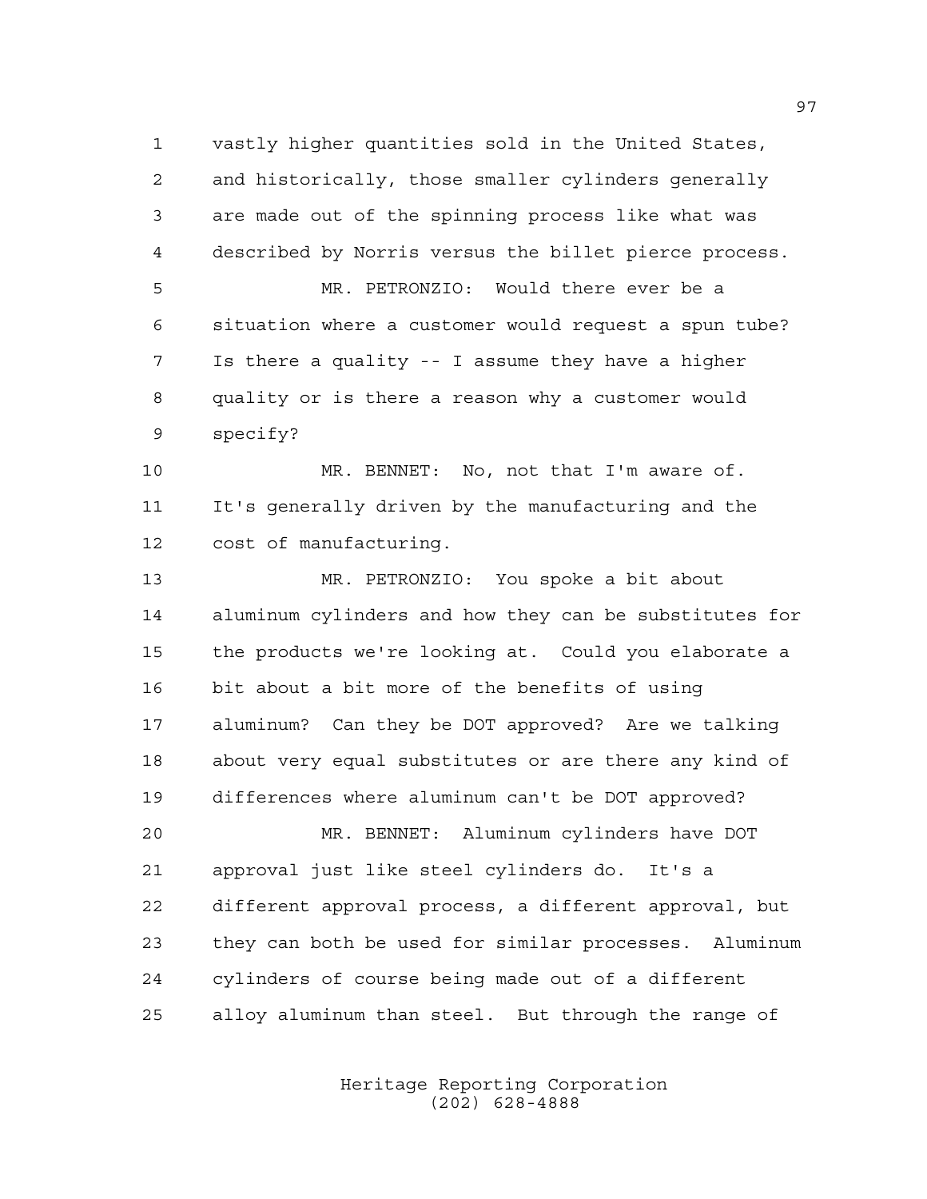vastly higher quantities sold in the United States, and historically, those smaller cylinders generally are made out of the spinning process like what was described by Norris versus the billet pierce process.

MR. PETRONZIO: Would there ever be a situation where a customer would request a spun tube? Is there a quality -- I assume they have a higher quality or is there a reason why a customer would specify?

MR. BENNET: No, not that I'm aware of. It's generally driven by the manufacturing and the cost of manufacturing.

MR. PETRONZIO: You spoke a bit about aluminum cylinders and how they can be substitutes for the products we're looking at. Could you elaborate a bit about a bit more of the benefits of using aluminum? Can they be DOT approved? Are we talking about very equal substitutes or are there any kind of differences where aluminum can't be DOT approved?

MR. BENNET: Aluminum cylinders have DOT approval just like steel cylinders do. It's a different approval process, a different approval, but they can both be used for similar processes. Aluminum cylinders of course being made out of a different alloy aluminum than steel. But through the range of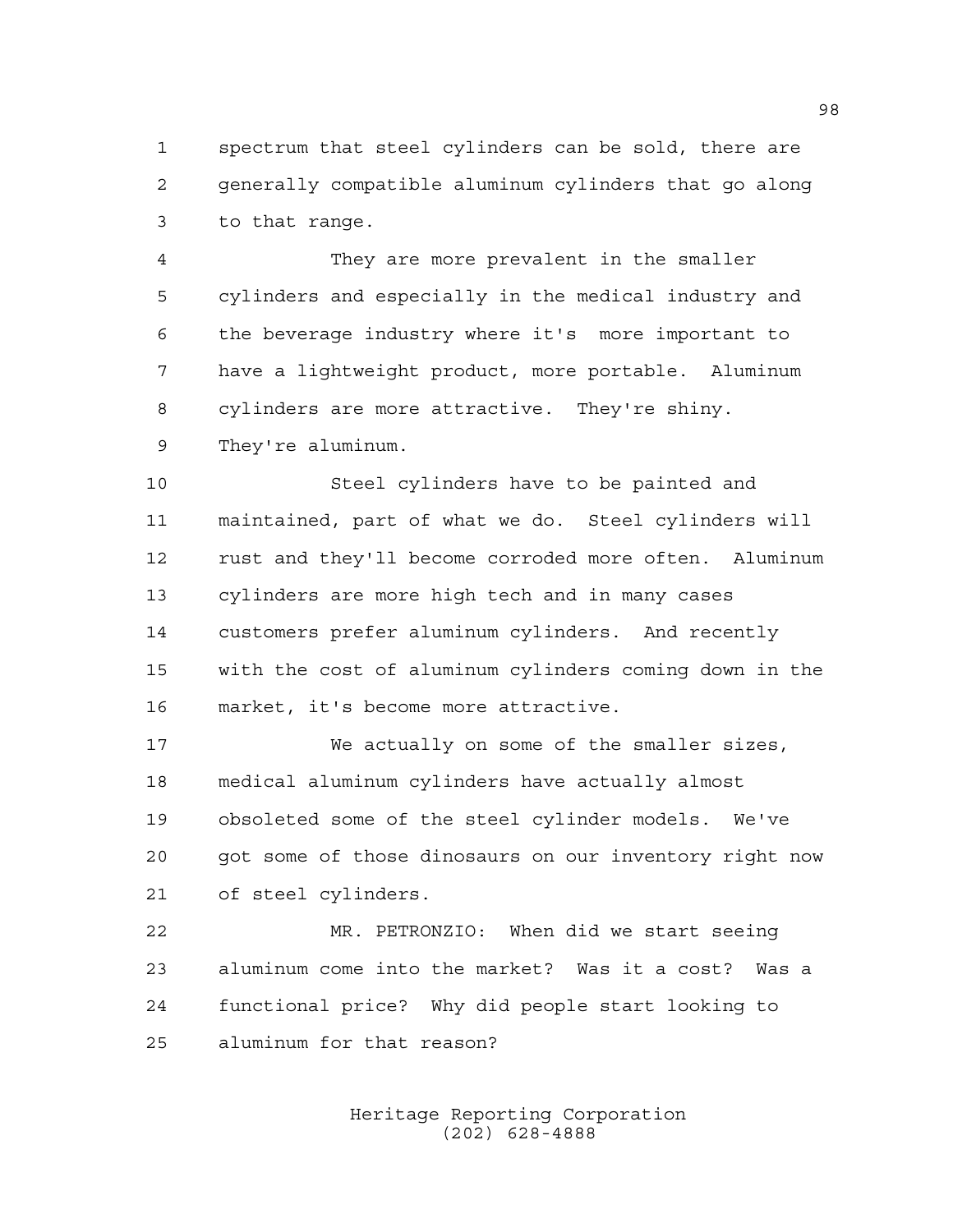spectrum that steel cylinders can be sold, there are generally compatible aluminum cylinders that go along to that range.

They are more prevalent in the smaller cylinders and especially in the medical industry and the beverage industry where it's more important to have a lightweight product, more portable. Aluminum cylinders are more attractive. They're shiny. They're aluminum.

Steel cylinders have to be painted and maintained, part of what we do. Steel cylinders will rust and they'll become corroded more often. Aluminum cylinders are more high tech and in many cases customers prefer aluminum cylinders. And recently with the cost of aluminum cylinders coming down in the market, it's become more attractive.

We actually on some of the smaller sizes, medical aluminum cylinders have actually almost obsoleted some of the steel cylinder models. We've got some of those dinosaurs on our inventory right now of steel cylinders.

MR. PETRONZIO: When did we start seeing aluminum come into the market? Was it a cost? Was a functional price? Why did people start looking to aluminum for that reason?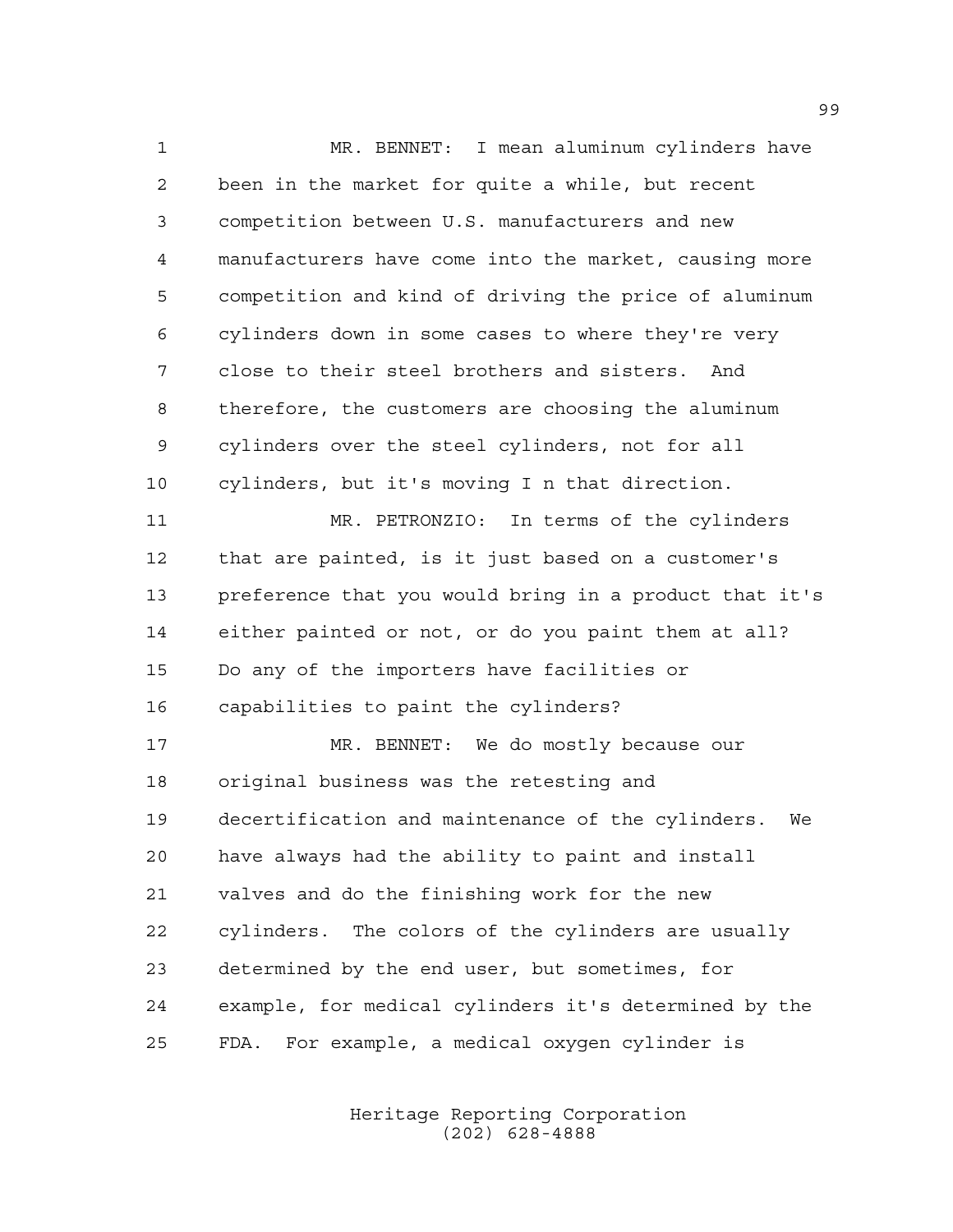MR. BENNET: I mean aluminum cylinders have been in the market for quite a while, but recent competition between U.S. manufacturers and new manufacturers have come into the market, causing more competition and kind of driving the price of aluminum cylinders down in some cases to where they're very close to their steel brothers and sisters. And therefore, the customers are choosing the aluminum cylinders over the steel cylinders, not for all cylinders, but it's moving I n that direction.

MR. PETRONZIO: In terms of the cylinders that are painted, is it just based on a customer's preference that you would bring in a product that it's either painted or not, or do you paint them at all? Do any of the importers have facilities or capabilities to paint the cylinders?

MR. BENNET: We do mostly because our original business was the retesting and decertification and maintenance of the cylinders. We have always had the ability to paint and install valves and do the finishing work for the new cylinders. The colors of the cylinders are usually determined by the end user, but sometimes, for example, for medical cylinders it's determined by the FDA. For example, a medical oxygen cylinder is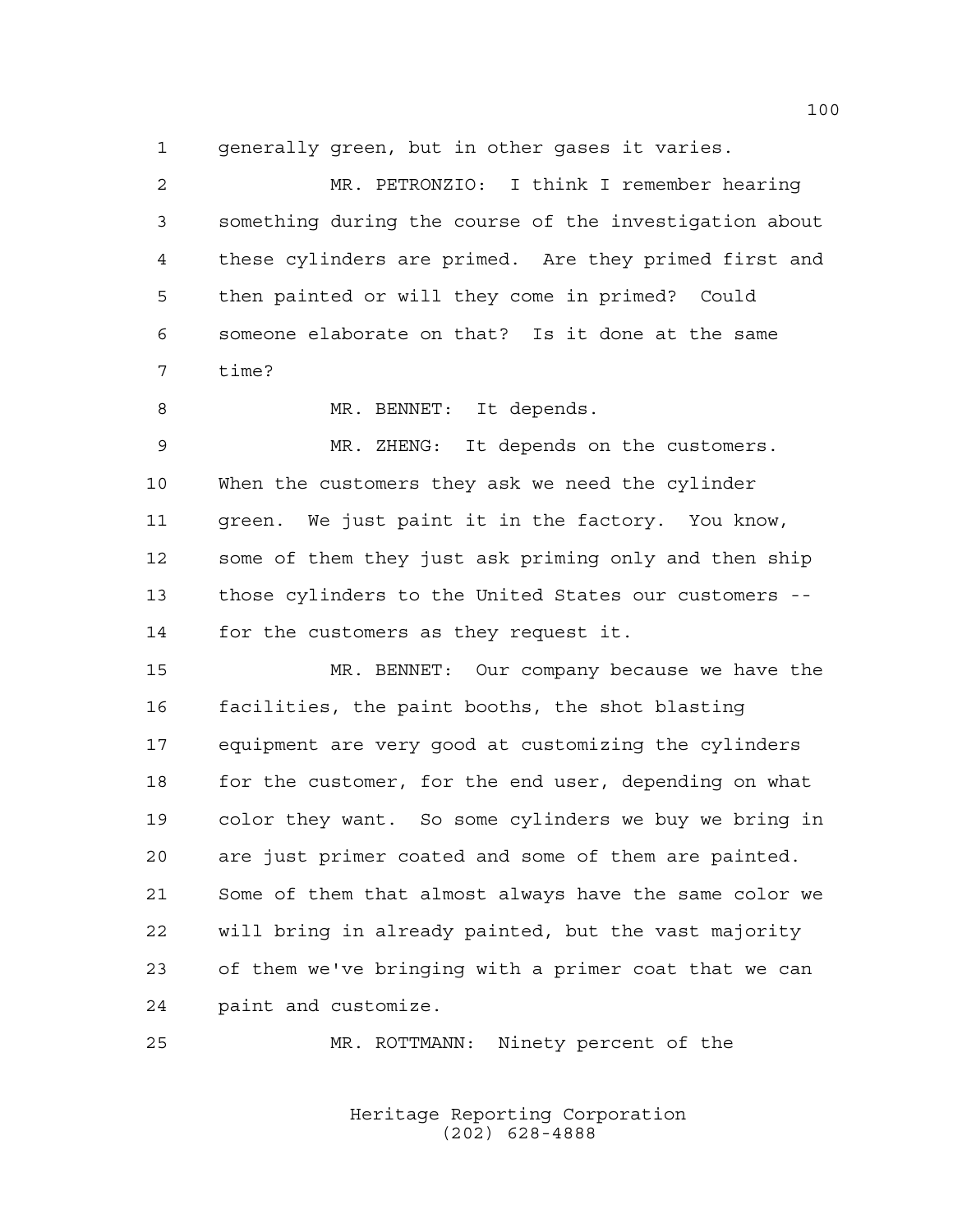generally green, but in other gases it varies.

MR. PETRONZIO: I think I remember hearing something during the course of the investigation about these cylinders are primed. Are they primed first and then painted or will they come in primed? Could someone elaborate on that? Is it done at the same time?

MR. BENNET: It depends.

MR. ZHENG: It depends on the customers. When the customers they ask we need the cylinder green. We just paint it in the factory. You know, some of them they just ask priming only and then ship those cylinders to the United States our customers -- for the customers as they request it.

MR. BENNET: Our company because we have the facilities, the paint booths, the shot blasting equipment are very good at customizing the cylinders for the customer, for the end user, depending on what color they want. So some cylinders we buy we bring in are just primer coated and some of them are painted. Some of them that almost always have the same color we will bring in already painted, but the vast majority of them we've bringing with a primer coat that we can paint and customize.

MR. ROTTMANN: Ninety percent of the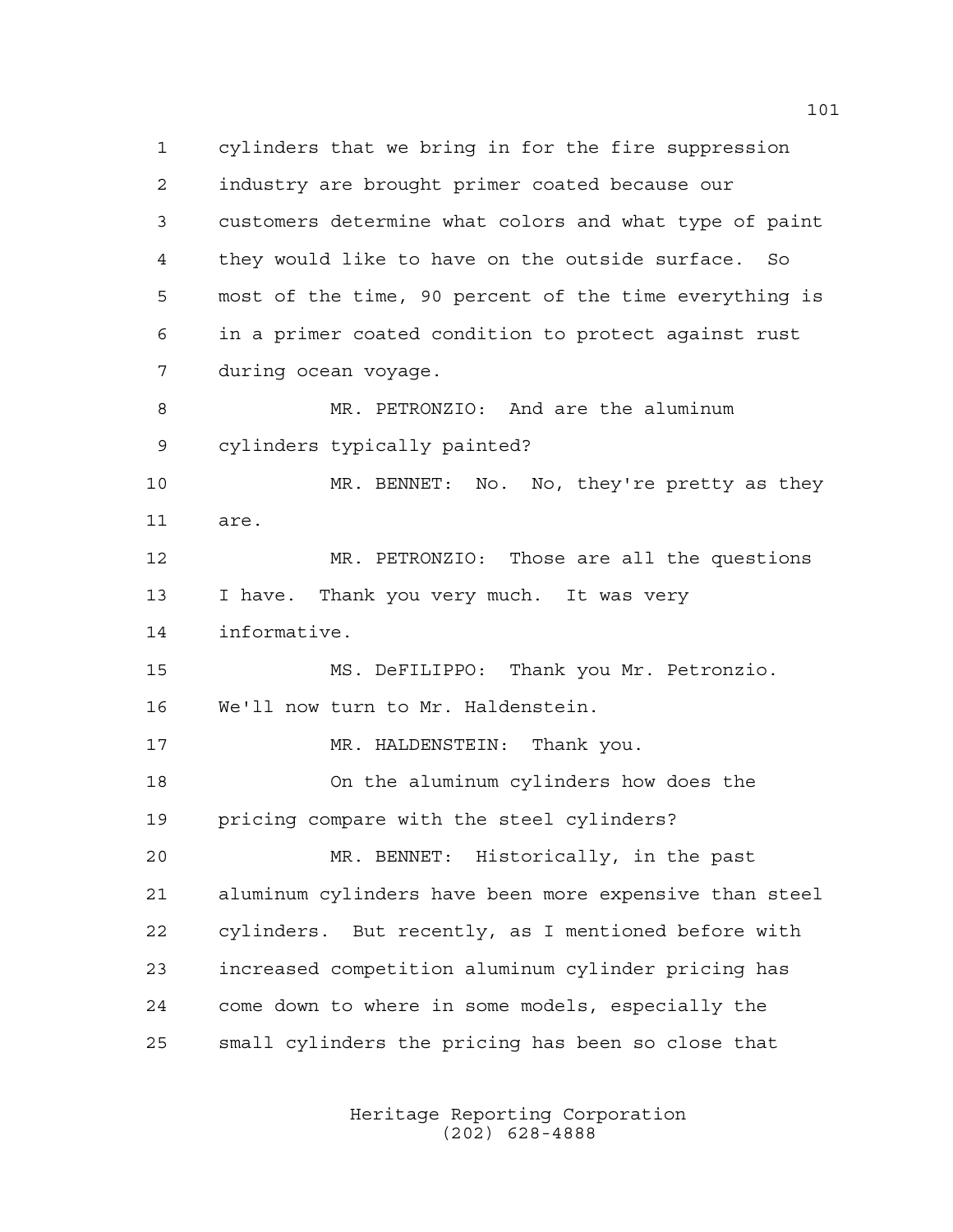cylinders that we bring in for the fire suppression industry are brought primer coated because our customers determine what colors and what type of paint they would like to have on the outside surface. So most of the time, 90 percent of the time everything is in a primer coated condition to protect against rust during ocean voyage.

MR. PETRONZIO: And are the aluminum cylinders typically painted?

MR. BENNET: No. No, they're pretty as they are.

MR. PETRONZIO: Those are all the questions I have. Thank you very much. It was very informative.

MS. DeFILIPPO: Thank you Mr. Petronzio. We'll now turn to Mr. Haldenstein.

MR. HALDENSTEIN: Thank you.

On the aluminum cylinders how does the pricing compare with the steel cylinders?

MR. BENNET: Historically, in the past aluminum cylinders have been more expensive than steel cylinders. But recently, as I mentioned before with increased competition aluminum cylinder pricing has come down to where in some models, especially the small cylinders the pricing has been so close that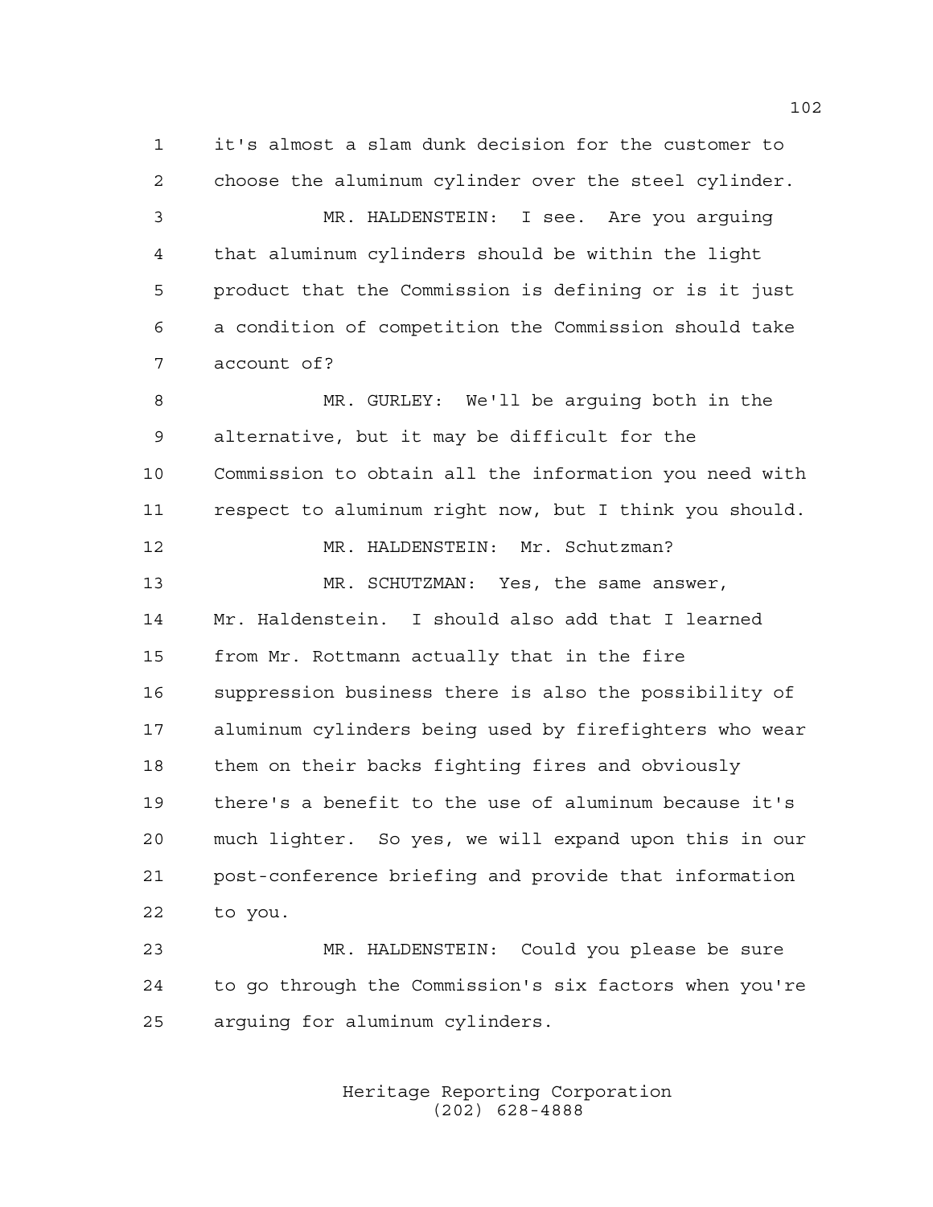it's almost a slam dunk decision for the customer to choose the aluminum cylinder over the steel cylinder.

MR. HALDENSTEIN: I see. Are you arguing that aluminum cylinders should be within the light product that the Commission is defining or is it just a condition of competition the Commission should take account of?

MR. GURLEY: We'll be arguing both in the alternative, but it may be difficult for the Commission to obtain all the information you need with respect to aluminum right now, but I think you should.

MR. HALDENSTEIN: Mr. Schutzman?

MR. SCHUTZMAN: Yes, the same answer, Mr. Haldenstein. I should also add that I learned from Mr. Rottmann actually that in the fire suppression business there is also the possibility of aluminum cylinders being used by firefighters who wear them on their backs fighting fires and obviously there's a benefit to the use of aluminum because it's much lighter. So yes, we will expand upon this in our post-conference briefing and provide that information to you.

MR. HALDENSTEIN: Could you please be sure to go through the Commission's six factors when you're arguing for aluminum cylinders.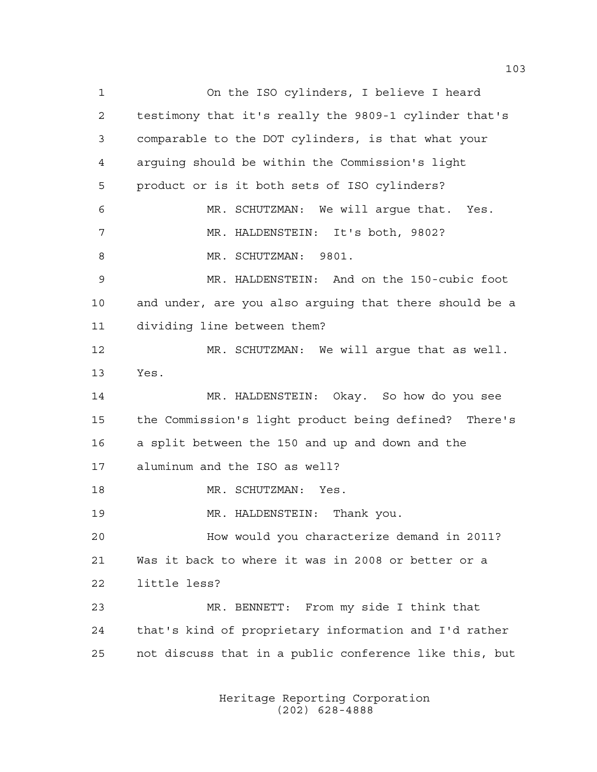1 On the ISO cylinders, I believe I heard
2 testimony that it's really the 9809-1 cylinder that's
3 comparable to the DOT cylinders, is that what your
4 arguing should be within the Commission's light
5 product or is it both sets of ISO cylinders?
6 MR. SCHUTZMAN: We will argue that. Yes.
7 MR. HALDENSTEIN: It's both, 9802?
8 MR. SCHUTZMAN: 9801.
9 MR. HALDENSTEIN: And on the 150-cubic foot
10 and under, are you also arguing that there should be a
11 dividing line between them?
12 MR. SCHUTZMAN: We will argue that as well.
13 Yes.
14 MR. HALDENSTEIN: Okay. So how do you see
15 the Commission's light product being defined? There's
16 a split between the 150 and up and down and the
17 aluminum and the ISO as well?
18 MR. SCHUTZMAN: Yes.
19 MR. HALDENSTEIN: Thank you.
20 How would you characterize demand in 2011?
21 Was it back to where it was in 2008 or better or a
22 little less?
23 MR. BENNETT: From my side I think that
24 that's kind of proprietary information and I'd rather
25 not discuss that in a public conference like this, but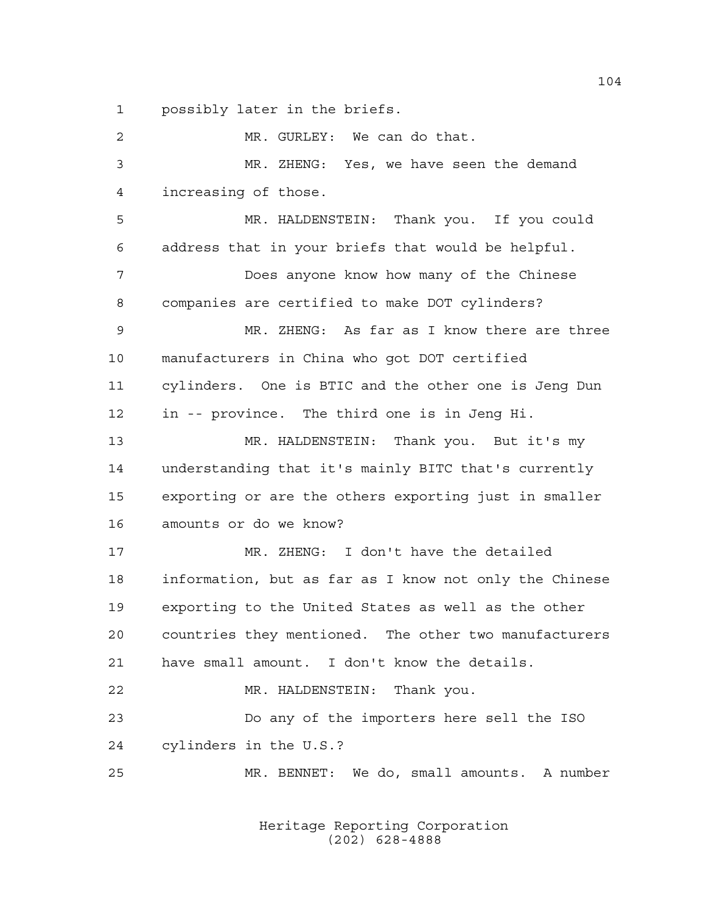1 possibly later in the briefs.

2 MR. GURLEY: We can do that.

3 MR. ZHENG: Yes, we have seen the demand

4 increasing of those.

5 MR. HALDENSTEIN: Thank you. If you could

6 address that in your briefs that would be helpful.

7 Does anyone know how many of the Chinese

8 companies are certified to make DOT cylinders?

9 MR. ZHENG: As far as I know there are three

10 manufacturers in China who got DOT certified

11 cylinders. One is BTIC and the other one is Jeng Dun

12 in -- province. The third one is in Jeng Hi.

13 MR. HALDENSTEIN: Thank you. But it's my

14 understanding that it's mainly BITC that's currently

15 exporting or are the others exporting just in smaller

16 amounts or do we know?

17 MR. ZHENG: I don't have the detailed

18 information, but as far as I know not only the Chinese

19 exporting to the United States as well as the other

20 countries they mentioned. The other two manufacturers

21 have small amount. I don't know the details.

22 MR. HALDENSTEIN: Thank you.

23 Do any of the importers here sell the ISO

24 cylinders in the U.S.?

25 MR. BENNET: We do, small amounts. A number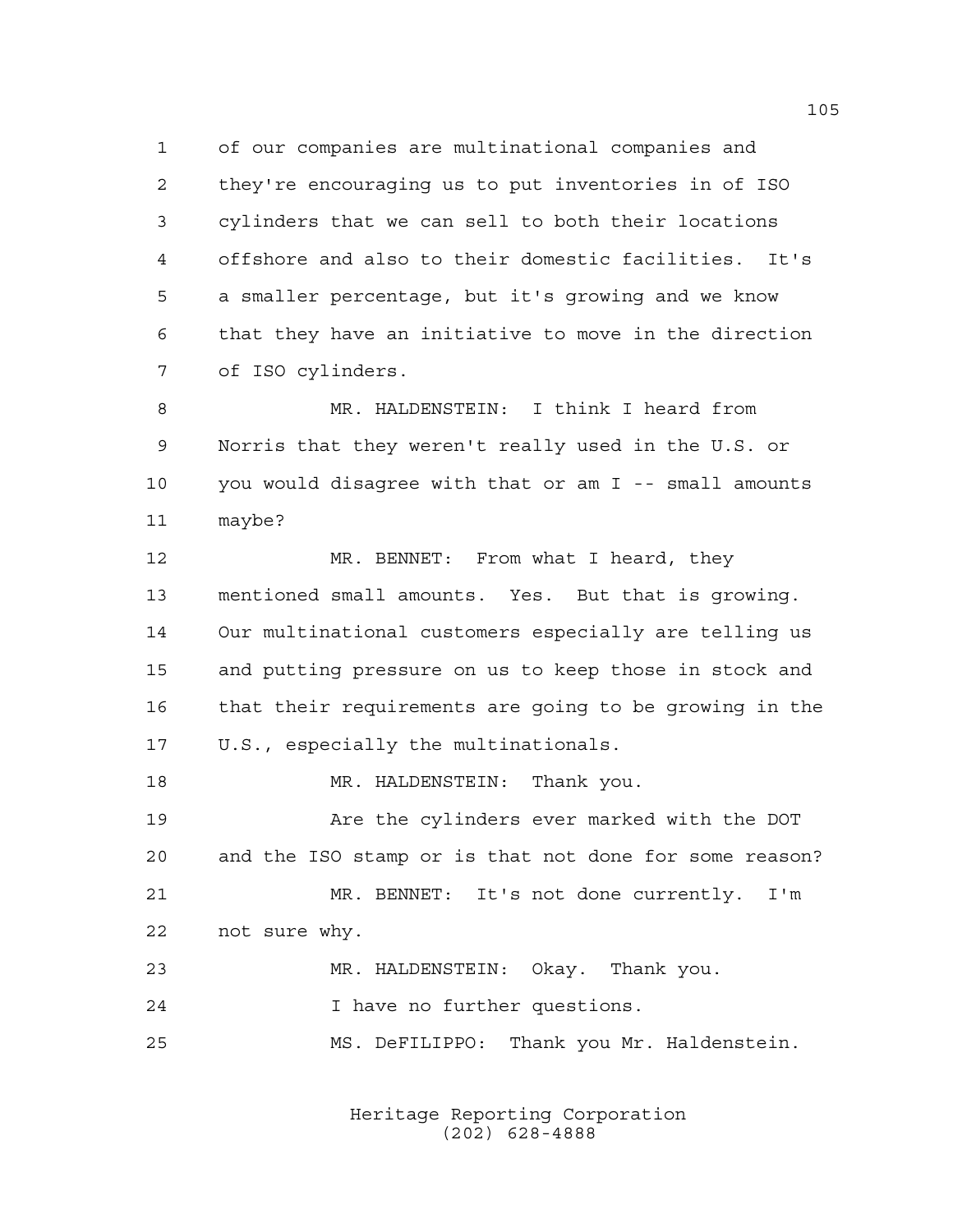of our companies are multinational companies and they're encouraging us to put inventories in of ISO cylinders that we can sell to both their locations offshore and also to their domestic facilities. It's a smaller percentage, but it's growing and we know that they have an initiative to move in the direction of ISO cylinders.

MR. HALDENSTEIN: I think I heard from Norris that they weren't really used in the U.S. or you would disagree with that or am I -- small amounts maybe?

MR. BENNET: From what I heard, they mentioned small amounts. Yes. But that is growing. Our multinational customers especially are telling us and putting pressure on us to keep those in stock and that their requirements are going to be growing in the U.S., especially the multinationals.

MR. HALDENSTEIN: Thank you.

Are the cylinders ever marked with the DOT and the ISO stamp or is that not done for some reason?

MR. BENNET: It's not done currently. I'm not sure why.

MR. HALDENSTEIN: Okay. Thank you.

I have no further questions.

MS. DeFILIPPO: Thank you Mr. Haldenstein.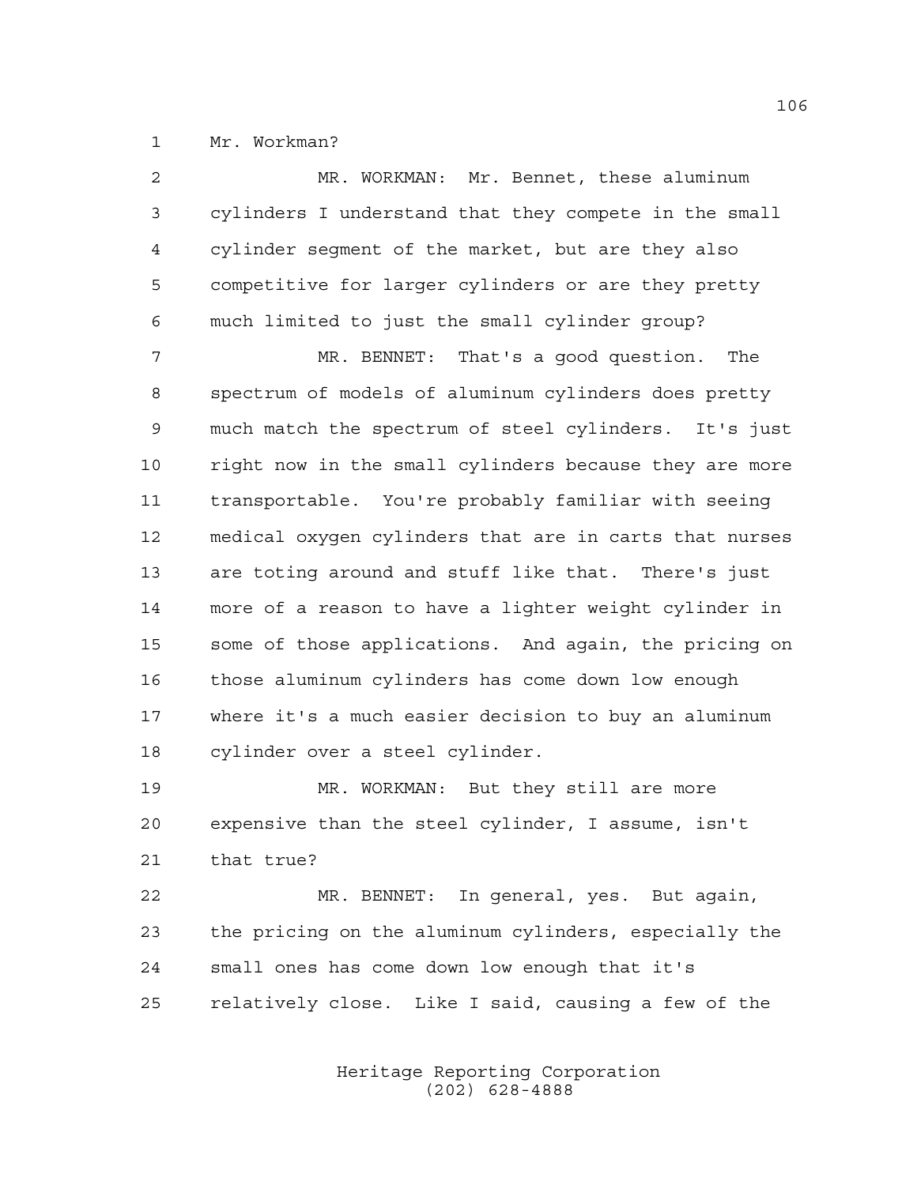Mr. Workman?

MR. WORKMAN: Mr. Bennet, these aluminum cylinders I understand that they compete in the small cylinder segment of the market, but are they also competitive for larger cylinders or are they pretty much limited to just the small cylinder group?

MR. BENNET: That's a good question. The spectrum of models of aluminum cylinders does pretty much match the spectrum of steel cylinders. It's just right now in the small cylinders because they are more transportable. You're probably familiar with seeing medical oxygen cylinders that are in carts that nurses are toting around and stuff like that. There's just more of a reason to have a lighter weight cylinder in some of those applications. And again, the pricing on those aluminum cylinders has come down low enough where it's a much easier decision to buy an aluminum cylinder over a steel cylinder.

MR. WORKMAN: But they still are more expensive than the steel cylinder, I assume, isn't that true?

MR. BENNET: In general, yes. But again, the pricing on the aluminum cylinders, especially the small ones has come down low enough that it's relatively close. Like I said, causing a few of the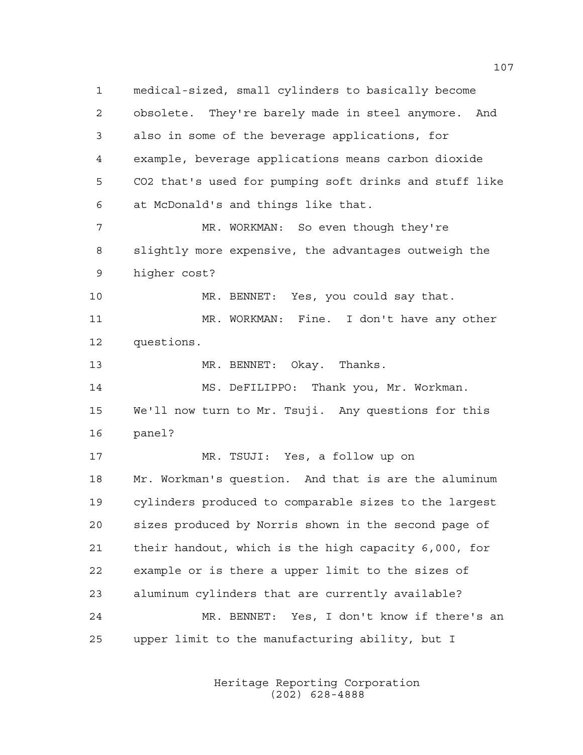medical-sized, small cylinders to basically become obsolete. They're barely made in steel anymore. And also in some of the beverage applications, for example, beverage applications means carbon dioxide $CO_2$ that's used for pumping soft drinks and stuff like at McDonald's and things like that.

MR. WORKMAN: So even though they're slightly more expensive, the advantages outweigh the higher cost?

MR. BENNET: Yes, you could say that.

MR. WORKMAN: Fine. I don't have any other questions.

MR. BENNET: Okay. Thanks.

MS. DeFILIPPO: Thank you, Mr. Workman. We'll now turn to Mr. Tsuji. Any questions for this panel?

MR. TSUJI: Yes, a follow up on Mr. Workman's question. And that is are the aluminum cylinders produced to comparable sizes to the largest sizes produced by Norris shown in the second page of their handout, which is the high capacity 6,000, for example or is there a upper limit to the sizes of aluminum cylinders that are currently available?

MR. BENNET: Yes, I don't know if there's an upper limit to the manufacturing ability, but I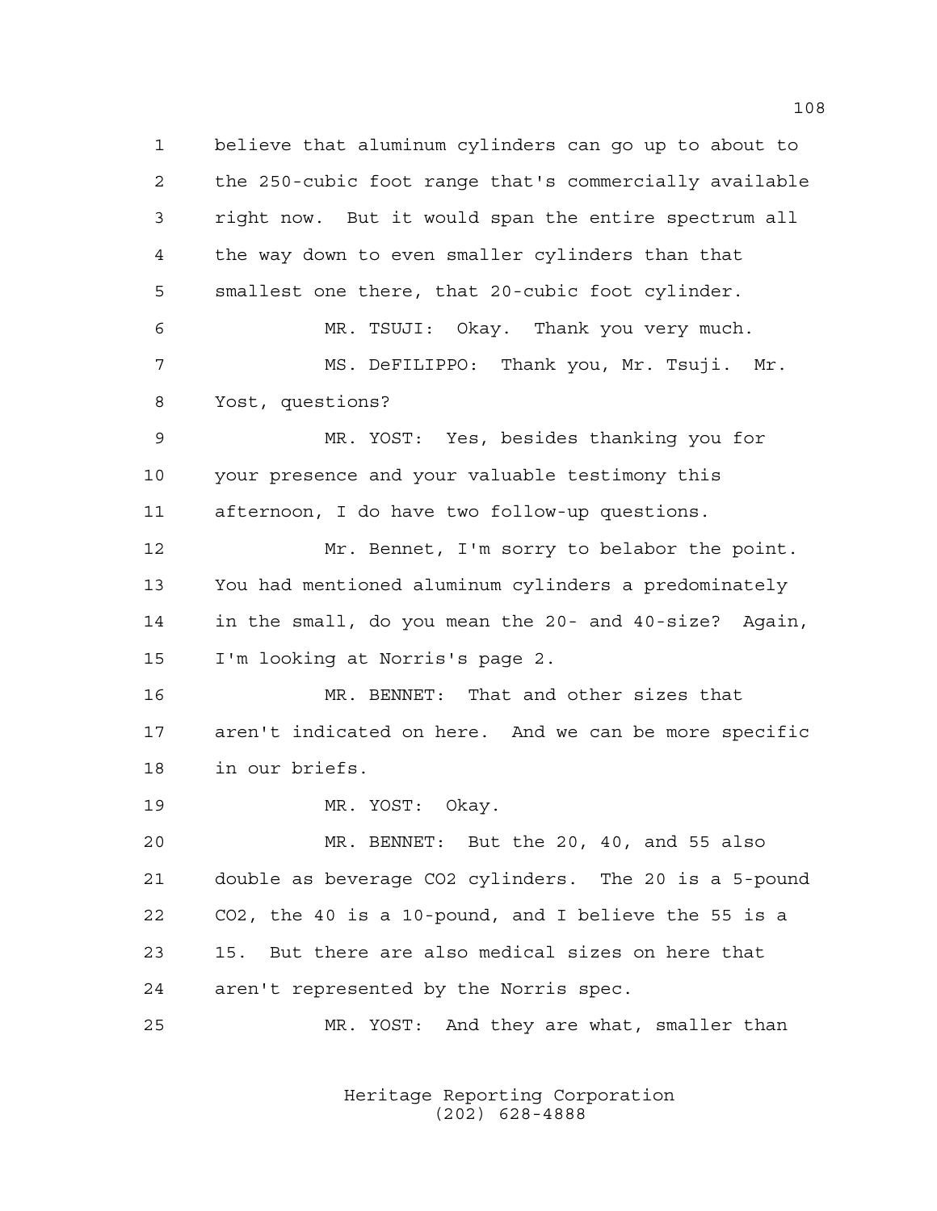1 believe that aluminum cylinders can go up to about to
2 the 250-cubic foot range that's commercially available
3 right now. But it would span the entire spectrum all
4 the way down to even smaller cylinders than that
5 smallest one there, that 20-cubic foot cylinder.

6 MR. TSUJI: Okay. Thank you very much.

7 MS. DeFILIPPO: Thank you, Mr. Tsuji. Mr.
8 Yost, questions?

9 MR. YOST: Yes, besides thanking you for
10 your presence and your valuable testimony this
11 afternoon, I do have two follow-up questions.

12 Mr. Bennet, I'm sorry to belabor the point.
13 You had mentioned aluminum cylinders a predominately
14 in the small, do you mean the 20- and 40-size? Again,
15 I'm looking at Norris's page 2.

16 MR. BENNET: That and other sizes that
17 aren't indicated on here. And we can be more specific
18 in our briefs.

19 MR. YOST: Okay.

20 MR. BENNET: But the 20, 40, and 55 also
21 double as beverage $CO_2$ cylinders. The 20 is a 5-pound
22 $CO_2$, the 40 is a 10-pound, and I believe the 55 is a
23 15. But there are also medical sizes on here that
24 aren't represented by the Norris spec.

25 MR. YOST: And they are what, smaller than

Heritage Reporting Corporation
(202) 628-4888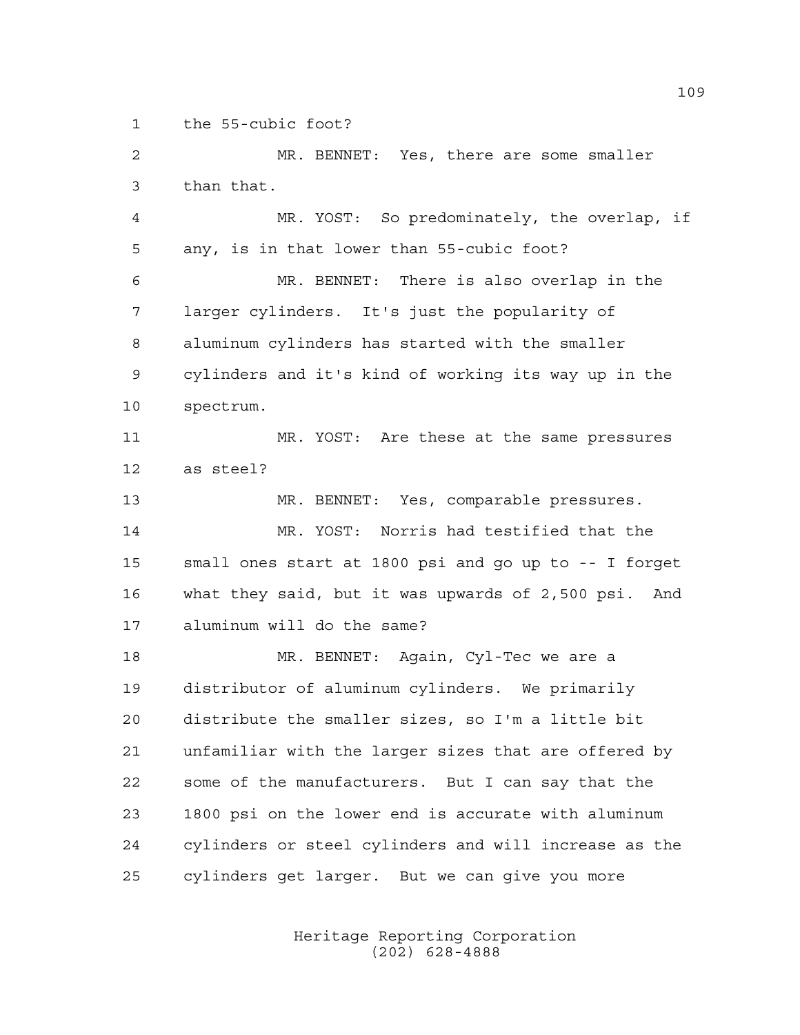the 55-cubic foot?

MR. BENNET: Yes, there are some smaller than that.

MR. YOST: So predominately, the overlap, if any, is in that lower than 55-cubic foot?

MR. BENNET: There is also overlap in the larger cylinders. It's just the popularity of aluminum cylinders has started with the smaller cylinders and it's kind of working its way up in the spectrum.

MR. YOST: Are these at the same pressures as steel?

MR. BENNET: Yes, comparable pressures.

MR. YOST: Norris had testified that the small ones start at 1800 psi and go up to -- I forget what they said, but it was upwards of 2,500 psi. And aluminum will do the same?

MR. BENNET: Again, Cyl-Tec we are a distributor of aluminum cylinders. We primarily distribute the smaller sizes, so I'm a little bit unfamiliar with the larger sizes that are offered by some of the manufacturers. But I can say that the 1800 psi on the lower end is accurate with aluminum cylinders or steel cylinders and will increase as the cylinders get larger. But we can give you more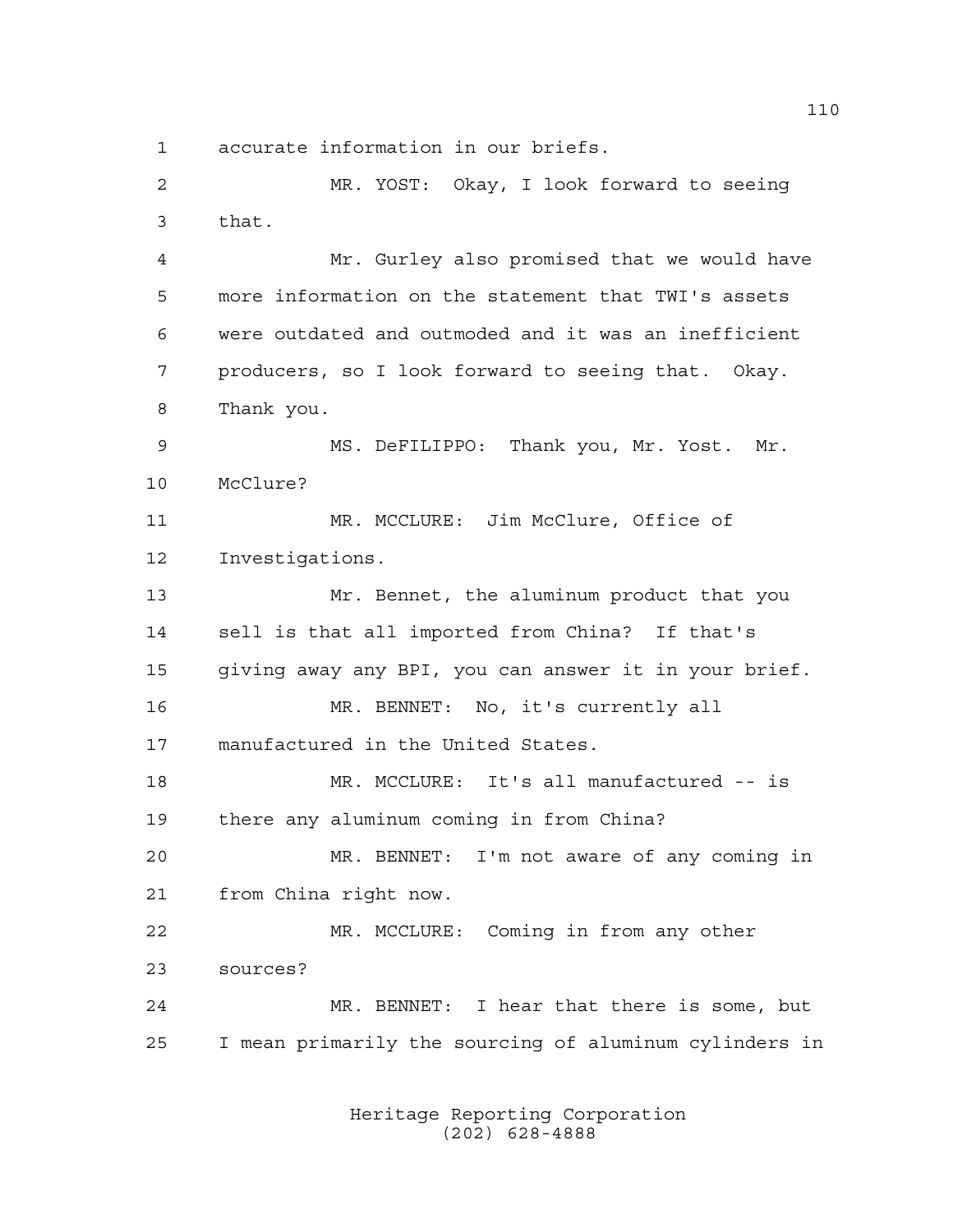accurate information in our briefs.

MR. YOST: Okay, I look forward to seeing that.

Mr. Gurley also promised that we would have more information on the statement that TWI's assets were outdated and outmoded and it was an inefficient producers, so I look forward to seeing that. Okay. Thank you.

MS. DeFILIPPO: Thank you, Mr. Yost. Mr. McClure?

MR. MCCLURE: Jim McClure, Office of Investigations.

Mr. Bennet, the aluminum product that you sell is that all imported from China? If that's giving away any BPI, you can answer it in your brief.

MR. BENNET: No, it's currently all manufactured in the United States.

MR. MCCLURE: It's all manufactured -- is there any aluminum coming in from China?

MR. BENNET: I'm not aware of any coming in from China right now.

MR. MCCLURE: Coming in from any other sources?

MR. BENNET: I hear that there is some, but I mean primarily the sourcing of aluminum cylinders in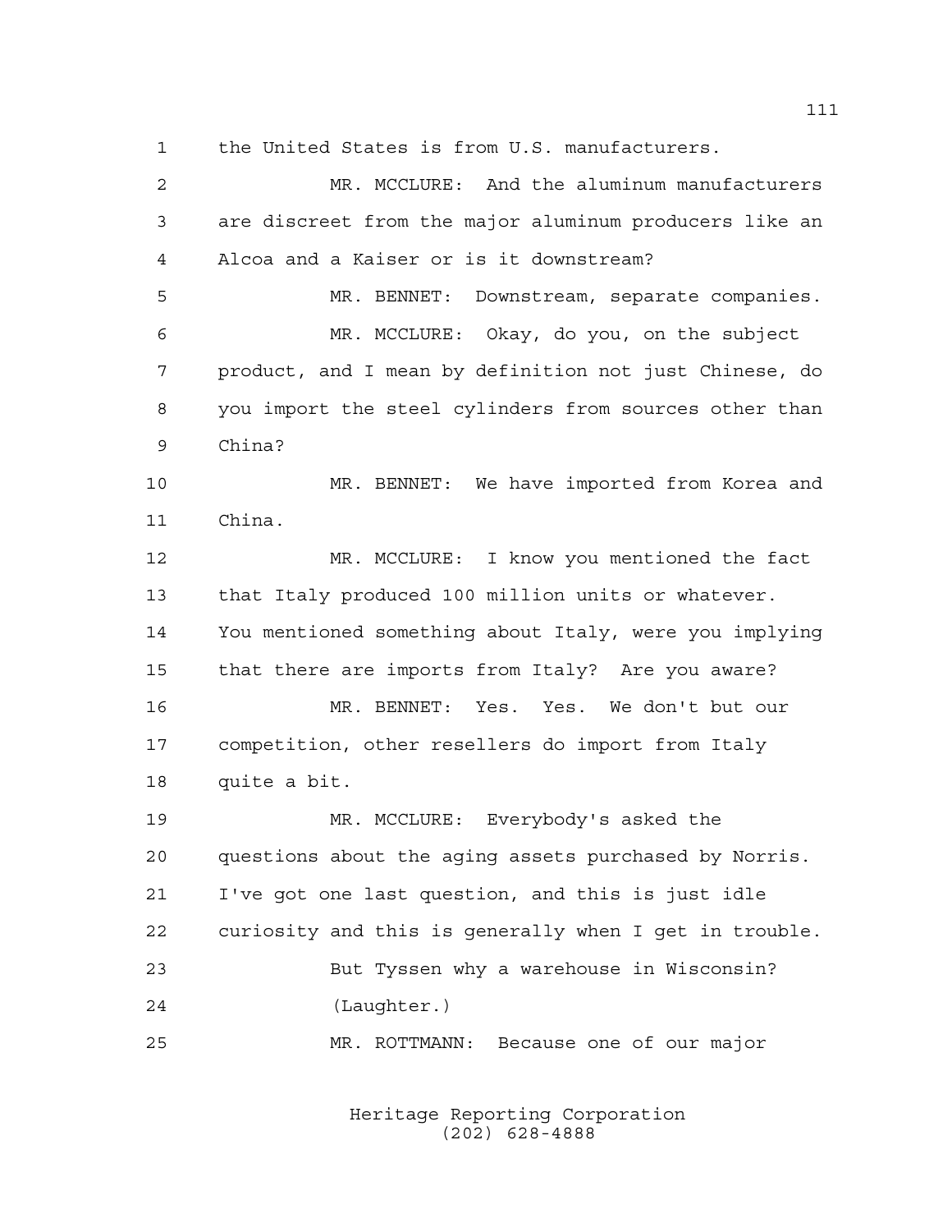the United States is from U.S. manufacturers.

MR. MCCLURE: And the aluminum manufacturers are discreet from the major aluminum producers like an Alcoa and a Kaiser or is it downstream?

MR. BENNET: Downstream, separate companies.

MR. MCCLURE: Okay, do you, on the subject product, and I mean by definition not just Chinese, do you import the steel cylinders from sources other than China?

MR. BENNET: We have imported from Korea and China.

MR. MCCLURE: I know you mentioned the fact that Italy produced 100 million units or whatever. You mentioned something about Italy, were you implying that there are imports from Italy? Are you aware?

MR. BENNET: Yes. Yes. We don't but our competition, other resellers do import from Italy quite a bit.

MR. MCCLURE: Everybody's asked the questions about the aging assets purchased by Norris. I've got one last question, and this is just idle curiosity and this is generally when I get in trouble.

But Tyssen why a warehouse in Wisconsin?

(Laughter.)

MR. ROTTMANN: Because one of our major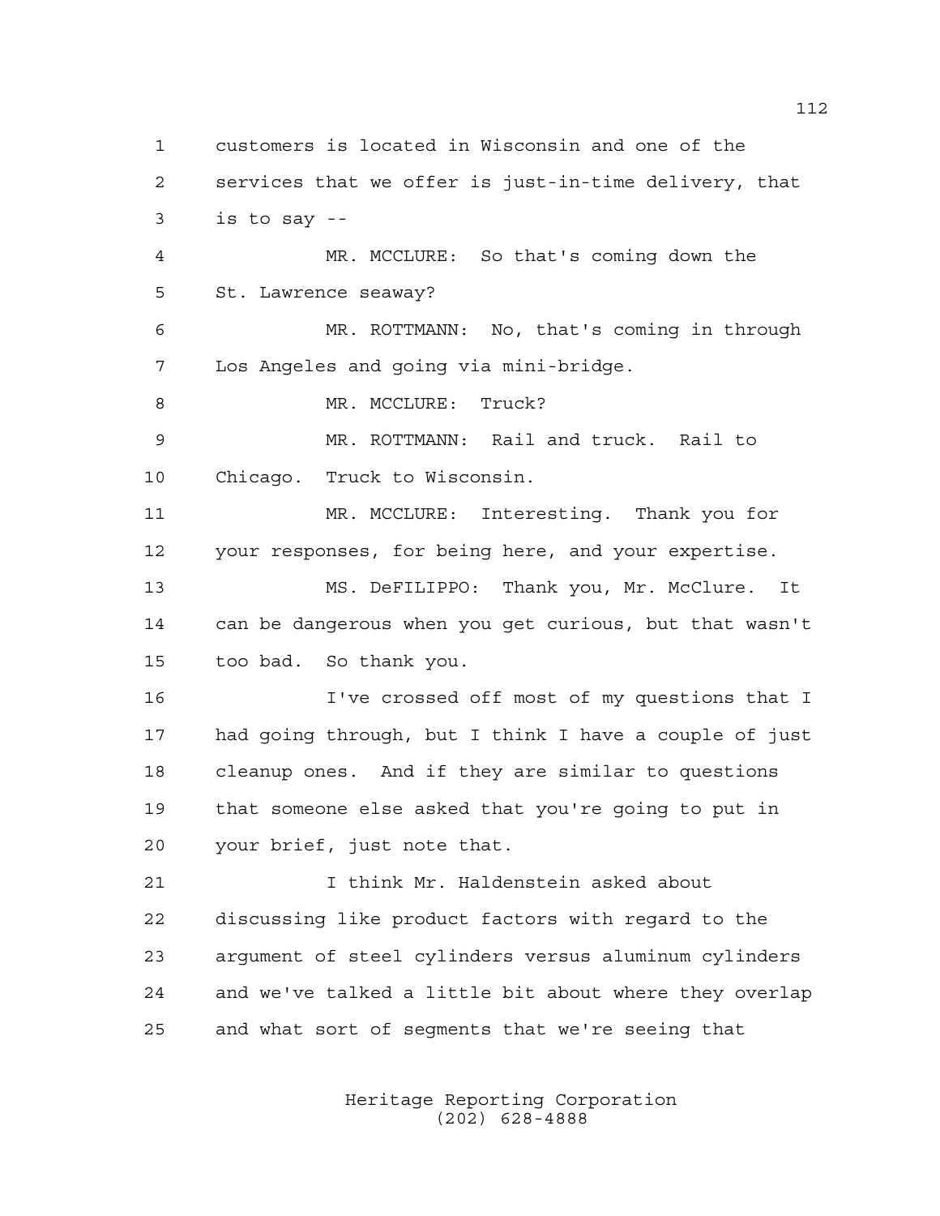customers is located in Wisconsin and one of the services that we offer is just-in-time delivery, that is to say --

MR. MCCLURE: So that's coming down the St. Lawrence seaway?

MR. ROTTMANN: No, that's coming in through Los Angeles and going via mini-bridge.

MR. MCCLURE: Truck?

MR. ROTTMANN: Rail and truck. Rail to Chicago. Truck to Wisconsin.

MR. MCCLURE: Interesting. Thank you for your responses, for being here, and your expertise.

MS. DeFILIPPO: Thank you, Mr. McClure. It can be dangerous when you get curious, but that wasn't too bad. So thank you.

I've crossed off most of my questions that I had going through, but I think I have a couple of just cleanup ones. And if they are similar to questions that someone else asked that you're going to put in your brief, just note that.

I think Mr. Haldenstein asked about discussing like product factors with regard to the argument of steel cylinders versus aluminum cylinders and we've talked a little bit about where they overlap and what sort of segments that we're seeing that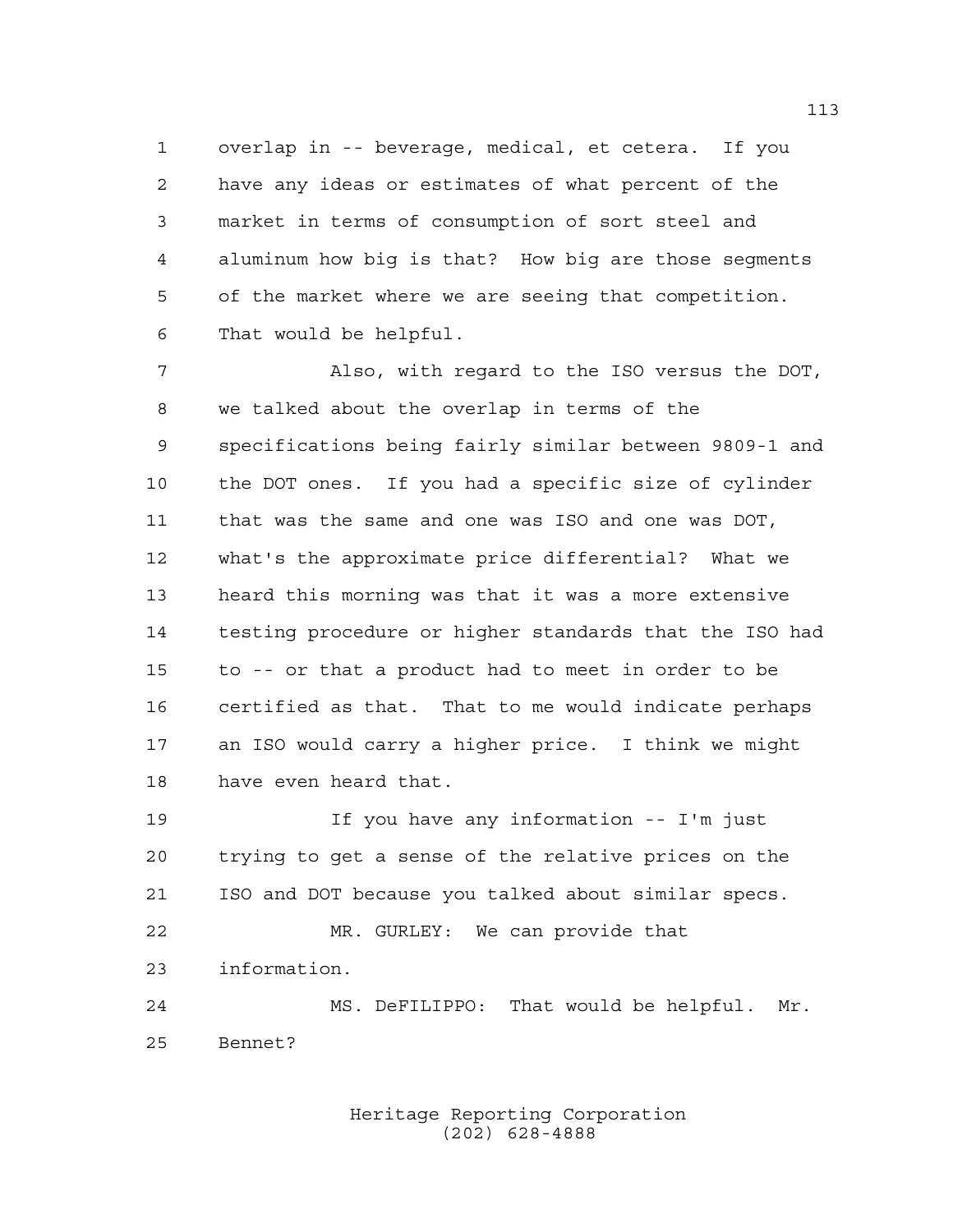overlap in -- beverage, medical, et cetera. If you have any ideas or estimates of what percent of the market in terms of consumption of sort steel and aluminum how big is that? How big are those segments of the market where we are seeing that competition. That would be helpful.

Also, with regard to the ISO versus the DOT, we talked about the overlap in terms of the specifications being fairly similar between 9809-1 and the DOT ones. If you had a specific size of cylinder that was the same and one was ISO and one was DOT, what's the approximate price differential? What we heard this morning was that it was a more extensive testing procedure or higher standards that the ISO had to -- or that a product had to meet in order to be certified as that. That to me would indicate perhaps an ISO would carry a higher price. I think we might have even heard that.

If you have any information -- I'm just trying to get a sense of the relative prices on the ISO and DOT because you talked about similar specs.

MR. GURLEY: We can provide that information.

MS. DeFILIPPO: That would be helpful. Mr. Bennet?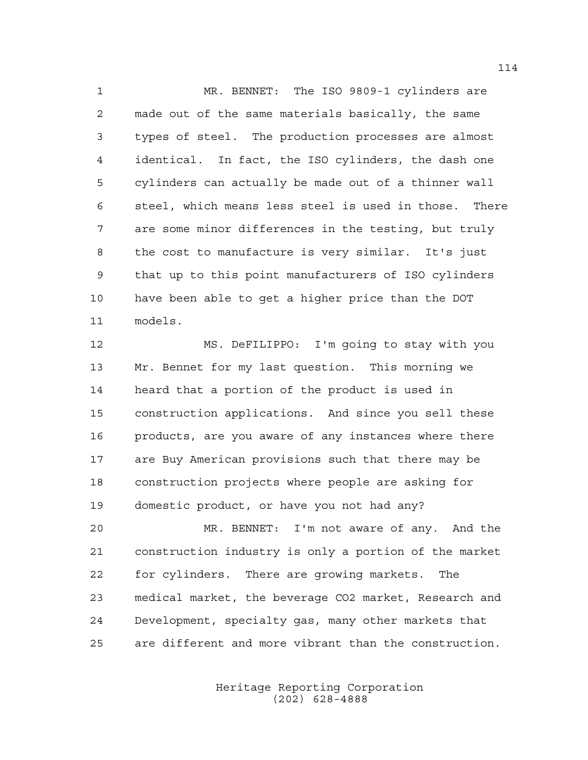MR. BENNET: The ISO 9809-1 cylinders are made out of the same materials basically, the same types of steel. The production processes are almost identical. In fact, the ISO cylinders, the dash one cylinders can actually be made out of a thinner wall steel, which means less steel is used in those. There are some minor differences in the testing, but truly the cost to manufacture is very similar. It's just that up to this point manufacturers of ISO cylinders have been able to get a higher price than the DOT models.

MS. DeFILIPPO: I'm going to stay with you Mr. Bennet for my last question. This morning we heard that a portion of the product is used in construction applications. And since you sell these products, are you aware of any instances where there are Buy American provisions such that there may be construction projects where people are asking for domestic product, or have you not had any?

MR. BENNET: I'm not aware of any. And the construction industry is only a portion of the market for cylinders. There are growing markets. The medical market, the beverage $CO_2$ market, Research and Development, specialty gas, many other markets that are different and more vibrant than the construction.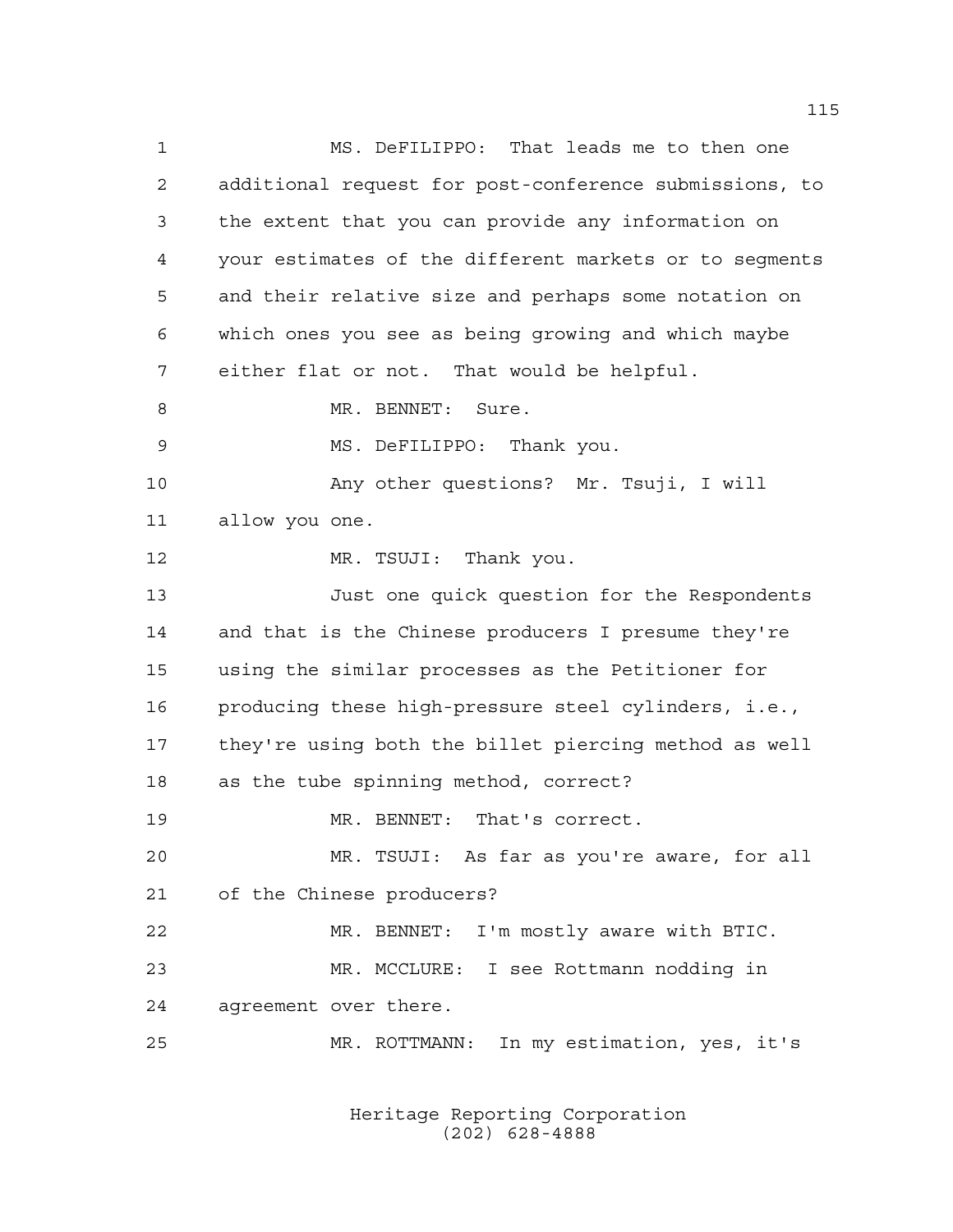1 MS. DeFILIPPO: That leads me to then one
2 additional request for post-conference submissions, to
3 the extent that you can provide any information on
4 your estimates of the different markets or to segments
5 and their relative size and perhaps some notation on
6 which ones you see as being growing and which maybe
7 either flat or not. That would be helpful.
8 MR. BENNET: Sure.
9 MS. DeFILIPPO: Thank you.
10 Any other questions? Mr. Tsuji, I will
11 allow you one.
12 MR. TSUJI: Thank you.
13 Just one quick question for the Respondents
14 and that is the Chinese producers I presume they're
15 using the similar processes as the Petitioner for
16 producing these high-pressure steel cylinders, i.e.,
17 they're using both the billet piercing method as well
18 as the tube spinning method, correct?
19 MR. BENNET: That's correct.
20 MR. TSUJI: As far as you're aware, for all
21 of the Chinese producers?
22 MR. BENNET: I'm mostly aware with BTIC.
23 MR. MCCLURE: I see Rottmann nodding in
24 agreement over there.
25 MR. ROTTMANN: In my estimation, yes, it's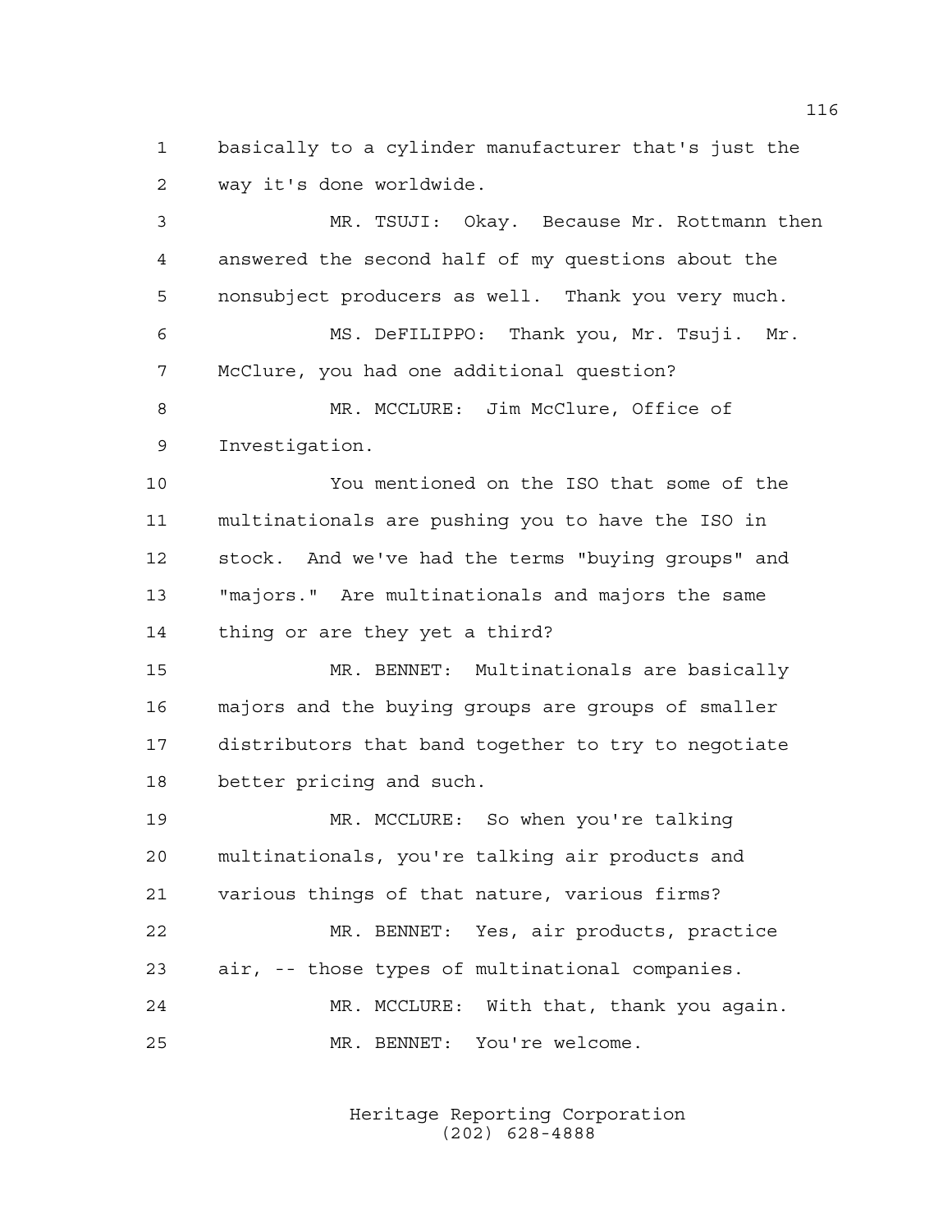basically to a cylinder manufacturer that's just the way it's done worldwide.

MR. TSUJI: Okay. Because Mr. Rottmann then answered the second half of my questions about the nonsubject producers as well. Thank you very much.

MS. DeFILIPPO: Thank you, Mr. Tsuji. Mr. McClure, you had one additional question?

MR. MCCLURE: Jim McClure, Office of Investigation.

You mentioned on the ISO that some of the multinationals are pushing you to have the ISO in stock. And we've had the terms "buying groups" and "majors." Are multinationals and majors the same thing or are they yet a third?

MR. BENNET: Multinationals are basically majors and the buying groups are groups of smaller distributors that band together to try to negotiate better pricing and such.

MR. MCCLURE: So when you're talking multinationals, you're talking air products and various things of that nature, various firms?

MR. BENNET: Yes, air products, practice air, -- those types of multinational companies.

MR. MCCLURE: With that, thank you again.

MR. BENNET: You're welcome.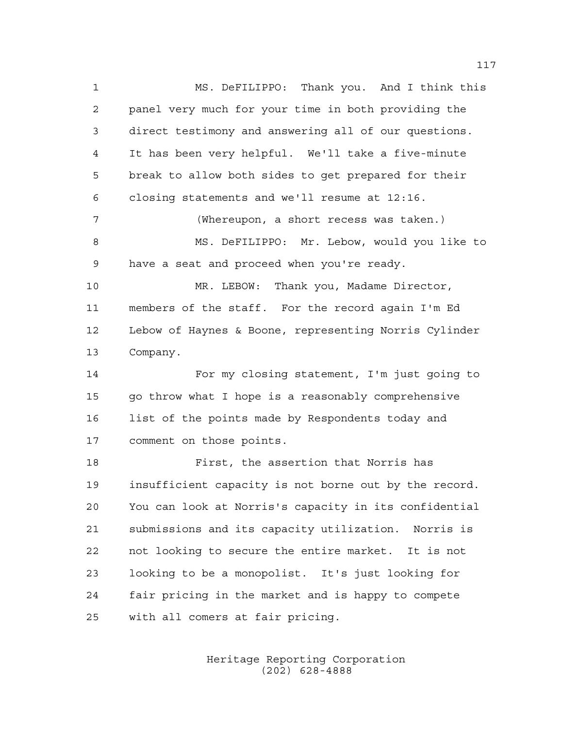MS. DeFILIPPO: Thank you. And I think this panel very much for your time in both providing the direct testimony and answering all of our questions. It has been very helpful. We'll take a five-minute break to allow both sides to get prepared for their closing statements and we'll resume at 12:16.

(Whereupon, a short recess was taken.)

MS. DeFILIPPO: Mr. Lebow, would you like to have a seat and proceed when you're ready.

MR. LEBOW: Thank you, Madame Director, members of the staff. For the record again I'm Ed Lebow of Haynes & Boone, representing Norris Cylinder Company.

For my closing statement, I'm just going to go throw what I hope is a reasonably comprehensive list of the points made by Respondents today and comment on those points.

First, the assertion that Norris has insufficient capacity is not borne out by the record. You can look at Norris's capacity in its confidential submissions and its capacity utilization. Norris is not looking to secure the entire market. It is not looking to be a monopolist. It's just looking for fair pricing in the market and is happy to compete with all comers at fair pricing.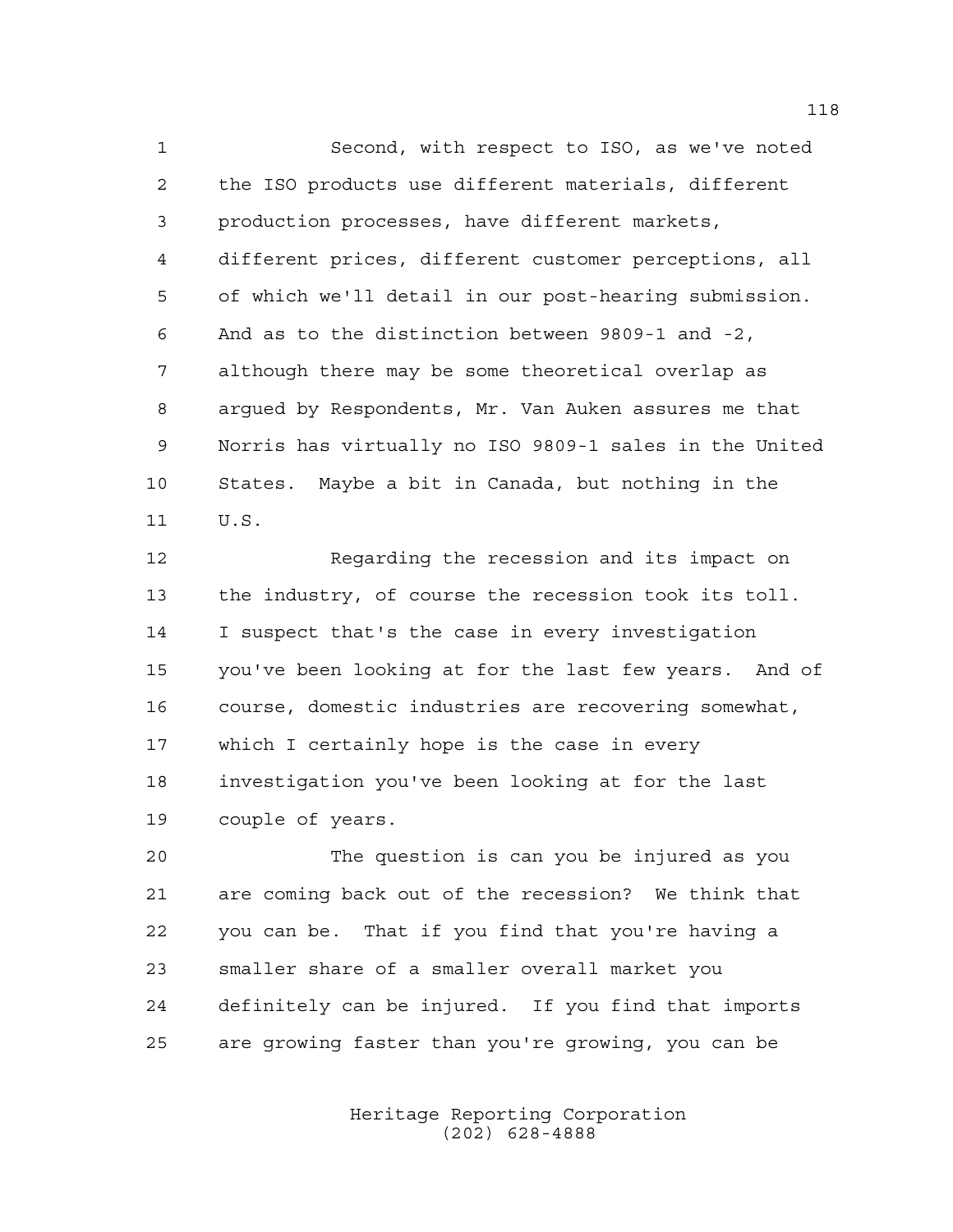Second, with respect to ISO, as we've noted the ISO products use different materials, different production processes, have different markets, different prices, different customer perceptions, all of which we'll detail in our post-hearing submission. And as to the distinction between 9809-1 and -2, although there may be some theoretical overlap as argued by Respondents, Mr. Van Auken assures me that Norris has virtually no ISO 9809-1 sales in the United States. Maybe a bit in Canada, but nothing in the U.S.

Regarding the recession and its impact on the industry, of course the recession took its toll. I suspect that's the case in every investigation you've been looking at for the last few years. And of course, domestic industries are recovering somewhat, which I certainly hope is the case in every investigation you've been looking at for the last couple of years.

The question is can you be injured as you are coming back out of the recession? We think that you can be. That if you find that you're having a smaller share of a smaller overall market you definitely can be injured. If you find that imports are growing faster than you're growing, you can be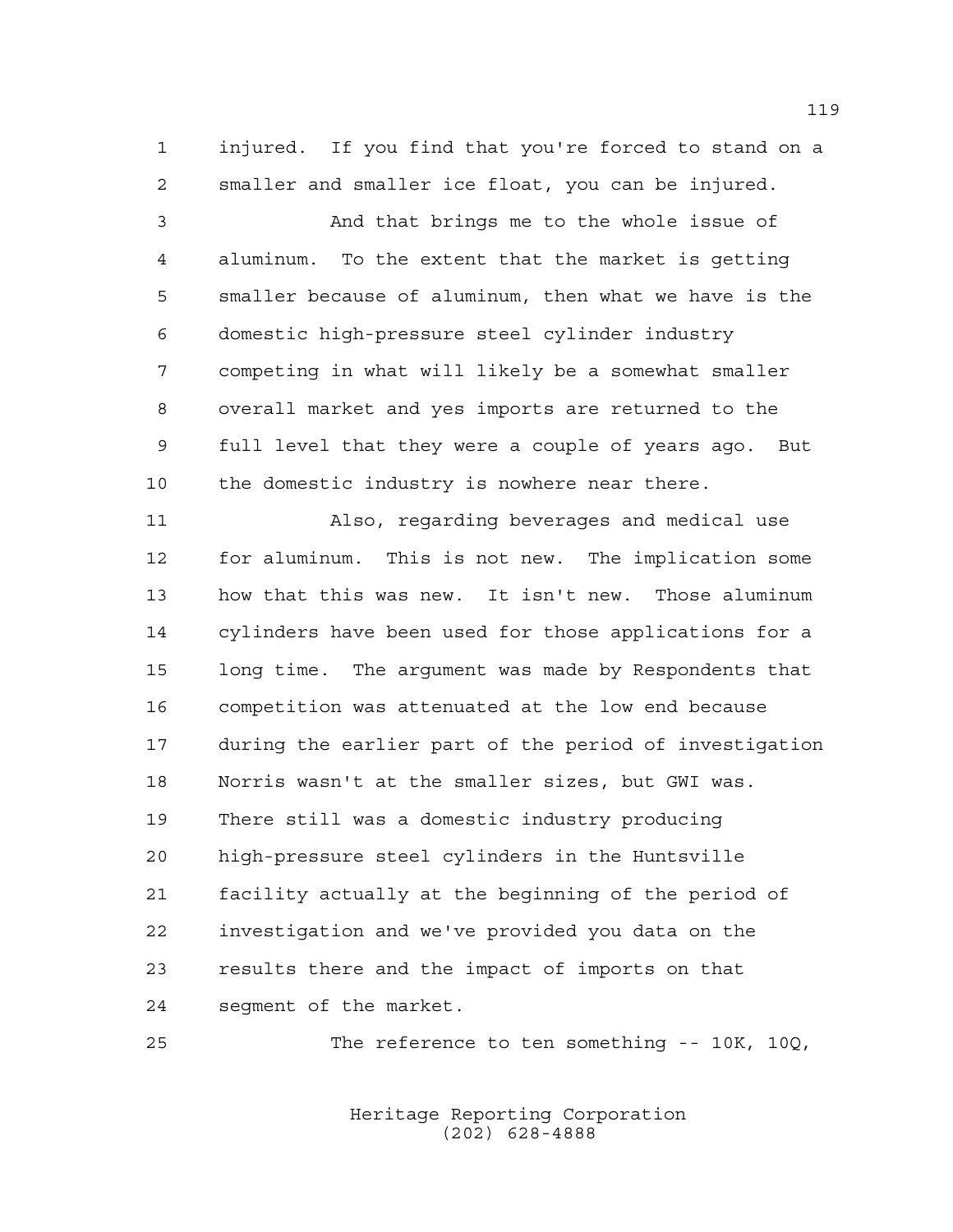injured. If you find that you're forced to stand on a smaller and smaller ice float, you can be injured.

And that brings me to the whole issue of aluminum. To the extent that the market is getting smaller because of aluminum, then what we have is the domestic high-pressure steel cylinder industry competing in what will likely be a somewhat smaller overall market and yes imports are returned to the full level that they were a couple of years ago. But the domestic industry is nowhere near there.

Also, regarding beverages and medical use for aluminum. This is not new. The implication some how that this was new. It isn't new. Those aluminum cylinders have been used for those applications for a long time. The argument was made by Respondents that competition was attenuated at the low end because during the earlier part of the period of investigation Norris wasn't at the smaller sizes, but GWI was. There still was a domestic industry producing high-pressure steel cylinders in the Huntsville facility actually at the beginning of the period of investigation and we've provided you data on the results there and the impact of imports on that segment of the market.

The reference to ten something -- 10K, 10Q,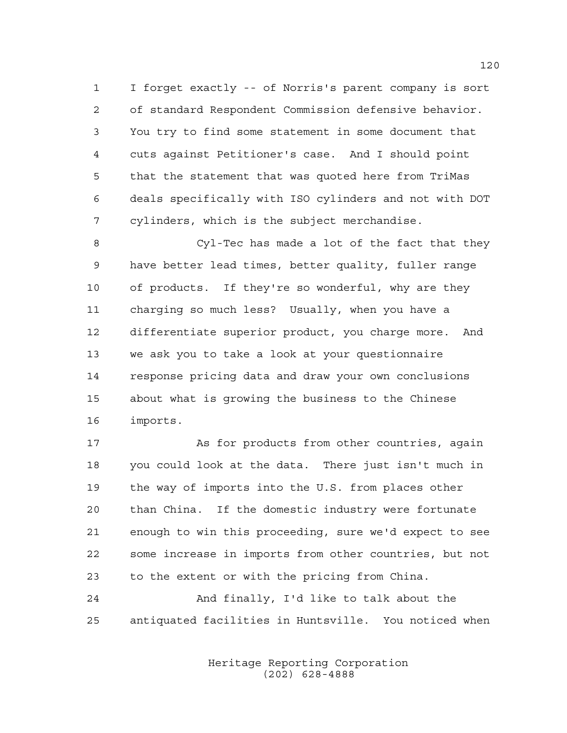I forget exactly -- of Norris's parent company is sort of standard Respondent Commission defensive behavior. You try to find some statement in some document that cuts against Petitioner's case. And I should point that the statement that was quoted here from TriMas deals specifically with ISO cylinders and not with DOT cylinders, which is the subject merchandise.

Cyl-Tec has made a lot of the fact that they have better lead times, better quality, fuller range of products. If they're so wonderful, why are they charging so much less? Usually, when you have a differentiate superior product, you charge more. And we ask you to take a look at your questionnaire response pricing data and draw your own conclusions about what is growing the business to the Chinese imports.

As for products from other countries, again you could look at the data. There just isn't much in the way of imports into the U.S. from places other than China. If the domestic industry were fortunate enough to win this proceeding, sure we'd expect to see some increase in imports from other countries, but not to the extent or with the pricing from China.

And finally, I'd like to talk about the antiquated facilities in Huntsville. You noticed when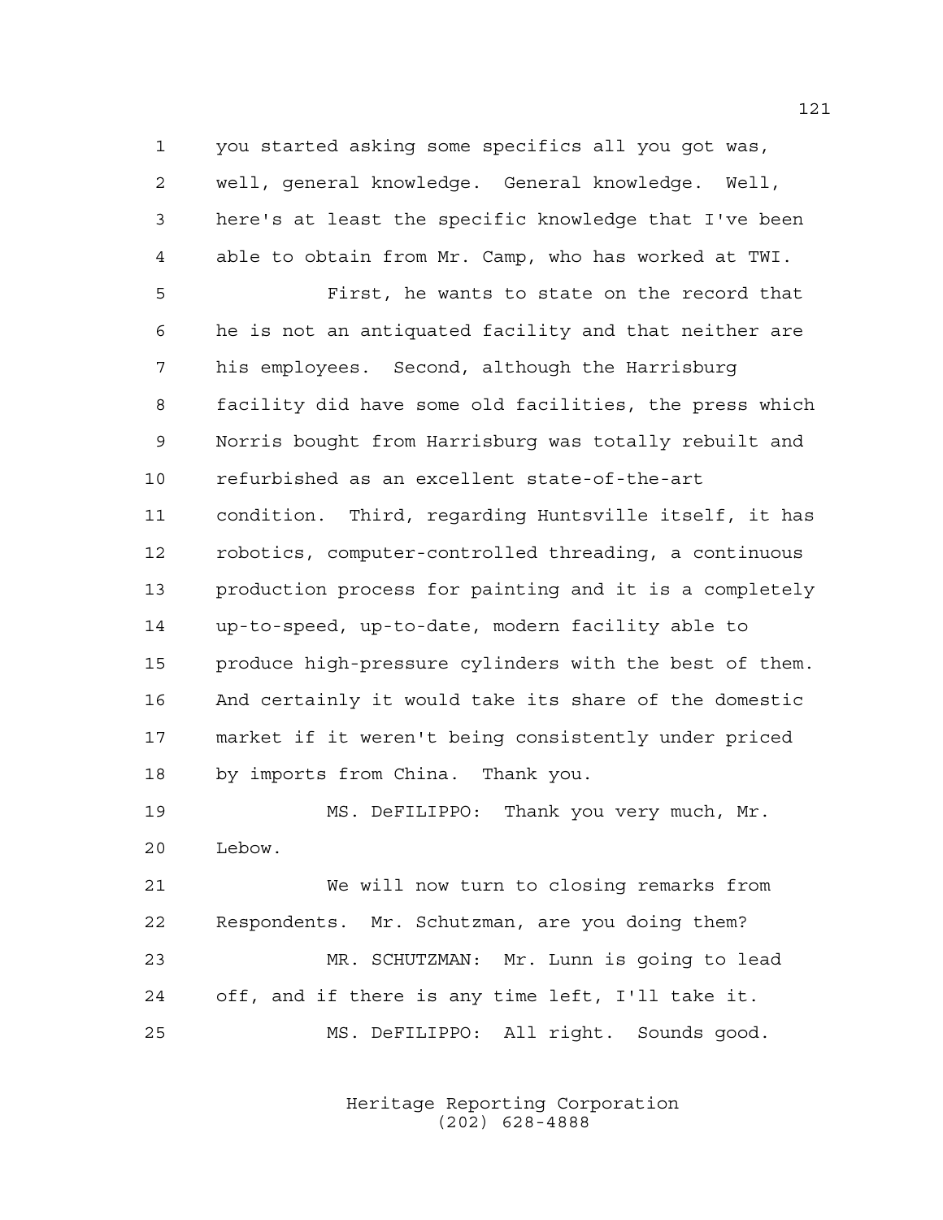you started asking some specifics all you got was, well, general knowledge. General knowledge. Well, here's at least the specific knowledge that I've been able to obtain from Mr. Camp, who has worked at TWI.

First, he wants to state on the record that he is not an antiquated facility and that neither are his employees. Second, although the Harrisburg facility did have some old facilities, the press which Norris bought from Harrisburg was totally rebuilt and refurbished as an excellent state-of-the-art condition. Third, regarding Huntsville itself, it has robotics, computer-controlled threading, a continuous production process for painting and it is a completely up-to-speed, up-to-date, modern facility able to produce high-pressure cylinders with the best of them. And certainly it would take its share of the domestic market if it weren't being consistently under priced by imports from China. Thank you.

MS. DeFILIPPO: Thank you very much, Mr. Lebow.

We will now turn to closing remarks from Respondents. Mr. Schutzman, are you doing them?

MR. SCHUTZMAN: Mr. Lunn is going to lead off, and if there is any time left, I'll take it.

MS. DeFILIPPO: All right. Sounds good.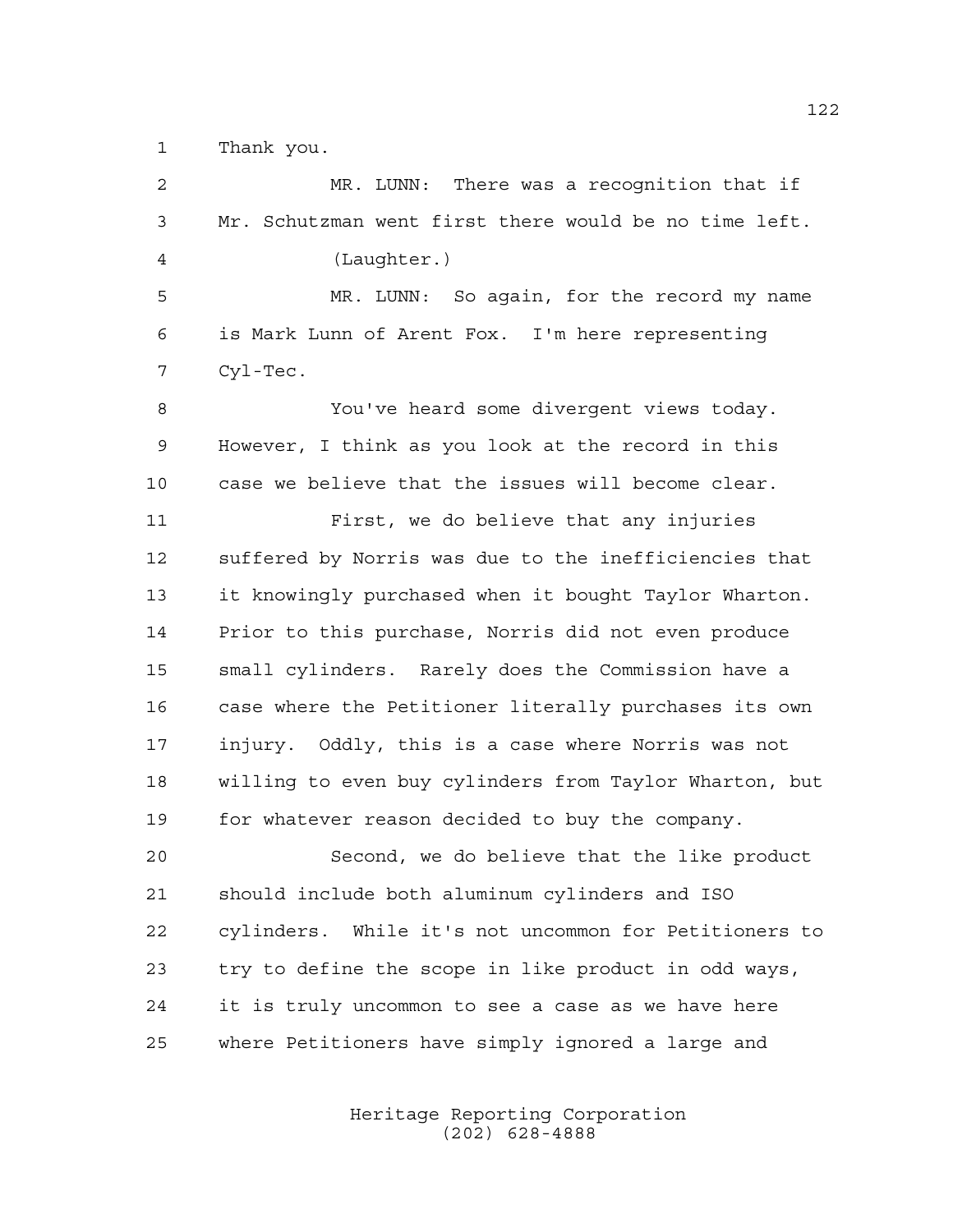Thank you.

MR. LUNN: There was a recognition that if Mr. Schutzman went first there would be no time left.

(Laughter.)

MR. LUNN: So again, for the record my name is Mark Lunn of Arent Fox. I'm here representing Cyl-Tec.

You've heard some divergent views today. However, I think as you look at the record in this case we believe that the issues will become clear.

First, we do believe that any injuries suffered by Norris was due to the inefficiencies that it knowingly purchased when it bought Taylor Wharton. Prior to this purchase, Norris did not even produce small cylinders. Rarely does the Commission have a case where the Petitioner literally purchases its own injury. Oddly, this is a case where Norris was not willing to even buy cylinders from Taylor Wharton, but for whatever reason decided to buy the company.

Second, we do believe that the like product should include both aluminum cylinders and ISO cylinders. While it's not uncommon for Petitioners to try to define the scope in like product in odd ways, it is truly uncommon to see a case as we have here where Petitioners have simply ignored a large and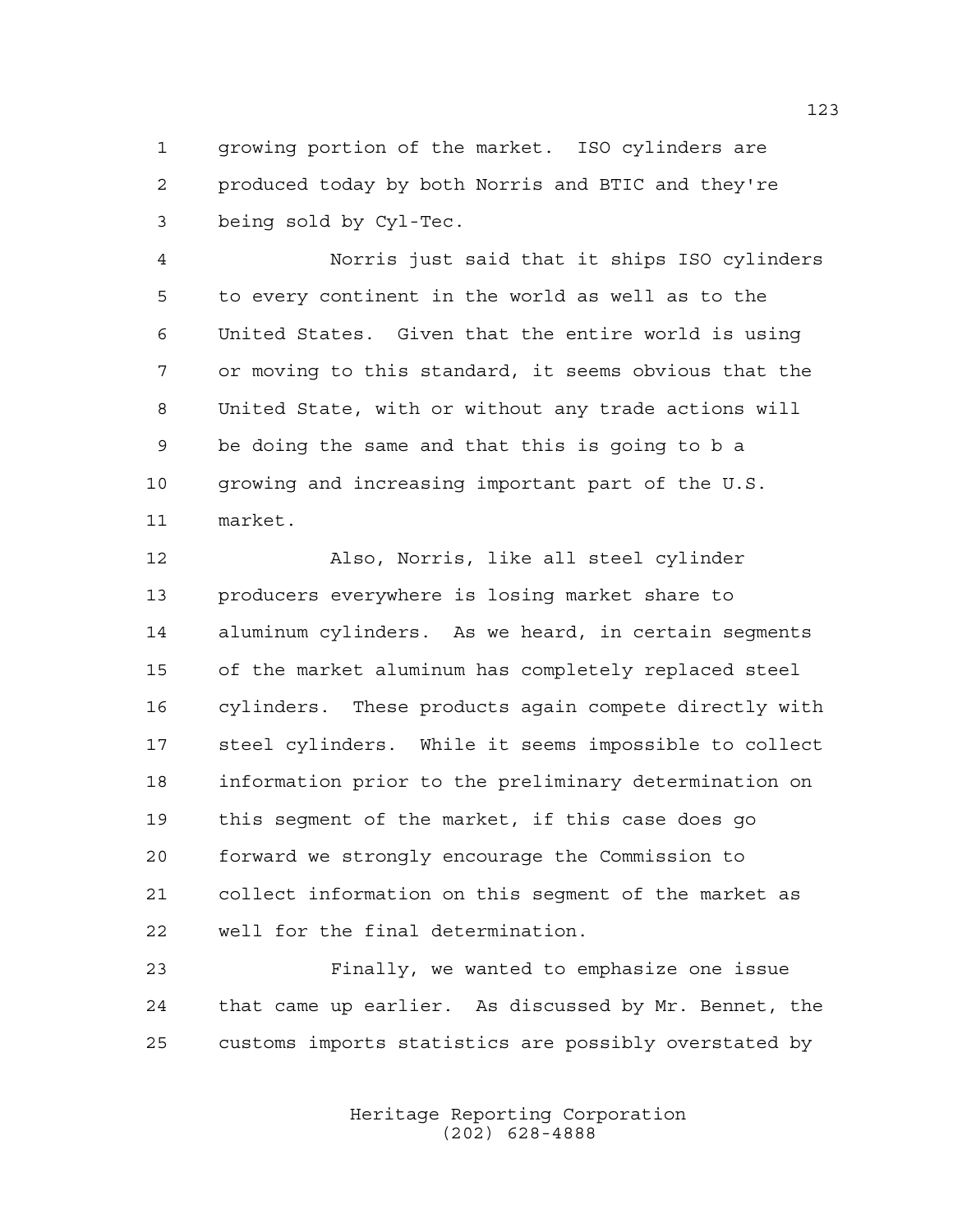growing portion of the market. ISO cylinders are produced today by both Norris and BTIC and they're being sold by Cyl-Tec.

Norris just said that it ships ISO cylinders to every continent in the world as well as to the United States. Given that the entire world is using or moving to this standard, it seems obvious that the United State, with or without any trade actions will be doing the same and that this is going to b a growing and increasing important part of the U.S. market.

Also, Norris, like all steel cylinder producers everywhere is losing market share to aluminum cylinders. As we heard, in certain segments of the market aluminum has completely replaced steel cylinders. These products again compete directly with steel cylinders. While it seems impossible to collect information prior to the preliminary determination on this segment of the market, if this case does go forward we strongly encourage the Commission to collect information on this segment of the market as well for the final determination.

Finally, we wanted to emphasize one issue that came up earlier. As discussed by Mr. Bennet, the customs imports statistics are possibly overstated by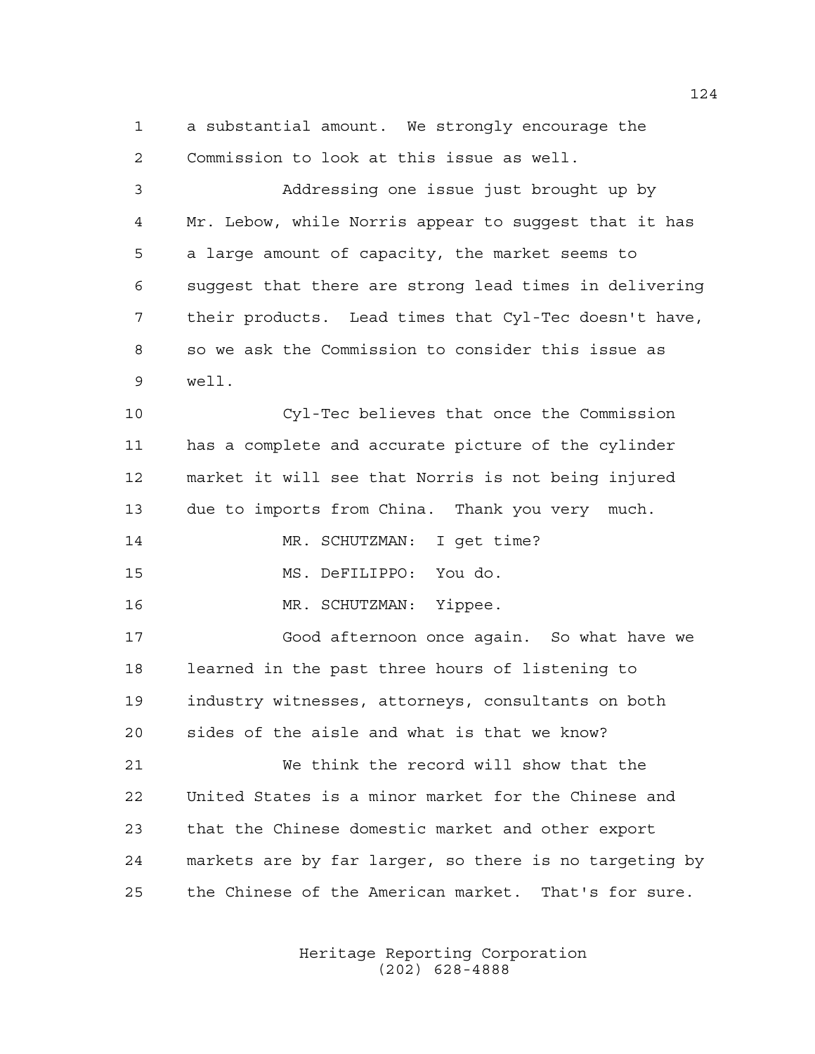a substantial amount. We strongly encourage the Commission to look at this issue as well.

Addressing one issue just brought up by Mr. Lebow, while Norris appear to suggest that it has a large amount of capacity, the market seems to suggest that there are strong lead times in delivering their products. Lead times that Cyl-Tec doesn't have, so we ask the Commission to consider this issue as well.

Cyl-Tec believes that once the Commission has a complete and accurate picture of the cylinder market it will see that Norris is not being injured due to imports from China. Thank you very much.

MR. SCHUTZMAN: I get time?

MS. DeFILIPPO: You do.

MR. SCHUTZMAN: Yippee.

Good afternoon once again. So what have we learned in the past three hours of listening to industry witnesses, attorneys, consultants on both sides of the aisle and what is that we know?

We think the record will show that the United States is a minor market for the Chinese and that the Chinese domestic market and other export markets are by far larger, so there is no targeting by the Chinese of the American market. That's for sure.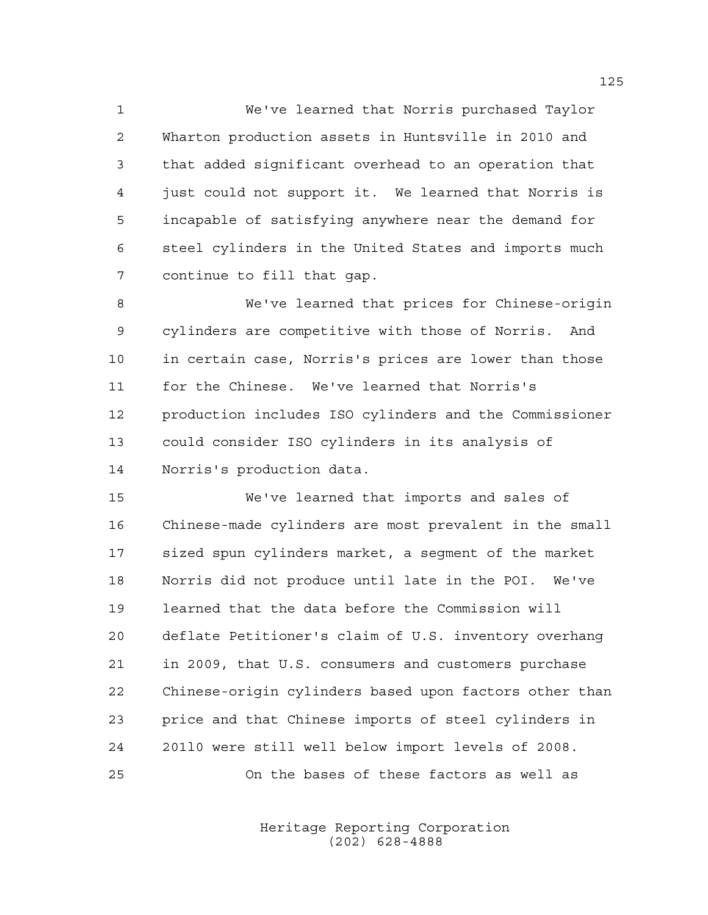We've learned that Norris purchased Taylor Wharton production assets in Huntsville in 2010 and that added significant overhead to an operation that just could not support it. We learned that Norris is incapable of satisfying anywhere near the demand for steel cylinders in the United States and imports much continue to fill that gap.

We've learned that prices for Chinese-origin cylinders are competitive with those of Norris. And in certain case, Norris's prices are lower than those for the Chinese. We've learned that Norris's production includes ISO cylinders and the Commissioner could consider ISO cylinders in its analysis of Norris's production data.

We've learned that imports and sales of Chinese-made cylinders are most prevalent in the small sized spun cylinders market, a segment of the market Norris did not produce until late in the POI. We've learned that the data before the Commission will deflate Petitioner's claim of U.S. inventory overhang in 2009, that U.S. consumers and customers purchase Chinese-origin cylinders based upon factors other than price and that Chinese imports of steel cylinders in 201l0 were still well below import levels of 2008.

On the bases of these factors as well as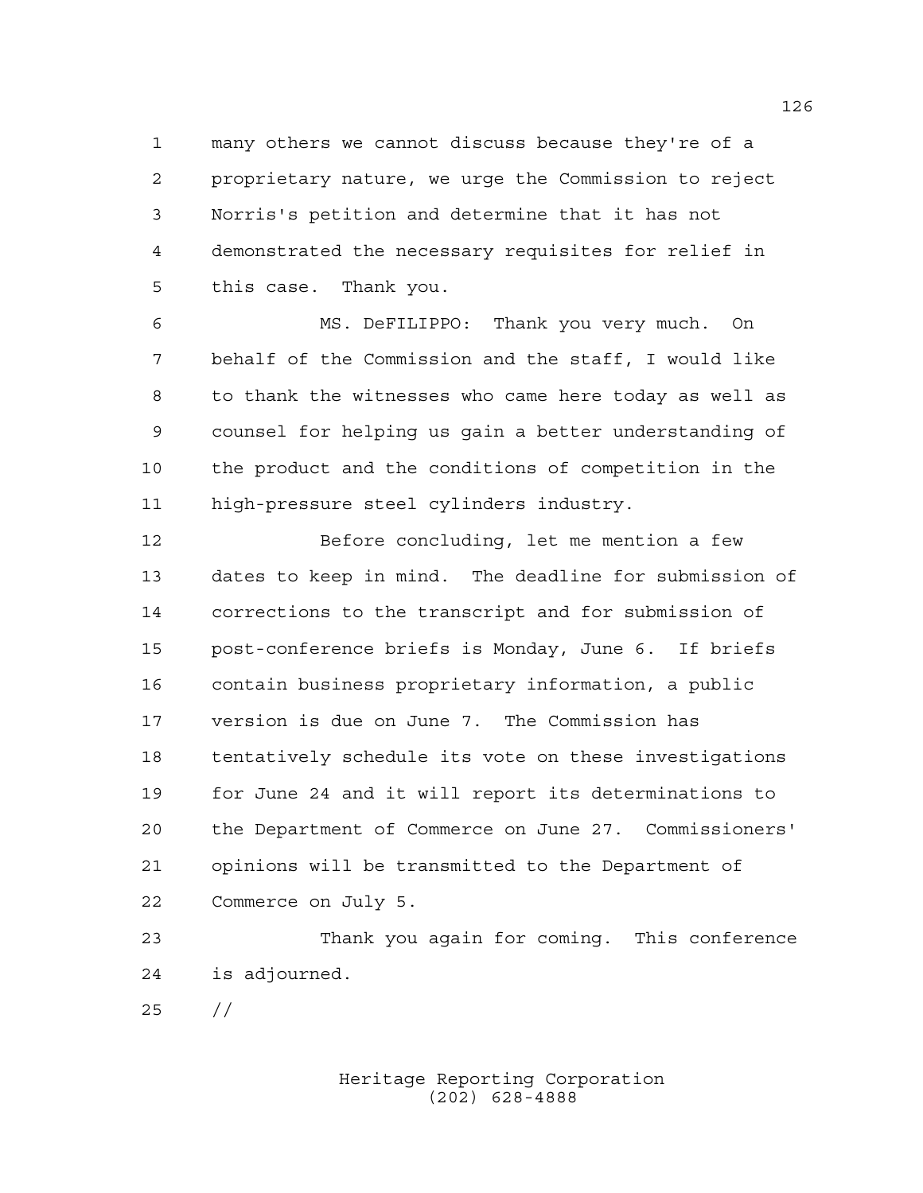many others we cannot discuss because they're of a proprietary nature, we urge the Commission to reject Norris's petition and determine that it has not demonstrated the necessary requisites for relief in this case. Thank you.

MS. DeFILIPPO: Thank you very much. On behalf of the Commission and the staff, I would like to thank the witnesses who came here today as well as counsel for helping us gain a better understanding of the product and the conditions of competition in the high-pressure steel cylinders industry.

Before concluding, let me mention a few dates to keep in mind. The deadline for submission of corrections to the transcript and for submission of post-conference briefs is Monday, June 6. If briefs contain business proprietary information, a public version is due on June 7. The Commission has tentatively schedule its vote on these investigations for June 24 and it will report its determinations to the Department of Commerce on June 27. Commissioners' opinions will be transmitted to the Department of Commerce on July 5.

Thank you again for coming. This conference is adjourned.

//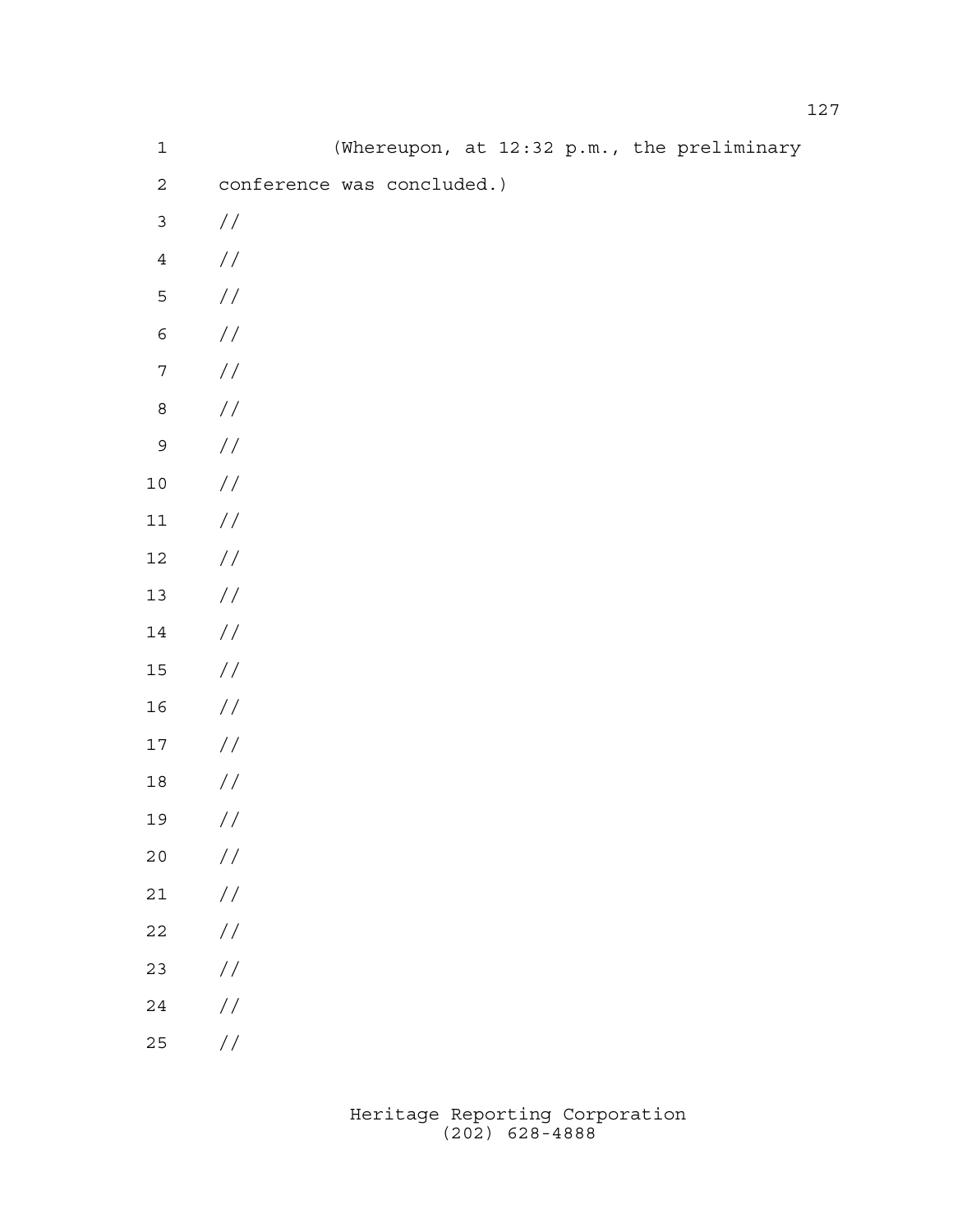(Whereupon, at 12:32 p.m., the preliminary conference was concluded.)

//

//

//

//

//

//

//

//

//

//

//

//

//

//

//

//

//

//

//

//

//

//

//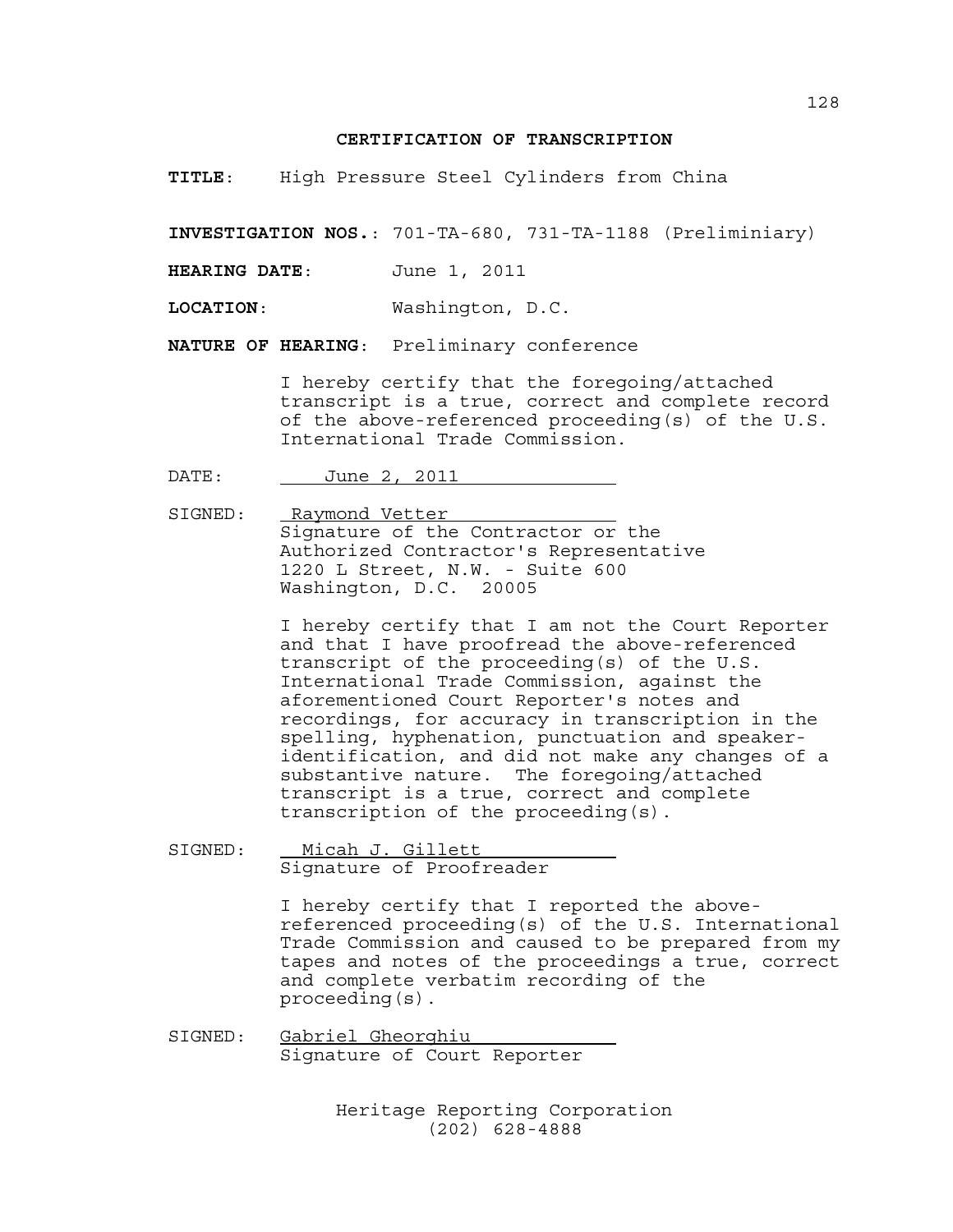**CERTIFICATION OF TRANSCRIPTION**

**TITLE**: High Pressure Steel Cylinders from China

**INVESTIGATION NOS.**: 701-TA-680, 731-TA-1188 (Preliminiary)

**HEARING DATE**: June 1, 2011

**LOCATION**: Washington, D.C.

**NATURE OF HEARING**: Preliminary conference

I hereby certify that the foregoing/attached transcript is a true, correct and complete record of the above-referenced proceeding(s) of the U.S. International Trade Commission.

DATE: June 2, 2011

SIGNED: Raymond Vetter
Signature of the Contractor or the Authorized Contractor's Representative
1220 L Street, N.W. - Suite 600
Washington, D.C. 20005

I hereby certify that I am not the Court Reporter and that I have proofread the above-referenced transcript of the proceeding(s) of the U.S. International Trade Commission, against the aforementioned Court Reporter's notes and recordings, for accuracy in transcription in the spelling, hyphenation, punctuation and speaker-identification, and did not make any changes of a substantive nature. The foregoing/attached transcript is a true, correct and complete transcription of the proceeding(s).

SIGNED: Micah J. Gillett
Signature of Proofreader

I hereby certify that I reported the above-referenced proceeding(s) of the U.S. International Trade Commission and caused to be prepared from my tapes and notes of the proceedings a true, correct and complete verbatim recording of the proceeding(s).

SIGNED: Gabriel Gheorghiu
Signature of Court Reporter